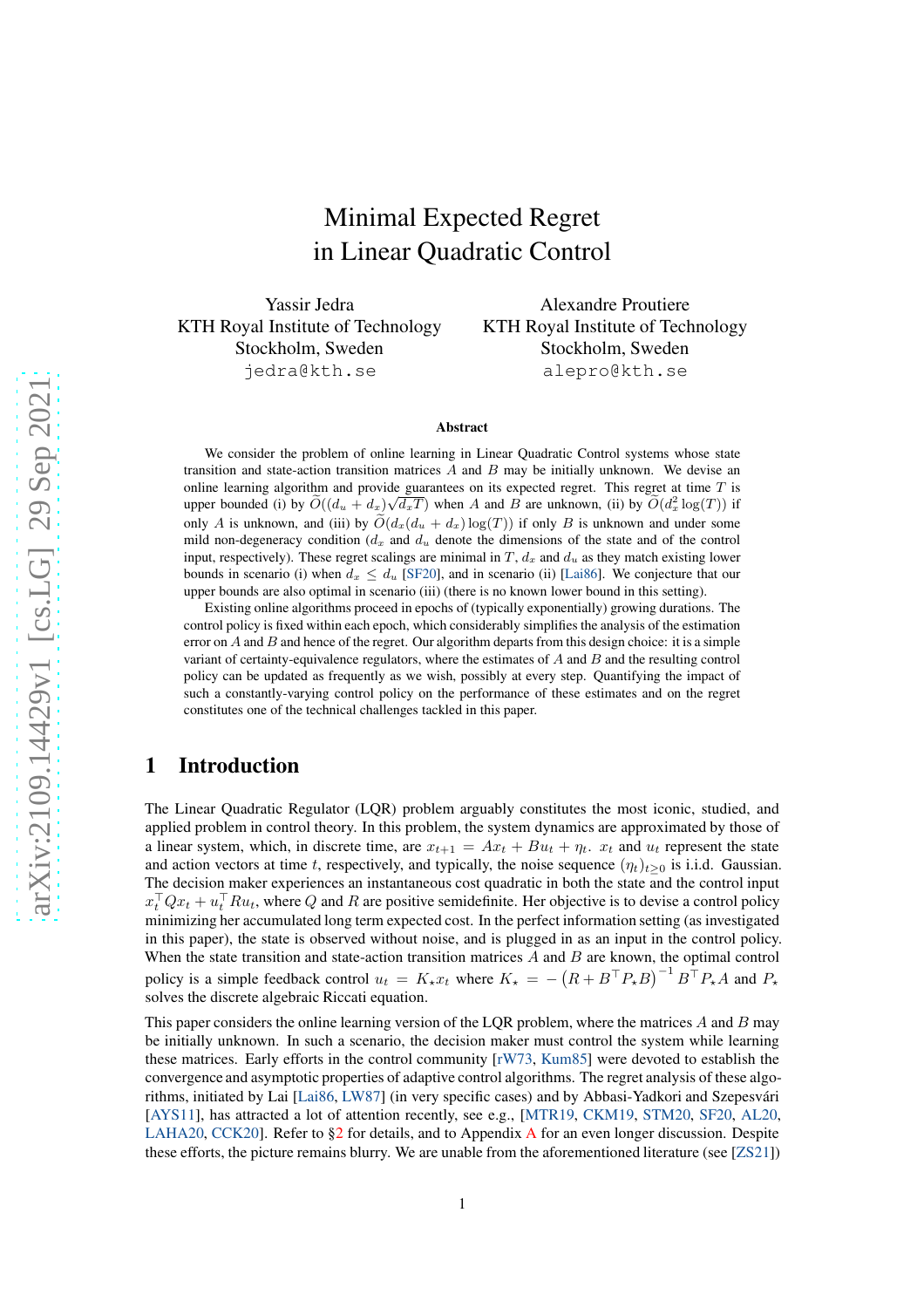# Minimal Expected Regret in Linear Quadratic Control

Yassir Jedra
KTH Royal Institute of Technology
Stockholm, Sweden
jedra@kth.se

Alexandre Proutiere
KTH Royal Institute of Technology
Stockholm, Sweden
alepro@kth.se

## Abstract

We consider the problem of online learning in Linear Quadratic Control systems whose state transition and state-action transition matrices $A$ and $B$ may be initially unknown. We devise an online learning algorithm and provide guarantees on its expected regret. This regret at time $T$ is upper bounded (i) by $\widetilde{O}((d_u + d_x)\sqrt{d_x T})$ when $A$ and $B$ are unknown, (ii) by $\widetilde{O}(d_x^2 \log(T))$ if only $A$ is unknown, and (iii) by $\widetilde{O}(d_x(d_u + d_x)\log(T))$ if only $B$ is unknown and under some mild non-degeneracy condition ($d_x$ and $d_u$ denote the dimensions of the state and of the control input, respectively). These regret scalings are minimal in $T$, $d_x$ and $d_u$ as they match existing lower bounds in scenario (i) when $d_x \le d_u$ [SF20], and in scenario (ii) [Lai86]. We conjecture that our upper bounds are also optimal in scenario (iii) (there is no known lower bound in this setting).

Existing online algorithms proceed in epochs of (typically exponentially) growing durations. The control policy is fixed within each epoch, which considerably simplifies the analysis of the estimation error on $A$ and $B$ and hence of the regret. Our algorithm departs from this design choice: it is a simple variant of certainty-equivalence regulators, where the estimates of $A$ and $B$ and the resulting control policy can be updated as frequently as we wish, possibly at every step. Quantifying the impact of such a constantly-varying control policy on the performance of these estimates and on the regret constitutes one of the technical challenges tackled in this paper.

## 1 Introduction

The Linear Quadratic Regulator (LQR) problem arguably constitutes the most iconic, studied, and applied problem in control theory. In this problem, the system dynamics are approximated by those of a linear system, which, in discrete time, are $x_{t+1} = Ax_t + Bu_t + \eta_t$. $x_t$ and $u_t$ represent the state and action vectors at time $t$, respectively, and typically, the noise sequence $(\eta_t)_{t\ge 0}$ is i.i.d. Gaussian. The decision maker experiences an instantaneous cost quadratic in both the state and the control input $x_t^\top Q x_t + u_t^\top R u_t$, where $Q$ and $R$ are positive semidefinite. Her objective is to devise a control policy minimizing her accumulated long term expected cost. In the perfect information setting (as investigated in this paper), the state is observed without noise, and is plugged in as an input in the control policy. When the state transition and state-action transition matrices $A$ and $B$ are known, the optimal control policy is a simple feedback control $u_t = K_\star x_t$ where $K_\star = -\left(R + B^\top P_\star B\right)^{-1} B^\top P_\star A$ and $P_\star$ solves the discrete algebraic Riccati equation.

This paper considers the online learning version of the LQR problem, where the matrices $A$ and $B$ may be initially unknown. In such a scenario, the decision maker must control the system while learning these matrices. Early efforts in the control community [rW73, Kum85] were devoted to establish the convergence and asymptotic properties of adaptive control algorithms. The regret analysis of these algorithms, initiated by Lai [Lai86, LW87] (in very specific cases) and by Abbasi-Yadkori and Szepesvári [AYS11], has attracted a lot of attention recently, see e.g., [MTR19, CKM19, STM20, SF20, AL20, LAHA20, CCK20]. Refer to §2 for details, and to Appendix A for an even longer discussion. Despite these efforts, the picture remains blurry. We are unable from the aforementioned literature (see [ZS21])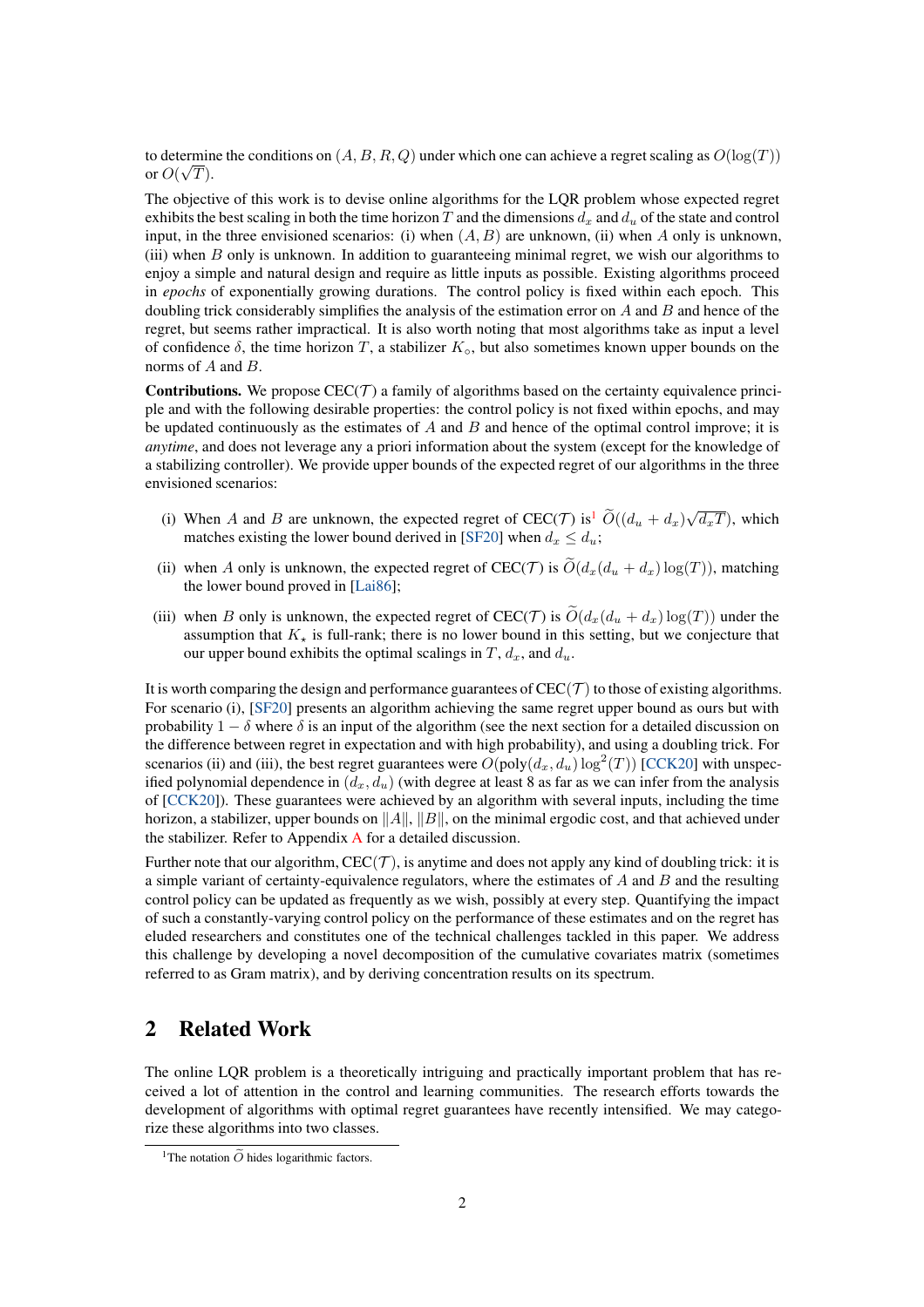to determine the conditions on $(A, B, R, Q)$ under which one can achieve a regret scaling as $O(\log(T))$ or $O(\sqrt{T})$.

The objective of this work is to devise online algorithms for the LQR problem whose expected regret exhibits the best scaling in both the time horizon $T$ and the dimensions $d_x$ and $d_u$ of the state and control input, in the three envisioned scenarios: (i) when $(A, B)$ are unknown, (ii) when $A$ only is unknown, (iii) when $B$ only is unknown. In addition to guaranteeing minimal regret, we wish our algorithms to enjoy a simple and natural design and require as little inputs as possible. Existing algorithms proceed in *epochs* of exponentially growing durations. The control policy is fixed within each epoch. This doubling trick considerably simplifies the analysis of the estimation error on $A$ and $B$ and hence of the regret, but seems rather impractical. It is also worth noting that most algorithms take as input a level of confidence $\delta$, the time horizon $T$, a stabilizer $K_\circ$, but also sometimes known upper bounds on the norms of $A$ and $B$.

**Contributions.** We propose CEC($\mathcal{T}$) a family of algorithms based on the certainty equivalence principle and with the following desirable properties: the control policy is not fixed within epochs, and may be updated continuously as the estimates of $A$ and $B$ and hence of the optimal control improve; it is *anytime*, and does not leverage any a priori information about the system (except for the knowledge of a stabilizing controller). We provide upper bounds of the expected regret of our algorithms in the three envisioned scenarios:

(i) When $A$ and $B$ are unknown, the expected regret of CEC($\mathcal{T}$) is[1] $\widetilde{O}((d_u + d_x)\sqrt{d_x T})$, which matches existing the lower bound derived in [SF20] when $d_x \le d_u$;

(ii) when $A$ only is unknown, the expected regret of CEC($\mathcal{T}$) is $\widetilde{O}(d_x(d_u + d_x)\log(T))$, matching the lower bound proved in [Lai86];

(iii) when $B$ only is unknown, the expected regret of CEC($\mathcal{T}$) is $\widetilde{O}(d_x(d_u + d_x)\log(T))$ under the assumption that $K_\star$ is full-rank; there is no lower bound in this setting, but we conjecture that our upper bound exhibits the optimal scalings in $T$, $d_x$, and $d_u$.

It is worth comparing the design and performance guarantees of CEC($\mathcal{T}$) to those of existing algorithms. For scenario (i), [SF20] presents an algorithm achieving the same regret upper bound as ours but with probability $1 - \delta$ where $\delta$ is an input of the algorithm (see the next section for a detailed discussion on the difference between regret in expectation and with high probability), and using a doubling trick. For scenarios (ii) and (iii), the best regret guarantees were $O(\text{poly}(d_x, d_u)\log^2(T))$ [CCK20] with unspecified polynomial dependence in $(d_x, d_u)$ (with degree at least 8 as far as we can infer from the analysis of [CCK20]). These guarantees were achieved by an algorithm with several inputs, including the time horizon, a stabilizer, upper bounds on $\|A\|$, $\|B\|$, on the minimal ergodic cost, and that achieved under the stabilizer. Refer to Appendix A for a detailed discussion.

Further note that our algorithm, CEC($\mathcal{T}$), is anytime and does not apply any kind of doubling trick: it is a simple variant of certainty-equivalence regulators, where the estimates of $A$ and $B$ and the resulting control policy can be updated as frequently as we wish, possibly at every step. Quantifying the impact of such a constantly-varying control policy on the performance of these estimates and on the regret has eluded researchers and constitutes one of the technical challenges tackled in this paper. We address this challenge by developing a novel decomposition of the cumulative covariates matrix (sometimes referred to as Gram matrix), and by deriving concentration results on its spectrum.

## 2 Related Work

The online LQR problem is a theoretically intriguing and practically important problem that has received a lot of attention in the control and learning communities. The research efforts towards the development of algorithms with optimal regret guarantees have recently intensified. We may categorize these algorithms into two classes.

[1] The notation $\widetilde{O}$ hides logarithmic factors.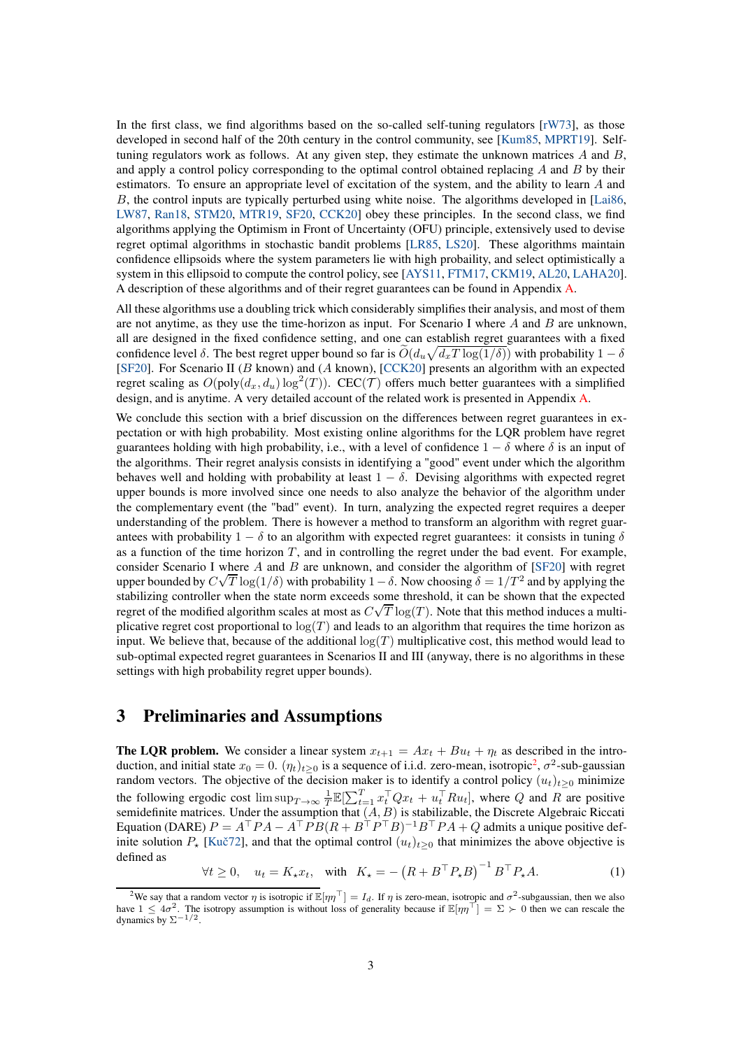In the first class, we find algorithms based on the so-called self-tuning regulators [rW73], as those developed in second half of the 20th century in the control community, see [Kum85, MPRT19]. Self-tuning regulators work as follows. At any given step, they estimate the unknown matrices $A$ and $B$, and apply a control policy corresponding to the optimal control obtained replacing $A$ and $B$ by their estimators. To ensure an appropriate level of excitation of the system, and the ability to learn $A$ and $B$, the control inputs are typically perturbed using white noise. The algorithms developed in [Lai86, LW87, Ran18, STM20, MTR19, SF20, CCK20] obey these principles. In the second class, we find algorithms applying the Optimism in Front of Uncertainty (OFU) principle, extensively used to devise regret optimal algorithms in stochastic bandit problems [LR85, LS20]. These algorithms maintain confidence ellipsoids where the system parameters lie with high probability, and select optimistically a system in this ellipsoid to compute the control policy, see [AYS11, FTM17, CKM19, AL20, LAHA20]. A description of these algorithms and of their regret guarantees can be found in Appendix A.

All these algorithms use a doubling trick which considerably simplifies their analysis, and most of them are not anytime, as they use the time-horizon as input. For Scenario I where $A$ and $B$ are unknown, all are designed in the fixed confidence setting, and one can establish regret guarantees with a fixed confidence level $\delta$. The best regret upper bound so far is $\widetilde{O}(d_u\sqrt{d_x T \log(1/\delta)})$ with probability $1-\delta$ [SF20]. For Scenario II ($B$ known) and ($A$ known), [CCK20] presents an algorithm with an expected regret scaling as $O(\text{poly}(d_x, d_u)\log^2(T))$. CEC($\mathcal{T}$) offers much better guarantees with a simplified design, and is anytime. A very detailed account of the related work is presented in Appendix A.

We conclude this section with a brief discussion on the differences between regret guarantees in expectation or with high probability. Most existing online algorithms for the LQR problem have regret guarantees holding with high probability, i.e., with a level of confidence $1-\delta$ where $\delta$ is an input of the algorithms. Their regret analysis consists in identifying a "good" event under which the algorithm behaves well and holding with probability at least $1-\delta$. Devising algorithms with expected regret upper bounds is more involved since one needs to also analyze the behavior of the algorithm under the complementary event (the "bad" event). In turn, analyzing the expected regret requires a deeper understanding of the problem. There is however a method to transform an algorithm with regret guarantees with probability $1-\delta$ to an algorithm with expected regret guarantees: it consists in tuning $\delta$ as a function of the time horizon $T$, and in controlling the regret under the bad event. For example, consider Scenario I where $A$ and $B$ are unknown, and consider the algorithm of [SF20] with regret upper bounded by $C\sqrt{T}\log(1/\delta)$ with probability $1-\delta$. Now choosing $\delta = 1/T^2$ and by applying the stabilizing controller when the state norm exceeds some threshold, it can be shown that the expected regret of the modified algorithm scales at most as $C\sqrt{T}\log(T)$. Note that this method induces a multiplicative regret cost proportional to $\log(T)$ and leads to an algorithm that requires the time horizon as input. We believe that, because of the additional $\log(T)$ multiplicative cost, this method would lead to sub-optimal expected regret guarantees in Scenarios II and III (anyway, there is no algorithms in these settings with high probability regret upper bounds).

## 3 Preliminaries and Assumptions

**The LQR problem.** We consider a linear system $x_{t+1} = Ax_t + Bu_t + \eta_t$ as described in the introduction, and initial state $x_0 = 0$. $(\eta_t)_{t\geq 0}$ is a sequence of i.i.d. zero-mean, isotropic[2], $\sigma^2$-sub-gaussian random vectors. The objective of the decision maker is to identify a control policy $(u_t)_{t\geq 0}$ minimize the following ergodic cost $\limsup_{T\to\infty} \frac{1}{T}\mathbb{E}[\sum_{t=1}^T x_t^\top Q x_t + u_t^\top R u_t]$, where $Q$ and $R$ are positive semidefinite matrices. Under the assumption that $(A, B)$ is stabilizable, the Discrete Algebraic Riccati Equation (DARE) $P = A^\top PA - A^\top PB(R + B^\top P^\top B)^{-1}B^\top PA + Q$ admits a unique positive definite solution $P_\star$ [Kuč72], and that the optimal control $(u_t)_{t\geq 0}$ that minimizes the above objective is defined as

$$\forall t \geq 0, \quad u_t = K_\star x_t, \quad \text{with} \quad K_\star = -\left(R + B^\top P_\star B\right)^{-1} B^\top P_\star A. \tag{1}$$

[2] We say that a random vector $\eta$ is isotropic if $\mathbb{E}[\eta\eta^\top] = I_d$. If $\eta$ is zero-mean, isotropic and $\sigma^2$-subgaussian, then we also have $1 \leq 4\sigma^2$. The isotropy assumption is without loss of generality because if $\mathbb{E}[\eta\eta^\top] = \Sigma \succ 0$ then we can rescale the dynamics by $\Sigma^{-1/2}$.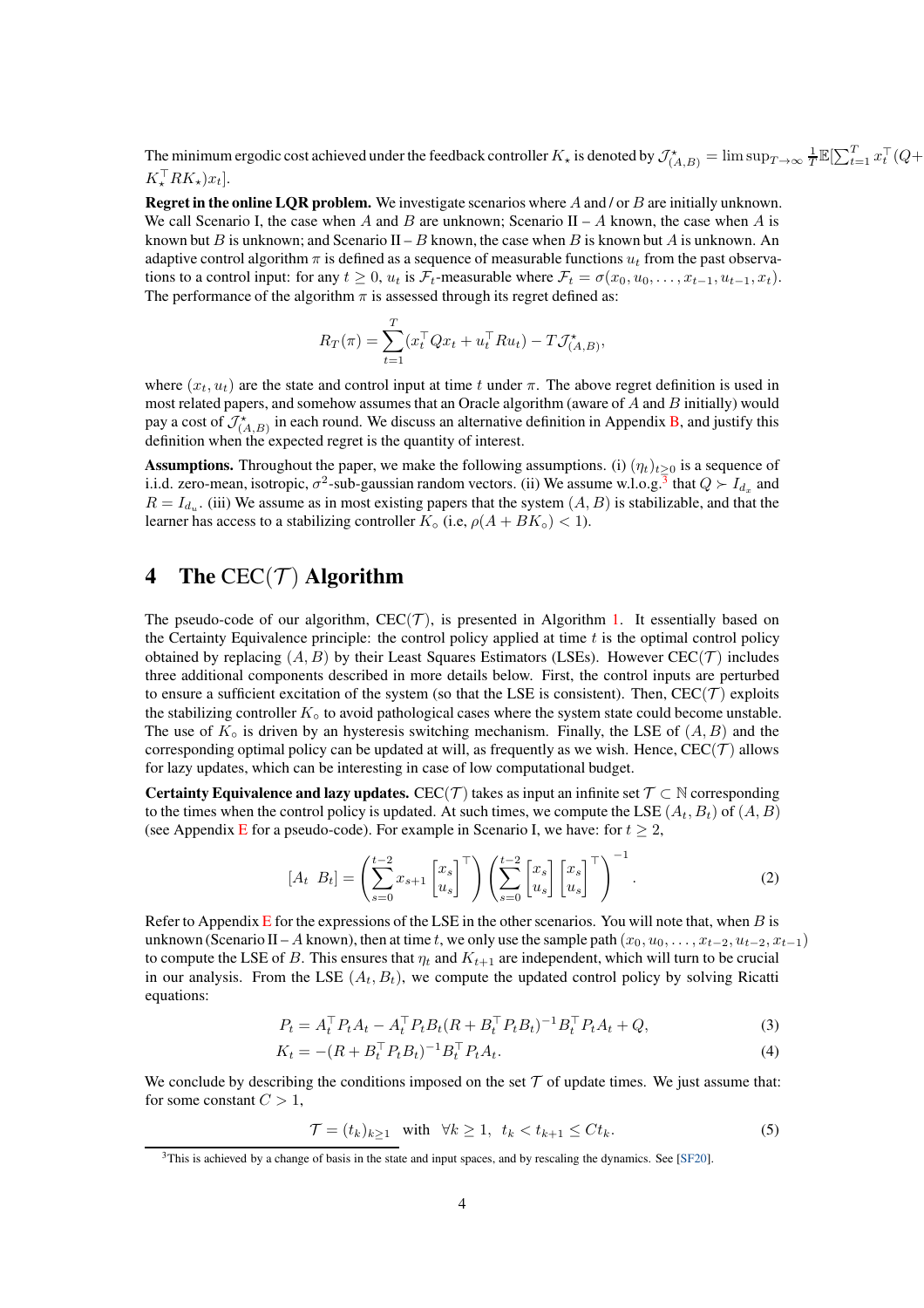The minimum ergodic cost achieved under the feedback controller $K_\star$ is denoted by $\mathcal{J}^\star_{(A,B)} = \limsup_{T\to\infty} \frac{1}{T}\mathbb{E}[\sum_{t=1}^{T} x_t^\top (Q + K_\star^\top R K_\star) x_t]$.

**Regret in the online LQR problem.** We investigate scenarios where $A$ and / or $B$ are initially unknown. We call Scenario I, the case when $A$ and $B$ are unknown; Scenario II – $A$ known, the case when $A$ is known but $B$ is unknown; and Scenario II – $B$ known, the case when $B$ is known but $A$ is unknown. An adaptive control algorithm $\pi$ is defined as a sequence of measurable functions $u_t$ from the past observations to a control input: for any $t \geq 0$, $u_t$ is $\mathcal{F}_t$-measurable where $\mathcal{F}_t = \sigma(x_0, u_0, \ldots, x_{t-1}, u_{t-1}, x_t)$. The performance of the algorithm $\pi$ is assessed through its regret defined as:

$$
R_T(\pi) = \sum_{t=1}^{T} (x_t^\top Q x_t + u_t^\top R u_t) - T\mathcal{J}^\star_{(A,B)},
$$

where $(x_t, u_t)$ are the state and control input at time $t$ under $\pi$. The above regret definition is used in most related papers, and somehow assumes that an Oracle algorithm (aware of $A$ and $B$ initially) would pay a cost of $\mathcal{J}^\star_{(A,B)}$ in each round. We discuss an alternative definition in Appendix B, and justify this definition when the expected regret is the quantity of interest.

**Assumptions.** Throughout the paper, we make the following assumptions. (i) $(\eta_t)_{t\geq 0}$ is a sequence of i.i.d. zero-mean, isotropic, $\sigma^2$-sub-gaussian random vectors. (ii) We assume w.l.o.g.[3] that $Q \succ I_{d_x}$ and $R = I_{d_u}$. (iii) We assume as in most existing papers that the system $(A, B)$ is stabilizable, and that the learner has access to a stabilizing controller $K_\circ$ (i.e, $\rho(A + BK_\circ) < 1$).

# 4 The CEC($\mathcal{T}$) Algorithm

The pseudo-code of our algorithm, CEC($\mathcal{T}$), is presented in Algorithm 1. It essentially based on the Certainty Equivalence principle: the control policy applied at time $t$ is the optimal control policy obtained by replacing $(A, B)$ by their Least Squares Estimators (LSEs). However CEC($\mathcal{T}$) includes three additional components described in more details below. First, the control inputs are perturbed to ensure a sufficient excitation of the system (so that the LSE is consistent). Then, CEC($\mathcal{T}$) exploits the stabilizing controller $K_\circ$ to avoid pathological cases where the system state could become unstable. The use of $K_\circ$ is driven by an hysteresis switching mechanism. Finally, the LSE of $(A, B)$ and the corresponding optimal policy can be updated at will, as frequently as we wish. Hence, CEC($\mathcal{T}$) allows for lazy updates, which can be interesting in case of low computational budget.

**Certainty Equivalence and lazy updates.** CEC($\mathcal{T}$) takes as input an infinite set $\mathcal{T} \subset \mathbb{N}$ corresponding to the times when the control policy is updated. At such times, we compute the LSE $(A_t, B_t)$ of $(A, B)$ (see Appendix E for a pseudo-code). For example in Scenario I, we have: for $t \geq 2$,

$$
[A_t \;\; B_t] = \left(\sum_{s=0}^{t-2} x_{s+1} \begin{bmatrix} x_s \\ u_s \end{bmatrix}^\top\right) \left(\sum_{s=0}^{t-2} \begin{bmatrix} x_s \\ u_s \end{bmatrix} \begin{bmatrix} x_s \\ u_s \end{bmatrix}^\top\right)^{-1}. \tag{2}
$$

Refer to Appendix E for the expressions of the LSE in the other scenarios. You will note that, when $B$ is unknown (Scenario II – $A$ known), then at time $t$, we only use the sample path $(x_0, u_0, \ldots, x_{t-2}, u_{t-2}, x_{t-1})$ to compute the LSE of $B$. This ensures that $\eta_t$ and $K_{t+1}$ are independent, which will turn to be crucial in our analysis. From the LSE $(A_t, B_t)$, we compute the updated control policy by solving Ricatti equations:

$$
P_t = A_t^\top P_t A_t - A_t^\top P_t B_t (R + B_t^\top P_t B_t)^{-1} B_t^\top P_t A_t + Q, \tag{3}
$$

$$
K_t = -(R + B_t^\top P_t B_t)^{-1} B_t^\top P_t A_t. \tag{4}
$$

We conclude by describing the conditions imposed on the set $\mathcal{T}$ of update times. We just assume that: for some constant $C > 1$,

$$
\mathcal{T} = (t_k)_{k\geq 1} \quad \text{with} \quad \forall k \geq 1, \;\; t_k < t_{k+1} \leq C t_k. \tag{5}
$$

[3] This is achieved by a change of basis in the state and input spaces, and by rescaling the dynamics. See [SF20].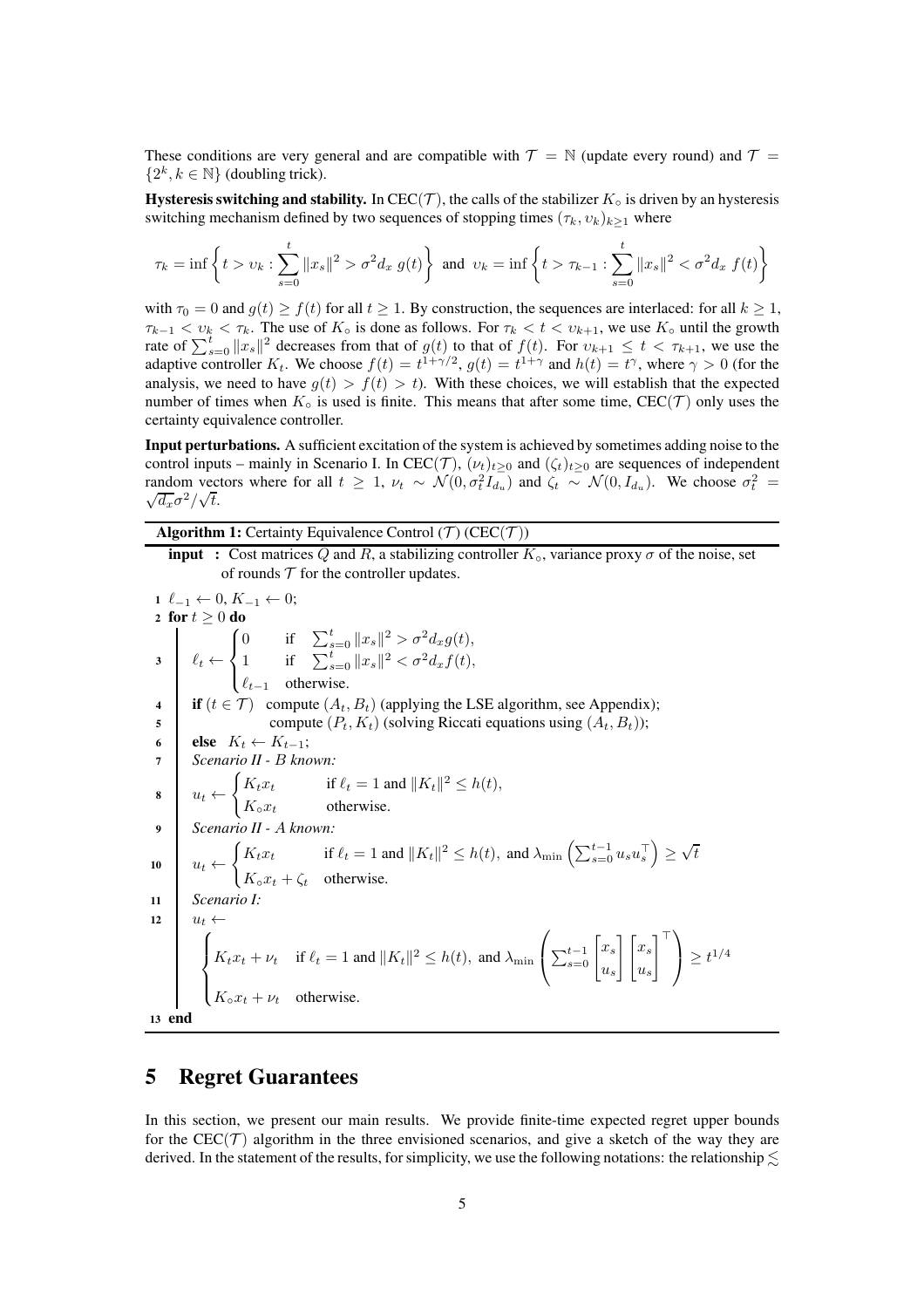These conditions are very general and are compatible with $\mathcal{T} = \mathbb{N}$ (update every round) and $\mathcal{T} = \{2^k, k \in \mathbb{N}\}$ (doubling trick).

**Hysteresis switching and stability.** In CEC($\mathcal{T}$), the calls of the stabilizer $K_\circ$ is driven by an hysteresis switching mechanism defined by two sequences of stopping times $(\tau_k, \upsilon_k)_{k\geq 1}$ where

$$\tau_k = \inf\left\{ t > \upsilon_k : \sum_{s=0}^{t} \|x_s\|^2 > \sigma^2 d_x \, g(t) \right\} \text{ and } \upsilon_k = \inf\left\{ t > \tau_{k-1} : \sum_{s=0}^{t} \|x_s\|^2 < \sigma^2 d_x \, f(t) \right\}$$

with $\tau_0 = 0$ and $g(t) \geq f(t)$ for all $t \geq 1$. By construction, the sequences are interlaced: for all $k \geq 1$, $\tau_{k-1} < \upsilon_k < \tau_k$. The use of $K_\circ$ is done as follows. For $\tau_k < t < \upsilon_{k+1}$, we use $K_\circ$ until the growth rate of $\sum_{s=0}^{t} \|x_s\|^2$ decreases from that of $g(t)$ to that of $f(t)$. For $\upsilon_{k+1} \leq t < \tau_{k+1}$, we use the adaptive controller $K_t$. We choose $f(t) = t^{1+\gamma/2}$, $g(t) = t^{1+\gamma}$ and $h(t) = t^\gamma$, where $\gamma > 0$ (for the analysis, we need to have $g(t) > f(t) > t$). With these choices, we will establish that the expected number of times when $K_\circ$ is used is finite. This means that after some time, CEC($\mathcal{T}$) only uses the certainty equivalence controller.

**Input perturbations.** A sufficient excitation of the system is achieved by sometimes adding noise to the control inputs – mainly in Scenario I. In CEC($\mathcal{T}$), $(\nu_t)_{t\geq 0}$ and $(\zeta_t)_{t\geq 0}$ are sequences of independent random vectors where for all $t \geq 1$, $\nu_t \sim \mathcal{N}(0, \sigma_t^2 I_{d_u})$ and $\zeta_t \sim \mathcal{N}(0, I_{d_u})$. We choose $\sigma_t^2 = \sqrt{d_x}\sigma^2/\sqrt{t}$.

**Algorithm 1:** Certainty Equivalence Control ($\mathcal{T}$) (CEC($\mathcal{T}$))

**input :** Cost matrices $Q$ and $R$, a stabilizing controller $K_\circ$, variance proxy $\sigma$ of the noise, set of rounds $\mathcal{T}$ for the controller updates.

1. $\ell_{-1} \leftarrow 0$, $K_{-1} \leftarrow 0$;
2. **for** $t \geq 0$ **do**
3. $\quad \ell_t \leftarrow \begin{cases} 0 & \text{if } \sum_{s=0}^{t} \|x_s\|^2 > \sigma^2 d_x g(t), \\ 1 & \text{if } \sum_{s=0}^{t} \|x_s\|^2 < \sigma^2 d_x f(t), \\ \ell_{t-1} & \text{otherwise.} \end{cases}$
4. $\quad$ **if** ($t \in \mathcal{T}$) compute $(A_t, B_t)$ (applying the LSE algorithm, see Appendix);
5. $\quad\quad$ compute $(P_t, K_t)$ (solving Riccati equations using $(A_t, B_t)$);
6. $\quad$ **else** $K_t \leftarrow K_{t-1}$;
7. $\quad$ *Scenario II - B known:*
8. $\quad u_t \leftarrow \begin{cases} K_t x_t & \text{if } \ell_t = 1 \text{ and } \|K_t\|^2 \leq h(t), \\ K_\circ x_t & \text{otherwise.} \end{cases}$
9. $\quad$ *Scenario II - A known:*
10. $\quad u_t \leftarrow \begin{cases} K_t x_t & \text{if } \ell_t = 1 \text{ and } \|K_t\|^2 \leq h(t), \text{ and } \lambda_{\min}\left(\sum_{s=0}^{t-1} u_s u_s^\top\right) \geq \sqrt{t} \\ K_\circ x_t + \zeta_t & \text{otherwise.} \end{cases}$
11. $\quad$ *Scenario I:*
12. $\quad u_t \leftarrow$ $\begin{cases} K_t x_t + \nu_t & \text{if } \ell_t = 1 \text{ and } \|K_t\|^2 \leq h(t), \text{ and } \lambda_{\min}\left(\sum_{s=0}^{t-1} \begin{bmatrix} x_s \\ u_s \end{bmatrix} \begin{bmatrix} x_s \\ u_s \end{bmatrix}^\top\right) \geq t^{1/4} \\ K_\circ x_t + \nu_t & \text{otherwise.} \end{cases}$
13. **end**

## 5 Regret Guarantees

In this section, we present our main results. We provide finite-time expected regret upper bounds for the CEC($\mathcal{T}$) algorithm in the three envisioned scenarios, and give a sketch of the way they are derived. In the statement of the results, for simplicity, we use the following notations: the relationship $\lesssim$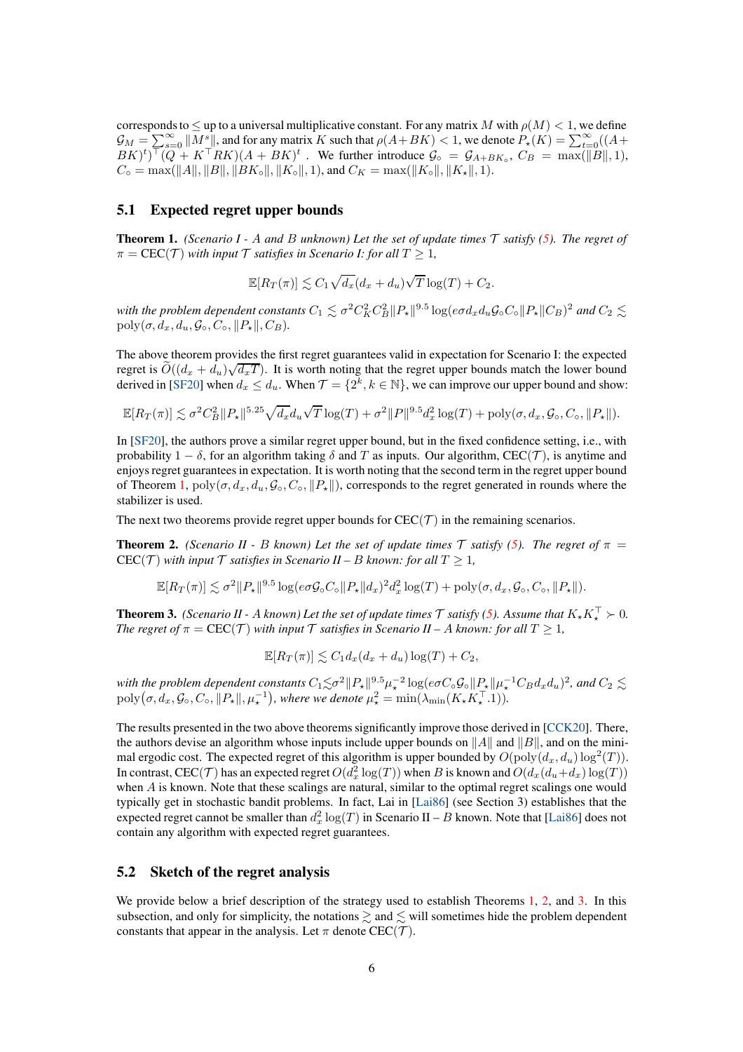corresponds to $\leq$ up to a universal multiplicative constant. For any matrix $M$ with $\rho(M) < 1$, we define $\mathcal{G}_M = \sum_{s=0}^{\infty} \|M^s\|$, and for any matrix $K$ such that $\rho(A+BK) < 1$, we denote $P_\star(K) = \sum_{t=0}^{\infty}((A+BK)^t)^\top(Q + K^\top RK)(A+BK)^t$ . We further introduce $\mathcal{G}_\circ = \mathcal{G}_{A+BK_\circ}$, $C_B = \max(\|B\|, 1)$, $C_\circ = \max(\|A\|, \|B\|, \|BK_\circ\|, \|K_\circ\|, 1)$, and $C_K = \max(\|K_\circ\|, \|K_\star\|, 1)$.

## 5.1 Expected regret upper bounds

**Theorem 1.** *(Scenario I - $A$ and $B$ unknown) Let the set of update times $\mathcal{T}$ satisfy (5). The regret of $\pi = \mathrm{CEC}(\mathcal{T})$ with input $\mathcal{T}$ satisfies in Scenario I: for all $T \geq 1$,*

$$\mathbb{E}[R_T(\pi)] \lesssim C_1 \sqrt{d_x}(d_x + d_u)\sqrt{T}\log(T) + C_2.$$

*with the problem dependent constants $C_1 \lesssim \sigma^2 C_K^2 C_B^2 \|P_\star\|^{9.5} \log(e\sigma d_x d_u \mathcal{G}_\circ C_\circ \|P_\star\| C_B)^2$ and $C_2 \lesssim \mathrm{poly}(\sigma, d_x, d_u, \mathcal{G}_\circ, C_\circ, \|P_\star\|, C_B)$.*

The above theorem provides the first regret guarantees valid in expectation for Scenario I: the expected regret is $\widetilde{O}((d_x + d_u)\sqrt{d_x T})$. It is worth noting that the regret upper bounds match the lower bound derived in [SF20] when $d_x \leq d_u$. When $\mathcal{T} = \{2^k, k \in \mathbb{N}\}$, we can improve our upper bound and show:

$$\mathbb{E}[R_T(\pi)] \lesssim \sigma^2 C_B^2 \|P_\star\|^{5.25} \sqrt{d_x} d_u \sqrt{T}\log(T) + \sigma^2 \|P\|^{9.5} d_x^2 \log(T) + \mathrm{poly}(\sigma, d_x, \mathcal{G}_\circ, C_\circ, \|P_\star\|).$$

In [SF20], the authors prove a similar regret upper bound, but in the fixed confidence setting, i.e., with probability $1 - \delta$, for an algorithm taking $\delta$ and $T$ as inputs. Our algorithm, $\mathrm{CEC}(\mathcal{T})$, is anytime and enjoys regret guarantees in expectation. It is worth noting that the second term in the regret upper bound of Theorem 1, $\mathrm{poly}(\sigma, d_x, d_u, \mathcal{G}_\circ, C_\circ, \|P_\star\|)$, corresponds to the regret generated in rounds where the stabilizer is used.

The next two theorems provide regret upper bounds for $\mathrm{CEC}(\mathcal{T})$ in the remaining scenarios.

**Theorem 2.** *(Scenario II - $B$ known) Let the set of update times $\mathcal{T}$ satisfy (5). The regret of $\pi = \mathrm{CEC}(\mathcal{T})$ with input $\mathcal{T}$ satisfies in Scenario II – $B$ known: for all $T \geq 1$,*

$$\mathbb{E}[R_T(\pi)] \lesssim \sigma^2 \|P_\star\|^{9.5} \log(e\sigma \mathcal{G}_\circ C_\circ \|P_\star\| d_x)^2 d_x^2 \log(T) + \mathrm{poly}(\sigma, d_x, \mathcal{G}_\circ, C_\circ, \|P_\star\|).$$

**Theorem 3.** *(Scenario II - $A$ known) Let the set of update times $\mathcal{T}$ satisfy (5). Assume that $K_\star K_\star^\top \succ 0$. The regret of $\pi = \mathrm{CEC}(\mathcal{T})$ with input $\mathcal{T}$ satisfies in Scenario II – $A$ known: for all $T \geq 1$,*

$$\mathbb{E}[R_T(\pi)] \lesssim C_1 d_x(d_x + d_u)\log(T) + C_2,$$

*with the problem dependent constants $C_1 \lesssim \sigma^2 \|P_\star\|^{9.5} \mu_\star^{-2} \log(e\sigma C_\circ \mathcal{G}_\circ \|P_\star\| \mu_\star^{-1} C_B d_x d_u)^2$, and $C_2 \lesssim \mathrm{poly}(\sigma, d_x, \mathcal{G}_\circ, C_\circ, \|P_\star\|, \mu_\star^{-1})$, where we denote $\mu_\star^2 = \min(\lambda_{\min}(K_\star K_\star^\top .1))$.*

The results presented in the two above theorems significantly improve those derived in [CCK20]. There, the authors devise an algorithm whose inputs include upper bounds on $\|A\|$ and $\|B\|$, and on the minimal ergodic cost. The expected regret of this algorithm is upper bounded by $O(\mathrm{poly}(d_x, d_u)\log^2(T))$. In contrast, $\mathrm{CEC}(\mathcal{T})$ has an expected regret $O(d_x^2 \log(T))$ when $B$ is known and $O(d_x(d_u + d_x)\log(T))$ when $A$ is known. Note that these scalings are natural, similar to the optimal regret scalings one would typically get in stochastic bandit problems. In fact, Lai in [Lai86] (see Section 3) establishes that the expected regret cannot be smaller than $d_x^2 \log(T)$ in Scenario II – $B$ known. Note that [Lai86] does not contain any algorithm with expected regret guarantees.

## 5.2 Sketch of the regret analysis

We provide below a brief description of the strategy used to establish Theorems 1, 2, and 3. In this subsection, and only for simplicity, the notations $\gtrsim$ and $\lesssim$ will sometimes hide the problem dependent constants that appear in the analysis. Let $\pi$ denote $\mathrm{CEC}(\mathcal{T})$.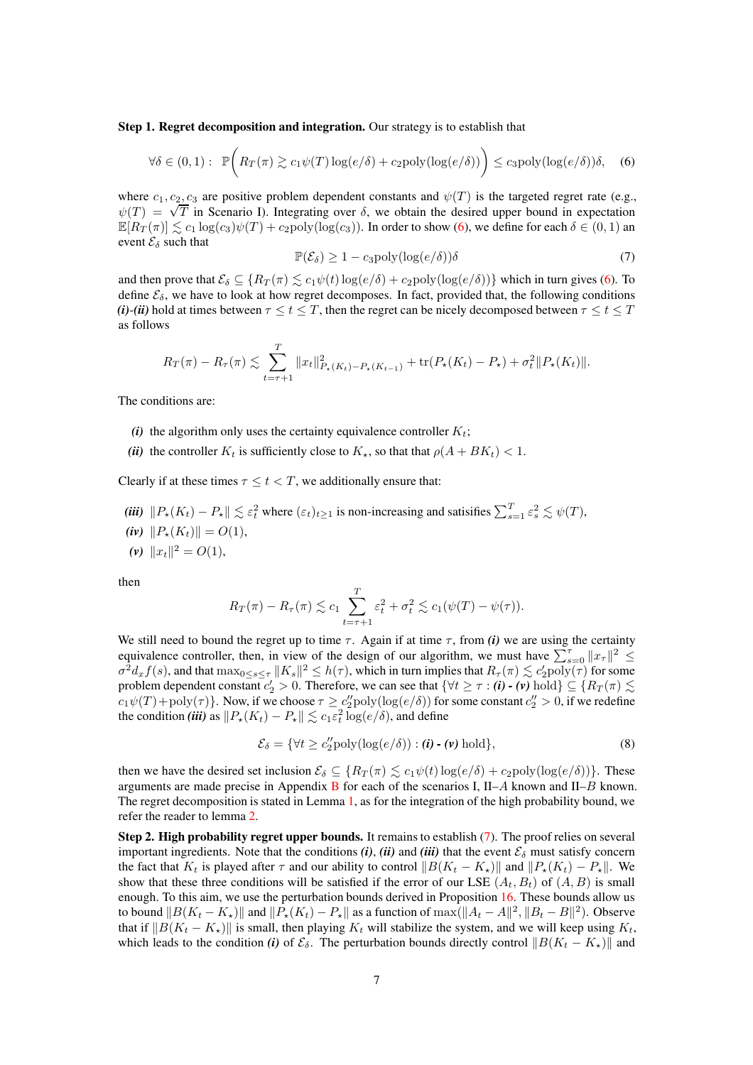**Step 1. Regret decomposition and integration.** Our strategy is to establish that

$$\forall \delta \in (0,1): \ \mathbb{P}\bigg( R_T(\pi) \gtrsim c_1 \psi(T) \log(e/\delta) + c_2 \mathrm{poly}(\log(e/\delta)) \bigg) \le c_3 \mathrm{poly}(\log(e/\delta))\delta, \quad (6)$$

where $c_1, c_2, c_3$ are positive problem dependent constants and $\psi(T)$ is the targeted regret rate (e.g., $\psi(T) = \sqrt{T}$ in Scenario I). Integrating over $\delta$, we obtain the desired upper bound in expectation $\mathbb{E}[R_T(\pi)] \lesssim c_1 \log(c_3)\psi(T) + c_2 \mathrm{poly}(\log(c_3))$. In order to show (6), we define for each $\delta \in (0,1)$ an event $\mathcal{E}_\delta$ such that

$$\mathbb{P}(\mathcal{E}_\delta) \ge 1 - c_3 \mathrm{poly}(\log(e/\delta))\delta \quad (7)$$

and then prove that $\mathcal{E}_\delta \subseteq \{R_T(\pi) \lesssim c_1\psi(t)\log(e/\delta) + c_2\mathrm{poly}(\log(e/\delta))\}$ which in turn gives (6). To define $\mathcal{E}_\delta$, we have to look at how regret decomposes. In fact, provided that, the following conditions ***(i)-(ii)*** hold at times between $\tau \le t \le T$, then the regret can be nicely decomposed between $\tau \le t \le T$ as follows

$$R_T(\pi) - R_\tau(\pi) \lesssim \sum_{t=\tau+1}^{T} \|x_t\|^2_{P_\star(K_t) - P_\star(K_{t-1})} + \mathrm{tr}(P_\star(K_t) - P_\star) + \sigma_t^2 \|P_\star(K_t)\|.$$

The conditions are:

- ***(i)*** the algorithm only uses the certainty equivalence controller $K_t$;
- ***(ii)*** the controller $K_t$ is sufficiently close to $K_\star$, so that that $\rho(A + BK_t) < 1$.

Clearly if at these times $\tau \le t < T$, we additionally ensure that:

- ***(iii)*** $\|P_\star(K_t) - P_\star\| \lesssim \varepsilon_t^2$ where $(\varepsilon_t)_{t\ge1}$ is non-increasing and satisifies $\sum_{s=1}^T \varepsilon_s^2 \lesssim \psi(T)$,
- ***(iv)*** $\|P_\star(K_t)\| = O(1)$,
- ***(v)*** $\|x_t\|^2 = O(1)$,

then

$$R_T(\pi) - R_\tau(\pi) \lesssim c_1 \sum_{t=\tau+1}^{T} \varepsilon_t^2 + \sigma_t^2 \lesssim c_1(\psi(T) - \psi(\tau)).$$

We still need to bound the regret up to time $\tau$. Again if at time $\tau$, from ***(i)*** we are using the certainty equivalence controller, then, in view of the design of our algorithm, we must have $\sum_{s=0}^{\tau} \|x_\tau\|^2 \le \sigma^2 d_x f(s)$, and that $\max_{0\le s\le\tau} \|K_s\|^2 \le h(\tau)$, which in turn implies that $R_\tau(\pi) \lesssim c_2' \mathrm{poly}(\tau)$ for some problem dependent constant $c_2' > 0$. Therefore, we can see that $\{\forall t \ge \tau :$ ***(i) - (v)*** hold$\} \subseteq \{R_T(\pi) \lesssim c_1\psi(T) + \mathrm{poly}(\tau)\}$. Now, if we choose $\tau \ge c_2''\mathrm{poly}(\log(e/\delta))$ for some constant $c_2'' > 0$, if we redefine the condition ***(iii)*** as $\|P_\star(K_t) - P_\star\| \lesssim c_1 \varepsilon_t^2 \log(e/\delta)$, and define

$$\mathcal{E}_\delta = \{\forall t \ge c_2''\mathrm{poly}(\log(e/\delta)) : \textbf{\textit{(i) - (v)}} \text{ hold}\}, \quad (8)$$

then we have the desired set inclusion $\mathcal{E}_\delta \subseteq \{R_T(\pi) \lesssim c_1\psi(t)\log(e/\delta) + c_2\mathrm{poly}(\log(e/\delta))\}$. These arguments are made precise in Appendix B for each of the scenarios I, II–$A$ known and II–$B$ known. The regret decomposition is stated in Lemma 1, as for the integration of the high probability bound, we refer the reader to lemma 2.

**Step 2. High probability regret upper bounds.** It remains to establish (7). The proof relies on several important ingredients. Note that the conditions ***(i)***, ***(ii)*** and ***(iii)*** that the event $\mathcal{E}_\delta$ must satisfy concern the fact that $K_t$ is played after $\tau$ and our ability to control $\|B(K_t - K_\star)\|$ and $\|P_\star(K_t) - P_\star\|$. We show that these three conditions will be satisfied if the error of our LSE $(A_t, B_t)$ of $(A, B)$ is small enough. To this aim, we use the perturbation bounds derived in Proposition 16. These bounds allow us to bound $\|B(K_t - K_\star)\|$ and $\|P_\star(K_t) - P_\star\|$ as a function of $\max(\|A_t - A\|^2, \|B_t - B\|^2)$. Observe that if $\|B(K_t - K_\star)\|$ is small, then playing $K_t$ will stabilize the system, and we will keep using $K_t$, which leads to the condition ***(i)*** of $\mathcal{E}_\delta$. The perturbation bounds directly control $\|B(K_t - K_\star)\|$ and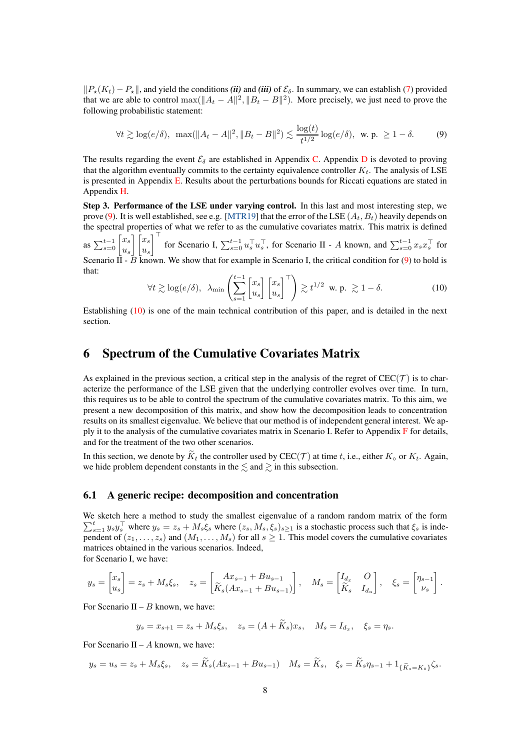$\|P_\star(K_t) - P_\star\|$, and yield the conditions ***(ii)*** and ***(iii)*** of $\mathcal{E}_\delta$. In summary, we can establish (7) provided that we are able to control $\max(\|A_t - A\|^2, \|B_t - B\|^2)$. More precisely, we just need to prove the following probabilistic statement:

$$\forall t \gtrsim \log(e/\delta), \ \max(\|A_t - A\|^2, \|B_t - B\|^2) \lesssim \frac{\log(t)}{t^{1/2}} \log(e/\delta), \ \text{ w. p. } \geq 1 - \delta. \tag{9}$$

The results regarding the event $\mathcal{E}_\delta$ are established in Appendix C. Appendix D is devoted to proving that the algorithm eventually commits to the certainty equivalence controller $K_t$. The analysis of LSE is presented in Appendix E. Results about the perturbations bounds for Riccati equations are stated in Appendix H.

**Step 3. Performance of the LSE under varying control.** In this last and most interesting step, we prove (9). It is well established, see e.g. [MTR19] that the error of the LSE $(A_t, B_t)$ heavily depends on the spectral properties of what we refer to as the cumulative covariates matrix. This matrix is defined as $\sum_{s=0}^{t-1} \begin{bmatrix} x_s \\ u_s \end{bmatrix} \begin{bmatrix} x_s \\ u_s \end{bmatrix}^\top$ for Scenario I, $\sum_{s=0}^{t-1} u_s^\top u_s^\top$, for Scenario II - $A$ known, and $\sum_{s=0}^{t-1} x_s x_s^\top$ for Scenario II - $B$ known. We show that for example in Scenario I, the critical condition for (9) to hold is that:

$$\forall t \gtrsim \log(e/\delta), \ \lambda_{\min}\left( \sum_{s=1}^{t-1} \begin{bmatrix} x_s \\ u_s \end{bmatrix} \begin{bmatrix} x_s \\ u_s \end{bmatrix}^\top \right) \gtrsim t^{1/2} \text{ w. p. } \gtrsim 1 - \delta. \tag{10}$$

Establishing (10) is one of the main technical contribution of this paper, and is detailed in the next section.

# 6 Spectrum of the Cumulative Covariates Matrix

As explained in the previous section, a critical step in the analysis of the regret of CEC($\mathcal{T}$) is to characterize the performance of the LSE given that the underlying controller evolves over time. In turn, this requires us to be able to control the spectrum of the cumulative covariates matrix. To this aim, we present a new decomposition of this matrix, and show how the decomposition leads to concentration results on its smallest eigenvalue. We believe that our method is of independent general interest. We apply it to the analysis of the cumulative covariates matrix in Scenario I. Refer to Appendix F for details, and for the treatment of the two other scenarios.

In this section, we denote by $\widetilde{K}_t$ the controller used by CEC($\mathcal{T}$) at time $t$, i.e., either $K_\circ$ or $K_t$. Again, we hide problem dependent constants in the $\lesssim$ and $\gtrsim$ in this subsection.

## 6.1 A generic recipe: decomposition and concentration

We sketch here a method to study the smallest eigenvalue of a random random matrix of the form $\sum_{s=1}^t y_s y_s^\top$ where $y_s = z_s + M_s \xi_s$ where $(z_s, M_s, \xi_s)_{s \geq 1}$ is a stochastic process such that $\xi_s$ is independent of $(z_1, \dots, z_s)$ and $(M_1, \dots, M_s)$ for all $s \geq 1$. This model covers the cumulative covariates matrices obtained in the various scenarios. Indeed,
for Scenario I, we have:

$$y_s = \begin{bmatrix} x_s \\ u_s \end{bmatrix} = z_s + M_s \xi_s, \quad z_s = \begin{bmatrix} Ax_{s-1} + Bu_{s-1} \\ \widetilde{K}_s(Ax_{s-1} + Bu_{s-1}) \end{bmatrix}, \quad M_s = \begin{bmatrix} I_{d_x} & O \\ \widetilde{K}_s & I_{d_u} \end{bmatrix}, \quad \xi_s = \begin{bmatrix} \eta_{s-1} \\ \nu_s \end{bmatrix}.$$

For Scenario II – $B$ known, we have:

$$y_s = x_{s+1} = z_s + M_s \xi_s, \quad z_s = (A + \widetilde{K}_s) x_s, \quad M_s = I_{d_x}, \quad \xi_s = \eta_s.$$

For Scenario II – $A$ known, we have:

$$y_s = u_s = z_s + M_s \xi_s, \quad z_s = \widetilde{K}_s(Ax_{s-1} + Bu_{s-1}) \quad M_s = \widetilde{K}_s, \quad \xi_s = \widetilde{K}_s \eta_{s-1} + 1_{\{\widetilde{K}_s = K_\circ\}} \zeta_s.$$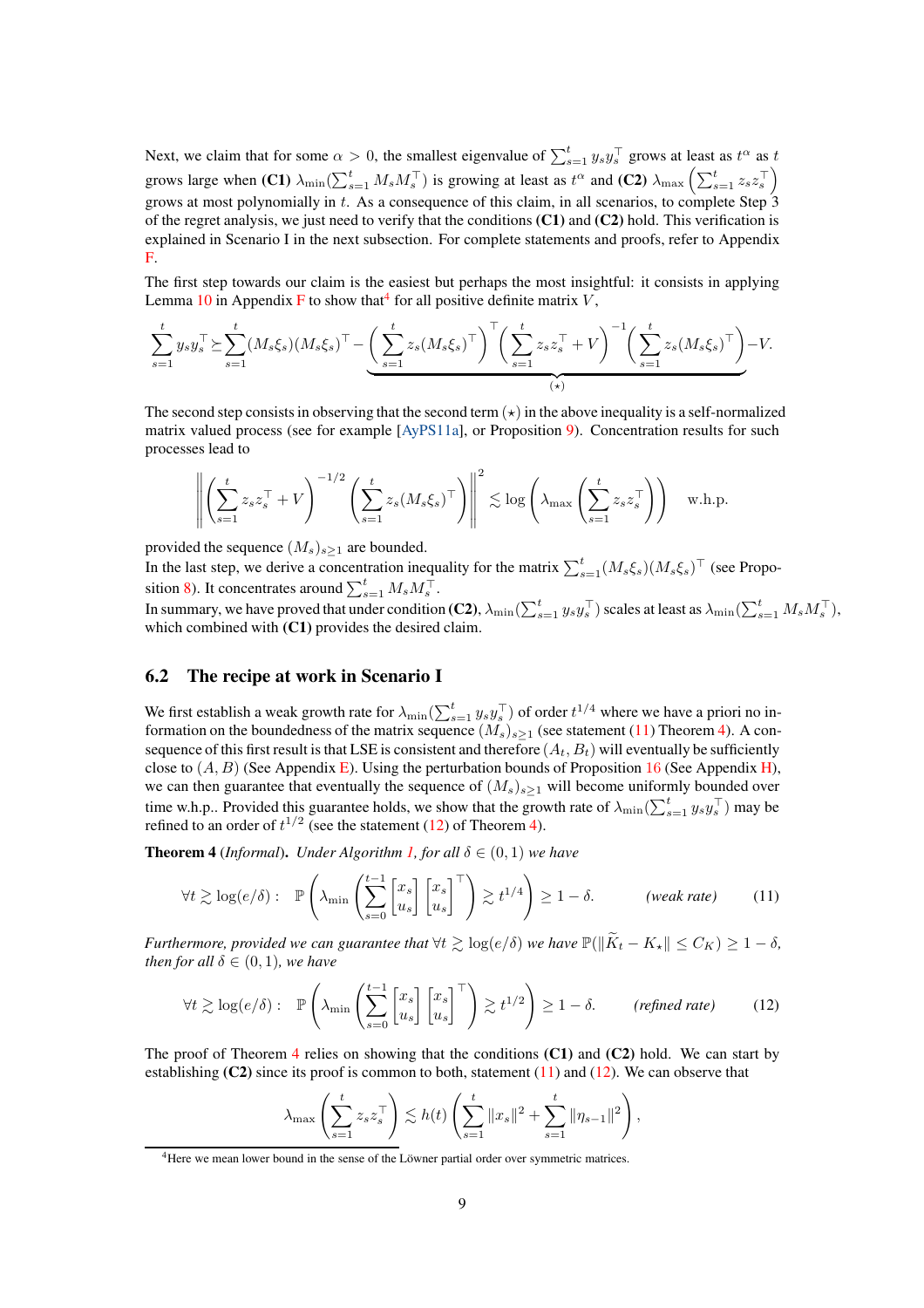Next, we claim that for some $\alpha > 0$, the smallest eigenvalue of $\sum_{s=1}^t y_s y_s^\top$ grows at least as $t^\alpha$ as $t$ grows large when **(C1)** $\lambda_{\min}(\sum_{s=1}^t M_s M_s^\top)$ is growing at least as $t^\alpha$ and **(C2)** $\lambda_{\max}\left(\sum_{s=1}^t z_s z_s^\top\right)$ grows at most polynomially in $t$. As a consequence of this claim, in all scenarios, to complete Step 3 of the regret analysis, we just need to verify that the conditions **(C1)** and **(C2)** hold. This verification is explained in Scenario I in the next subsection. For complete statements and proofs, refer to Appendix F.

The first step towards our claim is the easiest but perhaps the most insightful: it consists in applying Lemma 10 in Appendix F to show that[4] for all positive definite matrix $V$,

$$\sum_{s=1}^t y_s y_s^\top \succeq \sum_{s=1}^t (M_s\xi_s)(M_s\xi_s)^\top - \underbrace{\left(\sum_{s=1}^t z_s (M_s\xi_s)^\top\right)^\top \left(\sum_{s=1}^t z_s z_s^\top + V\right)^{-1}\left(\sum_{s=1}^t z_s (M_s\xi_s)^\top\right)}_{(\star)} - V.$$

The second step consists in observing that the second term $(\star)$ in the above inequality is a self-normalized matrix valued process (see for example [AyPS11a], or Proposition 9). Concentration results for such processes lead to

$$\left\| \left(\sum_{s=1}^t z_s z_s^\top + V\right)^{-1/2} \left(\sum_{s=1}^t z_s (M_s\xi_s)^\top\right)\right\|^2 \lesssim \log\left(\lambda_{\max}\left(\sum_{s=1}^t z_s z_s^\top\right)\right) \quad \text{w.h.p.}$$

provided the sequence $(M_s)_{s\ge 1}$ are bounded.

In the last step, we derive a concentration inequality for the matrix $\sum_{s=1}^t (M_s\xi_s)(M_s\xi_s)^\top$ (see Proposition 8). It concentrates around $\sum_{s=1}^t M_s M_s^\top$.

In summary, we have proved that under condition **(C2)**, $\lambda_{\min}(\sum_{s=1}^t y_s y_s^\top)$ scales at least as $\lambda_{\min}(\sum_{s=1}^t M_s M_s^\top)$, which combined with **(C1)** provides the desired claim.

## 6.2 The recipe at work in Scenario I

We first establish a weak growth rate for $\lambda_{\min}(\sum_{s=1}^t y_s y_s^\top)$ of order $t^{1/4}$ where we have a priori no information on the boundedness of the matrix sequence $(M_s)_{s\ge1}$ (see statement (11) Theorem 4). A consequence of this first result is that LSE is consistent and therefore $(A_t, B_t)$ will eventually be sufficiently close to $(A, B)$ (See Appendix E). Using the perturbation bounds of Proposition 16 (See Appendix H), we can then guarantee that eventually the sequence of $(M_s)_{s\ge 1}$ will become uniformly bounded over time w.h.p.. Provided this guarantee holds, we show that the growth rate of $\lambda_{\min}(\sum_{s=1}^t y_s y_s^\top)$ may be refined to an order of $t^{1/2}$ (see the statement (12) of Theorem 4).

**Theorem 4** (*Informal*)**.** *Under Algorithm 1, for all $\delta \in (0,1)$ we have*

$$\forall t \gtrsim \log(e/\delta): \quad \mathbb{P}\left(\lambda_{\min}\left(\sum_{s=0}^{t-1} \begin{bmatrix} x_s \\ u_s\end{bmatrix}\begin{bmatrix} x_s \\ u_s\end{bmatrix}^\top\right) \gtrsim t^{1/4}\right) \ge 1-\delta. \qquad \textit{(weak rate)} \qquad (11)$$

*Furthermore, provided we can guarantee that $\forall t \gtrsim \log(e/\delta)$ we have $\mathbb{P}(\|\widetilde{K}_t - K_\star\| \le C_K) \ge 1-\delta$, then for all $\delta \in (0,1)$, we have*

$$\forall t \gtrsim \log(e/\delta): \quad \mathbb{P}\left(\lambda_{\min}\left(\sum_{s=0}^{t-1} \begin{bmatrix} x_s \\ u_s\end{bmatrix}\begin{bmatrix} x_s \\ u_s\end{bmatrix}^\top\right) \gtrsim t^{1/2}\right) \ge 1-\delta. \qquad \textit{(refined rate)} \qquad (12)$$

The proof of Theorem 4 relies on showing that the conditions **(C1)** and **(C2)** hold. We can start by establishing **(C2)** since its proof is common to both, statement (11) and (12). We can observe that

$$\lambda_{\max}\left(\sum_{s=1}^t z_s z_s^\top\right) \lesssim h(t)\left(\sum_{s=1}^t \|x_s\|^2 + \sum_{s=1}^t \|\eta_{s-1}\|^2\right),$$

[4] Here we mean lower bound in the sense of the Löwner partial order over symmetric matrices.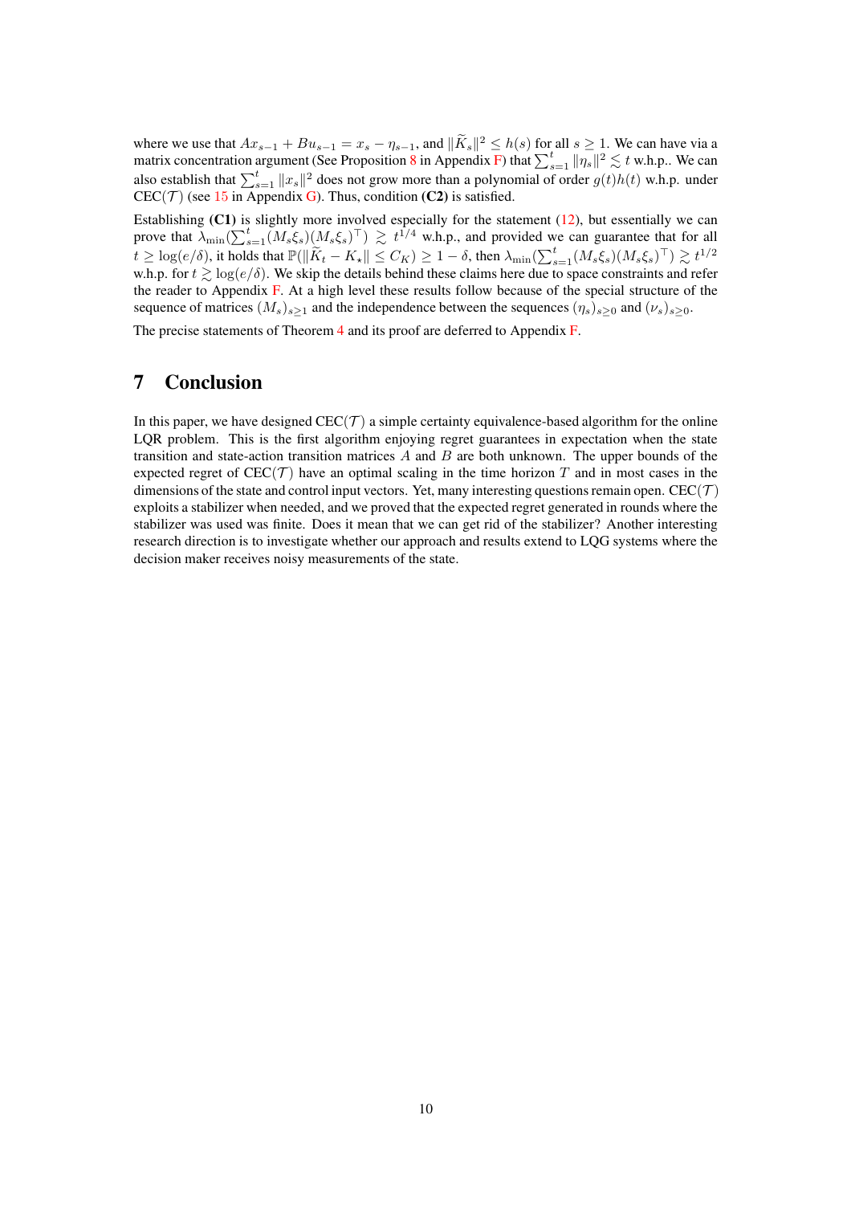where we use that $Ax_{s-1} + Bu_{s-1} = x_s - \eta_{s-1}$, and $\|\widetilde{K}_s\|^2 \le h(s)$ for all $s \ge 1$. We can have via a matrix concentration argument (See Proposition 8 in Appendix F) that $\sum_{s=1}^{t} \|\eta_s\|^2 \lesssim t$ w.h.p.. We can also establish that $\sum_{s=1}^{t} \|x_s\|^2$ does not grow more than a polynomial of order $g(t)h(t)$ w.h.p. under CEC($\mathcal{T}$) (see 15 in Appendix G). Thus, condition **(C2)** is satisfied.

Establishing **(C1)** is slightly more involved especially for the statement (12), but essentially we can prove that $\lambda_{\min}(\sum_{s=1}^{t}(M_s\xi_s)(M_s\xi_s)^\top) \gtrsim t^{1/4}$ w.h.p., and provided we can guarantee that for all $t \ge \log(e/\delta)$, it holds that $\mathbb{P}(\|\widetilde{K}_t - K_\star\| \le C_K) \ge 1 - \delta$, then $\lambda_{\min}(\sum_{s=1}^{t}(M_s\xi_s)(M_s\xi_s)^\top) \gtrsim t^{1/2}$ w.h.p. for $t \gtrsim \log(e/\delta)$. We skip the details behind these claims here due to space constraints and refer the reader to Appendix F. At a high level these results follow because of the special structure of the sequence of matrices $(M_s)_{s\ge 1}$ and the independence between the sequences $(\eta_s)_{s\ge 0}$ and $(\nu_s)_{s\ge 0}$.

The precise statements of Theorem 4 and its proof are deferred to Appendix F.

# 7 Conclusion

In this paper, we have designed CEC($\mathcal{T}$) a simple certainty equivalence-based algorithm for the online LQR problem. This is the first algorithm enjoying regret guarantees in expectation when the state transition and state-action transition matrices $A$ and $B$ are both unknown. The upper bounds of the expected regret of CEC($\mathcal{T}$) have an optimal scaling in the time horizon $T$ and in most cases in the dimensions of the state and control input vectors. Yet, many interesting questions remain open. CEC($\mathcal{T}$) exploits a stabilizer when needed, and we proved that the expected regret generated in rounds where the stabilizer was used was finite. Does it mean that we can get rid of the stabilizer? Another interesting research direction is to investigate whether our approach and results extend to LQG systems where the decision maker receives noisy measurements of the state.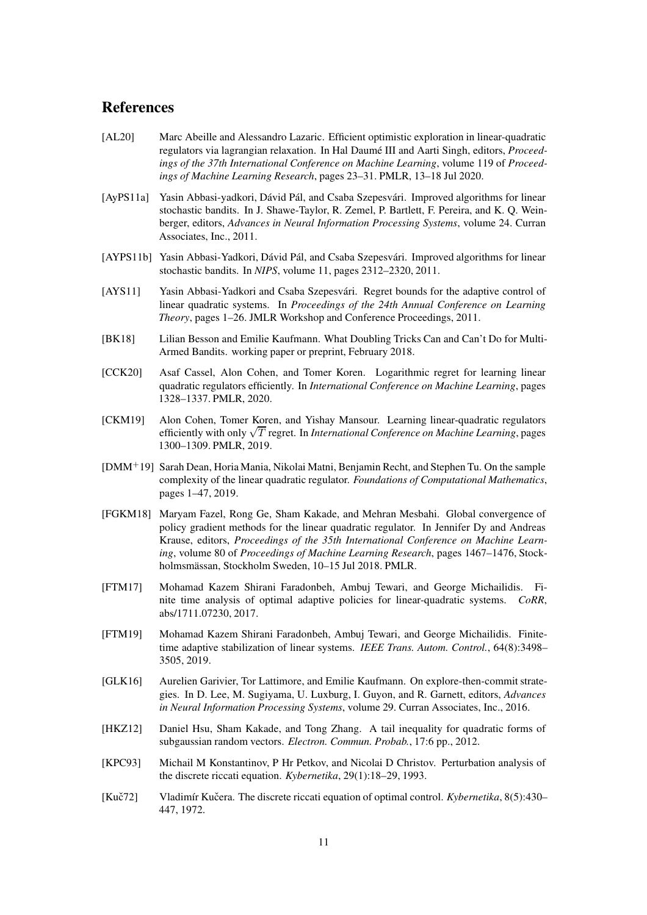## References

[AL20] Marc Abeille and Alessandro Lazaric. Efficient optimistic exploration in linear-quadratic regulators via lagrangian relaxation. In Hal Daumé III and Aarti Singh, editors, *Proceedings of the 37th International Conference on Machine Learning*, volume 119 of *Proceedings of Machine Learning Research*, pages 23–31. PMLR, 13–18 Jul 2020.

[AyPS11a] Yasin Abbasi-yadkori, Dávid Pál, and Csaba Szepesvári. Improved algorithms for linear stochastic bandits. In J. Shawe-Taylor, R. Zemel, P. Bartlett, F. Pereira, and K. Q. Weinberger, editors, *Advances in Neural Information Processing Systems*, volume 24. Curran Associates, Inc., 2011.

[AYPS11b] Yasin Abbasi-Yadkori, Dávid Pál, and Csaba Szepesvári. Improved algorithms for linear stochastic bandits. In *NIPS*, volume 11, pages 2312–2320, 2011.

[AYS11] Yasin Abbasi-Yadkori and Csaba Szepesvári. Regret bounds for the adaptive control of linear quadratic systems. In *Proceedings of the 24th Annual Conference on Learning Theory*, pages 1–26. JMLR Workshop and Conference Proceedings, 2011.

[BK18] Lilian Besson and Emilie Kaufmann. What Doubling Tricks Can and Can't Do for Multi-Armed Bandits. working paper or preprint, February 2018.

[CCK20] Asaf Cassel, Alon Cohen, and Tomer Koren. Logarithmic regret for learning linear quadratic regulators efficiently. In *International Conference on Machine Learning*, pages 1328–1337. PMLR, 2020.

[CKM19] Alon Cohen, Tomer Koren, and Yishay Mansour. Learning linear-quadratic regulators efficiently with only $\sqrt{T}$ regret. In *International Conference on Machine Learning*, pages 1300–1309. PMLR, 2019.

[DMM+19] Sarah Dean, Horia Mania, Nikolai Matni, Benjamin Recht, and Stephen Tu. On the sample complexity of the linear quadratic regulator. *Foundations of Computational Mathematics*, pages 1–47, 2019.

[FGKM18] Maryam Fazel, Rong Ge, Sham Kakade, and Mehran Mesbahi. Global convergence of policy gradient methods for the linear quadratic regulator. In Jennifer Dy and Andreas Krause, editors, *Proceedings of the 35th International Conference on Machine Learning*, volume 80 of *Proceedings of Machine Learning Research*, pages 1467–1476, Stockholmsmässan, Stockholm Sweden, 10–15 Jul 2018. PMLR.

[FTM17] Mohamad Kazem Shirani Faradonbeh, Ambuj Tewari, and George Michailidis. Finite time analysis of optimal adaptive policies for linear-quadratic systems. *CoRR*, abs/1711.07230, 2017.

[FTM19] Mohamad Kazem Shirani Faradonbeh, Ambuj Tewari, and George Michailidis. Finite-time adaptive stabilization of linear systems. *IEEE Trans. Autom. Control.*, 64(8):3498–3505, 2019.

[GLK16] Aurelien Garivier, Tor Lattimore, and Emilie Kaufmann. On explore-then-commit strategies. In D. Lee, M. Sugiyama, U. Luxburg, I. Guyon, and R. Garnett, editors, *Advances in Neural Information Processing Systems*, volume 29. Curran Associates, Inc., 2016.

[HKZ12] Daniel Hsu, Sham Kakade, and Tong Zhang. A tail inequality for quadratic forms of subgaussian random vectors. *Electron. Commun. Probab.*, 17:6 pp., 2012.

[KPC93] Michail M Konstantinov, P Hr Petkov, and Nicolai D Christov. Perturbation analysis of the discrete riccati equation. *Kybernetika*, 29(1):18–29, 1993.

[Kuč72] Vladimír Kučera. The discrete riccati equation of optimal control. *Kybernetika*, 8(5):430–447, 1972.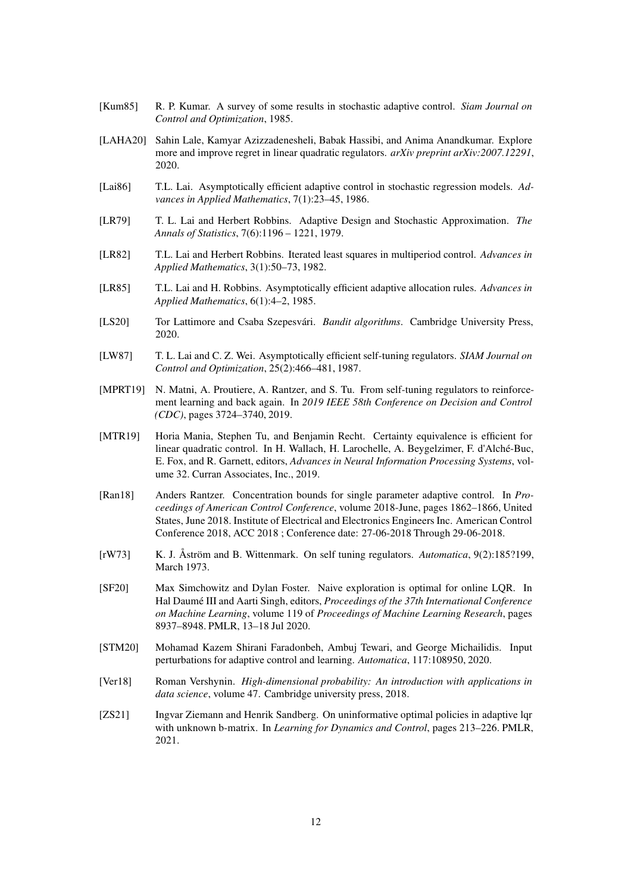[Kum85] R. P. Kumar. A survey of some results in stochastic adaptive control. *Siam Journal on Control and Optimization*, 1985.

[LAHA20] Sahin Lale, Kamyar Azizzadenesheli, Babak Hassibi, and Anima Anandkumar. Explore more and improve regret in linear quadratic regulators. *arXiv preprint arXiv:2007.12291*, 2020.

[Lai86] T.L. Lai. Asymptotically efficient adaptive control in stochastic regression models. *Advances in Applied Mathematics*, 7(1):23–45, 1986.

[LR79] T. L. Lai and Herbert Robbins. Adaptive Design and Stochastic Approximation. *The Annals of Statistics*, 7(6):1196 – 1221, 1979.

[LR82] T.L. Lai and Herbert Robbins. Iterated least squares in multiperiod control. *Advances in Applied Mathematics*, 3(1):50–73, 1982.

[LR85] T.L. Lai and H. Robbins. Asymptotically efficient adaptive allocation rules. *Advances in Applied Mathematics*, 6(1):4–2, 1985.

[LS20] Tor Lattimore and Csaba Szepesvári. *Bandit algorithms*. Cambridge University Press, 2020.

[LW87] T. L. Lai and C. Z. Wei. Asymptotically efficient self-tuning regulators. *SIAM Journal on Control and Optimization*, 25(2):466–481, 1987.

[MPRT19] N. Matni, A. Proutiere, A. Rantzer, and S. Tu. From self-tuning regulators to reinforcement learning and back again. In *2019 IEEE 58th Conference on Decision and Control (CDC)*, pages 3724–3740, 2019.

[MTR19] Horia Mania, Stephen Tu, and Benjamin Recht. Certainty equivalence is efficient for linear quadratic control. In H. Wallach, H. Larochelle, A. Beygelzimer, F. d'Alché-Buc, E. Fox, and R. Garnett, editors, *Advances in Neural Information Processing Systems*, volume 32. Curran Associates, Inc., 2019.

[Ran18] Anders Rantzer. Concentration bounds for single parameter adaptive control. In *Proceedings of American Control Conference*, volume 2018-June, pages 1862–1866, United States, June 2018. Institute of Electrical and Electronics Engineers Inc. American Control Conference 2018, ACC 2018 ; Conference date: 27-06-2018 Through 29-06-2018.

[rW73] K. J. Åström and B. Wittenmark. On self tuning regulators. *Automatica*, 9(2):185?199, March 1973.

[SF20] Max Simchowitz and Dylan Foster. Naive exploration is optimal for online LQR. In Hal Daumé III and Aarti Singh, editors, *Proceedings of the 37th International Conference on Machine Learning*, volume 119 of *Proceedings of Machine Learning Research*, pages 8937–8948. PMLR, 13–18 Jul 2020.

[STM20] Mohamad Kazem Shirani Faradonbeh, Ambuj Tewari, and George Michailidis. Input perturbations for adaptive control and learning. *Automatica*, 117:108950, 2020.

[Ver18] Roman Vershynin. *High-dimensional probability: An introduction with applications in data science*, volume 47. Cambridge university press, 2018.

[ZS21] Ingvar Ziemann and Henrik Sandberg. On uninformative optimal policies in adaptive lqr with unknown b-matrix. In *Learning for Dynamics and Control*, pages 213–226. PMLR, 2021.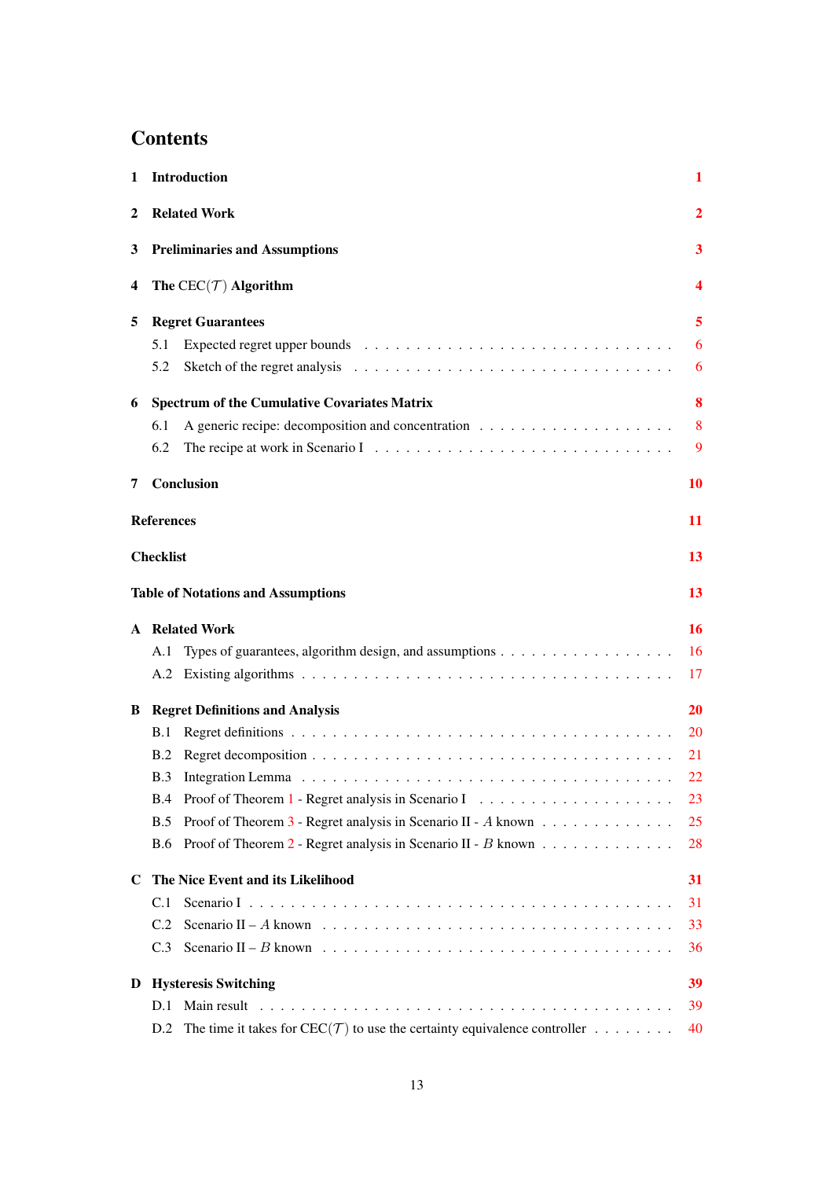# Contents

1 Introduction 1

2 Related Work 2

3 Preliminaries and Assumptions 3

4 The CEC($\mathcal{T}$) Algorithm 4

5 Regret Guarantees 5
- 5.1 Expected regret upper bounds 6
- 5.2 Sketch of the regret analysis 6

6 Spectrum of the Cumulative Covariates Matrix 8
- 6.1 A generic recipe: decomposition and concentration 8
- 6.2 The recipe at work in Scenario I 9

7 Conclusion 10

References 11

Checklist 13

Table of Notations and Assumptions 13

A Related Work 16
- A.1 Types of guarantees, algorithm design, and assumptions 16
- A.2 Existing algorithms 17

B Regret Definitions and Analysis 20
- B.1 Regret definitions 20
- B.2 Regret decomposition 21
- B.3 Integration Lemma 22
- B.4 Proof of Theorem 1 - Regret analysis in Scenario I 23
- B.5 Proof of Theorem 3 - Regret analysis in Scenario II - $A$ known 25
- B.6 Proof of Theorem 2 - Regret analysis in Scenario II - $B$ known 28

C The Nice Event and its Likelihood 31
- C.1 Scenario I 31
- C.2 Scenario II – $A$ known 33
- C.3 Scenario II – $B$ known 36

D Hysteresis Switching 39
- D.1 Main result 39
- D.2 The time it takes for CEC($\mathcal{T}$) to use the certainty equivalence controller 40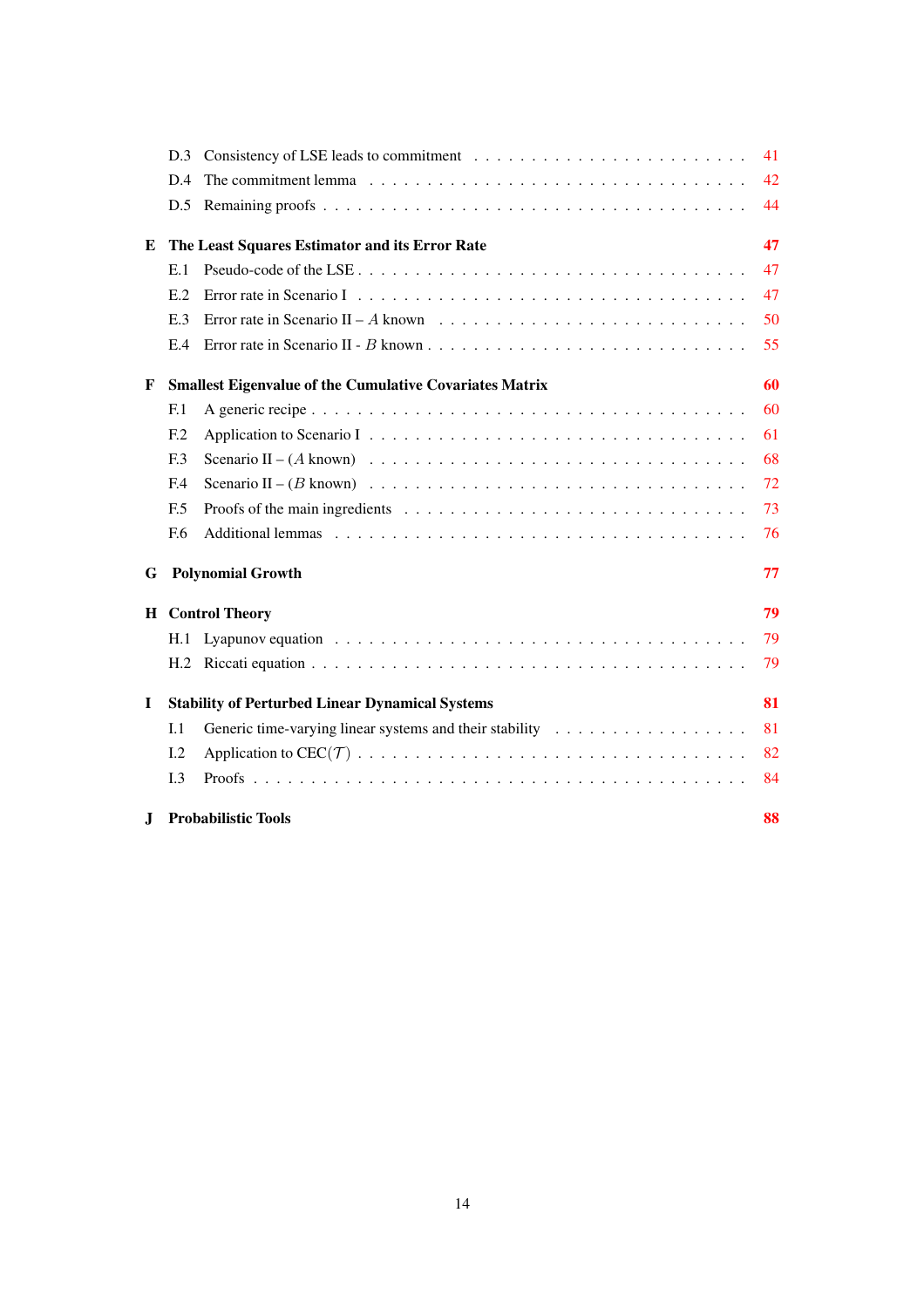- D.3 Consistency of LSE leads to commitment . . . 41
- D.4 The commitment lemma . . . 42
- D.5 Remaining proofs . . . 44

**E The Least Squares Estimator and its Error Rate** **47**

- E.1 Pseudo-code of the LSE . . . 47
- E.2 Error rate in Scenario I . . . 47
- E.3 Error rate in Scenario II – $A$ known . . . 50
- E.4 Error rate in Scenario II - $B$ known . . . 55

**F Smallest Eigenvalue of the Cumulative Covariates Matrix** **60**

- F.1 A generic recipe . . . 60
- F.2 Application to Scenario I . . . 61
- F.3 Scenario II – ($A$ known) . . . 68
- F.4 Scenario II – ($B$ known) . . . 72
- F.5 Proofs of the main ingredients . . . 73
- F.6 Additional lemmas . . . 76

**G Polynomial Growth** **77**

**H Control Theory** **79**

- H.1 Lyapunov equation . . . 79
- H.2 Riccati equation . . . 79

**I Stability of Perturbed Linear Dynamical Systems** **81**

- I.1 Generic time-varying linear systems and their stability . . . 81
- I.2 Application to CEC($\mathcal{T}$) . . . 82
- I.3 Proofs . . . 84

**J Probabilistic Tools** **88**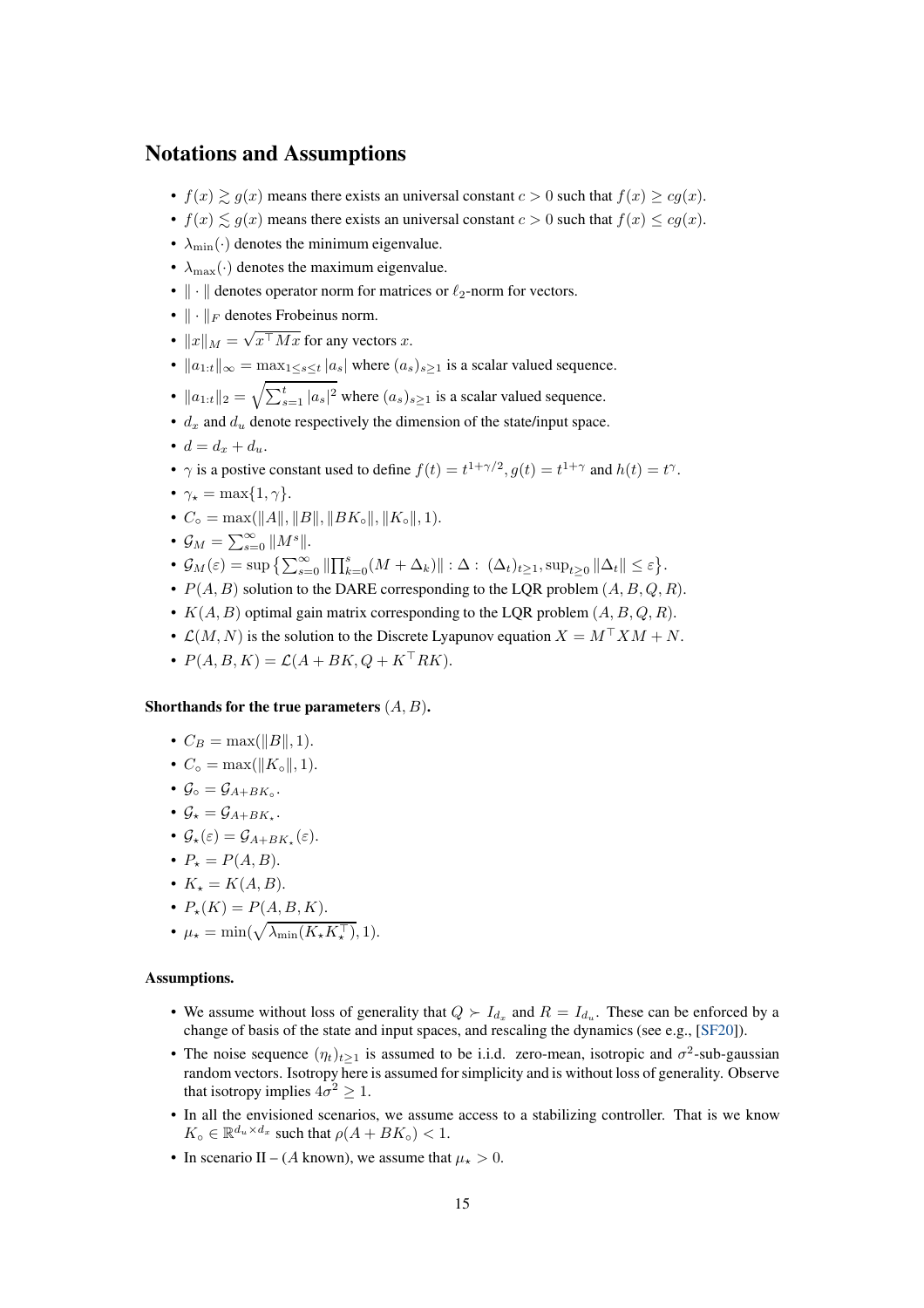## Notations and Assumptions

- $f(x) \gtrsim g(x)$ means there exists an universal constant $c > 0$ such that $f(x) \geq cg(x)$.
- $f(x) \lesssim g(x)$ means there exists an universal constant $c > 0$ such that $f(x) \leq cg(x)$.
- $\lambda_{\min}(\cdot)$ denotes the minimum eigenvalue.
- $\lambda_{\max}(\cdot)$ denotes the maximum eigenvalue.
- $\|\cdot\|$ denotes operator norm for matrices or $\ell_2$-norm for vectors.
- $\|\cdot\|_F$ denotes Frobenius norm.
- $\|x\|_M = \sqrt{x^\top M x}$ for any vectors $x$.
- $\|a_{1:t}\|_\infty = \max_{1 \leq s \leq t} |a_s|$ where $(a_s)_{s\geq 1}$ is a scalar valued sequence.
- $\|a_{1:t}\|_2 = \sqrt{\sum_{s=1}^t |a_s|^2}$ where $(a_s)_{s\geq 1}$ is a scalar valued sequence.
- $d_x$ and $d_u$ denote respectively the dimension of the state/input space.
- $d = d_x + d_u$.
- $\gamma$ is a postive constant used to define $f(t) = t^{1+\gamma/2}, g(t) = t^{1+\gamma}$ and $h(t) = t^\gamma$.
- $\gamma_\star = \max\{1, \gamma\}$.
- $C_\circ = \max(\|A\|, \|B\|, \|BK_\circ\|, \|K_\circ\|, 1)$.
- $\mathcal{G}_M = \sum_{s=0}^\infty \|M^s\|$.
- $\mathcal{G}_M(\varepsilon) = \sup\left\{\sum_{s=0}^\infty \|\prod_{k=0}^s (M + \Delta_k)\| : \Delta : \ (\Delta_t)_{t\geq 1}, \sup_{t\geq 0}\|\Delta_t\| \leq \varepsilon\right\}$.
- $P(A, B)$ solution to the DARE corresponding to the LQR problem $(A, B, Q, R)$.
- $K(A, B)$ optimal gain matrix corresponding to the LQR problem $(A, B, Q, R)$.
- $\mathcal{L}(M, N)$ is the solution to the Discrete Lyapunov equation $X = M^\top X M + N$.
- $P(A, B, K) = \mathcal{L}(A + BK, Q + K^\top R K)$.

**Shorthands for the true parameters** $(A, B)$**.**

- $C_B = \max(\|B\|, 1)$.
- $C_\circ = \max(\|K_\circ\|, 1)$.
- $\mathcal{G}_\circ = \mathcal{G}_{A+BK_\circ}$.
- $\mathcal{G}_\star = \mathcal{G}_{A+BK_\star}$.
- $\mathcal{G}_\star(\varepsilon) = \mathcal{G}_{A+BK_\star}(\varepsilon)$.
- $P_\star = P(A, B)$.
- $K_\star = K(A, B)$.
- $P_\star(K) = P(A, B, K)$.
- $\mu_\star = \min(\sqrt{\lambda_{\min}(K_\star K_\star^\top)}, 1)$.

**Assumptions.**

- We assume without loss of generality that $Q \succ I_{d_x}$ and $R = I_{d_u}$. These can be enforced by a change of basis of the state and input spaces, and rescaling the dynamics (see e.g., [SF20]).
- The noise sequence $(\eta_t)_{t\geq 1}$ is assumed to be i.i.d. zero-mean, isotropic and $\sigma^2$-sub-gaussian random vectors. Isotropy here is assumed for simplicity and is without loss of generality. Observe that isotropy implies $4\sigma^2 \geq 1$.
- In all the envisioned scenarios, we assume access to a stabilizing controller. That is we know $K_\circ \in \mathbb{R}^{d_u \times d_x}$ such that $\rho(A + BK_\circ) < 1$.
- In scenario II – ($A$ known), we assume that $\mu_\star > 0$.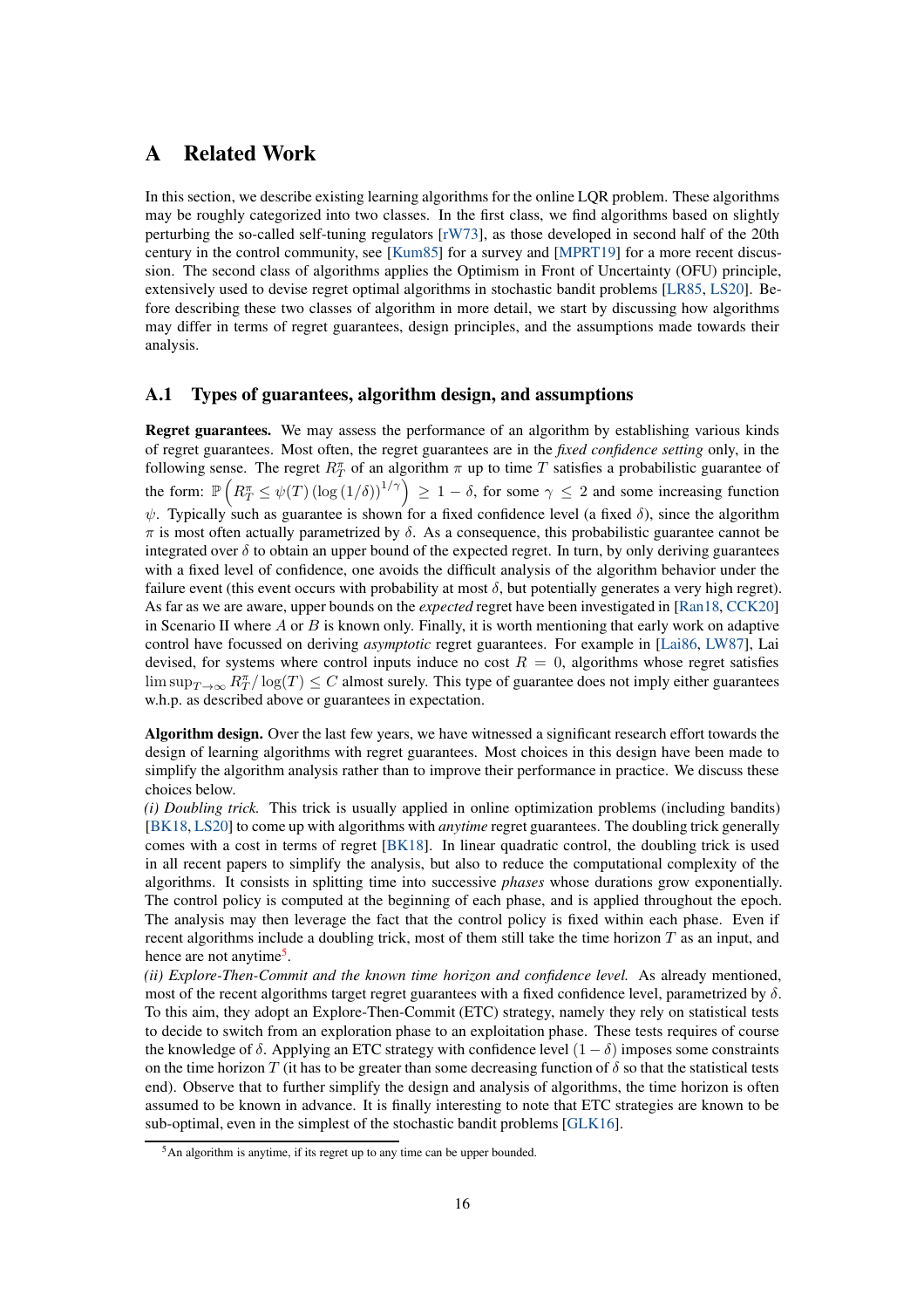# A Related Work

In this section, we describe existing learning algorithms for the online LQR problem. These algorithms may be roughly categorized into two classes. In the first class, we find algorithms based on slightly perturbing the so-called self-tuning regulators [rW73], as those developed in second half of the 20th century in the control community, see [Kum85] for a survey and [MPRT19] for a more recent discussion. The second class of algorithms applies the Optimism in Front of Uncertainty (OFU) principle, extensively used to devise regret optimal algorithms in stochastic bandit problems [LR85, LS20]. Before describing these two classes of algorithm in more detail, we start by discussing how algorithms may differ in terms of regret guarantees, design principles, and the assumptions made towards their analysis.

## A.1 Types of guarantees, algorithm design, and assumptions

**Regret guarantees.** We may assess the performance of an algorithm by establishing various kinds of regret guarantees. Most often, the regret guarantees are in the *fixed confidence setting* only, in the following sense. The regret $R_T^\pi$ of an algorithm $\pi$ up to time $T$ satisfies a probabilistic guarantee of the form: $\mathbb{P}\left(R_T^\pi \leq \psi(T) \left(\log\left(1/\delta\right)\right)^{1/\gamma}\right) \geq 1 - \delta$, for some $\gamma \leq 2$ and some increasing function $\psi$. Typically such as guarantee is shown for a fixed confidence level (a fixed $\delta$), since the algorithm $\pi$ is most often actually parametrized by $\delta$. As a consequence, this probabilistic guarantee cannot be integrated over $\delta$ to obtain an upper bound of the expected regret. In turn, by only deriving guarantees with a fixed level of confidence, one avoids the difficult analysis of the algorithm behavior under the failure event (this event occurs with probability at most $\delta$, but potentially generates a very high regret). As far as we are aware, upper bounds on the *expected* regret have been investigated in [Ran18, CCK20] in Scenario II where $A$ or $B$ is known only. Finally, it is worth mentioning that early work on adaptive control have focussed on deriving *asymptotic* regret guarantees. For example in [Lai86, LW87], Lai devised, for systems where control inputs induce no cost $R = 0$, algorithms whose regret satisfies $\limsup_{T\to\infty} R_T^\pi / \log(T) \leq C$ almost surely. This type of guarantee does not imply either guarantees w.h.p. as described above or guarantees in expectation.

**Algorithm design.** Over the last few years, we have witnessed a significant research effort towards the design of learning algorithms with regret guarantees. Most choices in this design have been made to simplify the algorithm analysis rather than to improve their performance in practice. We discuss these choices below.

*(i) Doubling trick.* This trick is usually applied in online optimization problems (including bandits) [BK18, LS20] to come up with algorithms with *anytime* regret guarantees. The doubling trick generally comes with a cost in terms of regret [BK18]. In linear quadratic control, the doubling trick is used in all recent papers to simplify the analysis, but also to reduce the computational complexity of the algorithms. It consists in splitting time into successive *phases* whose durations grow exponentially. The control policy is computed at the beginning of each phase, and is applied throughout the epoch. The analysis may then leverage the fact that the control policy is fixed within each phase. Even if recent algorithms include a doubling trick, most of them still take the time horizon $T$ as an input, and hence are not anytime[5].

*(ii) Explore-Then-Commit and the known time horizon and confidence level.* As already mentioned, most of the recent algorithms target regret guarantees with a fixed confidence level, parametrized by $\delta$. To this aim, they adopt an Explore-Then-Commit (ETC) strategy, namely they rely on statistical tests to decide to switch from an exploration phase to an exploitation phase. These tests requires of course the knowledge of $\delta$. Applying an ETC strategy with confidence level $(1 - \delta)$ imposes some constraints on the time horizon $T$ (it has to be greater than some decreasing function of $\delta$ so that the statistical tests end). Observe that to further simplify the design and analysis of algorithms, the time horizon is often assumed to be known in advance. It is finally interesting to note that ETC strategies are known to be sub-optimal, even in the simplest of the stochastic bandit problems [GLK16].

[5] An algorithm is anytime, if its regret up to any time can be upper bounded.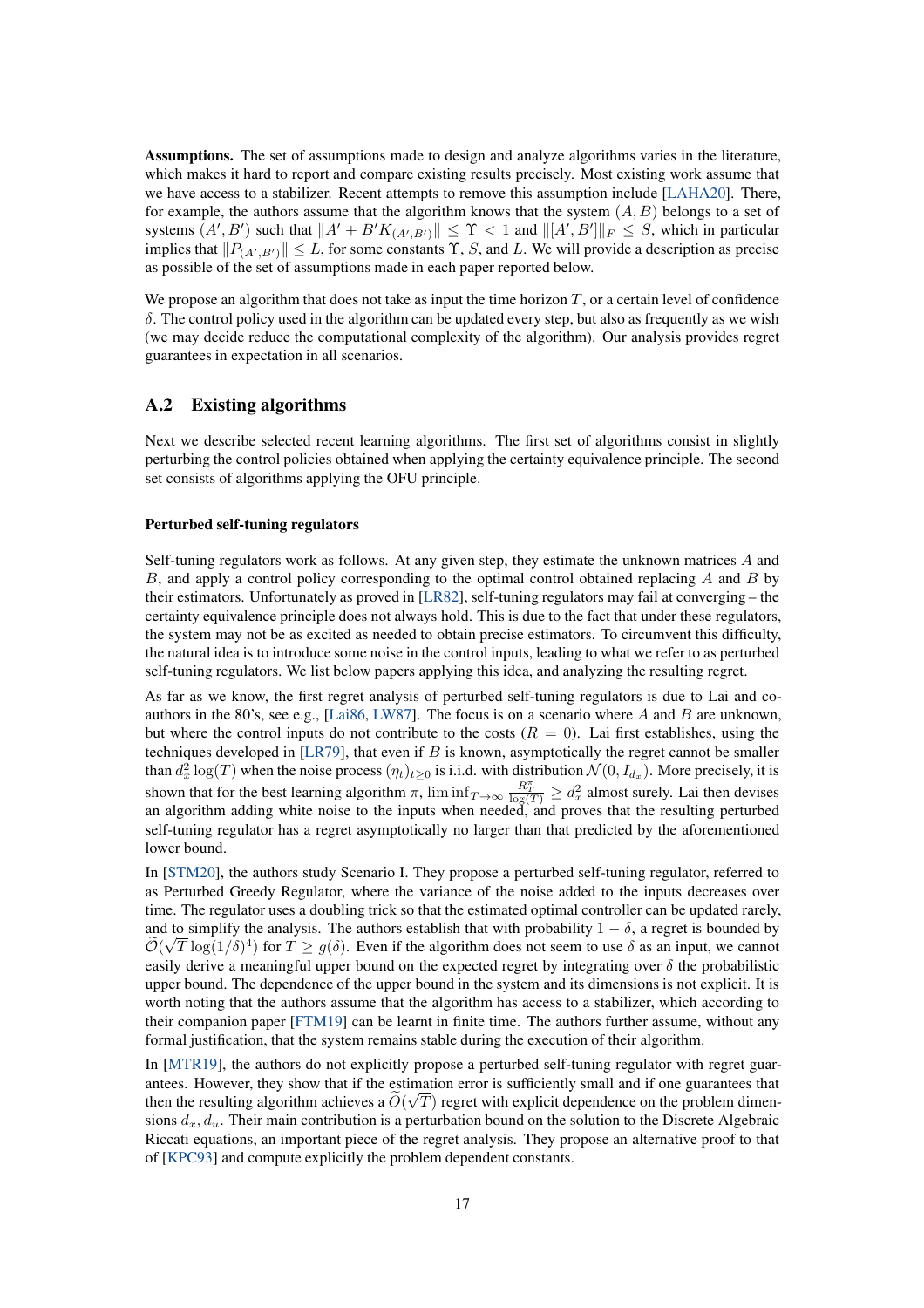**Assumptions.** The set of assumptions made to design and analyze algorithms varies in the literature, which makes it hard to report and compare existing results precisely. Most existing work assume that we have access to a stabilizer. Recent attempts to remove this assumption include [LAHA20]. There, for example, the authors assume that the algorithm knows that the system $(A, B)$ belongs to a set of systems $(A', B')$ such that $\|A' + B'K_{(A',B')}\| \leq \Upsilon < 1$ and $\|[A', B']\|_F \leq S$, which in particular implies that $\|P_{(A',B')}\| \leq L$, for some constants $\Upsilon$, $S$, and $L$. We will provide a description as precise as possible of the set of assumptions made in each paper reported below.

We propose an algorithm that does not take as input the time horizon $T$, or a certain level of confidence $\delta$. The control policy used in the algorithm can be updated every step, but also as frequently as we wish (we may decide reduce the computational complexity of the algorithm). Our analysis provides regret guarantees in expectation in all scenarios.

## A.2 Existing algorithms

Next we describe selected recent learning algorithms. The first set of algorithms consist in slightly perturbing the control policies obtained when applying the certainty equivalence principle. The second set consists of algorithms applying the OFU principle.

#### Perturbed self-tuning regulators

Self-tuning regulators work as follows. At any given step, they estimate the unknown matrices $A$ and $B$, and apply a control policy corresponding to the optimal control obtained replacing $A$ and $B$ by their estimators. Unfortunately as proved in [LR82], self-tuning regulators may fail at converging – the certainty equivalence principle does not always hold. This is due to the fact that under these regulators, the system may not be as excited as needed to obtain precise estimators. To circumvent this difficulty, the natural idea is to introduce some noise in the control inputs, leading to what we refer to as perturbed self-tuning regulators. We list below papers applying this idea, and analyzing the resulting regret.

As far as we know, the first regret analysis of perturbed self-tuning regulators is due to Lai and co-authors in the 80's, see e.g., [Lai86, LW87]. The focus is on a scenario where $A$ and $B$ are unknown, but where the control inputs do not contribute to the costs ($R = 0$). Lai first establishes, using the techniques developed in [LR79], that even if $B$ is known, asymptotically the regret cannot be smaller than $d_x^2 \log(T)$ when the noise process $(\eta_t)_{t\geq 0}$ is i.i.d. with distribution $\mathcal{N}(0, I_{d_x})$. More precisely, it is shown that for the best learning algorithm $\pi$, $\liminf_{T\to\infty} \frac{R_T^\pi}{\log(T)} \geq d_x^2$ almost surely. Lai then devises an algorithm adding white noise to the inputs when needed, and proves that the resulting perturbed self-tuning regulator has a regret asymptotically no larger than that predicted by the aforementioned lower bound.

In [STM20], the authors study Scenario I. They propose a perturbed self-tuning regulator, referred to as Perturbed Greedy Regulator, where the variance of the noise added to the inputs decreases over time. The regulator uses a doubling trick so that the estimated optimal controller can be updated rarely, and to simplify the analysis. The authors establish that with probability $1 - \delta$, a regret is bounded by $\widetilde{O}(\sqrt{T}\log(1/\delta)^4)$ for $T \geq g(\delta)$. Even if the algorithm does not seem to use $\delta$ as an input, we cannot easily derive a meaningful upper bound on the expected regret by integrating over $\delta$ the probabilistic upper bound. The dependence of the upper bound in the system and its dimensions is not explicit. It is worth noting that the authors assume that the algorithm has access to a stabilizer, which according to their companion paper [FTM19] can be learnt in finite time. The authors further assume, without any formal justification, that the system remains stable during the execution of their algorithm.

In [MTR19], the authors do not explicitly propose a perturbed self-tuning regulator with regret guarantees. However, they show that if the estimation error is sufficiently small and if one guarantees that then the resulting algorithm achieves a $\widetilde{O}(\sqrt{T})$ regret with explicit dependence on the problem dimensions $d_x, d_u$. Their main contribution is a perturbation bound on the solution to the Discrete Algebraic Riccati equations, an important piece of the regret analysis. They propose an alternative proof to that of [KPC93] and compute explicitly the problem dependent constants.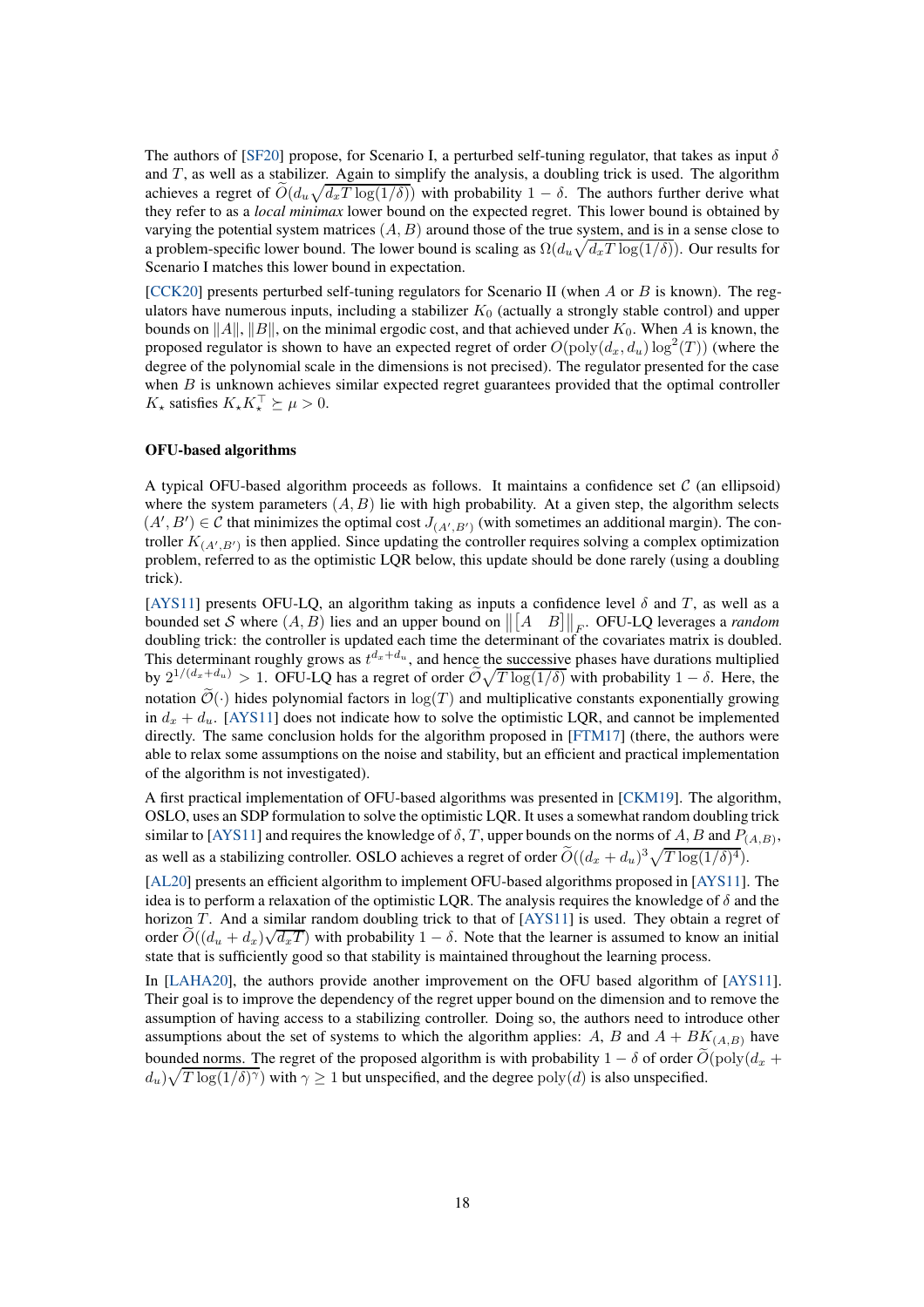The authors of [SF20] propose, for Scenario I, a perturbed self-tuning regulator, that takes as input $\delta$ and $T$, as well as a stabilizer. Again to simplify the analysis, a doubling trick is used. The algorithm achieves a regret of $\widetilde{O}(d_u\sqrt{d_x T\log(1/\delta)})$ with probability $1-\delta$. The authors further derive what they refer to as a *local minimax* lower bound on the expected regret. This lower bound is obtained by varying the potential system matrices $(A, B)$ around those of the true system, and is in a sense close to a problem-specific lower bound. The lower bound is scaling as $\Omega(d_u\sqrt{d_x T\log(1/\delta)})$. Our results for Scenario I matches this lower bound in expectation.

[CCK20] presents perturbed self-tuning regulators for Scenario II (when $A$ or $B$ is known). The regulators have numerous inputs, including a stabilizer $K_0$ (actually a strongly stable control) and upper bounds on $\|A\|$, $\|B\|$, on the minimal ergodic cost, and that achieved under $K_0$. When $A$ is known, the proposed regulator is shown to have an expected regret of order $O(\mathrm{poly}(d_x, d_u)\log^2(T))$ (where the degree of the polynomial scale in the dimensions is not precised). The regulator presented for the case when $B$ is unknown achieves similar expected regret guarantees provided that the optimal controller $K_\star$ satisfies $K_\star K_\star^\top \succeq \mu > 0$.

#### OFU-based algorithms

A typical OFU-based algorithm proceeds as follows. It maintains a confidence set $\mathcal{C}$ (an ellipsoid) where the system parameters $(A, B)$ lie with high probability. At a given step, the algorithm selects $(A', B') \in \mathcal{C}$ that minimizes the optimal cost $J_{(A',B')}$ (with sometimes an additional margin). The controller $K_{(A',B')}$ is then applied. Since updating the controller requires solving a complex optimization problem, referred to as the optimistic LQR below, this update should be done rarely (using a doubling trick).

[AYS11] presents OFU-LQ, an algorithm taking as inputs a confidence level $\delta$ and $T$, as well as a bounded set $\mathcal{S}$ where $(A, B)$ lies and an upper bound on $\left\|\begin{bmatrix} A & B\end{bmatrix}\right\|_F$. OFU-LQ leverages a *random* doubling trick: the controller is updated each time the determinant of the covariates matrix is doubled. This determinant roughly grows as $t^{d_x+d_u}$, and hence the successive phases have durations multiplied by $2^{1/(d_x+d_u)} > 1$. OFU-LQ has a regret of order $\widetilde{\mathcal{O}}\sqrt{T\log(1/\delta)}$ with probability $1-\delta$. Here, the notation $\widetilde{\mathcal{O}}(\cdot)$ hides polynomial factors in $\log(T)$ and multiplicative constants exponentially growing in $d_x + d_u$. [AYS11] does not indicate how to solve the optimistic LQR, and cannot be implemented directly. The same conclusion holds for the algorithm proposed in [FTM17] (there, the authors were able to relax some assumptions on the noise and stability, but an efficient and practical implementation of the algorithm is not investigated).

A first practical implementation of OFU-based algorithms was presented in [CKM19]. The algorithm, OSLO, uses an SDP formulation to solve the optimistic LQR. It uses a somewhat random doubling trick similar to [AYS11] and requires the knowledge of $\delta, T$, upper bounds on the norms of $A$, $B$ and $P_{(A,B)}$, as well as a stabilizing controller. OSLO achieves a regret of order $\widetilde{O}((d_x+d_u)^3\sqrt{T\log(1/\delta)^4})$.

[AL20] presents an efficient algorithm to implement OFU-based algorithms proposed in [AYS11]. The idea is to perform a relaxation of the optimistic LQR. The analysis requires the knowledge of $\delta$ and the horizon $T$. And a similar random doubling trick to that of [AYS11] is used. They obtain a regret of order $\widetilde{O}((d_u+d_x)\sqrt{d_x T})$ with probability $1-\delta$. Note that the learner is assumed to know an initial state that is sufficiently good so that stability is maintained throughout the learning process.

In [LAHA20], the authors provide another improvement on the OFU based algorithm of [AYS11]. Their goal is to improve the dependency of the regret upper bound on the dimension and to remove the assumption of having access to a stabilizing controller. Doing so, the authors need to introduce other assumptions about the set of systems to which the algorithm applies: $A$, $B$ and $A + BK_{(A,B)}$ have bounded norms. The regret of the proposed algorithm is with probability $1-\delta$ of order $\widetilde{O}(\mathrm{poly}(d_x + d_u)\sqrt{T\log(1/\delta)^\gamma})$ with $\gamma \geq 1$ but unspecified, and the degree $\mathrm{poly}(d)$ is also unspecified.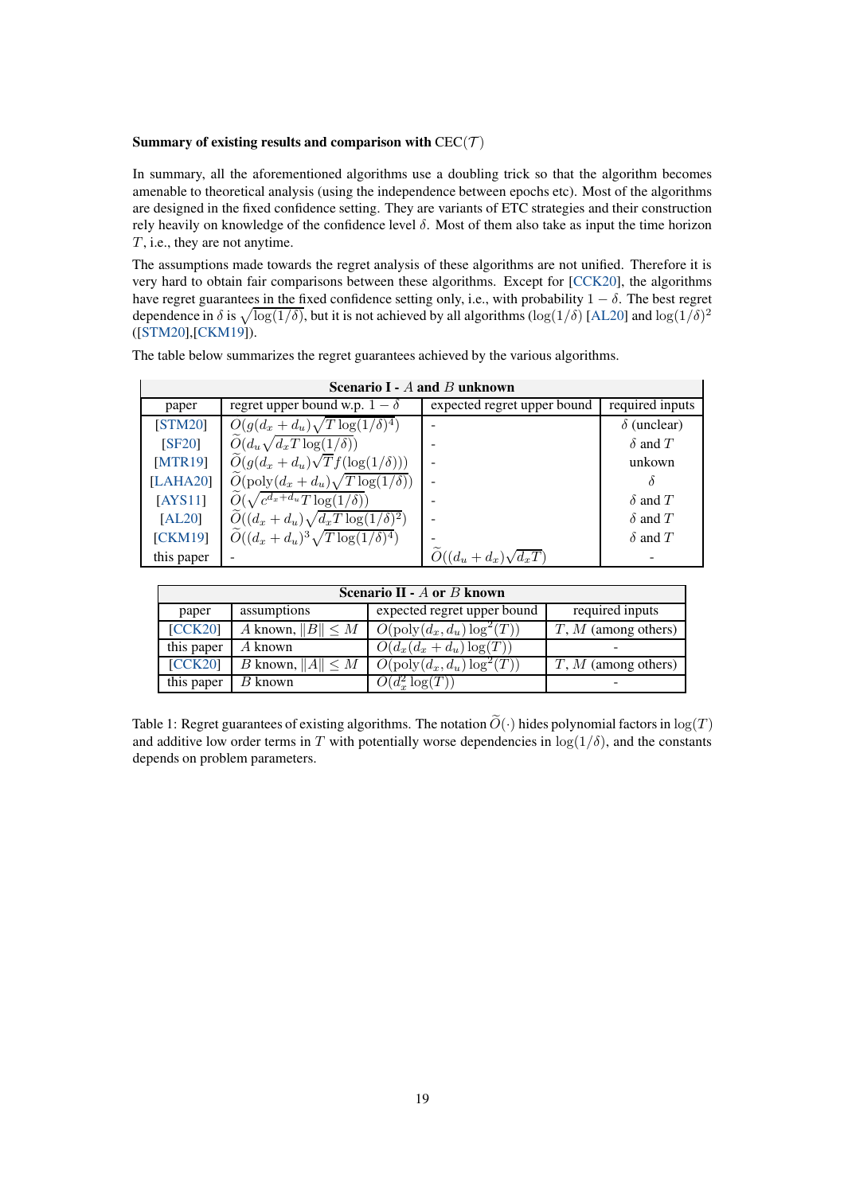**Summary of existing results and comparison with CEC($\mathcal{T}$)**

In summary, all the aforementioned algorithms use a doubling trick so that the algorithm becomes amenable to theoretical analysis (using the independence between epochs etc). Most of the algorithms are designed in the fixed confidence setting. They are variants of ETC strategies and their construction rely heavily on knowledge of the confidence level $\delta$. Most of them also take as input the time horizon $T$, i.e., they are not anytime.

The assumptions made towards the regret analysis of these algorithms are not unified. Therefore it is very hard to obtain fair comparisons between these algorithms. Except for [CCK20], the algorithms have regret guarantees in the fixed confidence setting only, i.e., with probability $1-\delta$. The best regret dependence in $\delta$ is $\sqrt{\log(1/\delta)}$, but it is not achieved by all algorithms ($\log(1/\delta)$ [AL20] and $\log(1/\delta)^2$ ([STM20],[CKM19]).

The table below summarizes the regret guarantees achieved by the various algorithms.

| Scenario I - $A$ and $B$ unknown | | | |
|---|---|---|---|
| paper | regret upper bound w.p. $1-\delta$ | expected regret upper bound | required inputs |
| [STM20] | $O(g(d_x+d_u)\sqrt{T\log(1/\delta)^4})$ | - | $\delta$ (unclear) |
| [SF20] | $\widetilde{O}(d_u\sqrt{d_x T\log(1/\delta)})$ | - | $\delta$ and $T$ |
| [MTR19] | $\widetilde{O}(g(d_x+d_u)\sqrt{T}f(\log(1/\delta)))$ | - | unkown |
| [LAHA20] | $\widetilde{O}(\text{poly}(d_x+d_u)\sqrt{T\log(1/\delta)})$ | - | $\delta$ |
| [AYS11] | $\widetilde{O}(\sqrt{c^{d_x+d_u}T\log(1/\delta)})$ | - | $\delta$ and $T$ |
| [AL20] | $\widetilde{O}((d_x+d_u)\sqrt{d_x T\log(1/\delta)^2})$ | - | $\delta$ and $T$ |
| [CKM19] | $\widetilde{O}((d_x+d_u)^3\sqrt{T\log(1/\delta)^4})$ | - | $\delta$ and $T$ |
| this paper | - | $\widetilde{O}((d_u+d_x)\sqrt{d_x T})$ | - |

| Scenario II - $A$ or $B$ known | | | |
|---|---|---|---|
| paper | assumptions | expected regret upper bound | required inputs |
| [CCK20] | $A$ known, $\|B\|\leq M$ | $O(\text{poly}(d_x,d_u)\log^2(T))$ | $T$, $M$ (among others) |
| this paper | $A$ known | $O(d_x(d_x+d_u)\log(T))$ | - |
| [CCK20] | $B$ known, $\|A\|\leq M$ | $O(\text{poly}(d_x,d_u)\log^2(T))$ | $T$, $M$ (among others) |
| this paper | $B$ known | $O(d_x^2\log(T))$ | - |

Table 1: Regret guarantees of existing algorithms. The notation $\widetilde{O}(\cdot)$ hides polynomial factors in $\log(T)$ and additive low order terms in $T$ with potentially worse dependencies in $\log(1/\delta)$, and the constants depends on problem parameters.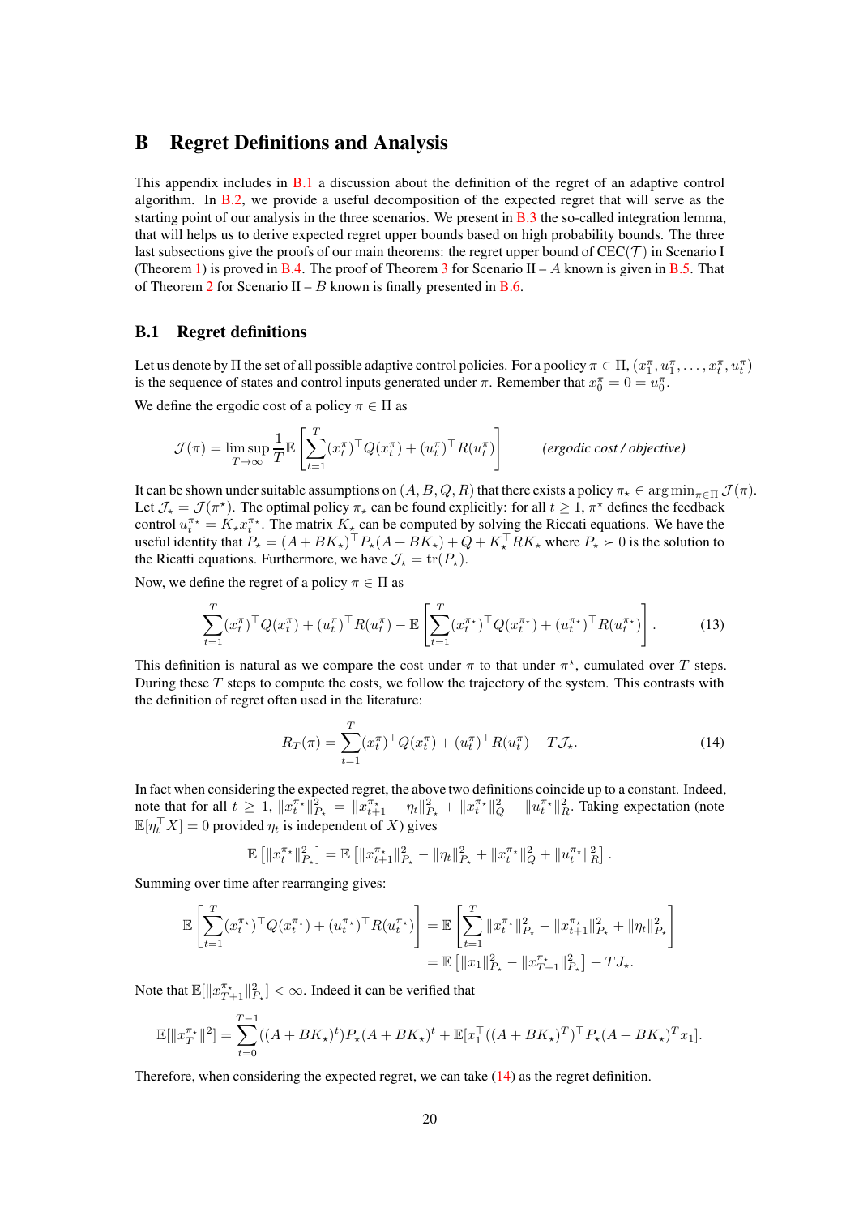## B Regret Definitions and Analysis

This appendix includes in B.1 a discussion about the definition of the regret of an adaptive control algorithm. In B.2, we provide a useful decomposition of the expected regret that will serve as the starting point of our analysis in the three scenarios. We present in B.3 the so-called integration lemma, that will helps us to derive expected regret upper bounds based on high probability bounds. The three last subsections give the proofs of our main theorems: the regret upper bound of CEC($\mathcal{T}$) in Scenario I (Theorem 1) is proved in B.4. The proof of Theorem 3 for Scenario II – $A$ known is given in B.5. That of Theorem 2 for Scenario II – $B$ known is finally presented in B.6.

### B.1 Regret definitions

Let us denote by $\Pi$ the set of all possible adaptive control policies. For a poolicy $\pi \in \Pi$, $(x_1^\pi, u_1^\pi, \dots, x_t^\pi, u_t^\pi)$ is the sequence of states and control inputs generated under $\pi$. Remember that $x_0^\pi = 0 = u_0^\pi$.

We define the ergodic cost of a policy $\pi \in \Pi$ as

$$
\mathcal{J}(\pi) = \limsup_{T \to \infty} \frac{1}{T} \mathbb{E}\left[ \sum_{t=1}^{T} (x_t^\pi)^\top Q (x_t^\pi) + (u_t^\pi)^\top R (u_t^\pi) \right] \qquad \textit{(ergodic cost / objective)}
$$

It can be shown under suitable assumptions on $(A, B, Q, R)$ that there exists a policy $\pi_\star \in \arg\min_{\pi \in \Pi} \mathcal{J}(\pi)$. Let $\mathcal{J}_\star = \mathcal{J}(\pi^\star)$. The optimal policy $\pi_\star$ can be found explicitly: for all $t \geq 1$, $\pi^\star$ defines the feedback control $u_t^{\pi^\star} = K_\star x_t^{\pi^\star}$. The matrix $K_\star$ can be computed by solving the Riccati equations. We have the useful identity that $P_\star = (A + BK_\star)^\top P_\star (A + BK_\star) + Q + K_\star^\top R K_\star$ where $P_\star \succ 0$ is the solution to the Ricatti equations. Furthermore, we have $\mathcal{J}_\star = \operatorname{tr}(P_\star)$.

Now, we define the regret of a policy $\pi \in \Pi$ as

$$
\sum_{t=1}^{T} (x_t^\pi)^\top Q (x_t^\pi) + (u_t^\pi)^\top R (u_t^\pi) - \mathbb{E}\left[ \sum_{t=1}^{T} (x_t^{\pi^\star})^\top Q (x_t^{\pi^\star}) + (u_t^{\pi^\star})^\top R (u_t^{\pi^\star}) \right]. \tag{13}
$$

This definition is natural as we compare the cost under $\pi$ to that under $\pi^\star$, cumulated over $T$ steps. During these $T$ steps to compute the costs, we follow the trajectory of the system. This contrasts with the definition of regret often used in the literature:

$$
R_T(\pi) = \sum_{t=1}^{T} (x_t^\pi)^\top Q (x_t^\pi) + (u_t^\pi)^\top R (u_t^\pi) - T \mathcal{J}_\star. \tag{14}
$$

In fact when considering the expected regret, the above two definitions coincide up to a constant. Indeed, note that for all $t \geq 1$, $\|x_t^{\pi^\star}\|_{P_\star}^2 = \|x_{t+1}^{\pi_\star} - \eta_t\|_{P_\star}^2 + \|x_t^{\pi^\star}\|_Q^2 + \|u_t^{\pi^\star}\|_R^2$. Taking expectation (note $\mathbb{E}[\eta_t^\top X] = 0$ provided $\eta_t$ is independent of $X$) gives

$$
\mathbb{E}\left[ \|x_t^{\pi_\star}\|_{P_\star}^2 \right] = \mathbb{E}\left[ \|x_{t+1}^{\pi_\star}\|_{P_\star}^2 - \|\eta_t\|_{P_\star}^2 + \|x_t^{\pi^\star}\|_Q^2 + \|u_t^{\pi^\star}\|_R^2 \right].
$$

Summing over time after rearranging gives:

$$
\begin{aligned}
\mathbb{E}\left[ \sum_{t=1}^{T} (x_t^{\pi^\star})^\top Q (x_t^{\pi^\star}) + (u_t^{\pi^\star})^\top R (u_t^{\pi^\star}) \right] &= \mathbb{E}\left[ \sum_{t=1}^{T} \|x_t^{\pi^\star}\|_{P_\star}^2 - \|x_{t+1}^{\pi_\star}\|_{P_\star}^2 + \|\eta_t\|_{P_\star}^2 \right] \\
&= \mathbb{E}\left[ \|x_1\|_{P_\star}^2 - \|x_{T+1}^{\pi_\star}\|_{P_\star}^2 \right] + T J_\star.
\end{aligned}
$$

Note that $\mathbb{E}[\|x_{T+1}^{\pi_\star}\|_{P_\star}^2] < \infty$. Indeed it can be verified that

$$
\mathbb{E}[\|x_T^{\pi_\star}\|^2] = \sum_{t=0}^{T-1} ((A + BK_\star)^t) P_\star (A + BK_\star)^t + \mathbb{E}[x_1^\top ((A + BK_\star)^T)^\top P_\star (A + BK_\star)^T x_1].
$$

Therefore, when considering the expected regret, we can take (14) as the regret definition.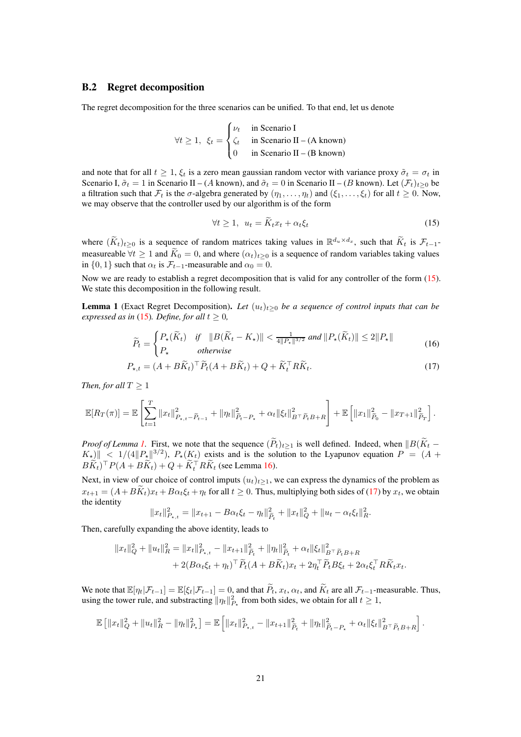## B.2 Regret decomposition

The regret decomposition for the three scenarios can be unified. To that end, let us denote

$$\forall t \geq 1, \;\; \xi_t = \begin{cases} \nu_t & \text{in Scenario I} \\ \zeta_t & \text{in Scenario II – (A known)} \\ 0 & \text{in Scenario II – (B known)} \end{cases}$$

and note that for all $t \geq 1$, $\xi_t$ is a zero mean gaussian random vector with variance proxy $\tilde{\sigma}_t = \sigma_t$ in Scenario I, $\tilde{\sigma}_t = 1$ in Scenario II – ($A$ known), and $\tilde{\sigma}_t = 0$ in Scenario II – ($B$ known). Let $(\mathcal{F}_t)_{t\geq 0}$ be a filtration such that $\mathcal{F}_t$ is the $\sigma$-algebra generated by $(\eta_1, \dots, \eta_t)$ and $(\xi_1, \dots, \xi_t)$ for all $t \geq 0$. Now, we may observe that the controller used by our algorithm is of the form

$$\forall t \geq 1, \;\; u_t = \widetilde{K}_t x_t + \alpha_t \xi_t \tag{15}$$

where $(\widetilde{K}_t)_{t\geq 0}$ is a sequence of random matrices taking values in $\mathbb{R}^{d_u \times d_x}$, such that $\widetilde{K}_t$ is $\mathcal{F}_{t-1}$-measureable $\forall t \geq 1$ and $\widetilde{K}_0 = 0$, and where $(\alpha_t)_{t\geq 0}$ is a sequence of random variables taking values in $\{0, 1\}$ such that $\alpha_t$ is $\mathcal{F}_{t-1}$-measurable and $\alpha_0 = 0$.

Now we are ready to establish a regret decomposition that is valid for any controller of the form (15). We state this decomposition in the following result.

**Lemma 1** (Exact Regret Decomposition). *Let $(u_t)_{t\geq 0}$ be a sequence of control inputs that can be expressed as in (15). Define, for all $t \geq 0$,*

$$\widetilde{P}_t = \begin{cases} P_\star(\widetilde{K}_t) & \text{if} \;\; \|B(\widetilde{K}_t - K_\star)\| < \frac{1}{4\|P_\star\|^{3/2}} \text{ and } \|P_\star(\widetilde{K}_t)\| \leq 2\|P_\star\| \\ P_\star & \text{otherwise} \end{cases} \tag{16}$$

$$P_{\star,t} = (A + B\widetilde{K}_t)^\top \widetilde{P}_t (A + B\widetilde{K}_t) + Q + \widetilde{K}_t^\top R \widetilde{K}_t. \tag{17}$$

*Then, for all $T \geq 1$*

$$\mathbb{E}[R_T(\pi)] = \mathbb{E}\left[\sum_{t=1}^{T} \|x_t\|^2_{P_{\star,t} - \widetilde{P}_{t-1}} + \|\eta_t\|^2_{\widetilde{P}_t - P_\star} + \alpha_t \|\xi_t\|^2_{B^\top \widetilde{P}_t B + R}\right] + \mathbb{E}\left[\|x_1\|^2_{\widetilde{P}_0} - \|x_{T+1}\|^2_{\widetilde{P}_T}\right].$$

*Proof of Lemma 1.* First, we note that the sequence $(\widetilde{P}_t)_{t\geq 1}$ is well defined. Indeed, when $\|B(\widetilde{K}_t - K_\star)\| < 1/(4\|P_\star\|^{3/2})$, $P_\star(K_t)$ exists and is the solution to the Lyapunov equation $P = (A + B\widetilde{K}_t)^\top P (A + B\widetilde{K}_t) + Q + \widetilde{K}_t^\top R \widetilde{K}_t$ (see Lemma 16).

Next, in view of our choice of control imputs $(u_t)_{t\geq 1}$, we can express the dynamics of the problem as $x_{t+1} = (A + B\widetilde{K}_t)x_t + B\alpha_t\xi_t + \eta_t$ for all $t \geq 0$. Thus, multiplying both sides of (17) by $x_t$, we obtain the identity

$$\|x_t\|^2_{P_{\star,t}} = \|x_{t+1} - B\alpha_t\xi_t - \eta_t\|^2_{\widetilde{P}_t} + \|x_t\|^2_Q + \|u_t - \alpha_t\xi_t\|^2_R.$$

Then, carefully expanding the above identity, leads to

$$\|x_t\|^2_Q + \|u_t\|^2_R = \|x_t\|^2_{P_{\star,t}} - \|x_{t+1}\|^2_{\widetilde{P}_t} + \|\eta_t\|^2_{\widetilde{P}_t} + \alpha_t\|\xi_t\|^2_{B^\top \widetilde{P}_t B + R}$$
$$+ 2(B\alpha_t\xi_t + \eta_t)^\top \widetilde{P}_t (A + B\widetilde{K}_t)x_t + 2\eta_t^\top \widetilde{P}_t B \xi_t + 2\alpha_t \xi_t^\top R \widetilde{K}_t x_t.$$

We note that $\mathbb{E}[\eta_t|\mathcal{F}_{t-1}] = \mathbb{E}[\xi_t|\mathcal{F}_{t-1}] = 0$, and that $\widetilde{P}_t$, $x_t$, $\alpha_t$, and $\widetilde{K}_t$ are all $\mathcal{F}_{t-1}$-measurable. Thus, using the tower rule, and substracting $\|\eta_t\|^2_{P_\star}$ from both sides, we obtain for all $t \geq 1$,

$$\mathbb{E}\left[\|x_t\|^2_Q + \|u_t\|^2_R - \|\eta_t\|^2_{P_\star}\right] = \mathbb{E}\left[\|x_t\|^2_{P_{\star,t}} - \|x_{t+1}\|^2_{\widetilde{P}_t} + \|\eta_t\|^2_{\widetilde{P}_t - P_\star} + \alpha_t\|\xi_t\|^2_{B^\top \widetilde{P}_t B + R}\right].$$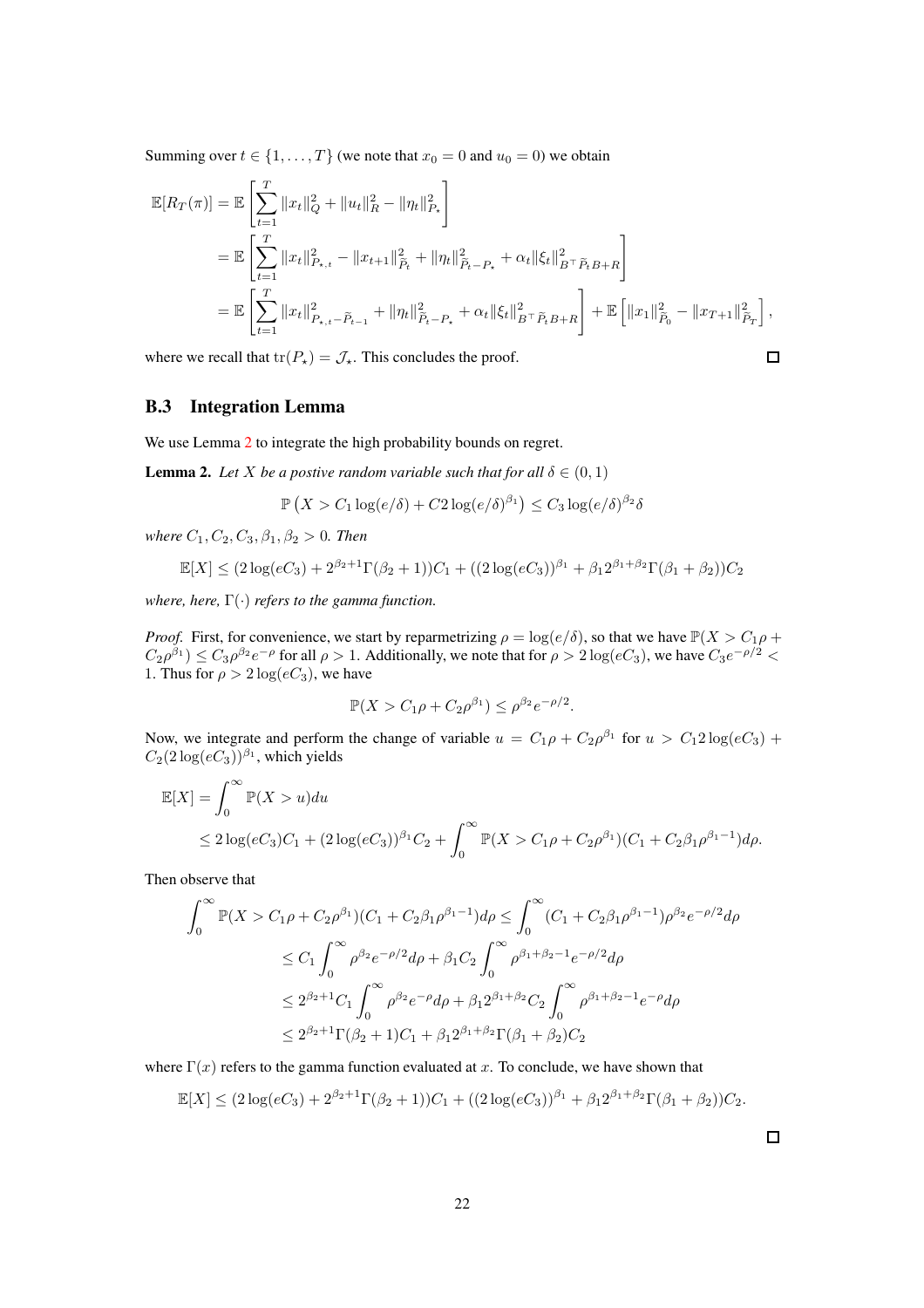Summing over $t \in \{1, \dots, T\}$ (we note that $x_0 = 0$ and $u_0 = 0$) we obtain

$$
\begin{aligned}
\mathbb{E}[R_T(\pi)] &= \mathbb{E}\left[\sum_{t=1}^{T} \|x_t\|_Q^2 + \|u_t\|_R^2 - \|\eta_t\|_{P_\star}^2\right] \\
&= \mathbb{E}\left[\sum_{t=1}^{T} \|x_t\|_{P_{\star,t}}^2 - \|x_{t+1}\|_{\widetilde{P}_t}^2 + \|\eta_t\|_{\widetilde{P}_t - P_\star}^2 + \alpha_t \|\xi_t\|_{B^\top \widetilde{P}_t B + R}^2\right] \\
&= \mathbb{E}\left[\sum_{t=1}^{T} \|x_t\|_{P_{\star,t} - \widetilde{P}_{t-1}}^2 + \|\eta_t\|_{\widetilde{P}_t - P_\star}^2 + \alpha_t \|\xi_t\|_{B^\top \widetilde{P}_t B + R}^2\right] + \mathbb{E}\left[\|x_1\|_{\widetilde{P}_0}^2 - \|x_{T+1}\|_{\widetilde{P}_T}^2\right],
\end{aligned}
$$

where we recall that $\operatorname{tr}(P_\star) = \mathcal{J}_\star$. This concludes the proof. □

### B.3 Integration Lemma

We use Lemma 2 to integrate the high probability bounds on regret.

**Lemma 2.** *Let $X$ be a postive random variable such that for all $\delta \in (0, 1)$*

$$
\mathbb{P}\left(X > C_1 \log(e/\delta) + C2 \log(e/\delta)^{\beta_1}\right) \leq C_3 \log(e/\delta)^{\beta_2} \delta
$$

*where $C_1, C_2, C_3, \beta_1, \beta_2 > 0$. Then*

$$
\mathbb{E}[X] \leq (2\log(eC_3) + 2^{\beta_2+1}\Gamma(\beta_2+1))C_1 + ((2\log(eC_3))^{\beta_1} + \beta_1 2^{\beta_1+\beta_2}\Gamma(\beta_1+\beta_2))C_2
$$

*where, here, $\Gamma(\cdot)$ refers to the gamma function.*

*Proof.* First, for convenience, we start by reparmetrizing $\rho = \log(e/\delta)$, so that we have $\mathbb{P}(X > C_1\rho + C_2\rho^{\beta_1}) \leq C_3 \rho^{\beta_2} e^{-\rho}$ for all $\rho > 1$. Additionally, we note that for $\rho > 2\log(eC_3)$, we have $C_3 e^{-\rho/2} < 1$. Thus for $\rho > 2\log(eC_3)$, we have

$$
\mathbb{P}(X > C_1\rho + C_2\rho^{\beta_1}) \leq \rho^{\beta_2} e^{-\rho/2}.
$$

Now, we integrate and perform the change of variable $u = C_1\rho + C_2\rho^{\beta_1}$ for $u > C_1 2\log(eC_3) + C_2(2\log(eC_3))^{\beta_1}$, which yields

$$
\begin{aligned}
\mathbb{E}[X] &= \int_0^\infty \mathbb{P}(X > u) du \\
&\leq 2\log(eC_3)C_1 + (2\log(eC_3))^{\beta_1} C_2 + \int_0^\infty \mathbb{P}(X > C_1\rho + C_2\rho^{\beta_1})(C_1 + C_2\beta_1\rho^{\beta_1-1}) d\rho.
\end{aligned}
$$

Then observe that

$$
\begin{aligned}
\int_0^\infty \mathbb{P}(X > C_1\rho + C_2\rho^{\beta_1})(C_1 + C_2\beta_1\rho^{\beta_1-1}) d\rho &\leq \int_0^\infty (C_1 + C_2\beta_1\rho^{\beta_1-1})\rho^{\beta_2} e^{-\rho/2} d\rho \\
&\leq C_1 \int_0^\infty \rho^{\beta_2} e^{-\rho/2} d\rho + \beta_1 C_2 \int_0^\infty \rho^{\beta_1+\beta_2-1} e^{-\rho/2} d\rho \\
&\leq 2^{\beta_2+1} C_1 \int_0^\infty \rho^{\beta_2} e^{-\rho} d\rho + \beta_1 2^{\beta_1+\beta_2} C_2 \int_0^\infty \rho^{\beta_1+\beta_2-1} e^{-\rho} d\rho \\
&\leq 2^{\beta_2+1}\Gamma(\beta_2+1)C_1 + \beta_1 2^{\beta_1+\beta_2}\Gamma(\beta_1+\beta_2)C_2
\end{aligned}
$$

where $\Gamma(x)$ refers to the gamma function evaluated at $x$. To conclude, we have shown that

$$
\mathbb{E}[X] \leq (2\log(eC_3) + 2^{\beta_2+1}\Gamma(\beta_2+1))C_1 + ((2\log(eC_3))^{\beta_1} + \beta_1 2^{\beta_1+\beta_2}\Gamma(\beta_1+\beta_2))C_2.
$$

□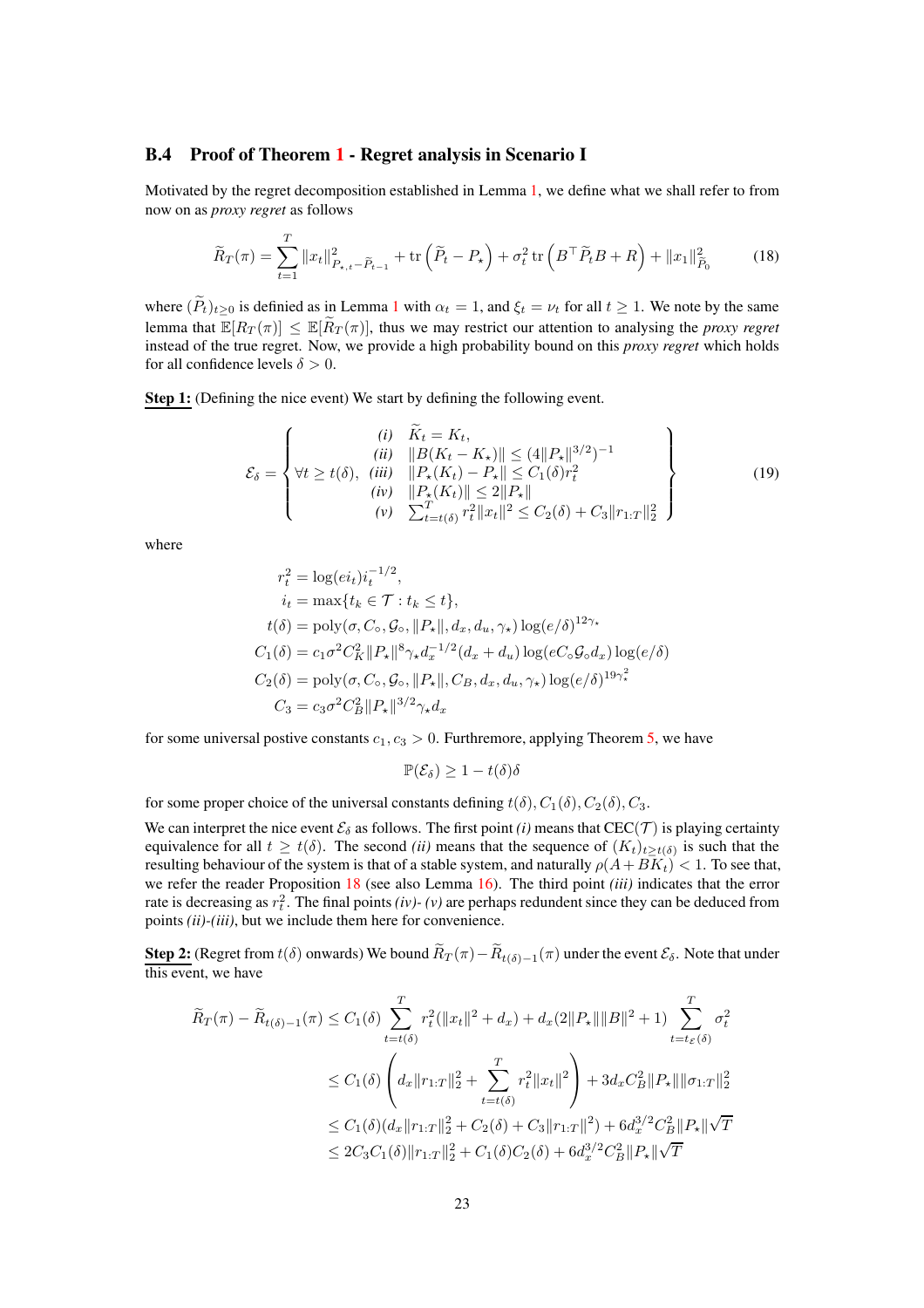### B.4 Proof of Theorem 1 - Regret analysis in Scenario I

Motivated by the regret decomposition established in Lemma 1, we define what we shall refer to from now on as *proxy regret* as follows

$$
\widetilde{R}_T(\pi) = \sum_{t=1}^{T} \|x_t\|^2_{P_{\star,t} - \widetilde{P}_{t-1}} + \operatorname{tr}\left(\widetilde{P}_t - P_\star\right) + \sigma_t^2 \operatorname{tr}\left(B^\top \widetilde{P}_t B + R\right) + \|x_1\|^2_{\widetilde{P}_0} \tag{18}
$$

where $(\widetilde{P}_t)_{t\geq 0}$ is definied as in Lemma 1 with $\alpha_t = 1$, and $\xi_t = \nu_t$ for all $t \geq 1$. We note by the same lemma that $\mathbb{E}[R_T(\pi)] \leq \mathbb{E}[\widetilde{R}_T(\pi)]$, thus we may restrict our attention to analysing the *proxy regret* instead of the true regret. Now, we provide a high probability bound on this *proxy regret* which holds for all confidence levels $\delta > 0$.

**Step 1:** (Defining the nice event) We start by defining the following event.

$$
\mathcal{E}_\delta = \left\{ \forall t \geq t(\delta), \begin{array}{rl} (i) & \widetilde{K}_t = K_t, \\ (ii) & \|B(K_t - K_\star)\| \leq (4\|P_\star\|^{3/2})^{-1} \\ (iii) & \|P_\star(K_t) - P_\star\| \leq C_1(\delta) r_t^2 \\ (iv) & \|P_\star(K_t)\| \leq 2\|P_\star\| \\ (v) & \sum_{t=t(\delta)}^{T} r_t^2 \|x_t\|^2 \leq C_2(\delta) + C_3 \|r_{1:T}\|_2^2 \end{array} \right\} \tag{19}
$$

where

$$
\begin{aligned}
r_t^2 &= \log(e i_t) i_t^{-1/2}, \\
i_t &= \max\{t_k \in \mathcal{T} : t_k \leq t\}, \\
t(\delta) &= \operatorname{poly}(\sigma, C_\circ, \mathcal{G}_\circ, \|P_\star\|, d_x, d_u, \gamma_\star) \log(e/\delta)^{12\gamma_\star} \\
C_1(\delta) &= c_1 \sigma^2 C_K^2 \|P_\star\|^8 \gamma_\star d_x^{-1/2}(d_x + d_u) \log(e C_\circ \mathcal{G}_\circ d_x) \log(e/\delta) \\
C_2(\delta) &= \operatorname{poly}(\sigma, C_\circ, \mathcal{G}_\circ, \|P_\star\|, C_B, d_x, d_u, \gamma_\star) \log(e/\delta)^{19\gamma_\star^2} \\
C_3 &= c_3 \sigma^2 C_B^2 \|P_\star\|^{3/2} \gamma_\star d_x
\end{aligned}
$$

for some universal postive constants $c_1, c_3 > 0$. Furthremore, applying Theorem 5, we have

$$
\mathbb{P}(\mathcal{E}_\delta) \geq 1 - t(\delta)\delta
$$

for some proper choice of the universal constants defining $t(\delta), C_1(\delta), C_2(\delta), C_3$.

We can interpret the nice event $\mathcal{E}_\delta$ as follows. The first point *(i)* means that CEC($\mathcal{T}$) is playing certainty equivalence for all $t \geq t(\delta)$. The second *(ii)* means that the sequence of $(K_t)_{t\geq t(\delta)}$ is such that the resulting behaviour of the system is that of a stable system, and naturally $\rho(A + BK_t) < 1$. To see that, we refer the reader Proposition 18 (see also Lemma 16). The third point *(iii)* indicates that the error rate is decreasing as $r_t^2$. The final points *(iv)*- *(v)* are perhaps redundent since they can be deduced from points *(ii)*-*(iii)*, but we include them here for convenience.

**Step 2:** (Regret from $t(\delta)$ onwards) We bound $\widetilde{R}_T(\pi) - \widetilde{R}_{t(\delta)-1}(\pi)$ under the event $\mathcal{E}_\delta$. Note that under this event, we have

$$
\begin{aligned}
\widetilde{R}_T(\pi) - \widetilde{R}_{t(\delta)-1}(\pi) &\leq C_1(\delta) \sum_{t=t(\delta)}^{T} r_t^2 (\|x_t\|^2 + d_x) + d_x(2\|P_\star\|\|B\|^2 + 1) \sum_{t=t_\mathcal{E}(\delta)}^{T} \sigma_t^2 \\
&\leq C_1(\delta) \left( d_x \|r_{1:T}\|_2^2 + \sum_{t=t(\delta)}^{T} r_t^2 \|x_t\|^2 \right) + 3 d_x C_B^2 \|P_\star\| \|\sigma_{1:T}\|_2^2 \\
&\leq C_1(\delta)(d_x \|r_{1:T}\|_2^2 + C_2(\delta) + C_3 \|r_{1:T}\|^2) + 6 d_x^{3/2} C_B^2 \|P_\star\| \sqrt{T} \\
&\leq 2 C_3 C_1(\delta) \|r_{1:T}\|_2^2 + C_1(\delta) C_2(\delta) + 6 d_x^{3/2} C_B^2 \|P_\star\| \sqrt{T}
\end{aligned}
$$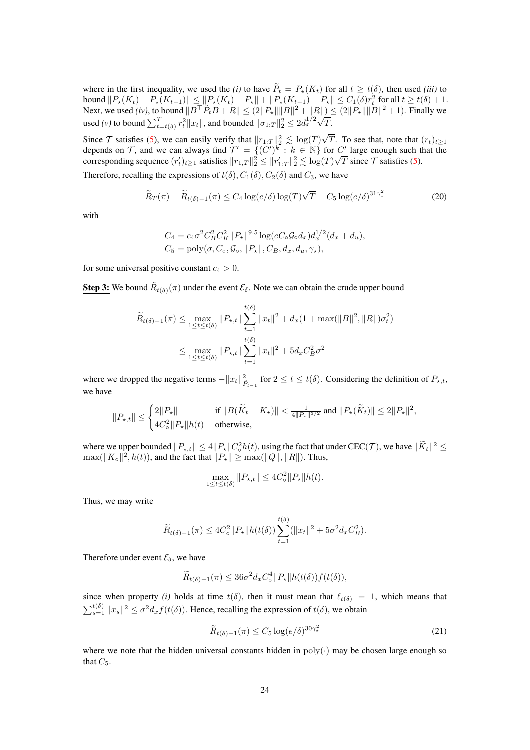where in the first inequality, we used the *(i)* to have $\widetilde{P}_t = P_\star(K_t)$ for all $t \geq t(\delta)$, then used *(iii)* to bound $\|P_\star(K_t) - P_\star(K_{t-1})\| \leq \|P_\star(K_t) - P_\star\| + \|P_\star(K_{t-1}) - P_\star\| \leq C_1(\delta) r_t^2$ for all $t \geq t(\delta) + 1$. Next, we used *(iv)*, to bound $\|B^\top \widetilde{P}_t B + R\| \leq (2\|P_\star\|\|B\|^2 + \|R\|) \leq (2\|P_\star\|\|B\|^2 + 1)$. Finally we used *(v)* to bound $\sum_{t=t(\delta)}^T r_t^2 \|x_t\|$, and bounded $\|\sigma_{1:T}\|_2^2 \leq 2d_x^{1/2}\sqrt{T}$.

Since $\mathcal{T}$ satisfies (5), we can easily verify that $\|r_{1:T}\|_2^2 \lesssim \log(T)\sqrt{T}$. To see that, note that $(r_t)_{t\geq 1}$ depends on $\mathcal{T}$, and we can always find $\mathcal{T}' = \{(C')^k : k \in \mathbb{N}\}$ for $C'$ large enough such that the corresponding sequence $(r'_t)_{t\geq 1}$ satisfies $\|r_{1,T}\|_2^2 \leq \|r'_{1:T}\|_2^2 \lesssim \log(T)\sqrt{T}$ since $\mathcal{T}$ satisfies (5).

Therefore, recalling the expressions of $t(\delta), C_1(\delta), C_2(\delta)$ and $C_3$, we have

$$
\widetilde{R}_T(\pi) - \widetilde{R}_{t(\delta)-1}(\pi) \leq C_4 \log(e/\delta)\log(T)\sqrt{T} + C_5 \log(e/\delta)^{31\gamma_\star^2} \tag{20}
$$

with

$$
C_4 = c_4 \sigma^2 C_B^2 C_K^2 \|P_\star\|^{9.5} \log(eC_\circ \mathcal{G}_\circ d_x) d_x^{1/2}(d_x + d_u),
$$
$$
C_5 = \mathrm{poly}(\sigma, C_\circ, \mathcal{G}_\circ, \|P_\star\|, C_B, d_x, d_u, \gamma_\star),
$$

for some universal positive constant $c_4 > 0$.

**Step 3:** We bound $\tilde{R}_{t(\delta)}(\pi)$ under the event $\mathcal{E}_\delta$. Note we can obtain the crude upper bound

$$
\begin{aligned}
\widetilde{R}_{t(\delta)-1}(\pi) &\leq \max_{1\leq t\leq t(\delta)} \|P_{\star,t}\| \sum_{t=1}^{t(\delta)} \|x_t\|^2 + d_x(1 + \max(\|B\|^2, \|R\|)\sigma_t^2) \\
&\leq \max_{1\leq t\leq t(\delta)} \|P_{\star,t}\| \sum_{t=1}^{t(\delta)} \|x_t\|^2 + 5d_x C_B^2 \sigma^2
\end{aligned}
$$

where we dropped the negative terms $-\|x_t\|^2_{\widetilde{P}_{t-1}}$ for $2 \leq t \leq t(\delta)$. Considering the definition of $P_{\star,t}$, we have

$$
\|P_{\star,t}\| \leq \begin{cases} 2\|P_\star\| & \text{if } \|B(\widetilde{K}_t - K_\star)\| < \frac{1}{4\|P_\star\|^{3/2}} \text{ and } \|P_\star(\widetilde{K}_t)\| \leq 2\|P_\star\|^2, \\ 4C_\circ^2 \|P_\star\| h(t) & \text{otherwise,} \end{cases}
$$

where we upper bounded $\|P_{\star,t}\| \leq 4\|P_\star\|C_\circ^2 h(t)$, using the fact that under CEC($\mathcal{T}$), we have $\|\widetilde{K}_t\|^2 \leq \max(\|K_\circ\|^2, h(t))$, and the fact that $\|P_\star\| \geq \max(\|Q\|, \|R\|)$. Thus,

$$
\max_{1\leq t\leq t(\delta)} \|P_{\star,t}\| \leq 4C_\circ^2 \|P_\star\| h(t).
$$

Thus, we may write

$$
\widetilde{R}_{t(\delta)-1}(\pi) \leq 4C_\circ^2 \|P_\star\| h(t(\delta)) \sum_{t=1}^{t(\delta)} (\|x_t\|^2 + 5\sigma^2 d_x C_B^2).
$$

Therefore under event $\mathcal{E}_\delta$, we have

$$
\widetilde{R}_{t(\delta)-1}(\pi) \leq 36\sigma^2 d_x C_\circ^4 \|P_\star\| h(t(\delta)) f(t(\delta)),
$$

since when property *(i)* holds at time $t(\delta)$, then it must mean that $\ell_{t(\delta)} = 1$, which means that $\sum_{s=1}^{t(\delta)} \|x_s\|^2 \leq \sigma^2 d_x f(t(\delta))$. Hence, recalling the expression of $t(\delta)$, we obtain

$$
\widetilde{R}_{t(\delta)-1}(\pi) \leq C_5 \log(e/\delta)^{30\gamma_\star^2} \tag{21}
$$

where we note that the hidden universal constants hidden in $\mathrm{poly}(\cdot)$ may be chosen large enough so that $C_5$.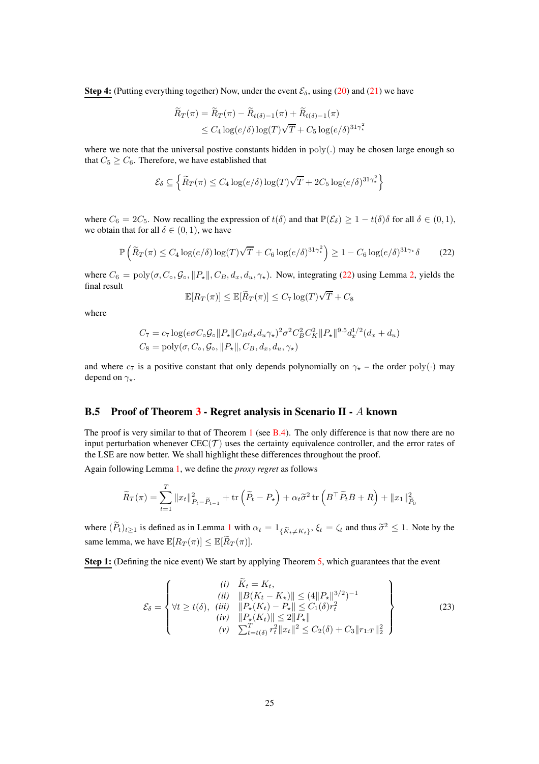**Step 4:** (Putting everything together) Now, under the event $\mathcal{E}_\delta$, using (20) and (21) we have

$$\widetilde{R}_T(\pi) = \widetilde{R}_T(\pi) - \widetilde{R}_{t(\delta)-1}(\pi) + \widetilde{R}_{t(\delta)-1}(\pi)$$
$$\leq C_4 \log(e/\delta)\log(T)\sqrt{T} + C_5 \log(e/\delta)^{31\gamma_\star^2}$$

where we note that the universal postive constants hidden in $\mathrm{poly}(.)$ may be chosen large enough so that $C_5 \geq C_6$. Therefore, we have established that

$$\mathcal{E}_\delta \subseteq \left\{ \widetilde{R}_T(\pi) \leq C_4 \log(e/\delta)\log(T)\sqrt{T} + 2C_5 \log(e/\delta)^{31\gamma_\star^2} \right\}$$

where $C_6 = 2C_5$. Now recalling the expression of $t(\delta)$ and that $\mathbb{P}(\mathcal{E}_\delta) \geq 1 - t(\delta)\delta$ for all $\delta \in (0,1)$, we obtain that for all $\delta \in (0,1)$, we have

$$\mathbb{P}\left( \widetilde{R}_T(\pi) \leq C_4 \log(e/\delta)\log(T)\sqrt{T} + C_6 \log(e/\delta)^{31\gamma_\star^2} \right) \geq 1 - C_6 \log(e/\delta)^{31\gamma_\star}\delta \tag{22}$$

where $C_6 = \mathrm{poly}(\sigma, C_\circ, \mathcal{G}_\circ, \|P_\star\|, C_B, d_x, d_u, \gamma_\star)$. Now, integrating (22) using Lemma 2, yields the final result

$$\mathbb{E}[R_T(\pi)] \leq \mathbb{E}[\widetilde{R}_T(\pi)] \leq C_7 \log(T)\sqrt{T} + C_8$$

where

$$C_7 = c_7 \log(e\sigma C_\circ \mathcal{G}_\circ \|P_\star\| C_B d_x d_u \gamma_\star)^2 \sigma^2 C_B^2 C_K^2 \|P_\star\|^{9.5} d_x^{1/2}(d_x + d_u)$$
$$C_8 = \mathrm{poly}(\sigma, C_\circ, \mathcal{G}_\circ, \|P_\star\|, C_B, d_x, d_u, \gamma_\star)$$

and where $c_7$ is a positive constant that only depends polynomially on $\gamma_\star$ – the order $\mathrm{poly}(\cdot)$ may depend on $\gamma_\star$.

### B.5 Proof of Theorem 3 - Regret analysis in Scenario II - $A$ known

The proof is very similar to that of Theorem 1 (see B.4). The only difference is that now there are no input perturbation whenever CEC($\mathcal{T}$) uses the certainty equivalence controller, and the error rates of the LSE are now better. We shall highlight these differences throughout the proof.

Again following Lemma 1, we define the *proxy regret* as follows

$$\widetilde{R}_T(\pi) = \sum_{t=1}^{T} \|x_t\|^2_{P_t - \widetilde{P}_{t-1}} + \mathrm{tr}\left(\widetilde{P}_t - P_\star\right) + \alpha_t \widetilde{\sigma}^2 \,\mathrm{tr}\left(B^\top \widetilde{P}_t B + R\right) + \|x_1\|^2_{\widetilde{P}_0}$$

where $(\widetilde{P}_t)_{t\geq 1}$ is defined as in Lemma 1 with $\alpha_t = \mathbb{1}_{\{\widetilde{K}_t \neq K_t\}}$, $\xi_t = \zeta_t$ and thus $\widetilde{\sigma}^2 \leq 1$. Note by the same lemma, we have $\mathbb{E}[R_T(\pi)] \leq \mathbb{E}[\widetilde{R}_T(\pi)]$.

**Step 1:** (Defining the nice event) We start by applying Theorem 5, which guarantees that the event

$$\mathcal{E}_\delta = \left\{ \forall t \geq t(\delta), \begin{array}{rl} \textit{(i)} & \widetilde{K}_t = K_t, \\ \textit{(ii)} & \|B(K_t - K_\star)\| \leq (4\|P_\star\|^{3/2})^{-1} \\ \textit{(iii)} & \|P_\star(K_t) - P_\star\| \leq C_1(\delta) r_t^2 \\ \textit{(iv)} & \|P_\star(K_t)\| \leq 2\|P_\star\| \\ \textit{(v)} & \sum_{t=t(\delta)}^{T} r_t^2 \|x_t\|^2 \leq C_2(\delta) + C_3 \|r_{1:T}\|_2^2 \end{array} \right\} \tag{23}$$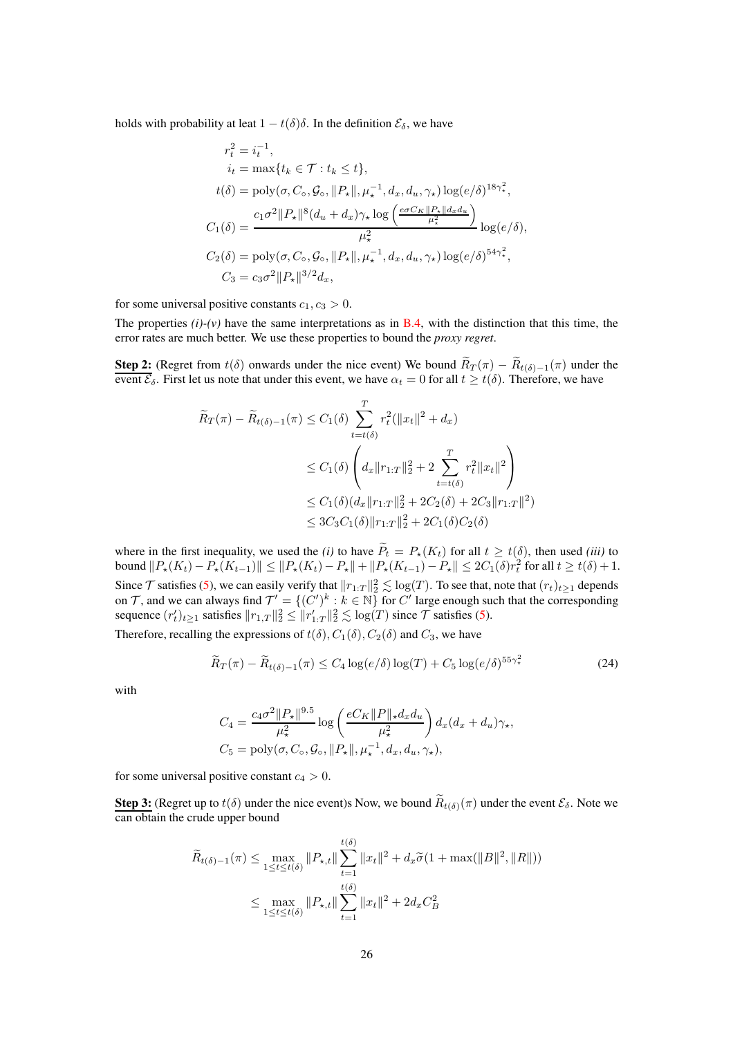holds with probability at leat $1 - t(\delta)\delta$. In the definition $\mathcal{E}_\delta$, we have

$$
\begin{aligned}
r_t^2 &= i_t^{-1}, \\
i_t &= \max\{t_k \in \mathcal{T} : t_k \le t\}, \\
t(\delta) &= \mathrm{poly}(\sigma, C_\circ, \mathcal{G}_\circ, \|P_\star\|, \mu_\star^{-1}, d_x, d_u, \gamma_\star) \log(e/\delta)^{18\gamma_\star^2}, \\
C_1(\delta) &= \frac{c_1 \sigma^2 \|P_\star\|^8 (d_u + d_x)\gamma_\star \log\left(\frac{e\sigma C_K \|P_\star\| d_x d_u}{\mu_\star^2}\right)}{\mu_\star^2} \log(e/\delta), \\
C_2(\delta) &= \mathrm{poly}(\sigma, C_\circ, \mathcal{G}_\circ, \|P_\star\|, \mu_\star^{-1}, d_x, d_u, \gamma_\star) \log(e/\delta)^{54\gamma_\star^2}, \\
C_3 &= c_3 \sigma^2 \|P_\star\|^{3/2} d_x,
\end{aligned}
$$

for some universal positive constants $c_1, c_3 > 0$.

The properties *(i)-(v)* have the same interpretations as in B.4, with the distinction that this time, the error rates are much better. We use these properties to bound the *proxy regret*.

**Step 2:** (Regret from $t(\delta)$ onwards under the nice event) We bound $\widetilde{R}_T(\pi) - \widetilde{R}_{t(\delta)-1}(\pi)$ under the event $\mathcal{E}_\delta$. First let us note that under this event, we have $\alpha_t = 0$ for all $t \ge t(\delta)$. Therefore, we have

$$
\begin{aligned}
\widetilde{R}_T(\pi) - \widetilde{R}_{t(\delta)-1}(\pi) &\le C_1(\delta) \sum_{t=t(\delta)}^{T} r_t^2 (\|x_t\|^2 + d_x) \\
&\le C_1(\delta) \left( d_x \|r_{1:T}\|_2^2 + 2 \sum_{t=t(\delta)}^{T} r_t^2 \|x_t\|^2 \right) \\
&\le C_1(\delta) (d_x \|r_{1:T}\|_2^2 + 2C_2(\delta) + 2C_3 \|r_{1:T}\|^2) \\
&\le 3C_3 C_1(\delta) \|r_{1:T}\|_2^2 + 2C_1(\delta) C_2(\delta)
\end{aligned}
$$

where in the first inequality, we used the *(i)* to have $\widetilde{P}_t = P_\star(K_t)$ for all $t \ge t(\delta)$, then used *(iii)* to bound $\|P_\star(K_t) - P_\star(K_{t-1})\| \le \|P_\star(K_t) - P_\star\| + \|P_\star(K_{t-1}) - P_\star\| \le 2C_1(\delta) r_t^2$ for all $t \ge t(\delta) + 1$. Since $\mathcal{T}$ satisfies (5), we can easily verify that $\|r_{1:T}\|_2^2 \lesssim \log(T)$. To see that, note that $(r_t)_{t \ge 1}$ depends on $\mathcal{T}$, and we can always find $\mathcal{T}' = \{(C')^k : k \in \mathbb{N}\}$ for $C'$ large enough such that the corresponding sequence $(r_t')_{t\ge 1}$ satisfies $\|r_{1,T}\|_2^2 \le \|r_{1:T}'\|_2^2 \lesssim \log(T)$ since $\mathcal{T}$ satisfies (5).

Therefore, recalling the expressions of $t(\delta), C_1(\delta), C_2(\delta)$ and $C_3$, we have

$$
\widetilde{R}_T(\pi) - \widetilde{R}_{t(\delta)-1}(\pi) \le C_4 \log(e/\delta) \log(T) + C_5 \log(e/\delta)^{55\gamma_\star^2} \tag{24}
$$

with

$$
\begin{aligned}
C_4 &= \frac{c_4 \sigma^2 \|P_\star\|^{9.5}}{\mu_\star^2} \log\left(\frac{eC_K \|P\|_\star d_x d_u}{\mu_\star^2}\right) d_x (d_x + d_u) \gamma_\star, \\
C_5 &= \mathrm{poly}(\sigma, C_\circ, \mathcal{G}_\circ, \|P_\star\|, \mu_\star^{-1}, d_x, d_u, \gamma_\star),
\end{aligned}
$$

for some universal positive constant $c_4 > 0$.

**Step 3:** (Regret up to $t(\delta)$ under the nice event)s Now, we bound $\widetilde{R}_{t(\delta)}(\pi)$ under the event $\mathcal{E}_\delta$. Note we can obtain the crude upper bound

$$
\begin{aligned}
\widetilde{R}_{t(\delta)-1}(\pi) &\le \max_{1 \le t \le t(\delta)} \|P_{\star,t}\| \sum_{t=1}^{t(\delta)} \|x_t\|^2 + d_x \widetilde{\sigma}(1 + \max(\|B\|^2, \|R\|)) \\
&\le \max_{1 \le t \le t(\delta)} \|P_{\star,t}\| \sum_{t=1}^{t(\delta)} \|x_t\|^2 + 2d_x C_B^2
\end{aligned}
$$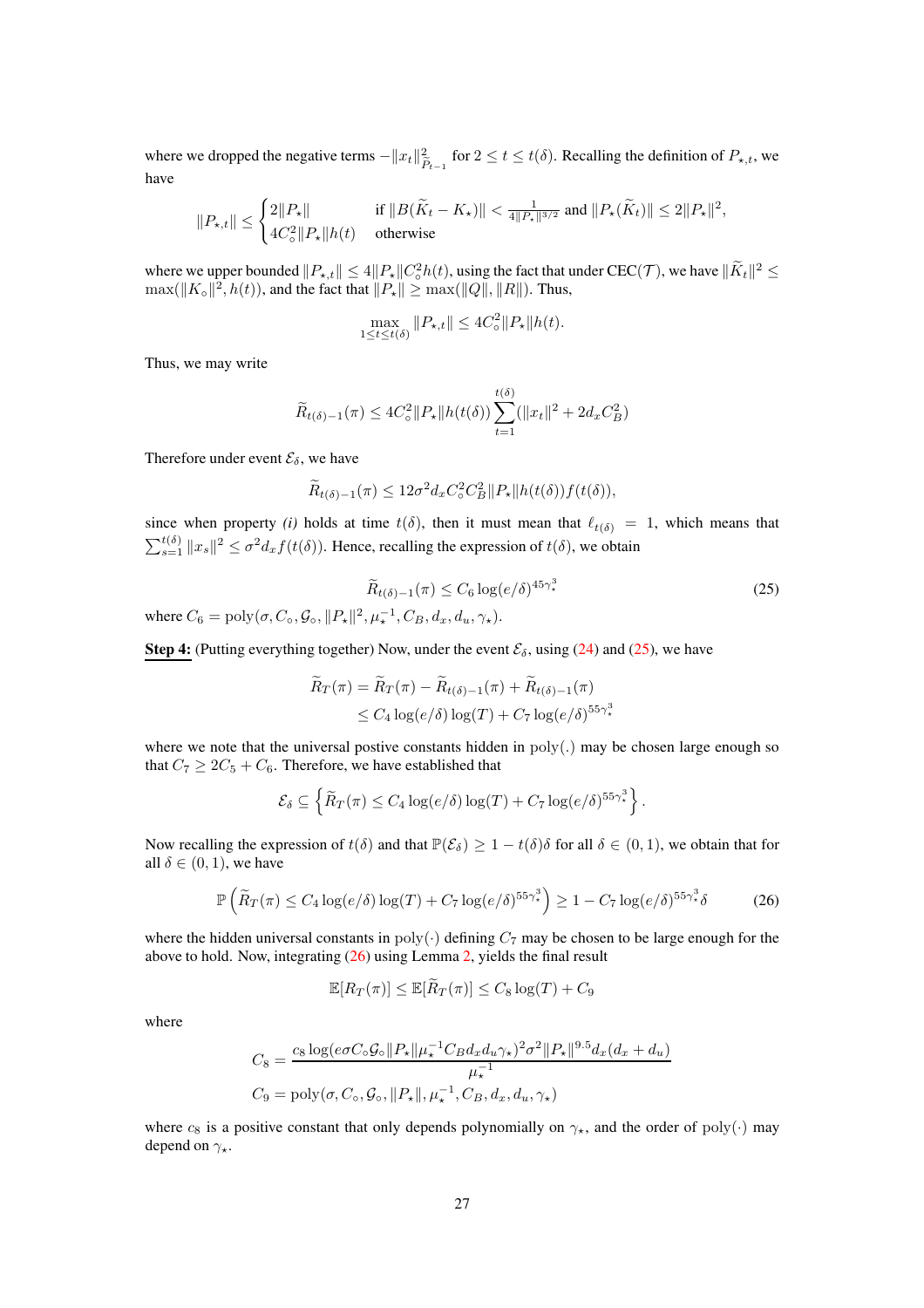where we dropped the negative terms $-\|x_t\|^2_{P_{t-1}}$ for $2 \leq t \leq t(\delta)$. Recalling the definition of $P_{\star,t}$, we have

$$
\|P_{\star,t}\| \leq \begin{cases} 2\|P_\star\| & \text{if } \|B(\widetilde{K}_t - K_\star)\| < \frac{1}{4\|P_\star\|^{3/2}} \text{ and } \|P_\star(\widetilde{K}_t)\| \leq 2\|P_\star\|^2, \\ 4C_\circ^2\|P_\star\|h(t) & \text{otherwise} \end{cases}
$$

where we upper bounded $\|P_{\star,t}\| \leq 4\|P_\star\|C_\circ^2 h(t)$, using the fact that under CEC($\mathcal{T}$), we have $\|\widetilde{K}_t\|^2 \leq \max(\|K_\circ\|^2, h(t))$, and the fact that $\|P_\star\| \geq \max(\|Q\|, \|R\|)$. Thus,

$$
\max_{1 \leq t \leq t(\delta)} \|P_{\star,t}\| \leq 4C_\circ^2\|P_\star\|h(t).
$$

Thus, we may write

$$
\widetilde{R}_{t(\delta)-1}(\pi) \leq 4C_\circ^2\|P_\star\|h(t(\delta))\sum_{t=1}^{t(\delta)}(\|x_t\|^2 + 2d_xC_B^2)
$$

Therefore under event $\mathcal{E}_\delta$, we have

$$
\widetilde{R}_{t(\delta)-1}(\pi) \leq 12\sigma^2 d_x C_\circ^2 C_B^2\|P_\star\|h(t(\delta))f(t(\delta)),
$$

since when property *(i)* holds at time $t(\delta)$, then it must mean that $\ell_{t(\delta)} = 1$, which means that $\sum_{s=1}^{t(\delta)}\|x_s\|^2 \leq \sigma^2 d_x f(t(\delta))$. Hence, recalling the expression of $t(\delta)$, we obtain

$$
\widetilde{R}_{t(\delta)-1}(\pi) \leq C_6 \log(e/\delta)^{45\gamma_\star^3} \tag{25}
$$

where $C_6 = \mathrm{poly}(\sigma, C_\circ, \mathcal{G}_\circ, \|P_\star\|^2, \mu_\star^{-1}, C_B, d_x, d_u, \gamma_\star)$.

**Step 4:** (Putting everything together) Now, under the event $\mathcal{E}_\delta$, using (24) and (25), we have

$$
\begin{aligned}
\widetilde{R}_T(\pi) &= \widetilde{R}_T(\pi) - \widetilde{R}_{t(\delta)-1}(\pi) + \widetilde{R}_{t(\delta)-1}(\pi) \\
&\leq C_4 \log(e/\delta)\log(T) + C_7 \log(e/\delta)^{55\gamma_\star^3}
\end{aligned}
$$

where we note that the universal postive constants hidden in $\mathrm{poly}(.)$ may be chosen large enough so that $C_7 \geq 2C_5 + C_6$. Therefore, we have established that

$$
\mathcal{E}_\delta \subseteq \left\{\widetilde{R}_T(\pi) \leq C_4\log(e/\delta)\log(T) + C_7\log(e/\delta)^{55\gamma_\star^3}\right\}.
$$

Now recalling the expression of $t(\delta)$ and that $\mathbb{P}(\mathcal{E}_\delta) \geq 1 - t(\delta)\delta$ for all $\delta \in (0,1)$, we obtain that for all $\delta \in (0,1)$, we have

$$
\mathbb{P}\left(\widetilde{R}_T(\pi) \leq C_4\log(e/\delta)\log(T) + C_7\log(e/\delta)^{55\gamma_\star^3}\right) \geq 1 - C_7\log(e/\delta)^{55\gamma_\star^3}\delta \tag{26}
$$

where the hidden universal constants in $\mathrm{poly}(\cdot)$ defining $C_7$ may be chosen to be large enough for the above to hold. Now, integrating (26) using Lemma 2, yields the final result

$$
\mathbb{E}[R_T(\pi)] \leq \mathbb{E}[\widetilde{R}_T(\pi)] \leq C_8\log(T) + C_9
$$

where

$$
\begin{aligned}
C_8 &= \frac{c_8 \log(e\sigma C_\circ\mathcal{G}_\circ\|P_\star\|\mu_\star^{-1}C_Bd_xd_u\gamma_\star)^2\sigma^2\|P_\star\|^{9.5}d_x(d_x+d_u)}{\mu_\star^{-1}} \\
C_9 &= \mathrm{poly}(\sigma, C_\circ, \mathcal{G}_\circ, \|P_\star\|, \mu_\star^{-1}, C_B, d_x, d_u, \gamma_\star)
\end{aligned}
$$

where $c_8$ is a positive constant that only depends polynomially on $\gamma_\star$, and the order of $\mathrm{poly}(\cdot)$ may depend on $\gamma_\star$.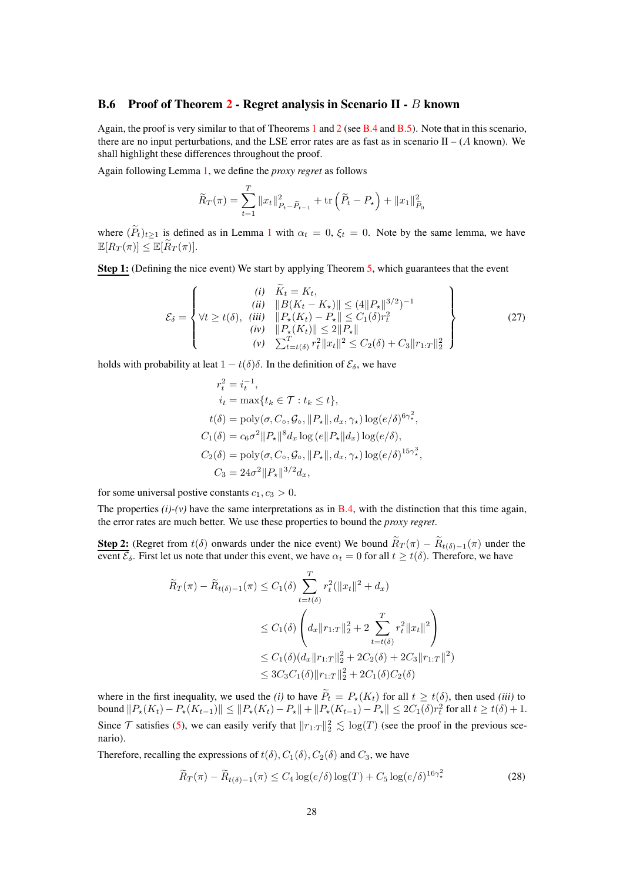### B.6 Proof of Theorem 2 - Regret analysis in Scenario II - $B$ known

Again, the proof is very similar to that of Theorems 1 and 2 (see B.4 and B.5). Note that in this scenario, there are no input perturbations, and the LSE error rates are as fast as in scenario II – ($A$ known). We shall highlight these differences throughout the proof.

Again following Lemma 1, we define the *proxy regret* as follows

$$
\widetilde{R}_T(\pi) = \sum_{t=1}^{T} \|x_t\|^2_{P_t - \widetilde{P}_{t-1}} + \operatorname{tr}\left(\widetilde{P}_t - P_\star\right) + \|x_1\|^2_{\widetilde{P}_0}
$$

where $(\widetilde{P}_t)_{t\geq 1}$ is defined as in Lemma 1 with $\alpha_t = 0$, $\xi_t = 0$. Note by the same lemma, we have $\mathbb{E}[R_T(\pi)] \leq \mathbb{E}[\widetilde{R}_T(\pi)]$.

**Step 1:** (Defining the nice event) We start by applying Theorem 5, which guarantees that the event

$$
\mathcal{E}_\delta = \left\{ \forall t \geq t(\delta), \begin{array}{rl} \textit{(i)} & \widetilde{K}_t = K_t, \\ \textit{(ii)} & \|B(K_t - K_\star)\| \leq (4\|P_\star\|^{3/2})^{-1} \\ \textit{(iii)} & \|P_\star(K_t) - P_\star\| \leq C_1(\delta) r_t^2 \\ \textit{(iv)} & \|P_\star(K_t)\| \leq 2\|P_\star\| \\ \textit{(v)} & \sum_{t=t(\delta)}^{T} r_t^2 \|x_t\|^2 \leq C_2(\delta) + C_3 \|r_{1:T}\|_2^2 \end{array} \right\} \tag{27}
$$

holds with probability at leat $1 - t(\delta)\delta$. In the definition of $\mathcal{E}_\delta$, we have

$$
\begin{aligned}
r_t^2 &= i_t^{-1}, \\
i_t &= \max\{t_k \in \mathcal{T} : t_k \leq t\}, \\
t(\delta) &= \operatorname{poly}(\sigma, C_\circ, \mathcal{G}_\circ, \|P_\star\|, d_x, \gamma_\star) \log(e/\delta)^{6\gamma_\star^2}, \\
C_1(\delta) &= c_6 \sigma^2 \|P_\star\|^8 d_x \log\left(e\|P_\star\| d_x\right) \log(e/\delta), \\
C_2(\delta) &= \operatorname{poly}(\sigma, C_\circ, \mathcal{G}_\circ, \|P_\star\|, d_x, \gamma_\star) \log(e/\delta)^{15\gamma_\star^3}, \\
C_3 &= 24\sigma^2 \|P_\star\|^{3/2} d_x,
\end{aligned}
$$

for some universal postive constants $c_1, c_3 > 0$.

The properties *(i)*-*(v)* have the same interpretations as in B.4, with the distinction that this time again, the error rates are much better. We use these properties to bound the *proxy regret*.

**Step 2:** (Regret from $t(\delta)$ onwards under the nice event) We bound $\widetilde{R}_T(\pi) - \widetilde{R}_{t(\delta)-1}(\pi)$ under the event $\mathcal{E}_\delta$. First let us note that under this event, we have $\alpha_t = 0$ for all $t \geq t(\delta)$. Therefore, we have

$$
\begin{aligned}
\widetilde{R}_T(\pi) - \widetilde{R}_{t(\delta)-1}(\pi) &\leq C_1(\delta) \sum_{t=t(\delta)}^{T} r_t^2 (\|x_t\|^2 + d_x) \\
&\leq C_1(\delta) \left( d_x \|r_{1:T}\|_2^2 + 2 \sum_{t=t(\delta)}^{T} r_t^2 \|x_t\|^2 \right) \\
&\leq C_1(\delta) (d_x \|r_{1:T}\|_2^2 + 2C_2(\delta) + 2C_3 \|r_{1:T}\|^2) \\
&\leq 3C_3 C_1(\delta) \|r_{1:T}\|_2^2 + 2C_1(\delta) C_2(\delta)
\end{aligned}
$$

where in the first inequality, we used the *(i)* to have $\widetilde{P}_t = P_\star(K_t)$ for all $t \geq t(\delta)$, then used *(iii)* to bound $\|P_\star(K_t) - P_\star(K_{t-1})\| \leq \|P_\star(K_t) - P_\star\| + \|P_\star(K_{t-1}) - P_\star\| \leq 2C_1(\delta) r_t^2$ for all $t \geq t(\delta) + 1$. Since $\mathcal{T}$ satisfies (5), we can easily verify that $\|r_{1:T}\|_2^2 \lesssim \log(T)$ (see the proof in the previous scenario).

Therefore, recalling the expressions of $t(\delta), C_1(\delta), C_2(\delta)$ and $C_3$, we have

$$
\widetilde{R}_T(\pi) - \widetilde{R}_{t(\delta)-1}(\pi) \leq C_4 \log(e/\delta) \log(T) + C_5 \log(e/\delta)^{16\gamma_\star^2} \tag{28}
$$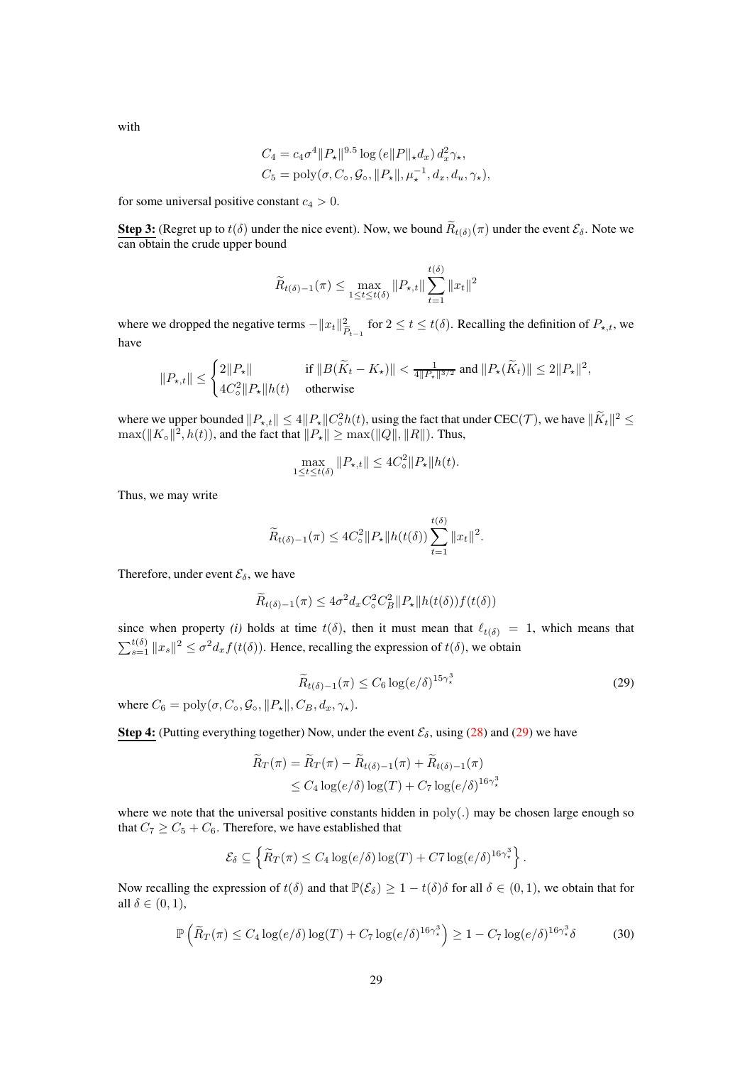with

$$C_4 = c_4 \sigma^4 \|P_\star\|^{9.5} \log\left(e\|P\|_\star d_x\right) d_x^2 \gamma_\star,$$
$$C_5 = \mathrm{poly}(\sigma, C_\circ, \mathcal{G}_\circ, \|P_\star\|, \mu_\star^{-1}, d_x, d_u, \gamma_\star),$$

for some universal positive constant $c_4 > 0$.

**Step 3:** (Regret up to $t(\delta)$ under the nice event). Now, we bound $\widetilde{R}_{t(\delta)}(\pi)$ under the event $\mathcal{E}_\delta$. Note we can obtain the crude upper bound

$$\widetilde{R}_{t(\delta)-1}(\pi) \leq \max_{1 \leq t \leq t(\delta)} \|P_{\star,t}\| \sum_{t=1}^{t(\delta)} \|x_t\|^2$$

where we dropped the negative terms $-\|x_t\|^2_{\widetilde{P}_{t-1}}$ for $2 \leq t \leq t(\delta)$. Recalling the definition of $P_{\star,t}$, we have

$$\|P_{\star,t}\| \leq \begin{cases} 2\|P_\star\| & \text{if } \|B(\widetilde{K}_t - K_\star)\| < \frac{1}{4\|P_\star\|^{3/2}} \text{ and } \|P_\star(\widetilde{K}_t)\| \leq 2\|P_\star\|^2, \\ 4C_\circ^2 \|P_\star\| h(t) & \text{otherwise} \end{cases}$$

where we upper bounded $\|P_{\star,t}\| \leq 4\|P_\star\| C_\circ^2 h(t)$, using the fact that under CEC($\mathcal{T}$), we have $\|\widetilde{K}_t\|^2 \leq \max(\|K_\circ\|^2, h(t))$, and the fact that $\|P_\star\| \geq \max(\|Q\|, \|R\|)$. Thus,

$$\max_{1 \leq t \leq t(\delta)} \|P_{\star,t}\| \leq 4C_\circ^2 \|P_\star\| h(t).$$

Thus, we may write

$$\widetilde{R}_{t(\delta)-1}(\pi) \leq 4C_\circ^2 \|P_\star\| h(t(\delta)) \sum_{t=1}^{t(\delta)} \|x_t\|^2.$$

Therefore, under event $\mathcal{E}_\delta$, we have

$$\widetilde{R}_{t(\delta)-1}(\pi) \leq 4\sigma^2 d_x C_\circ^2 C_B^2 \|P_\star\| h(t(\delta)) f(t(\delta))$$

since when property *(i)* holds at time $t(\delta)$, then it must mean that $\ell_{t(\delta)} = 1$, which means that $\sum_{s=1}^{t(\delta)} \|x_s\|^2 \leq \sigma^2 d_x f(t(\delta))$. Hence, recalling the expression of $t(\delta)$, we obtain

$$\widetilde{R}_{t(\delta)-1}(\pi) \leq C_6 \log(e/\delta)^{15\gamma_\star^3} \tag{29}$$

where $C_6 = \mathrm{poly}(\sigma, C_\circ, \mathcal{G}_\circ, \|P_\star\|, C_B, d_x, \gamma_\star)$.

**Step 4:** (Putting everything together) Now, under the event $\mathcal{E}_\delta$, using (28) and (29) we have

$$\begin{aligned} \widetilde{R}_T(\pi) &= \widetilde{R}_T(\pi) - \widetilde{R}_{t(\delta)-1}(\pi) + \widetilde{R}_{t(\delta)-1}(\pi) \\ &\leq C_4 \log(e/\delta)\log(T) + C_7 \log(e/\delta)^{16\gamma_\star^3} \end{aligned}$$

where we note that the universal positive constants hidden in $\mathrm{poly}(.)$ may be chosen large enough so that $C_7 \geq C_5 + C_6$. Therefore, we have established that

$$\mathcal{E}_\delta \subseteq \left\{ \widetilde{R}_T(\pi) \leq C_4 \log(e/\delta)\log(T) + C7 \log(e/\delta)^{16\gamma_\star^3} \right\}.$$

Now recalling the expression of $t(\delta)$ and that $\mathbb{P}(\mathcal{E}_\delta) \geq 1 - t(\delta)\delta$ for all $\delta \in (0,1)$, we obtain that for all $\delta \in (0,1)$,

$$\mathbb{P}\left( \widetilde{R}_T(\pi) \leq C_4 \log(e/\delta)\log(T) + C_7 \log(e/\delta)^{16\gamma_\star^3} \right) \geq 1 - C_7 \log(e/\delta)^{16\gamma_\star^3} \delta \tag{30}$$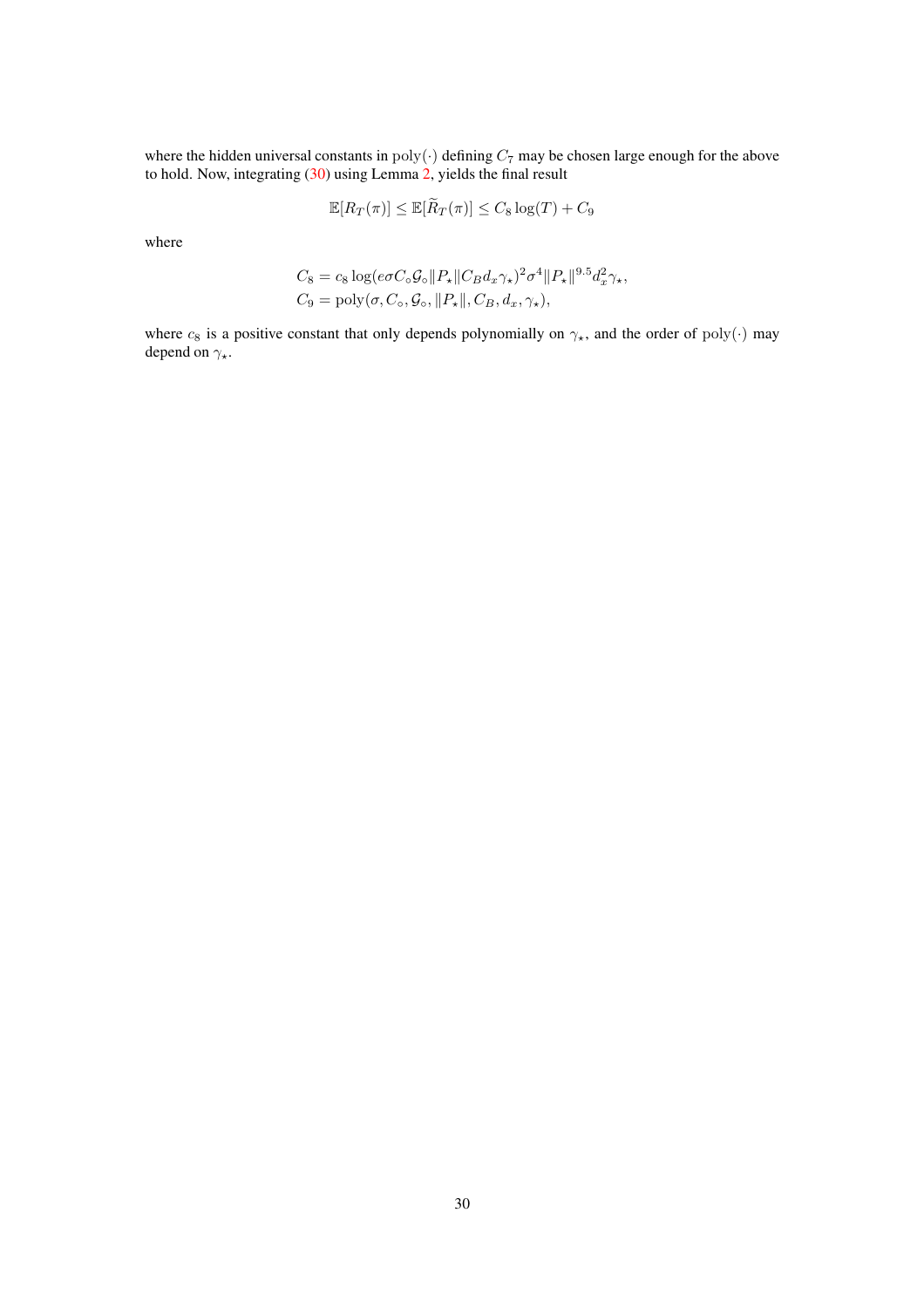where the hidden universal constants in $\mathrm{poly}(\cdot)$ defining $C_7$ may be chosen large enough for the above to hold. Now, integrating (30) using Lemma 2, yields the final result

$$\mathbb{E}[R_T(\pi)] \leq \mathbb{E}[\widetilde{R}_T(\pi)] \leq C_8 \log(T) + C_9$$

where

$$C_8 = c_8 \log(e\sigma C_\circ \mathcal{G}_\circ \|P_\star\| C_B d_x \gamma_\star)^2 \sigma^4 \|P_\star\|^{9.5} d_x^2 \gamma_\star,$$
$$C_9 = \mathrm{poly}(\sigma, C_\circ, \mathcal{G}_\circ, \|P_\star\|, C_B, d_x, \gamma_\star),$$

where $c_8$ is a positive constant that only depends polynomially on $\gamma_\star$, and the order of $\mathrm{poly}(\cdot)$ may depend on $\gamma_\star$.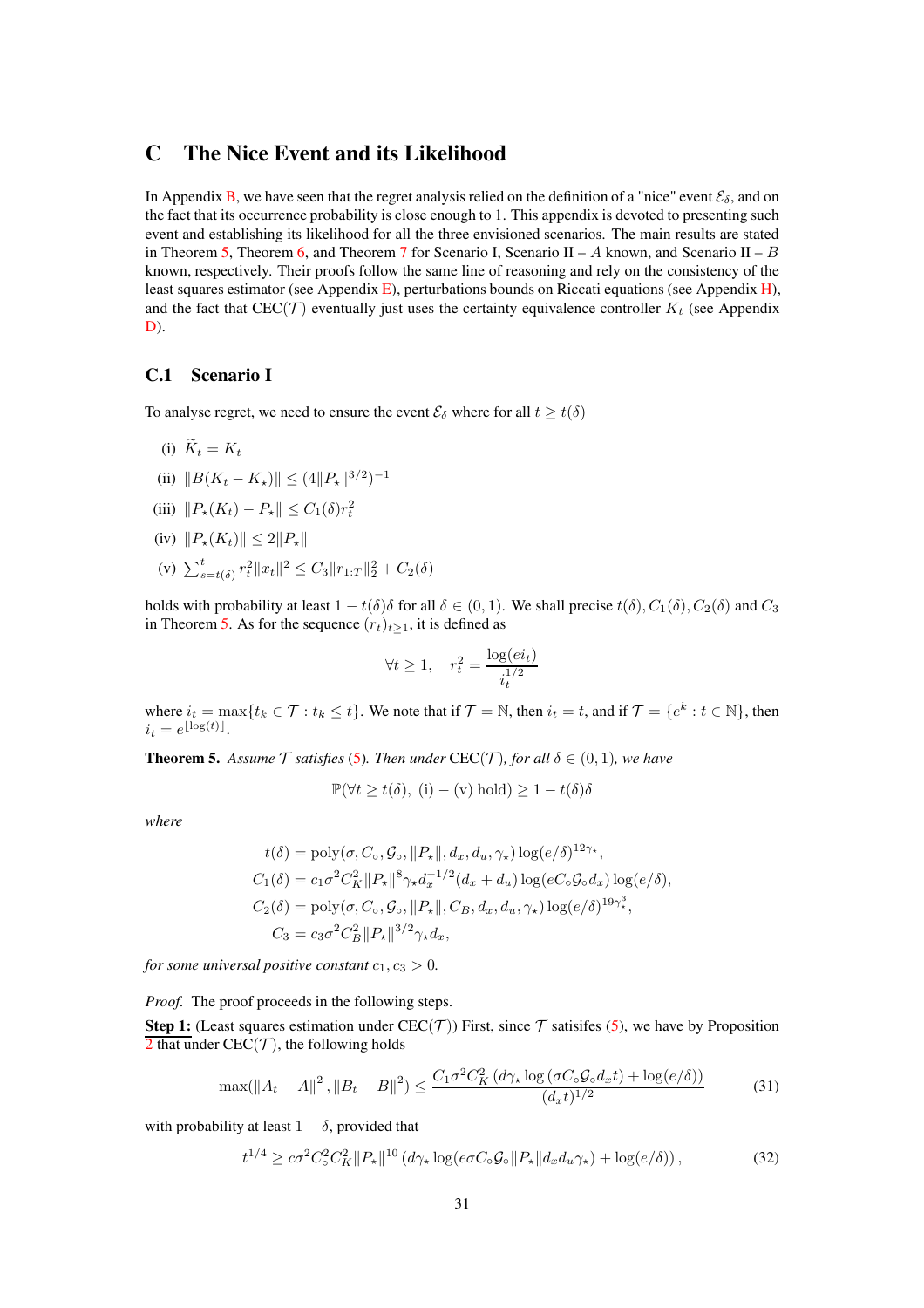# C The Nice Event and its Likelihood

In Appendix B, we have seen that the regret analysis relied on the definition of a "nice" event $\mathcal{E}_\delta$, and on the fact that its occurrence probability is close enough to 1. This appendix is devoted to presenting such event and establishing its likelihood for all the three envisioned scenarios. The main results are stated in Theorem 5, Theorem 6, and Theorem 7 for Scenario I, Scenario II – $A$ known, and Scenario II – $B$ known, respectively. Their proofs follow the same line of reasoning and rely on the consistency of the least squares estimator (see Appendix E), perturbations bounds on Riccati equations (see Appendix H), and the fact that CEC($\mathcal{T}$) eventually just uses the certainty equivalence controller $K_t$ (see Appendix D).

## C.1 Scenario I

To analyse regret, we need to ensure the event $\mathcal{E}_\delta$ where for all $t \geq t(\delta)$

(i) $\widetilde{K}_t = K_t$

(ii) $\|B(K_t - K_\star)\| \leq (4\|P_\star\|^{3/2})^{-1}$

(iii) $\|P_\star(K_t) - P_\star\| \leq C_1(\delta) r_t^2$

(iv) $\|P_\star(K_t)\| \leq 2\|P_\star\|$

(v) $\sum_{s=t(\delta)}^t r_t^2 \|x_t\|^2 \leq C_3 \|r_{1:T}\|_2^2 + C_2(\delta)$

holds with probability at least $1 - t(\delta)\delta$ for all $\delta \in (0,1)$. We shall precise $t(\delta), C_1(\delta), C_2(\delta)$ and $C_3$ in Theorem 5. As for the sequence $(r_t)_{t\geq 1}$, it is defined as

$$\forall t \geq 1, \quad r_t^2 = \frac{\log(e i_t)}{i_t^{1/2}}$$

where $i_t = \max\{t_k \in \mathcal{T} : t_k \leq t\}$. We note that if $\mathcal{T} = \mathbb{N}$, then $i_t = t$, and if $\mathcal{T} = \{e^k : t \in \mathbb{N}\}$, then $i_t = e^{\lfloor \log(t) \rfloor}$.

**Theorem 5.** *Assume $\mathcal{T}$ satisfies (5). Then under* CEC($\mathcal{T}$)*, for all $\delta \in (0,1)$, we have*

$$\mathbb{P}(\forall t \geq t(\delta),\ \text{(i)} - \text{(v) hold}) \geq 1 - t(\delta)\delta$$

*where*

$$\begin{aligned}
t(\delta) &= \text{poly}(\sigma, C_\circ, \mathcal{G}_\circ, \|P_\star\|, d_x, d_u, \gamma_\star) \log(e/\delta)^{12\gamma_\star}, \\
C_1(\delta) &= c_1 \sigma^2 C_K^2 \|P_\star\|^8 \gamma_\star d_x^{-1/2}(d_x + d_u) \log(eC_\circ \mathcal{G}_\circ d_x) \log(e/\delta), \\
C_2(\delta) &= \text{poly}(\sigma, C_\circ, \mathcal{G}_\circ, \|P_\star\|, C_B, d_x, d_u, \gamma_\star) \log(e/\delta)^{19\gamma_\star^3}, \\
C_3 &= c_3 \sigma^2 C_B^2 \|P_\star\|^{3/2} \gamma_\star d_x,
\end{aligned}$$

*for some universal positive constant $c_1, c_3 > 0$.*

*Proof.* The proof proceeds in the following steps.

**Step 1:** (Least squares estimation under CEC($\mathcal{T}$)) First, since $\mathcal{T}$ satisifes (5), we have by Proposition 2 that under CEC($\mathcal{T}$), the following holds

$$\max(\|A_t - A\|^2, \|B_t - B\|^2) \leq \frac{C_1 \sigma^2 C_K^2 \left(d\gamma_\star \log(\sigma C_\circ \mathcal{G}_\circ d_x t) + \log(e/\delta)\right)}{(d_x t)^{1/2}} \tag{31}$$

with probability at least $1 - \delta$, provided that

$$t^{1/4} \geq c\sigma^2 C_\circ^2 C_K^2 \|P_\star\|^{10} \left(d\gamma_\star \log(e\sigma C_\circ \mathcal{G}_\circ \|P_\star\| d_x d_u \gamma_\star) + \log(e/\delta)\right), \tag{32}$$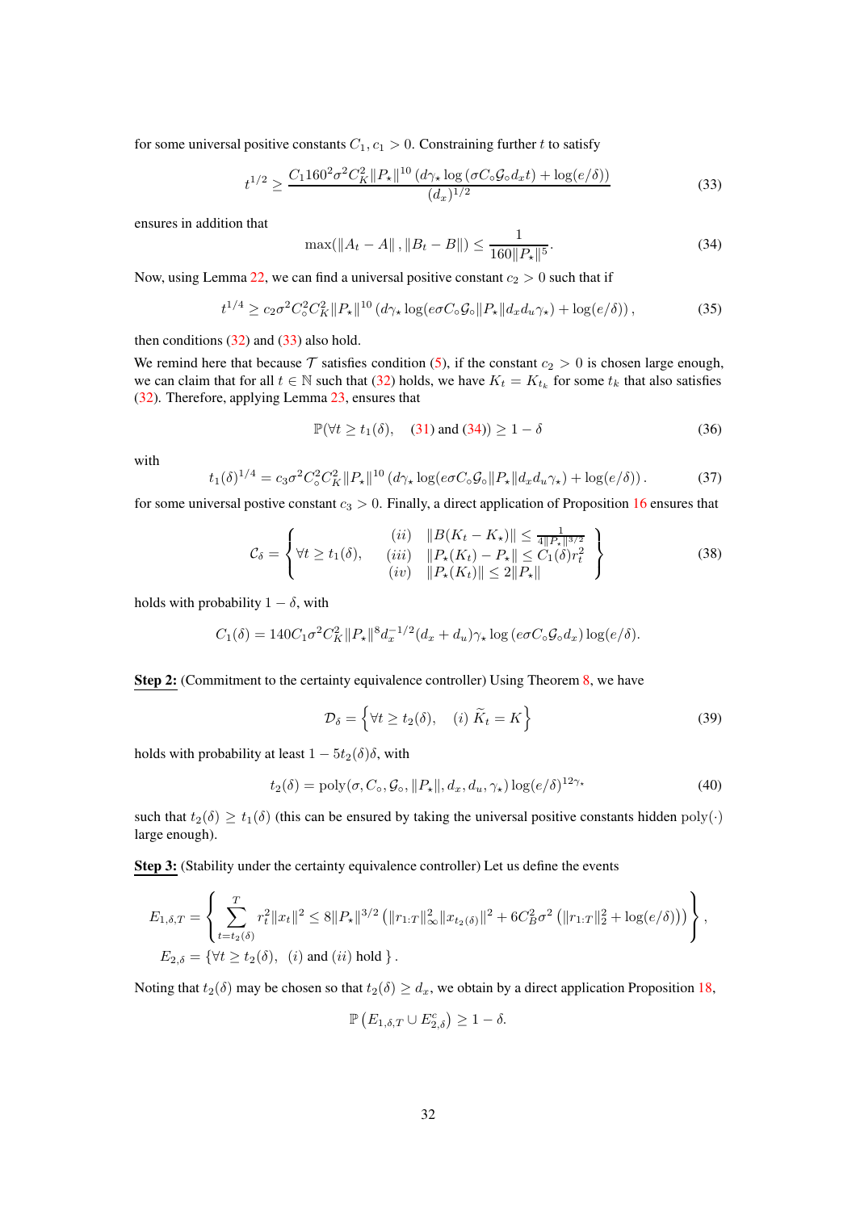for some universal positive constants $C_1, c_1 > 0$. Constraining further $t$ to satisfy

$$t^{1/2} \geq \frac{C_1 160^2 \sigma^2 C_K^2 \|P_\star\|^{10} \left(d\gamma_\star \log\left(\sigma C_\circ \mathcal{G}_\circ d_x t\right) + \log(e/\delta)\right)}{(d_x)^{1/2}} \tag{33}$$

ensures in addition that

$$\max(\|A_t - A\|, \|B_t - B\|) \leq \frac{1}{160\|P_\star\|^5}. \tag{34}$$

Now, using Lemma 22, we can find a universal positive constant $c_2 > 0$ such that if

$$t^{1/4} \geq c_2 \sigma^2 C_\circ^2 C_K^2 \|P_\star\|^{10} \left(d\gamma_\star \log(e\sigma C_\circ \mathcal{G}_\circ \|P_\star\| d_x d_u \gamma_\star) + \log(e/\delta)\right), \tag{35}$$

then conditions (32) and (33) also hold.

We remind here that because $\mathcal{T}$ satisfies condition (5), if the constant $c_2 > 0$ is chosen large enough, we can claim that for all $t \in \mathbb{N}$ such that (32) holds, we have $K_t = K_{t_k}$ for some $t_k$ that also satisfies (32). Therefore, applying Lemma 23, ensures that

$$\mathbb{P}(\forall t \geq t_1(\delta), \quad (31) \text{ and } (34)) \geq 1 - \delta \tag{36}$$

with

$$t_1(\delta)^{1/4} = c_3 \sigma^2 C_\circ^2 C_K^2 \|P_\star\|^{10} \left(d\gamma_\star \log(e\sigma C_\circ \mathcal{G}_\circ \|P_\star\| d_x d_u \gamma_\star) + \log(e/\delta)\right). \tag{37}$$

for some universal postive constant $c_3 > 0$. Finally, a direct application of Proposition 16 ensures that

$$\mathcal{C}_\delta = \left\{ \forall t \geq t_1(\delta), \quad \begin{array}{ll} (ii) & \|B(K_t - K_\star)\| \leq \frac{1}{4\|P_\star\|^{3/2}} \\ (iii) & \|P_\star(K_t) - P_\star\| \leq C_1(\delta) r_t^2 \\ (iv) & \|P_\star(K_t)\| \leq 2\|P_\star\| \end{array} \right\} \tag{38}$$

holds with probability $1 - \delta$, with

$$C_1(\delta) = 140 C_1 \sigma^2 C_K^2 \|P_\star\|^8 d_x^{-1/2} (d_x + d_u) \gamma_\star \log(e\sigma C_\circ \mathcal{G}_\circ d_x) \log(e/\delta).$$

**Step 2:** (Commitment to the certainty equivalence controller) Using Theorem 8, we have

$$\mathcal{D}_\delta = \left\{ \forall t \geq t_2(\delta), \quad (i)\ \widetilde{K}_t = K \right\} \tag{39}$$

holds with probability at least $1 - 5t_2(\delta)\delta$, with

$$t_2(\delta) = \text{poly}(\sigma, C_\circ, \mathcal{G}_\circ, \|P_\star\|, d_x, d_u, \gamma_\star) \log(e/\delta)^{12\gamma_\star} \tag{40}$$

such that $t_2(\delta) \geq t_1(\delta)$ (this can be ensured by taking the universal positive constants hidden $\text{poly}(\cdot)$ large enough).

**Step 3:** (Stability under the certainty equivalence controller) Let us define the events

$$E_{1,\delta,T} = \left\{ \sum_{t=t_2(\delta)}^{T} r_t^2 \|x_t\|^2 \leq 8\|P_\star\|^{3/2} \left( \|r_{1:T}\|_\infty^2 \|x_{t_2(\delta)}\|^2 + 6C_B^2 \sigma^2 \left( \|r_{1:T}\|_2^2 + \log(e/\delta) \right) \right) \right\},$$

$$E_{2,\delta} = \left\{ \forall t \geq t_2(\delta), \quad (i) \text{ and } (ii) \text{ hold} \right\}.$$

Noting that $t_2(\delta)$ may be chosen so that $t_2(\delta) \geq d_x$, we obtain by a direct application Proposition 18,

$$\mathbb{P}\left(E_{1,\delta,T} \cup E_{2,\delta}^c\right) \geq 1 - \delta.$$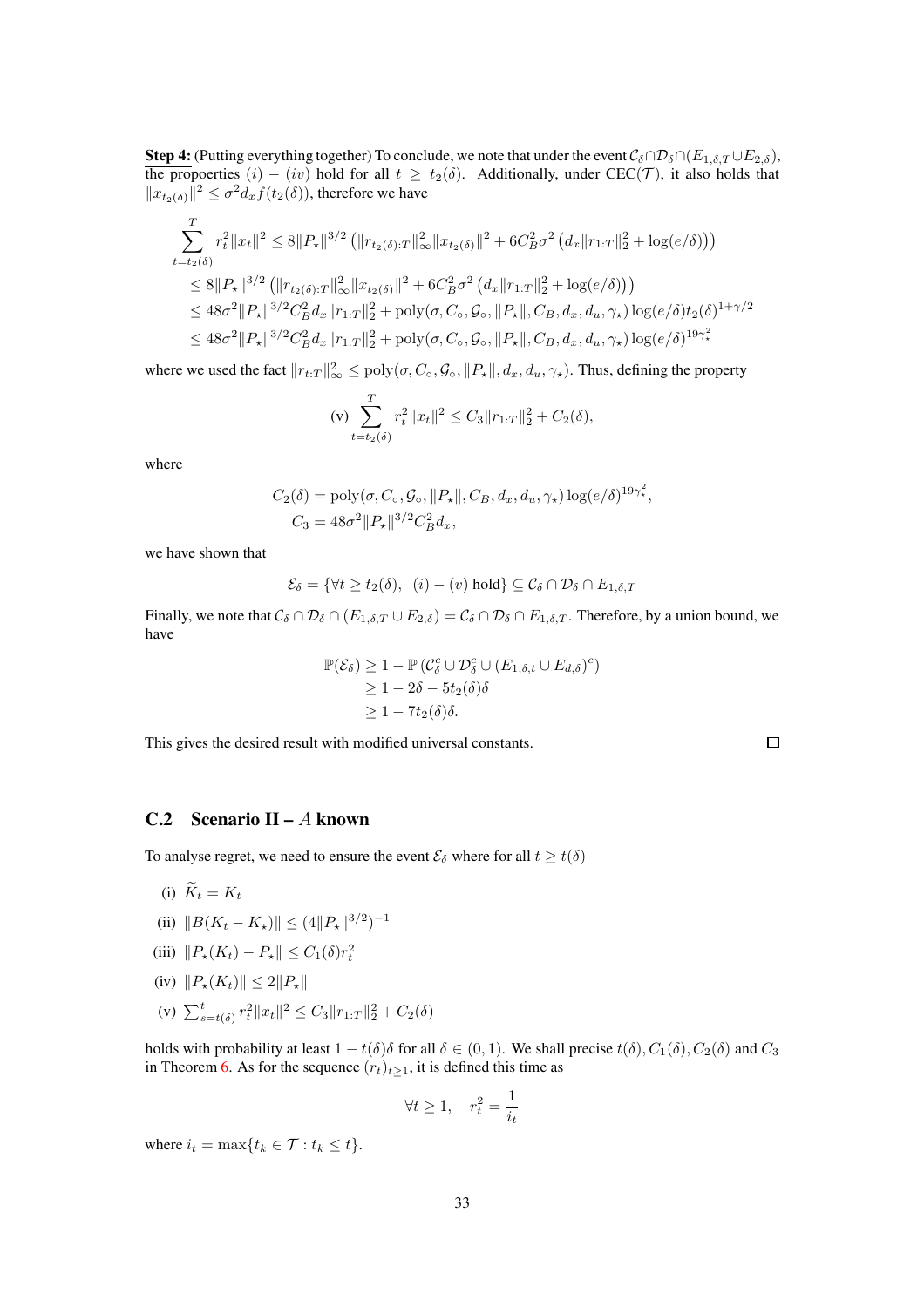**Step 4:** (Putting everything together) To conclude, we note that under the event $\mathcal{C}_\delta \cap \mathcal{D}_\delta \cap (E_{1,\delta,T} \cup E_{2,\delta})$, the propoerties $(i)-(iv)$ hold for all $t \geq t_2(\delta)$. Additionally, under CEC($\mathcal{T}$), it also holds that $\|x_{t_2(\delta)}\|^2 \leq \sigma^2 d_x f(t_2(\delta))$, therefore we have

$$
\begin{aligned}
\sum_{t=t_2(\delta)}^{T} r_t^2 \|x_t\|^2 &\leq 8\|P_\star\|^{3/2} \left( \|r_{t_2(\delta):T}\|_\infty^2 \|x_{t_2(\delta)}\|^2 + 6C_B^2 \sigma^2 \left( d_x \|r_{1:T}\|_2^2 + \log(e/\delta) \right) \right) \\
&\leq 8\|P_\star\|^{3/2} \left( \|r_{t_2(\delta):T}\|_\infty^2 \|x_{t_2(\delta)}\|^2 + 6C_B^2 \sigma^2 \left( d_x \|r_{1:T}\|_2^2 + \log(e/\delta) \right) \right) \\
&\leq 48\sigma^2 \|P_\star\|^{3/2} C_B^2 d_x \|r_{1:T}\|_2^2 + \mathrm{poly}(\sigma, C_\circ, \mathcal{G}_\circ, \|P_\star\|, C_B, d_x, d_u, \gamma_\star) \log(e/\delta) t_2(\delta)^{1+\gamma/2} \\
&\leq 48\sigma^2 \|P_\star\|^{3/2} C_B^2 d_x \|r_{1:T}\|_2^2 + \mathrm{poly}(\sigma, C_\circ, \mathcal{G}_\circ, \|P_\star\|, C_B, d_x, d_u, \gamma_\star) \log(e/\delta)^{19\gamma_\star^2}
\end{aligned}
$$

where we used the fact $\|r_{t:T}\|_\infty^2 \leq \mathrm{poly}(\sigma, C_\circ, \mathcal{G}_\circ, \|P_\star\|, d_x, d_u, \gamma_\star)$. Thus, defining the property

$$
\text{(v)} \sum_{t=t_2(\delta)}^{T} r_t^2 \|x_t\|^2 \leq C_3 \|r_{1:T}\|_2^2 + C_2(\delta),
$$

where

$$
\begin{aligned}
C_2(\delta) &= \mathrm{poly}(\sigma, C_\circ, \mathcal{G}_\circ, \|P_\star\|, C_B, d_x, d_u, \gamma_\star) \log(e/\delta)^{19\gamma_\star^2}, \\
C_3 &= 48\sigma^2 \|P_\star\|^{3/2} C_B^2 d_x,
\end{aligned}
$$

we have shown that

$$
\mathcal{E}_\delta = \{\forall t \geq t_2(\delta), \;\; (i)-(v) \text{ hold}\} \subseteq \mathcal{C}_\delta \cap \mathcal{D}_\delta \cap E_{1,\delta,T}
$$

Finally, we note that $\mathcal{C}_\delta \cap \mathcal{D}_\delta \cap (E_{1,\delta,T} \cup E_{2,\delta}) = \mathcal{C}_\delta \cap \mathcal{D}_\delta \cap E_{1,\delta,T}$. Therefore, by a union bound, we have

$$
\begin{aligned}
\mathbb{P}(\mathcal{E}_\delta) &\geq 1 - \mathbb{P}\left(\mathcal{C}_\delta^c \cup \mathcal{D}_\delta^c \cup (E_{1,\delta,t} \cup E_{d,\delta})^c\right) \\
&\geq 1 - 2\delta - 5t_2(\delta)\delta \\
&\geq 1 - 7t_2(\delta)\delta.
\end{aligned}
$$

This gives the desired result with modified universal constants. □

## C.2 Scenario II – $A$ known

To analyse regret, we need to ensure the event $\mathcal{E}_\delta$ where for all $t \geq t(\delta)$

(i) $\widetilde{K}_t = K_t$

(ii) $\|B(K_t - K_\star)\| \leq (4\|P_\star\|^{3/2})^{-1}$

(iii) $\|P_\star(K_t) - P_\star\| \leq C_1(\delta) r_t^2$

(iv) $\|P_\star(K_t)\| \leq 2\|P_\star\|$

(v) $\sum_{s=t(\delta)}^{t} r_t^2 \|x_t\|^2 \leq C_3 \|r_{1:T}\|_2^2 + C_2(\delta)$

holds with probability at least $1 - t(\delta)\delta$ for all $\delta \in (0,1)$. We shall precise $t(\delta), C_1(\delta), C_2(\delta)$ and $C_3$ in Theorem 6. As for the sequence $(r_t)_{t \geq 1}$, it is defined this time as

$$
\forall t \geq 1, \quad r_t^2 = \frac{1}{i_t}
$$

where $i_t = \max\{t_k \in \mathcal{T} : t_k \leq t\}$.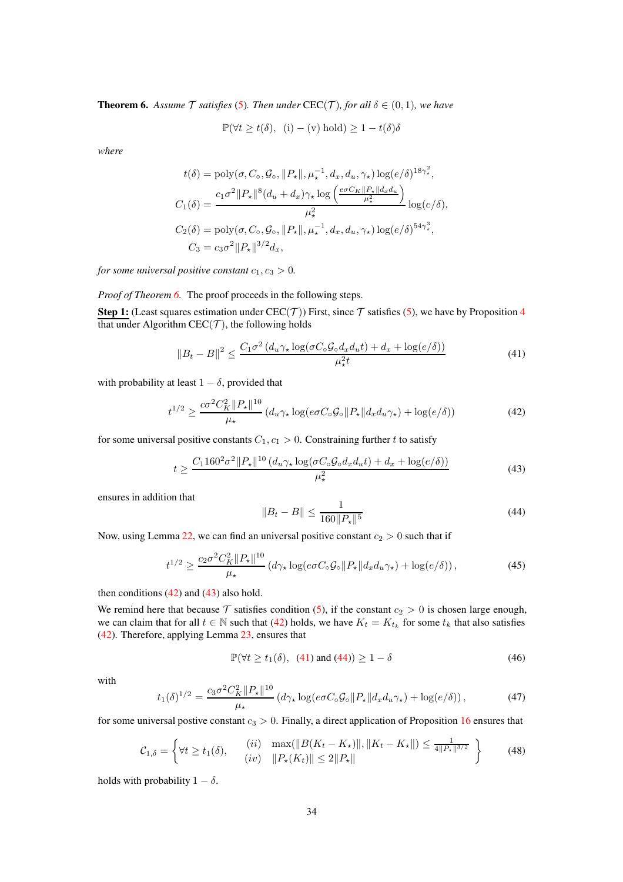**Theorem 6.** *Assume $\mathcal{T}$ satisfies (5). Then under* $\mathrm{CEC}(\mathcal{T})$*, for all $\delta \in (0,1)$, we have*

$$\mathbb{P}(\forall t \geq t(\delta), \ \ \text{(i)} - \text{(v) hold}) \geq 1 - t(\delta)\delta$$

*where*

$$t(\delta) = \mathrm{poly}(\sigma, C_\circ, \mathcal{G}_\circ, \|P_\star\|, \mu_\star^{-1}, d_x, d_u, \gamma_\star) \log(e/\delta)^{18\gamma_\star^2},$$

$$C_1(\delta) = \frac{c_1 \sigma^2 \|P_\star\|^8 (d_u + d_x)\gamma_\star \log\left(\frac{e\sigma C_K \|P_\star\| d_x d_u}{\mu_\star^2}\right)}{\mu_\star^2} \log(e/\delta),$$

$$C_2(\delta) = \mathrm{poly}(\sigma, C_\circ, \mathcal{G}_\circ, \|P_\star\|, \mu_\star^{-1}, d_x, d_u, \gamma_\star) \log(e/\delta)^{54\gamma_\star^3},$$

$$C_3 = c_3 \sigma^2 \|P_\star\|^{3/2} d_x,$$

*for some universal positive constant $c_1, c_3 > 0$.*

*Proof of Theorem 6.* The proof proceeds in the following steps.

**Step 1:** (Least squares estimation under $\mathrm{CEC}(\mathcal{T})$) First, since $\mathcal{T}$ satisfies (5), we have by Proposition 4 that under Algorithm $\mathrm{CEC}(\mathcal{T})$, the following holds

$$\|B_t - B\|^2 \leq \frac{C_1 \sigma^2 \left(d_u \gamma_\star \log(\sigma C_\circ \mathcal{G}_\circ d_x d_u t) + d_x + \log(e/\delta)\right)}{\mu_\star^2 t} \tag{41}$$

with probability at least $1 - \delta$, provided that

$$t^{1/2} \geq \frac{c\sigma^2 C_K^2 \|P_\star\|^{10}}{\mu_\star} \left(d_u \gamma_\star \log(e\sigma C_\circ \mathcal{G}_\circ \|P_\star\| d_x d_u \gamma_\star) + \log(e/\delta)\right) \tag{42}$$

for some universal positive constants $C_1, c_1 > 0$. Constraining further $t$ to satisfy

$$t \geq \frac{C_1 160^2 \sigma^2 \|P_\star\|^{10} \left(d_u \gamma_\star \log(\sigma C_\circ \mathcal{G}_\circ d_x d_u t) + d_x + \log(e/\delta)\right)}{\mu_\star^2} \tag{43}$$

ensures in addition that

$$\|B_t - B\| \leq \frac{1}{160\|P_\star\|^5} \tag{44}$$

Now, using Lemma 22, we can find an universal positive constant $c_2 > 0$ such that if

$$t^{1/2} \geq \frac{c_2 \sigma^2 C_K^2 \|P_\star\|^{10}}{\mu_\star} \left(d\gamma_\star \log(e\sigma C_\circ \mathcal{G}_\circ \|P_\star\| d_x d_u \gamma_\star) + \log(e/\delta)\right), \tag{45}$$

then conditions (42) and (43) also hold.

We remind here that because $\mathcal{T}$ satisfies condition (5), if the constant $c_2 > 0$ is chosen large enough, we can claim that for all $t \in \mathbb{N}$ such that (42) holds, we have $K_t = K_{t_k}$ for some $t_k$ that also satisfies (42). Therefore, applying Lemma 23, ensures that

$$\mathbb{P}(\forall t \geq t_1(\delta), \ \ (41) \text{ and } (44)) \geq 1 - \delta \tag{46}$$

with

$$t_1(\delta)^{1/2} = \frac{c_3 \sigma^2 C_K^2 \|P_\star\|^{10}}{\mu_\star} \left(d\gamma_\star \log(e\sigma C_\circ \mathcal{G}_\circ \|P_\star\| d_x d_u \gamma_\star) + \log(e/\delta)\right), \tag{47}$$

for some universal postive constant $c_3 > 0$. Finally, a direct application of Proposition 16 ensures that

$$\mathcal{C}_{1,\delta} = \left\{ \forall t \geq t_1(\delta), \quad \begin{array}{ll} (ii) & \max(\|B(K_t - K_\star)\|, \|K_t - K_\star\|) \leq \frac{1}{4\|P_\star\|^{3/2}} \\ (iv) & \|P_\star(K_t)\| \leq 2\|P_\star\| \end{array} \right\} \tag{48}$$

holds with probability $1 - \delta$.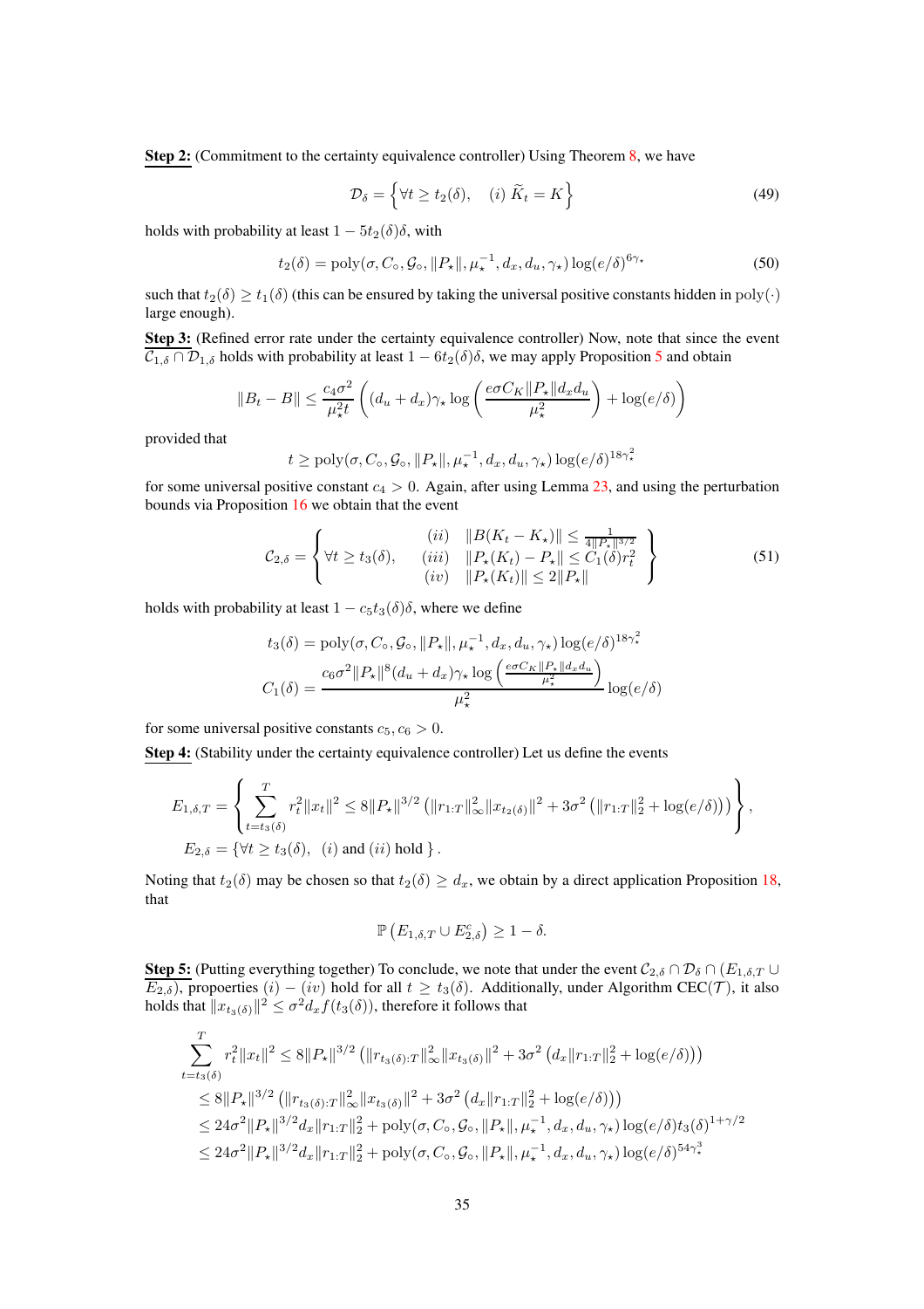**Step 2:** (Commitment to the certainty equivalence controller) Using Theorem 8, we have

$$\mathcal{D}_\delta = \left\{ \forall t \geq t_2(\delta), \quad (i)\ \widetilde{K}_t = K \right\} \tag{49}$$

holds with probability at least $1 - 5t_2(\delta)\delta$, with

$$t_2(\delta) = \mathrm{poly}(\sigma, C_\circ, \mathcal{G}_\circ, \|P_\star\|, \mu_\star^{-1}, d_x, d_u, \gamma_\star) \log(e/\delta)^{6\gamma_\star} \tag{50}$$

such that $t_2(\delta) \geq t_1(\delta)$ (this can be ensured by taking the universal positive constants hidden in $\mathrm{poly}(\cdot)$ large enough).

**Step 3:** (Refined error rate under the certainty equivalence controller) Now, note that since the event $\mathcal{C}_{1,\delta} \cap \mathcal{D}_{1,\delta}$ holds with probability at least $1 - 6t_2(\delta)\delta$, we may apply Proposition 5 and obtain

$$\|B_t - B\| \leq \frac{c_4 \sigma^2}{\mu_\star^2 t} \left( (d_u + d_x)\gamma_\star \log\left( \frac{e\sigma C_K \|P_\star\| d_x d_u}{\mu_\star^2} \right) + \log(e/\delta) \right)$$

provided that

$$t \geq \mathrm{poly}(\sigma, C_\circ, \mathcal{G}_\circ, \|P_\star\|, \mu_\star^{-1}, d_x, d_u, \gamma_\star) \log(e/\delta)^{18\gamma_\star^2}$$

for some universal positive constant $c_4 > 0$. Again, after using Lemma 23, and using the perturbation bounds via Proposition 16 we obtain that the event

$$\mathcal{C}_{2,\delta} = \left\{ \forall t \geq t_3(\delta), \quad \begin{array}{cl} (ii) & \|B(K_t - K_\star)\| \leq \frac{1}{4\|P_\star\|^{3/2}} \\ (iii) & \|P_\star(K_t) - P_\star\| \leq C_1(\delta) r_t^2 \\ (iv) & \|P_\star(K_t)\| \leq 2\|P_\star\| \end{array} \right\} \tag{51}$$

holds with probability at least $1 - c_5 t_3(\delta)\delta$, where we define

$$t_3(\delta) = \mathrm{poly}(\sigma, C_\circ, \mathcal{G}_\circ, \|P_\star\|, \mu_\star^{-1}, d_x, d_u, \gamma_\star) \log(e/\delta)^{18\gamma_\star^2}$$

$$C_1(\delta) = \frac{c_6 \sigma^2 \|P_\star\|^8 (d_u + d_x)\gamma_\star \log\left( \frac{e\sigma C_K \|P_\star\| d_x d_u}{\mu_\star^2} \right)}{\mu_\star^2} \log(e/\delta)$$

for some universal positive constants $c_5, c_6 > 0$.

**Step 4:** (Stability under the certainty equivalence controller) Let us define the events

$$E_{1,\delta,T} = \left\{ \sum_{t=t_3(\delta)}^{T} r_t^2 \|x_t\|^2 \leq 8\|P_\star\|^{3/2} \left( \|r_{1:T}\|_\infty^2 \|x_{t_2(\delta)}\|^2 + 3\sigma^2 \left( \|r_{1:T}\|_2^2 + \log(e/\delta) \right) \right) \right\},$$

$$E_{2,\delta} = \{ \forall t \geq t_3(\delta), \ (i) \text{ and } (ii) \text{ hold } \}.$$

Noting that $t_2(\delta)$ may be chosen so that $t_2(\delta) \geq d_x$, we obtain by a direct application Proposition 18, that

$$\mathbb{P}\left( E_{1,\delta,T} \cup E_{2,\delta}^c \right) \geq 1 - \delta.$$

**Step 5:** (Putting everything together) To conclude, we note that under the event $\mathcal{C}_{2,\delta} \cap \mathcal{D}_\delta \cap (E_{1,\delta,T} \cup E_{2,\delta})$, propoerties $(i) - (iv)$ hold for all $t \geq t_3(\delta)$. Additionally, under Algorithm CEC($\mathcal{T}$), it also holds that $\|x_{t_3(\delta)}\|^2 \leq \sigma^2 d_x f(t_3(\delta))$, therefore it follows that

$$\begin{aligned}
\sum_{t=t_3(\delta)}^{T} r_t^2 \|x_t\|^2 &\leq 8\|P_\star\|^{3/2} \left( \|r_{t_3(\delta):T}\|_\infty^2 \|x_{t_3(\delta)}\|^2 + 3\sigma^2 \left( d_x \|r_{1:T}\|_2^2 + \log(e/\delta) \right) \right) \\
&\leq 8\|P_\star\|^{3/2} \left( \|r_{t_3(\delta):T}\|_\infty^2 \|x_{t_3(\delta)}\|^2 + 3\sigma^2 \left( d_x \|r_{1:T}\|_2^2 + \log(e/\delta) \right) \right) \\
&\leq 24\sigma^2 \|P_\star\|^{3/2} d_x \|r_{1:T}\|_2^2 + \mathrm{poly}(\sigma, C_\circ, \mathcal{G}_\circ, \|P_\star\|, \mu_\star^{-1}, d_x, d_u, \gamma_\star) \log(e/\delta) t_3(\delta)^{1+\gamma/2} \\
&\leq 24\sigma^2 \|P_\star\|^{3/2} d_x \|r_{1:T}\|_2^2 + \mathrm{poly}(\sigma, C_\circ, \mathcal{G}_\circ, \|P_\star\|, \mu_\star^{-1}, d_x, d_u, \gamma_\star) \log(e/\delta)^{54\gamma_\star^3}
\end{aligned}$$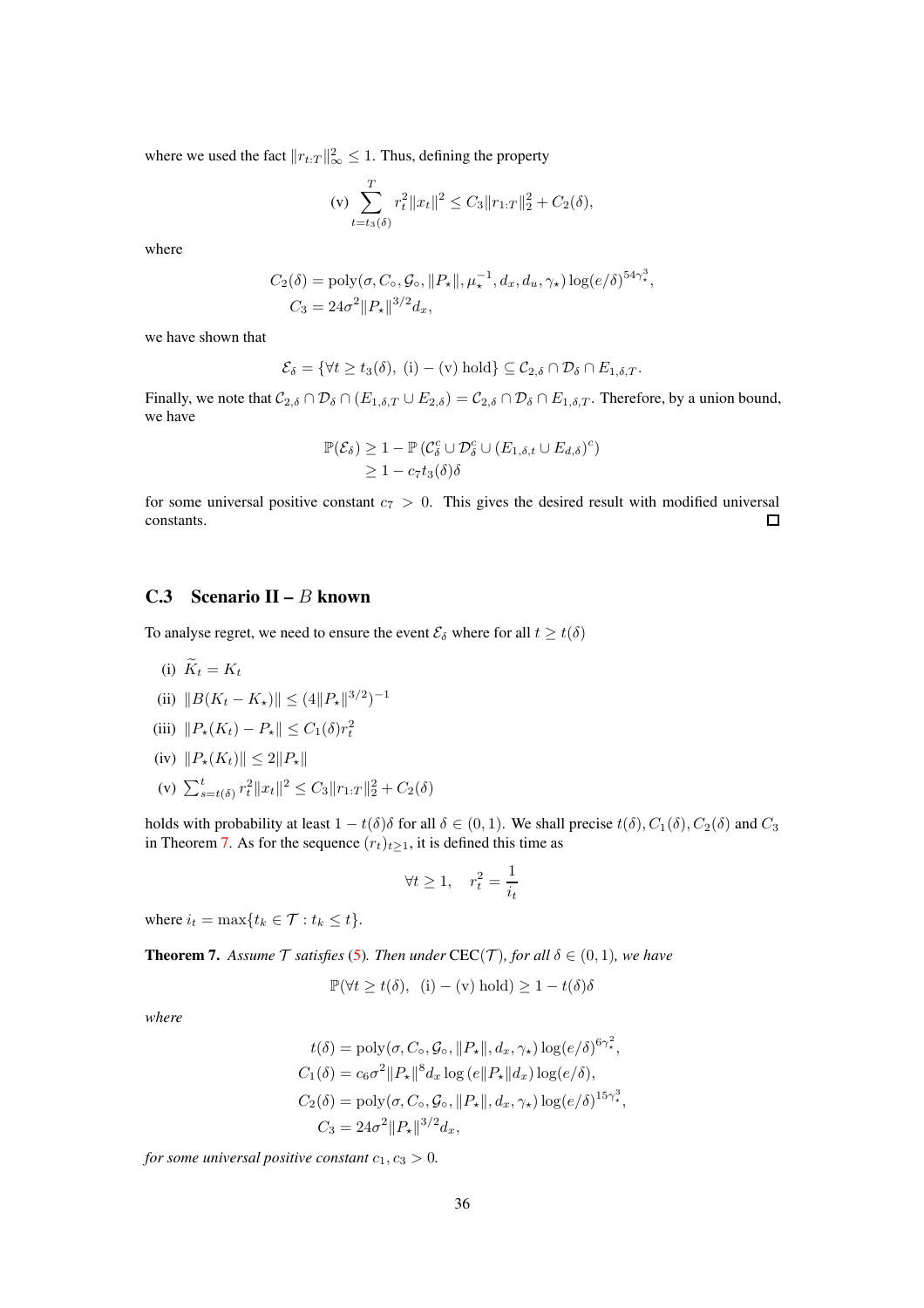where we used the fact $\|r_{t:T}\|_\infty^2 \leq 1$. Thus, defining the property

$$
\text{(v)} \sum_{t=t_3(\delta)}^{T} r_t^2 \|x_t\|^2 \leq C_3 \|r_{1:T}\|_2^2 + C_2(\delta),
$$

where

$$
\begin{aligned}
C_2(\delta) &= \mathrm{poly}(\sigma, C_\circ, \mathcal{G}_\circ, \|P_\star\|, \mu_\star^{-1}, d_x, d_u, \gamma_\star) \log(e/\delta)^{54\gamma_\star^3}, \\
C_3 &= 24\sigma^2 \|P_\star\|^{3/2} d_x,
\end{aligned}
$$

we have shown that

$$
\mathcal{E}_\delta = \{\forall t \geq t_3(\delta),\ \text{(i)} - \text{(v) hold}\} \subseteq \mathcal{C}_{2,\delta} \cap \mathcal{D}_\delta \cap E_{1,\delta,T}.
$$

Finally, we note that $\mathcal{C}_{2,\delta} \cap \mathcal{D}_\delta \cap (E_{1,\delta,T} \cup E_{2,\delta}) = \mathcal{C}_{2,\delta} \cap \mathcal{D}_\delta \cap E_{1,\delta,T}$. Therefore, by a union bound, we have

$$
\begin{aligned}
\mathbb{P}(\mathcal{E}_\delta) &\geq 1 - \mathbb{P}\left(\mathcal{C}_\delta^c \cup \mathcal{D}_\delta^c \cup (E_{1,\delta,t} \cup E_{d,\delta})^c\right) \\
&\geq 1 - c_7 t_3(\delta) \delta
\end{aligned}
$$

for some universal positive constant $c_7 > 0$. This gives the desired result with modified universal constants. ◻

## C.3 Scenario II – $B$ known

To analyse regret, we need to ensure the event $\mathcal{E}_\delta$ where for all $t \geq t(\delta)$

(i) $\widetilde{K}_t = K_t$

(ii) $\|B(K_t - K_\star)\| \leq (4\|P_\star\|^{3/2})^{-1}$

(iii) $\|P_\star(K_t) - P_\star\| \leq C_1(\delta) r_t^2$

(iv) $\|P_\star(K_t)\| \leq 2\|P_\star\|$

(v) $\sum_{s=t(\delta)}^{t} r_t^2 \|x_t\|^2 \leq C_3 \|r_{1:T}\|_2^2 + C_2(\delta)$

holds with probability at least $1 - t(\delta)\delta$ for all $\delta \in (0,1)$. We shall precise $t(\delta), C_1(\delta), C_2(\delta)$ and $C_3$ in Theorem 7. As for the sequence $(r_t)_{t \geq 1}$, it is defined this time as

$$
\forall t \geq 1, \quad r_t^2 = \frac{1}{i_t}
$$

where $i_t = \max\{t_k \in \mathcal{T} : t_k \leq t\}$.

**Theorem 7.** *Assume $\mathcal{T}$ satisfies (5). Then under* $\mathrm{CEC}(\mathcal{T})$*, for all $\delta \in (0,1)$, we have*

$$
\mathbb{P}(\forall t \geq t(\delta),\ \text{(i)} - \text{(v) hold}) \geq 1 - t(\delta)\delta
$$

*where*

$$
\begin{aligned}
t(\delta) &= \mathrm{poly}(\sigma, C_\circ, \mathcal{G}_\circ, \|P_\star\|, d_x, \gamma_\star) \log(e/\delta)^{6\gamma_\star^2}, \\
C_1(\delta) &= c_6 \sigma^2 \|P_\star\|^8 d_x \log(e\|P_\star\| d_x) \log(e/\delta), \\
C_2(\delta) &= \mathrm{poly}(\sigma, C_\circ, \mathcal{G}_\circ, \|P_\star\|, d_x, \gamma_\star) \log(e/\delta)^{15\gamma_\star^3}, \\
C_3 &= 24\sigma^2 \|P_\star\|^{3/2} d_x,
\end{aligned}
$$

*for some universal positive constant $c_1, c_3 > 0$.*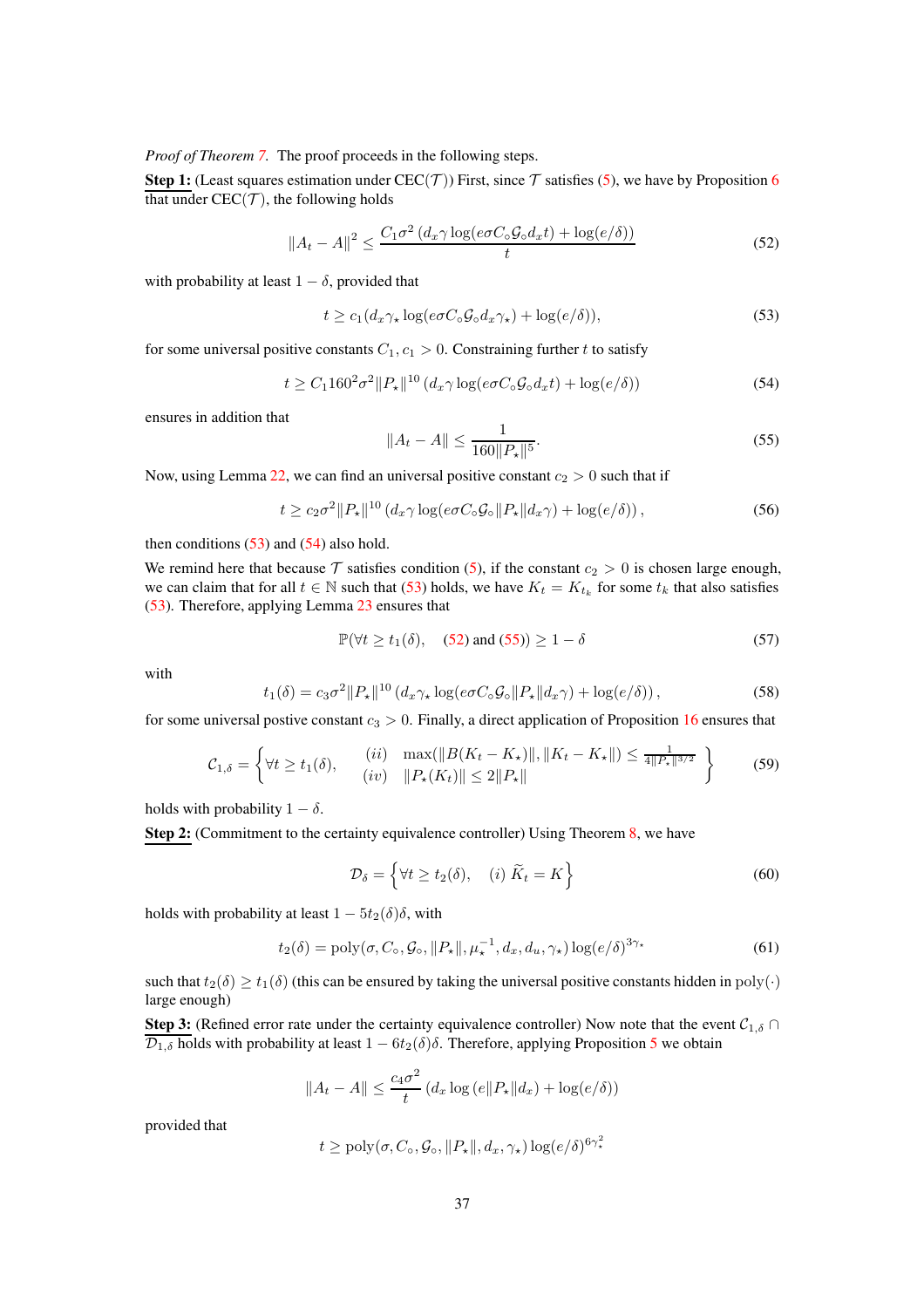*Proof of Theorem 7.* The proof proceeds in the following steps.

**Step 1:** (Least squares estimation under CEC($\mathcal{T}$)) First, since $\mathcal{T}$ satisfies (5), we have by Proposition 6 that under CEC($\mathcal{T}$), the following holds

$$\|A_t - A\|^2 \leq \frac{C_1 \sigma^2 \left(d_x \gamma \log(e\sigma C_\circ \mathcal{G}_\circ d_x t) + \log(e/\delta)\right)}{t} \tag{52}$$

with probability at least $1-\delta$, provided that

$$t \geq c_1(d_x \gamma_\star \log(e\sigma C_\circ \mathcal{G}_\circ d_x \gamma_\star) + \log(e/\delta)), \tag{53}$$

for some universal positive constants $C_1, c_1 > 0$. Constraining further $t$ to satisfy

$$t \geq C_1 160^2 \sigma^2 \|P_\star\|^{10} \left(d_x \gamma \log(e\sigma C_\circ \mathcal{G}_\circ d_x t) + \log(e/\delta)\right) \tag{54}$$

ensures in addition that

$$\|A_t - A\| \leq \frac{1}{160\|P_\star\|^5}. \tag{55}$$

Now, using Lemma 22, we can find an universal positive constant $c_2 > 0$ such that if

$$t \geq c_2 \sigma^2 \|P_\star\|^{10} \left(d_x \gamma \log(e\sigma C_\circ \mathcal{G}_\circ \|P_\star\| d_x \gamma) + \log(e/\delta)\right), \tag{56}$$

then conditions (53) and (54) also hold.

We remind here that because $\mathcal{T}$ satisfies condition (5), if the constant $c_2 > 0$ is chosen large enough, we can claim that for all $t \in \mathbb{N}$ such that (53) holds, we have $K_t = K_{t_k}$ for some $t_k$ that also satisfies (53). Therefore, applying Lemma 23 ensures that

$$\mathbb{P}(\forall t \geq t_1(\delta), \quad (52) \text{ and } (55)) \geq 1 - \delta \tag{57}$$

with

$$t_1(\delta) = c_3 \sigma^2 \|P_\star\|^{10} \left(d_x \gamma_\star \log(e\sigma C_\circ \mathcal{G}_\circ \|P_\star\| d_x \gamma) + \log(e/\delta)\right), \tag{58}$$

for some universal postive constant $c_3 > 0$. Finally, a direct application of Proposition 16 ensures that

$$\mathcal{C}_{1,\delta} = \left\{ \forall t \geq t_1(\delta), \quad \begin{array}{ll} (ii) & \max(\|B(K_t - K_\star)\|, \|K_t - K_\star\|) \leq \frac{1}{4\|P_\star\|^{3/2}} \\ (iv) & \|P_\star(K_t)\| \leq 2\|P_\star\| \end{array} \right\} \tag{59}$$

holds with probability $1-\delta$.

**Step 2:** (Commitment to the certainty equivalence controller) Using Theorem 8, we have

$$\mathcal{D}_\delta = \left\{ \forall t \geq t_2(\delta), \quad (i)\ \widetilde{K}_t = K \right\} \tag{60}$$

holds with probability at least $1 - 5t_2(\delta)\delta$, with

$$t_2(\delta) = \mathrm{poly}(\sigma, C_\circ, \mathcal{G}_\circ, \|P_\star\|, \mu_\star^{-1}, d_x, d_u, \gamma_\star) \log(e/\delta)^{3\gamma_\star} \tag{61}$$

such that $t_2(\delta) \geq t_1(\delta)$ (this can be ensured by taking the universal positive constants hidden in $\mathrm{poly}(\cdot)$ large enough)

**Step 3:** (Refined error rate under the certainty equivalence controller) Now note that the event $\mathcal{C}_{1,\delta} \cap \mathcal{D}_{1,\delta}$ holds with probability at least $1 - 6t_2(\delta)\delta$. Therefore, applying Proposition 5 we obtain

$$\|A_t - A\| \leq \frac{c_4 \sigma^2}{t} \left(d_x \log\left(e\|P_\star\| d_x\right) + \log(e/\delta)\right)$$

provided that

$$t \geq \mathrm{poly}(\sigma, C_\circ, \mathcal{G}_\circ, \|P_\star\|, d_x, \gamma_\star) \log(e/\delta)^{6\gamma_\star^2}$$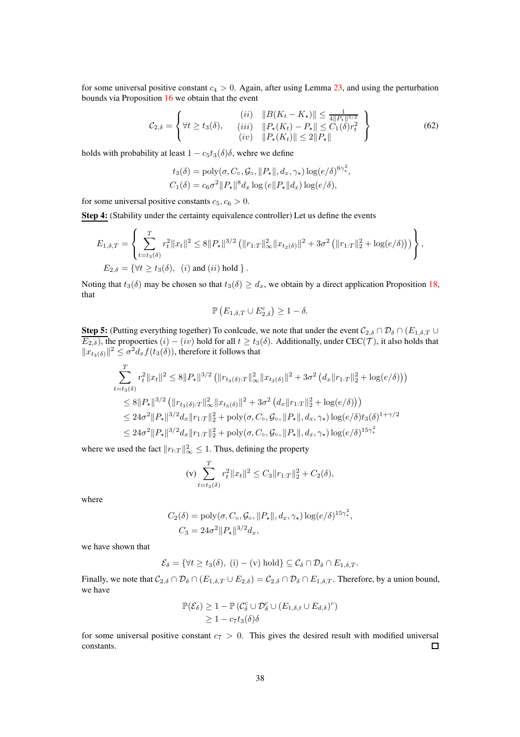for some universal positive constant $c_4 > 0$. Again, after using Lemma 23, and using the perturbation bounds via Proposition 16 we obtain that the event

$$
\mathcal{C}_{2,\delta} = \left\{ \forall t \geq t_3(\delta), \quad \begin{array}{ll} (ii) & \|B(K_t - K_\star)\| \leq \frac{1}{4\|P_\star\|^{3/2}} \\ (iii) & \|P_\star(K_t) - P_\star\| \leq C_1(\delta) r_t^2 \\ (iv) & \|P_\star(K_t)\| \leq 2\|P_\star\| \end{array} \right\} \tag{62}
$$

holds with probability at least $1 - c_5 t_3(\delta)\delta$, wehre we define

$$
\begin{aligned}
t_3(\delta) &= \mathrm{poly}(\sigma, C_\circ, \mathcal{G}_\circ, \|P_\star\|, d_x, \gamma_\star) \log(e/\delta)^{6\gamma_\star^2}, \\
C_1(\delta) &= c_6 \sigma^2 \|P_\star\|^8 d_x \log(e\|P_\star\| d_x) \log(e/\delta),
\end{aligned}
$$

for some universal positive constants $c_5, c_6 > 0$.

**Step 4:** (Stability under the certainty equivalence controller) Let us define the events

$$
\begin{aligned}
E_{1,\delta,T} &= \left\{ \sum_{t=t_3(\delta)}^{T} r_t^2 \|x_t\|^2 \leq 8\|P_\star\|^{3/2} \left( \|r_{1:T}\|_\infty^2 \|x_{t_2(\delta)}\|^2 + 3\sigma^2 \left( \|r_{1:T}\|_2^2 + \log(e/\delta) \right) \right) \right\}, \\
E_{2,\delta} &= \{ \forall t \geq t_3(\delta), \ (i) \text{ and } (ii) \text{ hold } \}.
\end{aligned}
$$

Noting that $t_3(\delta)$ may be chosen so that $t_3(\delta) \geq d_x$, we obtain by a direct application Proposition 18, that

$$
\mathbb{P}\left( E_{1,\delta,T} \cup E_{2,\delta}^c \right) \geq 1 - \delta.
$$

**Step 5:** (Putting everything together) To conlcude, we note that under the event $\mathcal{C}_{2,\delta} \cap \mathcal{D}_\delta \cap (E_{1,\delta,T} \cup \overline{E_{2,\delta}})$, the propoerties $(i) - (iv)$ hold for all $t \geq t_3(\delta)$. Additionally, under CEC($\mathcal{T}$), it also holds that $\|x_{t_3(\delta)}\|^2 \leq \sigma^2 d_x f(t_3(\delta))$, therefore it follows that

$$
\begin{aligned}
\sum_{t=t_3(\delta)}^{T} r_t^2 \|x_t\|^2 &\leq 8\|P_\star\|^{3/2} \left( \|r_{t_3(\delta):T}\|_\infty^2 \|x_{t_3(\delta)}\|^2 + 3\sigma^2 \left( d_x \|r_{1:T}\|_2^2 + \log(e/\delta) \right) \right) \\
&\leq 8\|P_\star\|^{3/2} \left( \|r_{t_3(\delta):T}\|_\infty^2 \|x_{t_3(\delta)}\|^2 + 3\sigma^2 \left( d_x \|r_{1:T}\|_2^2 + \log(e/\delta) \right) \right) \\
&\leq 24\sigma^2 \|P_\star\|^{3/2} d_x \|r_{1:T}\|_2^2 + \mathrm{poly}(\sigma, C_\circ, \mathcal{G}_\circ, \|P_\star\|, d_x, \gamma_\star) \log(e/\delta) t_3(\delta)^{1+\gamma/2} \\
&\leq 24\sigma^2 \|P_\star\|^{3/2} d_x \|r_{1:T}\|_2^2 + \mathrm{poly}(\sigma, C_\circ, \mathcal{G}_\circ, \|P_\star\|, d_x, \gamma_\star) \log(e/\delta)^{15\gamma_\star^2}
\end{aligned}
$$

where we used the fact $\|r_{t:T}\|_\infty^2 \leq 1$. Thus, defining the property

$$
\text{(v)} \sum_{t=t_3(\delta)}^{T} r_t^2 \|x_t\|^2 \leq C_3 \|r_{1:T}\|_2^2 + C_2(\delta),
$$

where

$$
\begin{aligned}
C_2(\delta) &= \mathrm{poly}(\sigma, C_\circ, \mathcal{G}_\circ, \|P_\star\|, d_x, \gamma_\star) \log(e/\delta)^{15\gamma_\star^2}, \\
C_3 &= 24\sigma^2 \|P_\star\|^{3/2} d_x,
\end{aligned}
$$

we have shown that

$$
\mathcal{E}_\delta = \{ \forall t \geq t_3(\delta), \text{ (i)} - \text{(v) hold} \} \subseteq \mathcal{C}_\delta \cap \mathcal{D}_\delta \cap E_{1,\delta,T}.
$$

Finally, we note that $\mathcal{C}_{2,\delta} \cap \mathcal{D}_\delta \cap (E_{1,\delta,T} \cup E_{2,\delta}) = \mathcal{C}_{2,\delta} \cap \mathcal{D}_\delta \cap E_{1,\delta,T}$. Therefore, by a union bound, we have

$$
\begin{aligned}
\mathbb{P}(\mathcal{E}_\delta) &\geq 1 - \mathbb{P}\left( \mathcal{C}_\delta^c \cup \mathcal{D}_\delta^c \cup (E_{1,\delta,t} \cup E_{d,\delta})^c \right) \\
&\geq 1 - c_7 t_3(\delta)\delta
\end{aligned}
$$

for some universal positive constant $c_7 > 0$. This gives the desired result with modified universal constants. $\square$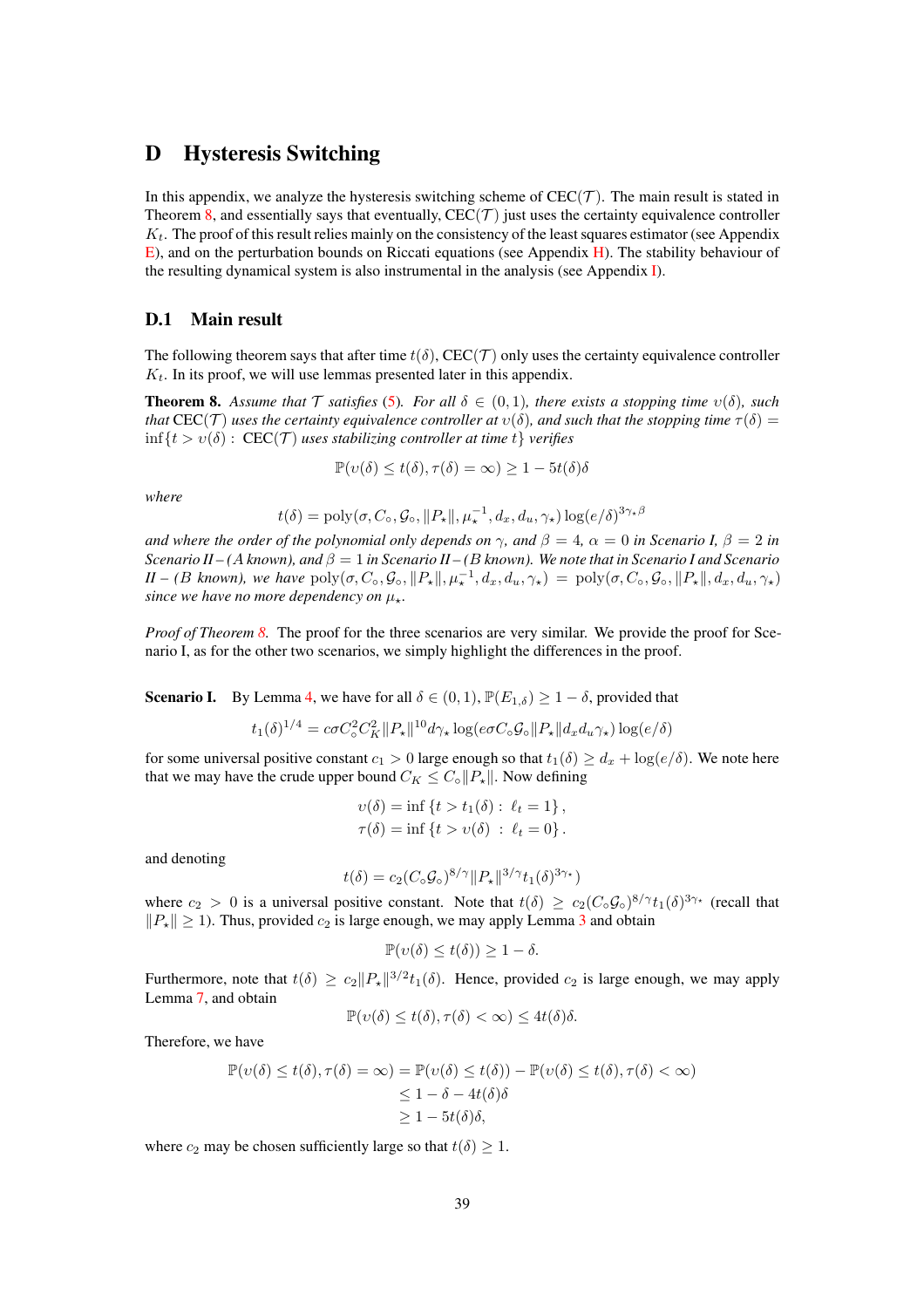# D Hysteresis Switching

In this appendix, we analyze the hysteresis switching scheme of CEC($\mathcal{T}$). The main result is stated in Theorem 8, and essentially says that eventually, CEC($\mathcal{T}$) just uses the certainty equivalence controller $K_t$. The proof of this result relies mainly on the consistency of the least squares estimator (see Appendix E), and on the perturbation bounds on Riccati equations (see Appendix H). The stability behaviour of the resulting dynamical system is also instrumental in the analysis (see Appendix I).

## D.1 Main result

The following theorem says that after time $t(\delta)$, CEC($\mathcal{T}$) only uses the certainty equivalence controller $K_t$. In its proof, we will use lemmas presented later in this appendix.

**Theorem 8.** *Assume that $\mathcal{T}$ satisfies (5). For all $\delta \in (0,1)$, there exists a stopping time $\upsilon(\delta)$, such that* CEC($\mathcal{T}$) *uses the certainty equivalence controller at $\upsilon(\delta)$, and such that the stopping time $\tau(\delta) = \inf\{t > \upsilon(\delta) :$ CEC($\mathcal{T}$) *uses stabilizing controller at time $t\}$ verifies*

$$\mathbb{P}(\upsilon(\delta) \le t(\delta), \tau(\delta) = \infty) \ge 1 - 5t(\delta)\delta$$

*where*

$$t(\delta) = \mathrm{poly}(\sigma, C_\circ, \mathcal{G}_\circ, \|P_\star\|, \mu_\star^{-1}, d_x, d_u, \gamma_\star) \log(e/\delta)^{3\gamma_\star \beta}$$

*and where the order of the polynomial only depends on $\gamma$, and $\beta = 4$, $\alpha = 0$ in Scenario I, $\beta = 2$ in Scenario II – (A known), and $\beta = 1$ in Scenario II – (B known). We note that in Scenario I and Scenario II – (B known), we have $\mathrm{poly}(\sigma, C_\circ, \mathcal{G}_\circ, \|P_\star\|, \mu_\star^{-1}, d_x, d_u, \gamma_\star) = \mathrm{poly}(\sigma, C_\circ, \mathcal{G}_\circ, \|P_\star\|, d_x, d_u, \gamma_\star)$ since we have no more dependency on $\mu_\star$.*

*Proof of Theorem 8.* The proof for the three scenarios are very similar. We provide the proof for Scenario I, as for the other two scenarios, we simply highlight the differences in the proof.

**Scenario I.** By Lemma 4, we have for all $\delta \in (0,1)$, $\mathbb{P}(E_{1,\delta}) \ge 1 - \delta$, provided that

$$t_1(\delta)^{1/4} = c\sigma C_\circ^2 C_K^2 \|P_\star\|^{10} d\gamma_\star \log(e\sigma C_\circ \mathcal{G}_\circ \|P_\star\| d_x d_u \gamma_\star) \log(e/\delta)$$

for some universal positive constant $c_1 > 0$ large enough so that $t_1(\delta) \ge d_x + \log(e/\delta)$. We note here that we may have the crude upper bound $C_K \le C_\circ \|P_\star\|$. Now defining

$$\upsilon(\delta) = \inf\{t > t_1(\delta) : \ \ell_t = 1\},$$
$$\tau(\delta) = \inf\{t > \upsilon(\delta) \ : \ \ell_t = 0\}.$$

and denoting

$$t(\delta) = c_2 (C_\circ \mathcal{G}_\circ)^{8/\gamma} \|P_\star\|^{3/\gamma} t_1(\delta)^{3\gamma_\star})$$

where $c_2 > 0$ is a universal positive constant. Note that $t(\delta) \ge c_2 (C_\circ \mathcal{G}_\circ)^{8/\gamma} t_1(\delta)^{3\gamma_\star}$ (recall that $\|P_\star\| \ge 1$). Thus, provided $c_2$ is large enough, we may apply Lemma 3 and obtain

$$\mathbb{P}(\upsilon(\delta) \le t(\delta)) \ge 1 - \delta.$$

Furthermore, note that $t(\delta) \ge c_2 \|P_\star\|^{3/2} t_1(\delta)$. Hence, provided $c_2$ is large enough, we may apply Lemma 7, and obtain

$$\mathbb{P}(\upsilon(\delta) \le t(\delta), \tau(\delta) < \infty) \le 4t(\delta)\delta.$$

Therefore, we have

$$\begin{aligned}
\mathbb{P}(\upsilon(\delta) \le t(\delta), \tau(\delta) = \infty) &= \mathbb{P}(\upsilon(\delta) \le t(\delta)) - \mathbb{P}(\upsilon(\delta) \le t(\delta), \tau(\delta) < \infty) \\
&\le 1 - \delta - 4t(\delta)\delta \\
&\ge 1 - 5t(\delta)\delta,
\end{aligned}$$

where $c_2$ may be chosen sufficiently large so that $t(\delta) \ge 1$.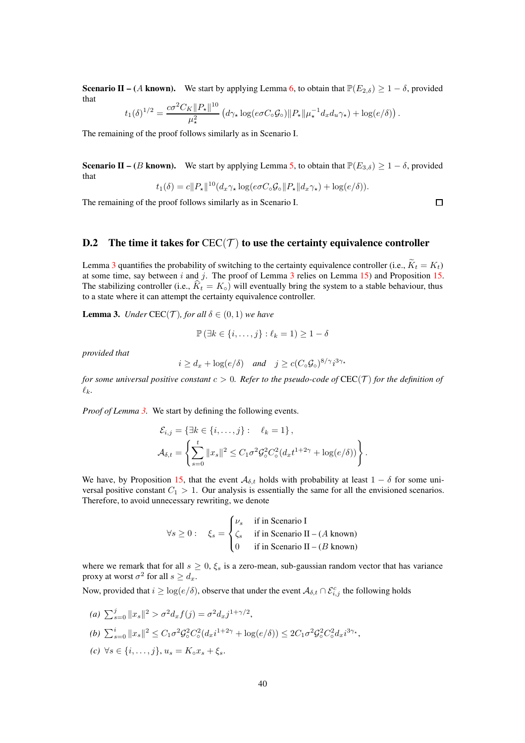**Scenario II – ($A$ known).** We start by applying Lemma 6, to obtain that $\mathbb{P}(E_{2,\delta}) \geq 1-\delta$, provided that

$$t_1(\delta)^{1/2} = \frac{c\sigma^2 C_K \|P_\star\|^{10}}{\mu_\star^2}\left(d\gamma_\star \log(e\sigma C_\circ \mathcal{G}_\circ)\|P_\star\|\mu_\star^{-1} d_x d_u \gamma_\star) + \log(e/\delta)\right).$$

The remaining of the proof follows similarly as in Scenario I.

**Scenario II – ($B$ known).** We start by applying Lemma 5, to obtain that $\mathbb{P}(E_{3,\delta}) \geq 1-\delta$, provided that

$$t_1(\delta) = c\|P_\star\|^{10}(d_x\gamma_\star \log(e\sigma C_\circ \mathcal{G}_\circ \|P_\star\| d_x \gamma_\star) + \log(e/\delta)).$$

The remaining of the proof follows similarly as in Scenario I. ◻

## D.2 The time it takes for CEC($\mathcal{T}$) to use the certainty equivalence controller

Lemma 3 quantifies the probability of switching to the certainty equivalence controller (i.e., $\widetilde{K}_t = K_t$) at some time, say between $i$ and $j$. The proof of Lemma 3 relies on Lemma 15) and Proposition 15. The stabilizing controller (i.e., $\widehat{K}_t = K_\circ$) will eventually bring the system to a stable behaviour, thus to a state where it can attempt the certainty equivalence controller.

**Lemma 3.** *Under* CEC($\mathcal{T}$)*, for all $\delta \in (0,1)$ we have*

$$\mathbb{P}\left(\exists k \in \{i,\dots,j\} : \ell_k = 1\right) \geq 1-\delta$$

*provided that*

$$i \geq d_x + \log(e/\delta) \quad \textit{and} \quad j \geq c(C_\circ \mathcal{G}_\circ)^{8/\gamma} i^{3\gamma_\star}$$

*for some universal positive constant $c > 0$. Refer to the pseudo-code of* CEC($\mathcal{T}$) *for the definition of $\ell_k$.*

*Proof of Lemma 3.* We start by defining the following events.

$$\mathcal{E}_{i,j} = \{\exists k \in \{i,\dots,j\} : \quad \ell_k = 1\},$$
$$\mathcal{A}_{\delta,t} = \left\{ \sum_{s=0}^{t} \|x_s\|^2 \leq C_1 \sigma^2 \mathcal{G}_\circ^2 C_\circ^2 (d_x t^{1+2\gamma} + \log(e/\delta)) \right\}.$$

We have, by Proposition 15, that the event $\mathcal{A}_{\delta,t}$ holds with probability at least $1-\delta$ for some universal positive constant $C_1 > 1$. Our analysis is essentially the same for all the envisioned scenarios. Therefore, to avoid unnecessary rewriting, we denote

$$\forall s \geq 0: \quad \xi_s = \begin{cases} \nu_s & \text{if in Scenario I} \\ \zeta_s & \text{if in Scenario II – ($A$ known)} \\ 0 & \text{if in Scenario II – ($B$ known)} \end{cases}$$

where we remark that for all $s \geq 0$, $\xi_s$ is a zero-mean, sub-gaussian random vector that has variance proxy at worst $\sigma^2$ for all $s \geq d_x$.

Now, provided that $i \geq \log(e/\delta)$, observe that under the event $\mathcal{A}_{\delta,t} \cap \mathcal{E}_{i,j}^c$ the following holds

*(a)* $\sum_{s=0}^{j} \|x_s\|^2 > \sigma^2 d_x f(j) = \sigma^2 d_x j^{1+\gamma/2}$,

*(b)* $\sum_{s=0}^{i} \|x_s\|^2 \leq C_1 \sigma^2 \mathcal{G}_\circ^2 C_\circ^2 (d_x i^{1+2\gamma} + \log(e/\delta)) \leq 2C_1 \sigma^2 \mathcal{G}_\circ^2 C_\circ^2 d_x i^{3\gamma_\star}$,

*(c)* $\forall s \in \{i,\dots,j\}$, $u_s = K_\circ x_s + \xi_s$.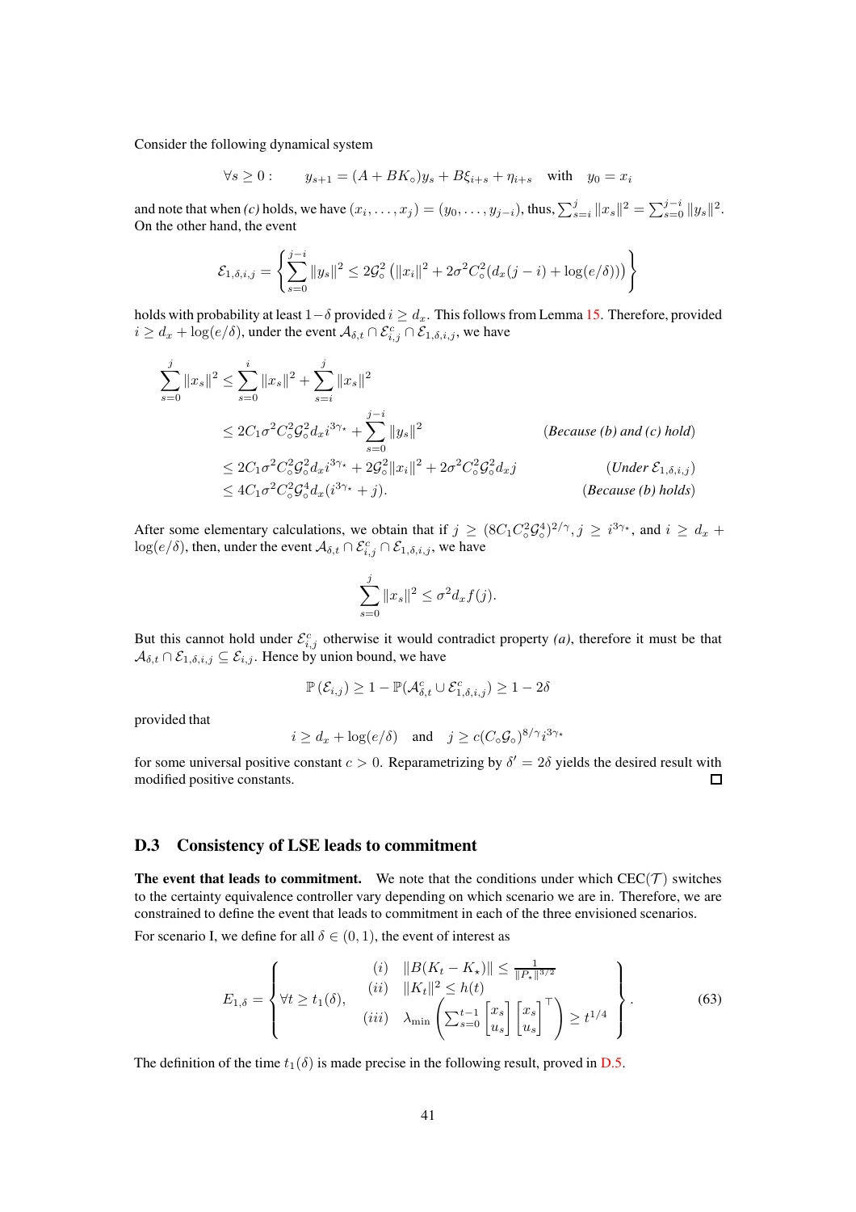Consider the following dynamical system

$$\forall s \geq 0: \qquad y_{s+1} = (A + BK_\circ)y_s + B\xi_{i+s} + \eta_{i+s} \quad \text{with} \quad y_0 = x_i$$

and note that when *(c)* holds, we have $(x_i, \dots, x_j) = (y_0, \dots, y_{j-i})$, thus, $\sum_{s=i}^{j} \|x_s\|^2 = \sum_{s=0}^{j-i} \|y_s\|^2$. On the other hand, the event

$$\mathcal{E}_{1,\delta,i,j} = \left\{ \sum_{s=0}^{j-i} \|y_s\|^2 \leq 2\mathcal{G}_\circ^2 \left( \|x_i\|^2 + 2\sigma^2 C_\circ^2 (d_x(j-i) + \log(e/\delta)) \right) \right\}$$

holds with probability at least $1-\delta$ provided $i \geq d_x$. This follows from Lemma 15. Therefore, provided $i \geq d_x + \log(e/\delta)$, under the event $\mathcal{A}_{\delta,t} \cap \mathcal{E}_{i,j}^c \cap \mathcal{E}_{1,\delta,i,j}$, we have

$$
\begin{aligned}
\sum_{s=0}^{j} \|x_s\|^2 &\leq \sum_{s=0}^{i} \|x_s\|^2 + \sum_{s=i}^{j} \|x_s\|^2 \\
&\leq 2C_1 \sigma^2 C_\circ^2 \mathcal{G}_\circ^2 d_x i^{3\gamma_\star} + \sum_{s=0}^{j-i} \|y_s\|^2 && (\textit{Because (b) and (c) hold}) \\
&\leq 2C_1 \sigma^2 C_\circ^2 \mathcal{G}_\circ^2 d_x i^{3\gamma_\star} + 2\mathcal{G}_\circ^2 \|x_i\|^2 + 2\sigma^2 C_\circ^2 \mathcal{G}_\circ^2 d_x j && (\textit{Under } \mathcal{E}_{1,\delta,i,j}) \\
&\leq 4C_1 \sigma^2 C_\circ^2 \mathcal{G}_\circ^4 d_x (i^{3\gamma_\star} + j). && (\textit{Because (b) holds})
\end{aligned}
$$

After some elementary calculations, we obtain that if $j \geq (8C_1 C_\circ^2 \mathcal{G}_\circ^4)^{2/\gamma}, j \geq i^{3\gamma_\star}$, and $i \geq d_x + \log(e/\delta)$, then, under the event $\mathcal{A}_{\delta,t} \cap \mathcal{E}_{i,j}^c \cap \mathcal{E}_{1,\delta,i,j}$, we have

$$\sum_{s=0}^{j} \|x_s\|^2 \leq \sigma^2 d_x f(j).$$

But this cannot hold under $\mathcal{E}_{i,j}^c$ otherwise it would contradict property *(a)*, therefore it must be that $\mathcal{A}_{\delta,t} \cap \mathcal{E}_{1,\delta,i,j} \subseteq \mathcal{E}_{i,j}$. Hence by union bound, we have

$$\mathbb{P}(\mathcal{E}_{i,j}) \geq 1 - \mathbb{P}(\mathcal{A}_{\delta,t}^c \cup \mathcal{E}_{1,\delta,i,j}^c) \geq 1 - 2\delta$$

provided that

$$i \geq d_x + \log(e/\delta) \quad \text{and} \quad j \geq c(C_\circ \mathcal{G}_\circ)^{8/\gamma} i^{3\gamma_\star}$$

for some universal positive constant $c > 0$. Reparametrizing by $\delta' = 2\delta$ yields the desired result with modified positive constants. □

### D.3 Consistency of LSE leads to commitment

**The event that leads to commitment.** We note that the conditions under which CEC($\mathcal{T}$) switches to the certainty equivalence controller vary depending on which scenario we are in. Therefore, we are constrained to define the event that leads to commitment in each of the three envisioned scenarios.

For scenario I, we define for all $\delta \in (0, 1)$, the event of interest as

$$E_{1,\delta} = \left\{ \forall t \geq t_1(\delta), \quad \begin{aligned} &(i) \quad \|B(K_t - K_\star)\| \leq \tfrac{1}{\|P_\star\|^{3/2}} \\ &(ii) \quad \|K_t\|^2 \leq h(t) \\ &(iii) \quad \lambda_{\min}\left( \sum_{s=0}^{t-1} \begin{bmatrix} x_s \\ u_s \end{bmatrix} \begin{bmatrix} x_s \\ u_s \end{bmatrix}^\top \right) \geq t^{1/4} \end{aligned} \right\}. \tag{63}$$

The definition of the time $t_1(\delta)$ is made precise in the following result, proved in D.5.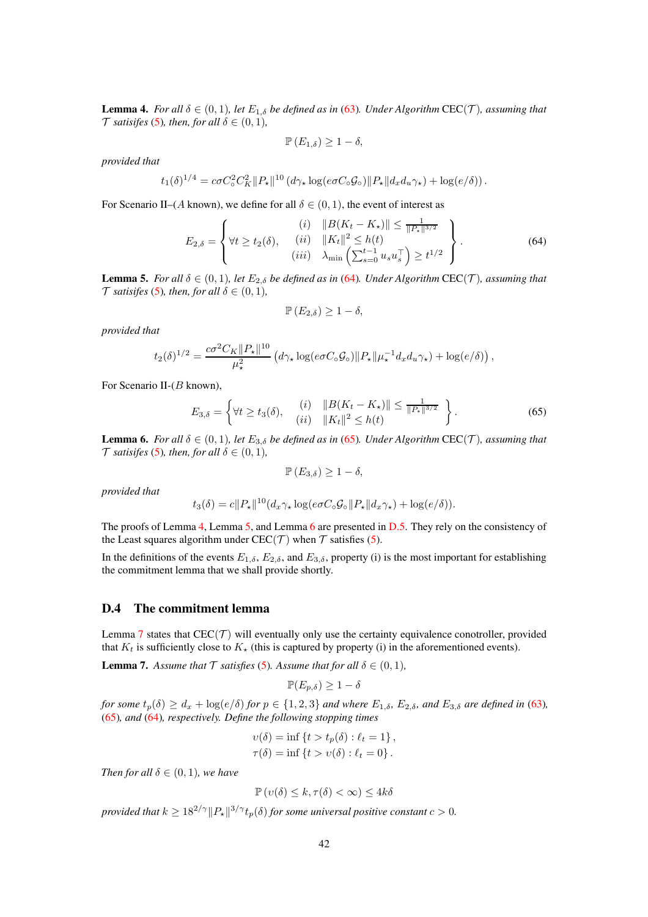**Lemma 4.** *For all $\delta \in (0,1)$, let $E_{1,\delta}$ be defined as in (63). Under Algorithm* CEC($\mathcal{T}$)*, assuming that $\mathcal{T}$ satisifes (5), then, for all $\delta \in (0,1)$,*

$$\mathbb{P}\left(E_{1,\delta}\right) \geq 1 - \delta,$$

*provided that*

$$t_1(\delta)^{1/4} = c\sigma C_\circ^2 C_K^2 \|P_\star\|^{10} \left(d\gamma_\star \log(e\sigma C_\circ \mathcal{G}_\circ)\|P_\star\| d_x d_u \gamma_\star\right) + \log(e/\delta)\right).$$

For Scenario II–($A$ known), we define for all $\delta \in (0,1)$, the event of interest as

$$E_{2,\delta} = \left\{ \forall t \geq t_2(\delta), \quad \begin{matrix} (i) & \|B(K_t - K_\star)\| \leq \frac{1}{\|P_\star\|^{3/2}} \\ (ii) & \|K_t\|^2 \leq h(t) \\ (iii) & \lambda_{\min}\left(\sum_{s=0}^{t-1} u_s u_s^\top\right) \geq t^{1/2} \end{matrix} \right\}. \tag{64}$$

**Lemma 5.** *For all $\delta \in (0,1)$, let $E_{2,\delta}$ be defined as in (64). Under Algorithm* CEC($\mathcal{T}$)*, assuming that $\mathcal{T}$ satisifes (5), then, for all $\delta \in (0,1)$,*

$$\mathbb{P}\left(E_{2,\delta}\right) \geq 1 - \delta,$$

*provided that*

$$t_2(\delta)^{1/2} = \frac{c\sigma^2 C_K \|P_\star\|^{10}}{\mu_\star^2} \left(d\gamma_\star \log(e\sigma C_\circ \mathcal{G}_\circ)\|P_\star\| \mu_\star^{-1} d_x d_u \gamma_\star\right) + \log(e/\delta)\right),$$

For Scenario II-($B$ known),

$$E_{3,\delta} = \left\{ \forall t \geq t_3(\delta), \quad \begin{matrix} (i) & \|B(K_t - K_\star)\| \leq \frac{1}{\|P_\star\|^{3/2}} \\ (ii) & \|K_t\|^2 \leq h(t) \end{matrix} \right\}. \tag{65}$$

**Lemma 6.** *For all $\delta \in (0,1)$, let $E_{3,\delta}$ be defined as in (65). Under Algorithm* CEC($\mathcal{T}$)*, assuming that $\mathcal{T}$ satisifes (5), then, for all $\delta \in (0,1)$,*

$$\mathbb{P}\left(E_{3,\delta}\right) \geq 1 - \delta,$$

*provided that*

$$t_3(\delta) = c\|P_\star\|^{10}(d_x \gamma_\star \log(e\sigma C_\circ \mathcal{G}_\circ \|P_\star\| d_x \gamma_\star) + \log(e/\delta)).$$

The proofs of Lemma 4, Lemma 5, and Lemma 6 are presented in D.5. They rely on the consistency of the Least squares algorithm under CEC($\mathcal{T}$) when $\mathcal{T}$ satisfies (5).

In the definitions of the events $E_{1,\delta}$, $E_{2,\delta}$, and $E_{3,\delta}$, property (i) is the most important for establishing the commitment lemma that we shall provide shortly.

## D.4 The commitment lemma

Lemma 7 states that CEC($\mathcal{T}$) will eventually only use the certainty equivalence conotroller, provided that $K_t$ is sufficiently close to $K_\star$ (this is captured by property (i) in the aforementioned events).

**Lemma 7.** *Assume that $\mathcal{T}$ satisfies (5). Assume that for all $\delta \in (0,1)$,*

$$\mathbb{P}(E_{p,\delta}) \geq 1 - \delta$$

*for some $t_p(\delta) \geq d_x + \log(e/\delta)$ for $p \in \{1,2,3\}$ and where $E_{1,\delta}$, $E_{2,\delta}$, and $E_{3,\delta}$ are defined in (63), (65), and (64), respectively. Define the following stopping times*

$$\upsilon(\delta) = \inf\left\{t > t_p(\delta) : \ell_t = 1\right\},$$
$$\tau(\delta) = \inf\left\{t > \upsilon(\delta) : \ell_t = 0\right\}.$$

*Then for all $\delta \in (0,1)$, we have*

$$\mathbb{P}\left(\upsilon(\delta) \leq k, \tau(\delta) < \infty\right) \leq 4k\delta$$

*provided that $k \geq 18^{2/\gamma}\|P_\star\|^{3/\gamma} t_p(\delta)$ for some universal positive constant $c > 0$.*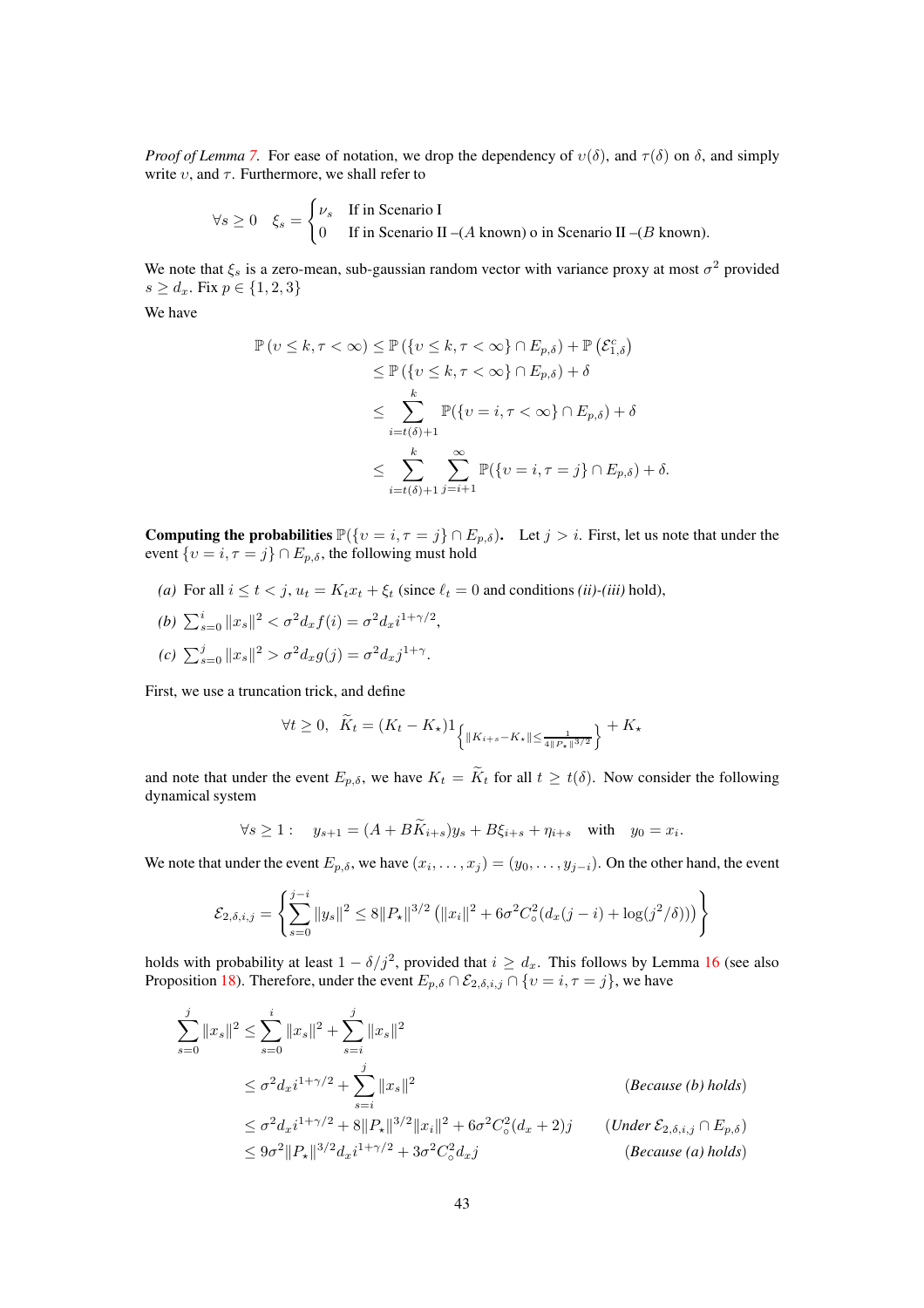*Proof of Lemma 7.* For ease of notation, we drop the dependency of $\upsilon(\delta)$, and $\tau(\delta)$ on $\delta$, and simply write $\upsilon$, and $\tau$. Furthermore, we shall refer to

$$\forall s \geq 0 \quad \xi_s = \begin{cases} \nu_s & \text{If in Scenario I} \\ 0 & \text{If in Scenario II –($A$ known) o in Scenario II –($B$ known).} \end{cases}$$

We note that $\xi_s$ is a zero-mean, sub-gaussian random vector with variance proxy at most $\sigma^2$ provided $s \geq d_x$. Fix $p \in \{1, 2, 3\}$

We have

$$\begin{aligned}
\mathbb{P}\left(\upsilon \leq k, \tau < \infty\right) &\leq \mathbb{P}\left(\{\upsilon \leq k, \tau < \infty\} \cap E_{p,\delta}\right) + \mathbb{P}\left(\mathcal{E}_{1,\delta}^c\right) \\
&\leq \mathbb{P}\left(\{\upsilon \leq k, \tau < \infty\} \cap E_{p,\delta}\right) + \delta \\
&\leq \sum_{i=t(\delta)+1}^{k} \mathbb{P}(\{\upsilon = i, \tau < \infty\} \cap E_{p,\delta}) + \delta \\
&\leq \sum_{i=t(\delta)+1}^{k} \sum_{j=i+1}^{\infty} \mathbb{P}(\{\upsilon = i, \tau = j\} \cap E_{p,\delta}) + \delta.
\end{aligned}$$

**Computing the probabilities $\mathbb{P}(\{\upsilon = i, \tau = j\} \cap E_{p,\delta})$.** Let $j > i$. First, let us note that under the event $\{\upsilon = i, \tau = j\} \cap E_{p,\delta}$, the following must hold

*(a)* For all $i \leq t < j$, $u_t = K_t x_t + \xi_t$ (since $\ell_t = 0$ and conditions *(ii)-(iii)* hold),

*(b)* $\sum_{s=0}^{i} \|x_s\|^2 < \sigma^2 d_x f(i) = \sigma^2 d_x i^{1+\gamma/2}$,

*(c)* $\sum_{s=0}^{j} \|x_s\|^2 > \sigma^2 d_x g(j) = \sigma^2 d_x j^{1+\gamma}$.

First, we use a truncation trick, and define

$$\forall t \geq 0, \;\; \widetilde{K}_t = (K_t - K_\star) 1_{\left\{\|K_{i+s} - K_\star\| \leq \frac{1}{4\|P_\star\|^{3/2}}\right\}} + K_\star$$

and note that under the event $E_{p,\delta}$, we have $K_t = \widetilde{K}_t$ for all $t \geq t(\delta)$. Now consider the following dynamical system

$$\forall s \geq 1: \quad y_{s+1} = (A + B\widetilde{K}_{i+s}) y_s + B\xi_{i+s} + \eta_{i+s} \quad \text{with} \quad y_0 = x_i.$$

We note that under the event $E_{p,\delta}$, we have $(x_i, \dots, x_j) = (y_0, \dots, y_{j-i})$. On the other hand, the event

$$\mathcal{E}_{2,\delta,i,j} = \left\{ \sum_{s=0}^{j-i} \|y_s\|^2 \leq 8\|P_\star\|^{3/2} \left(\|x_i\|^2 + 6\sigma^2 C_\circ^2 (d_x(j-i) + \log(j^2/\delta))\right) \right\}$$

holds with probability at least $1 - \delta/j^2$, provided that $i \geq d_x$. This follows by Lemma 16 (see also Proposition 18). Therefore, under the event $E_{p,\delta} \cap \mathcal{E}_{2,\delta,i,j} \cap \{\upsilon = i, \tau = j\}$, we have

$$\begin{aligned}
\sum_{s=0}^{j} \|x_s\|^2 &\leq \sum_{s=0}^{i} \|x_s\|^2 + \sum_{s=i}^{j} \|x_s\|^2 \\
&\leq \sigma^2 d_x i^{1+\gamma/2} + \sum_{s=i}^{j} \|x_s\|^2 && \textit{(Because (b) holds)} \\
&\leq \sigma^2 d_x i^{1+\gamma/2} + 8\|P_\star\|^{3/2}\|x_i\|^2 + 6\sigma^2 C_\circ^2 (d_x + 2) j && \textit{(Under } \mathcal{E}_{2,\delta,i,j} \cap E_{p,\delta}\textit{)} \\
&\leq 9\sigma^2 \|P_\star\|^{3/2} d_x i^{1+\gamma/2} + 3\sigma^2 C_\circ^2 d_x j && \textit{(Because (a) holds)}
\end{aligned}$$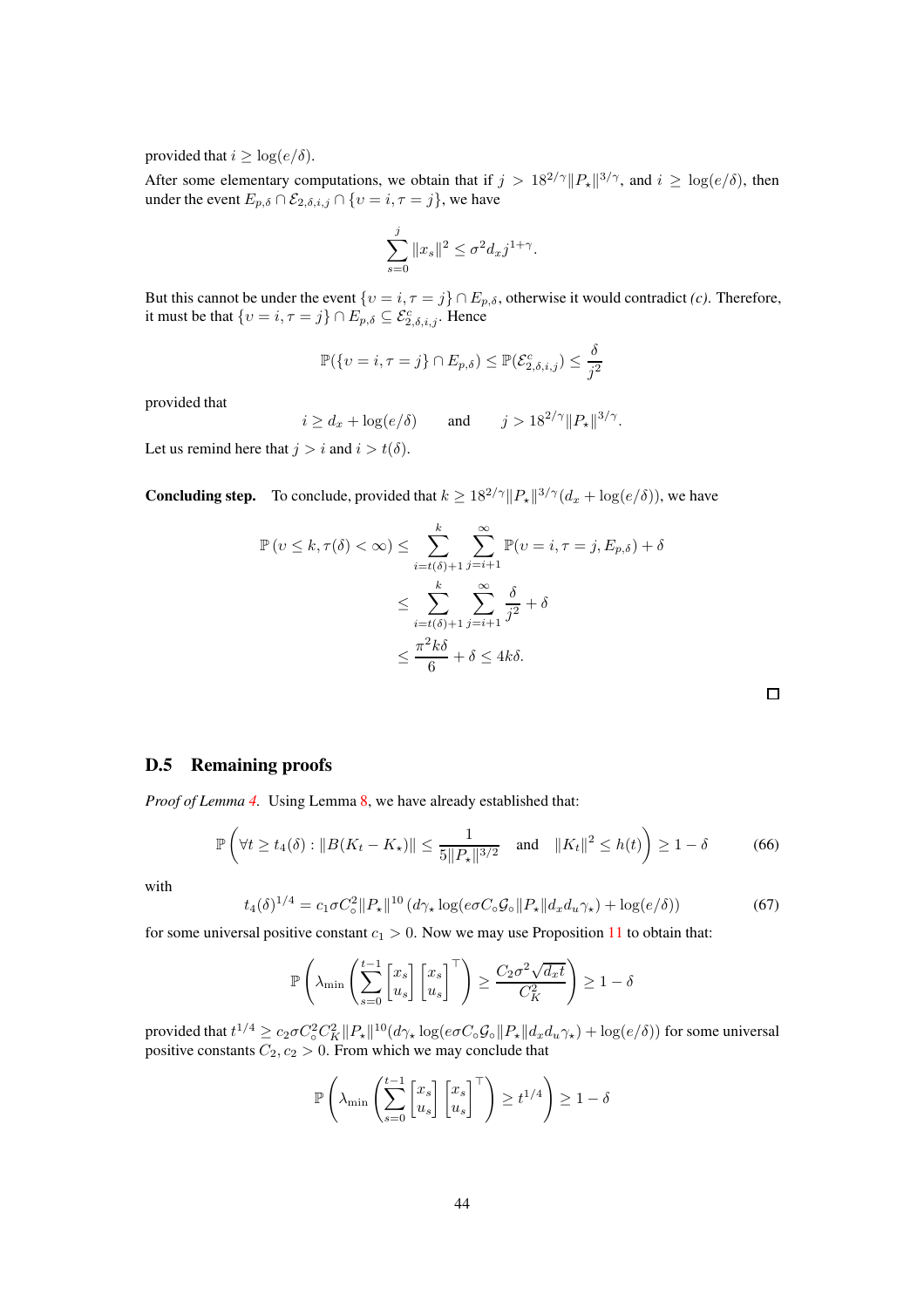provided that $i \geq \log(e/\delta)$.

After some elementary computations, we obtain that if $j > 18^{2/\gamma}\|P_\star\|^{3/\gamma}$, and $i \geq \log(e/\delta)$, then under the event $E_{p,\delta} \cap \mathcal{E}_{2,\delta,i,j} \cap \{\upsilon = i, \tau = j\}$, we have

$$\sum_{s=0}^{j} \|x_s\|^2 \leq \sigma^2 d_x j^{1+\gamma}.$$

But this cannot be under the event $\{\upsilon = i, \tau = j\} \cap E_{p,\delta}$, otherwise it would contradict *(c)*. Therefore, it must be that $\{\upsilon = i, \tau = j\} \cap E_{p,\delta} \subseteq \mathcal{E}_{2,\delta,i,j}^c$. Hence

$$\mathbb{P}(\{\upsilon = i, \tau = j\} \cap E_{p,\delta}) \leq \mathbb{P}(\mathcal{E}_{2,\delta,i,j}^c) \leq \frac{\delta}{j^2}$$

provided that

$$i \geq d_x + \log(e/\delta) \qquad \text{and} \qquad j > 18^{2/\gamma}\|P_\star\|^{3/\gamma}.$$

Let us remind here that $j > i$ and $i > t(\delta)$.

**Concluding step.** To conclude, provided that $k \geq 18^{2/\gamma}\|P_\star\|^{3/\gamma}(d_x + \log(e/\delta))$, we have

$$\begin{aligned}
\mathbb{P}\left(\upsilon \leq k, \tau(\delta) < \infty\right) &\leq \sum_{i=t(\delta)+1}^{k} \sum_{j=i+1}^{\infty} \mathbb{P}(\upsilon = i, \tau = j, E_{p,\delta}) + \delta \\
&\leq \sum_{i=t(\delta)+1}^{k} \sum_{j=i+1}^{\infty} \frac{\delta}{j^2} + \delta \\
&\leq \frac{\pi^2 k \delta}{6} + \delta \leq 4k\delta.
\end{aligned}$$

□

## D.5 Remaining proofs

*Proof of Lemma 4.* Using Lemma 8, we have already established that:

$$\mathbb{P}\left(\forall t \geq t_4(\delta) : \|B(K_t - K_\star)\| \leq \frac{1}{5\|P_\star\|^{3/2}} \quad \text{and} \quad \|K_t\|^2 \leq h(t)\right) \geq 1 - \delta \tag{66}$$

with

$$t_4(\delta)^{1/4} = c_1 \sigma C_\circ^2 \|P_\star\|^{10} \left(d\gamma_\star \log(e\sigma C_\circ \mathcal{G}_\circ \|P_\star\| d_x d_u \gamma_\star) + \log(e/\delta)\right) \tag{67}$$

for some universal positive constant $c_1 > 0$. Now we may use Proposition 11 to obtain that:

$$\mathbb{P}\left(\lambda_{\min}\left(\sum_{s=0}^{t-1} \begin{bmatrix} x_s \\ u_s \end{bmatrix} \begin{bmatrix} x_s \\ u_s \end{bmatrix}^\top\right) \geq \frac{C_2 \sigma^2 \sqrt{d_x t}}{C_K^2}\right) \geq 1 - \delta$$

provided that $t^{1/4} \geq c_2 \sigma C_\circ^2 C_K^2 \|P_\star\|^{10}(d\gamma_\star \log(e\sigma C_\circ \mathcal{G}_\circ \|P_\star\| d_x d_u \gamma_\star) + \log(e/\delta))$ for some universal positive constants $C_2, c_2 > 0$. From which we may conclude that

$$\mathbb{P}\left(\lambda_{\min}\left(\sum_{s=0}^{t-1} \begin{bmatrix} x_s \\ u_s \end{bmatrix} \begin{bmatrix} x_s \\ u_s \end{bmatrix}^\top\right) \geq t^{1/4}\right) \geq 1 - \delta$$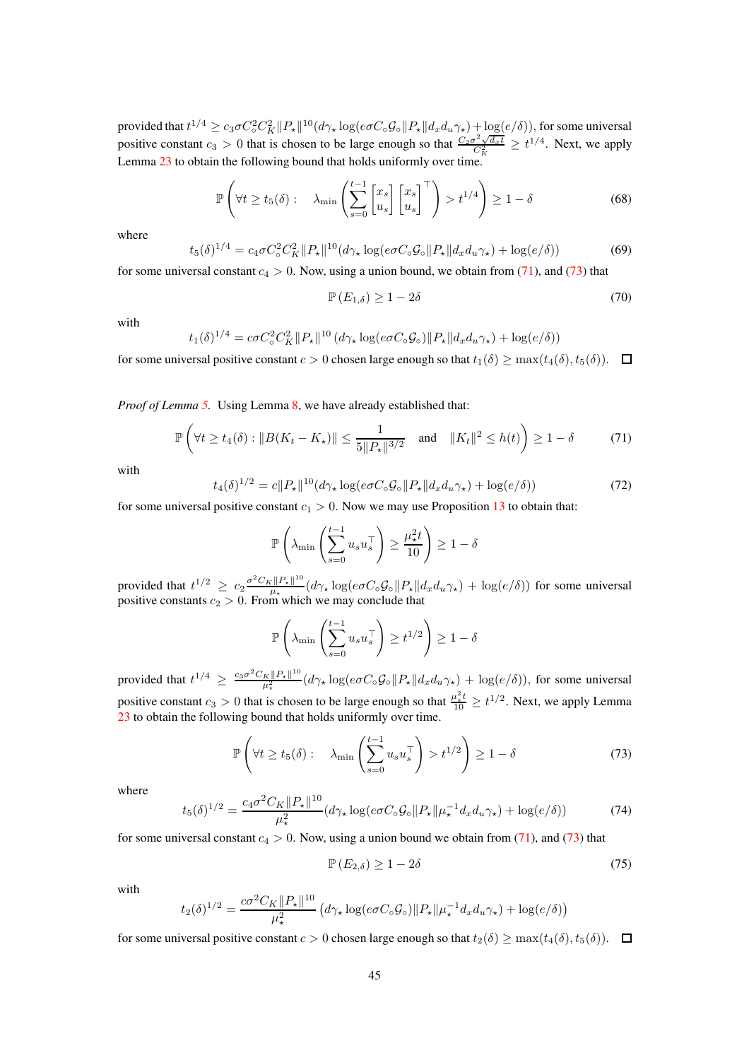provided that $t^{1/4} \geq c_3 \sigma C_\circ^2 C_K^2 \|P_\star\|^{10}(d\gamma_\star \log(e\sigma C_\circ \mathcal{G}_\circ \|P_\star\| d_x d_u \gamma_\star) + \log(e/\delta))$, for some universal positive constant $c_3 > 0$ that is chosen to be large enough so that $\frac{C_2 \sigma^2 \sqrt{d_x t}}{C_K^2} \geq t^{1/4}$. Next, we apply Lemma 23 to obtain the following bound that holds uniformly over time.

$$
\mathbb{P}\left( \forall t \geq t_5(\delta) : \quad \lambda_{\min}\left( \sum_{s=0}^{t-1} \begin{bmatrix} x_s \\ u_s \end{bmatrix} \begin{bmatrix} x_s \\ u_s \end{bmatrix}^\top \right) > t^{1/4} \right) \geq 1 - \delta \tag{68}
$$

where

$$
t_5(\delta)^{1/4} = c_4 \sigma C_\circ^2 C_K^2 \|P_\star\|^{10}(d\gamma_\star \log(e\sigma C_\circ \mathcal{G}_\circ \|P_\star\| d_x d_u \gamma_\star) + \log(e/\delta)) \tag{69}
$$

for some universal constant $c_4 > 0$. Now, using a union bound, we obtain from (71), and (73) that

$$
\mathbb{P}\left(E_{1,\delta}\right) \geq 1 - 2\delta \tag{70}
$$

with

$$
t_1(\delta)^{1/4} = c\sigma C_\circ^2 C_K^2 \|P_\star\|^{10} \left(d\gamma_\star \log(e\sigma C_\circ \mathcal{G}_\circ)\|P_\star\| d_x d_u \gamma_\star) + \log(e/\delta)\right)
$$

for some universal positive constant $c > 0$ chosen large enough so that $t_1(\delta) \geq \max(t_4(\delta), t_5(\delta))$. □

*Proof of Lemma 5.* Using Lemma 8, we have already established that:

$$
\mathbb{P}\left( \forall t \geq t_4(\delta) : \|B(K_t - K_\star)\| \leq \frac{1}{5\|P_\star\|^{3/2}} \quad \text{and} \quad \|K_t\|^2 \leq h(t) \right) \geq 1 - \delta \tag{71}
$$

with

$$
t_4(\delta)^{1/2} = c\|P_\star\|^{10}(d\gamma_\star \log(e\sigma C_\circ \mathcal{G}_\circ \|P_\star\| d_x d_u \gamma_\star) + \log(e/\delta)) \tag{72}
$$

for some universal positive constant $c_1 > 0$. Now we may use Proposition 13 to obtain that:

$$
\mathbb{P}\left( \lambda_{\min}\left( \sum_{s=0}^{t-1} u_s u_s^\top \right) \geq \frac{\mu_\star^2 t}{10} \right) \geq 1 - \delta
$$

provided that $t^{1/2} \geq c_2 \frac{\sigma^2 C_K \|P_\star\|^{10}}{\mu_\star}(d\gamma_\star \log(e\sigma C_\circ \mathcal{G}_\circ \|P_\star\| d_x d_u \gamma_\star) + \log(e/\delta))$ for some universal positive constants $c_2 > 0$. From which we may conclude that

$$
\mathbb{P}\left( \lambda_{\min}\left( \sum_{s=0}^{t-1} u_s u_s^\top \right) \geq t^{1/2} \right) \geq 1 - \delta
$$

provided that $t^{1/4} \geq \frac{c_3 \sigma^2 C_K \|P_\star\|^{10}}{\mu_\star^2}(d\gamma_\star \log(e\sigma C_\circ \mathcal{G}_\circ \|P_\star\| d_x d_u \gamma_\star) + \log(e/\delta))$, for some universal positive constant $c_3 > 0$ that is chosen to be large enough so that $\frac{\mu_\star^2 t}{10} \geq t^{1/2}$. Next, we apply Lemma 23 to obtain the following bound that holds uniformly over time.

$$
\mathbb{P}\left( \forall t \geq t_5(\delta) : \quad \lambda_{\min}\left( \sum_{s=0}^{t-1} u_s u_s^\top \right) > t^{1/2} \right) \geq 1 - \delta \tag{73}
$$

where

$$
t_5(\delta)^{1/2} = \frac{c_4 \sigma^2 C_K \|P_\star\|^{10}}{\mu_\star^2}(d\gamma_\star \log(e\sigma C_\circ \mathcal{G}_\circ \|P_\star\| \mu_\star^{-1} d_x d_u \gamma_\star) + \log(e/\delta)) \tag{74}
$$

for some universal constant $c_4 > 0$. Now, using a union bound we obtain from (71), and (73) that

$$
\mathbb{P}\left(E_{2,\delta}\right) \geq 1 - 2\delta \tag{75}
$$

with

$$
t_2(\delta)^{1/2} = \frac{c\sigma^2 C_K \|P_\star\|^{10}}{\mu_\star^2} \left(d\gamma_\star \log(e\sigma C_\circ \mathcal{G}_\circ)\|P_\star\| \mu_\star^{-1} d_x d_u \gamma_\star) + \log(e/\delta)\right)
$$

for some universal positive constant $c > 0$ chosen large enough so that $t_2(\delta) \geq \max(t_4(\delta), t_5(\delta))$. □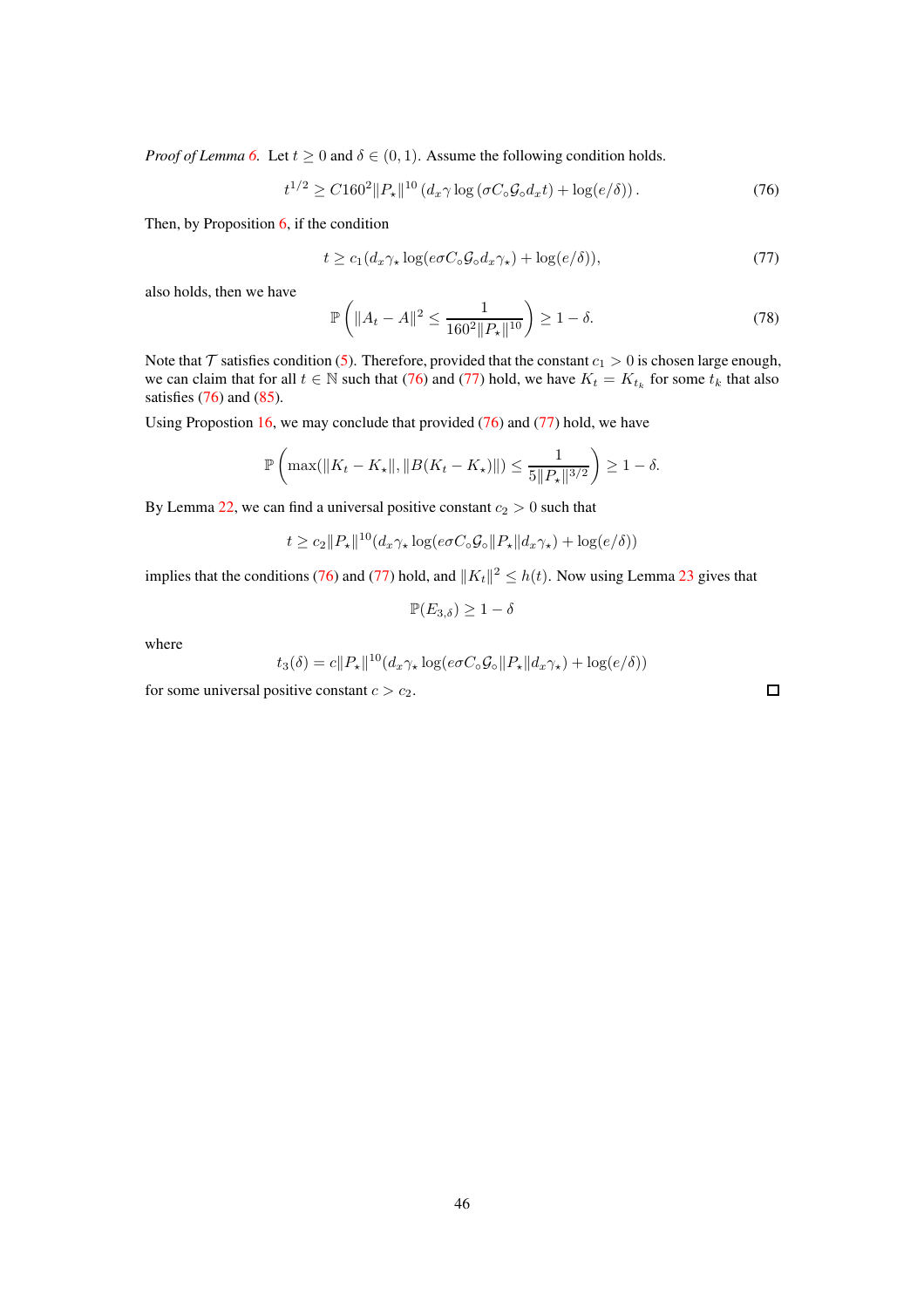*Proof of Lemma 6.* Let $t \geq 0$ and $\delta \in (0, 1)$. Assume the following condition holds.

$$t^{1/2} \geq C160^2 \|P_\star\|^{10} \left( d_x \gamma \log \left( \sigma C_\circ \mathcal{G}_\circ d_x t \right) + \log(e/\delta) \right). \tag{76}$$

Then, by Proposition 6, if the condition

$$t \geq c_1 (d_x \gamma_\star \log(e\sigma C_\circ \mathcal{G}_\circ d_x \gamma_\star) + \log(e/\delta)), \tag{77}$$

also holds, then we have

$$\mathbb{P}\left( \|A_t - A\|^2 \leq \frac{1}{160^2 \|P_\star\|^{10}} \right) \geq 1 - \delta. \tag{78}$$

Note that $\mathcal{T}$ satisfies condition (5). Therefore, provided that the constant $c_1 > 0$ is chosen large enough, we can claim that for all $t \in \mathbb{N}$ such that (76) and (77) hold, we have $K_t = K_{t_k}$ for some $t_k$ that also satisfies (76) and (85).

Using Propostion 16, we may conclude that provided (76) and (77) hold, we have

$$\mathbb{P}\left( \max(\|K_t - K_\star\|, \|B(K_t - K_\star)\|) \leq \frac{1}{5\|P_\star\|^{3/2}} \right) \geq 1 - \delta.$$

By Lemma 22, we can find a universal positive constant $c_2 > 0$ such that

$$t \geq c_2 \|P_\star\|^{10} (d_x \gamma_\star \log(e\sigma C_\circ \mathcal{G}_\circ \|P_\star\| d_x \gamma_\star) + \log(e/\delta))$$

implies that the conditions (76) and (77) hold, and $\|K_t\|^2 \leq h(t)$. Now using Lemma 23 gives that

$$\mathbb{P}(E_{3,\delta}) \geq 1 - \delta$$

where

$$t_3(\delta) = c\|P_\star\|^{10} (d_x \gamma_\star \log(e\sigma C_\circ \mathcal{G}_\circ \|P_\star\| d_x \gamma_\star) + \log(e/\delta))$$

for some universal positive constant $c > c_2$. $\square$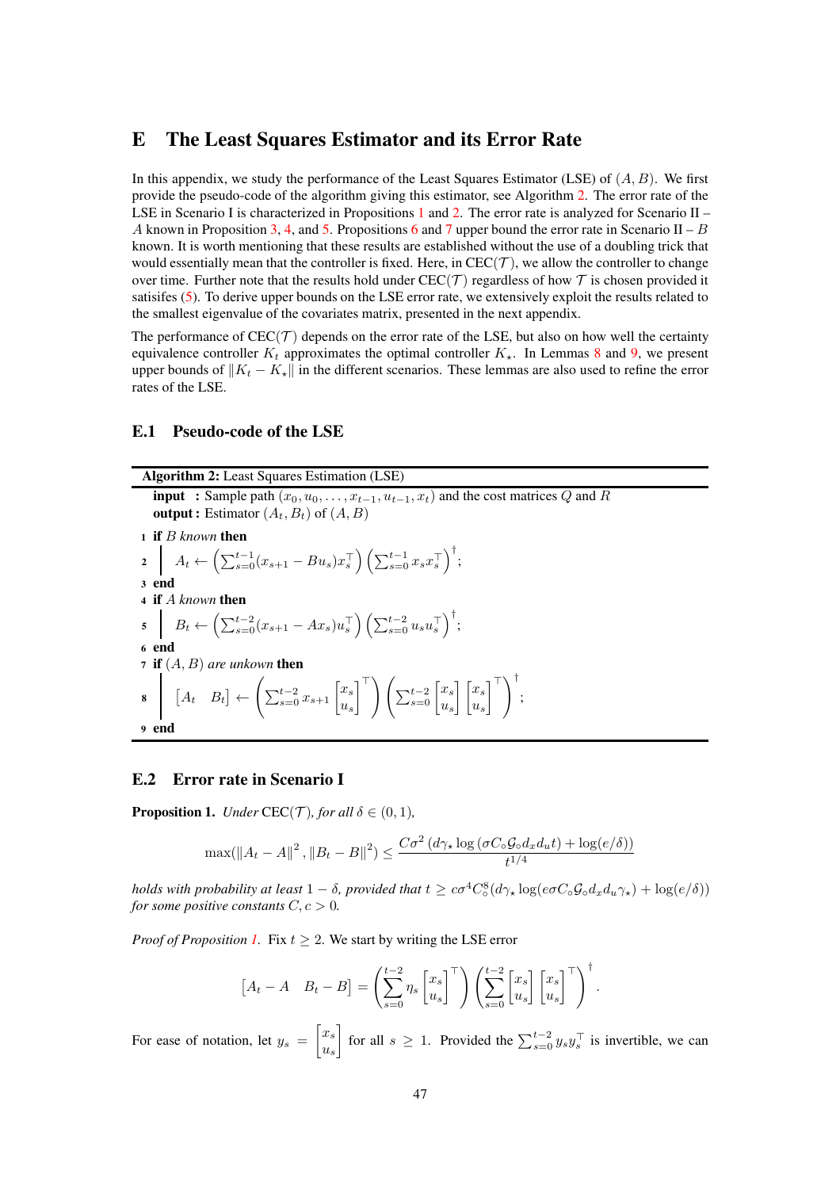# E The Least Squares Estimator and its Error Rate

In this appendix, we study the performance of the Least Squares Estimator (LSE) of $(A, B)$. We first provide the pseudo-code of the algorithm giving this estimator, see Algorithm 2. The error rate of the LSE in Scenario I is characterized in Propositions 1 and 2. The error rate is analyzed for Scenario II – $A$ known in Proposition 3, 4, and 5. Propositions 6 and 7 upper bound the error rate in Scenario II – $B$ known. It is worth mentioning that these results are established without the use of a doubling trick that would essentially mean that the controller is fixed. Here, in CEC($\mathcal{T}$), we allow the controller to change over time. Further note that the results hold under CEC($\mathcal{T}$) regardless of how $\mathcal{T}$ is chosen provided it satisifes (5). To derive upper bounds on the LSE error rate, we extensively exploit the results related to the smallest eigenvalue of the covariates matrix, presented in the next appendix.

The performance of CEC($\mathcal{T}$) depends on the error rate of the LSE, but also on how well the certainty equivalence controller $K_t$ approximates the optimal controller $K_\star$. In Lemmas 8 and 9, we present upper bounds of $\|K_t - K_\star\|$ in the different scenarios. These lemmas are also used to refine the error rates of the LSE.

## E.1 Pseudo-code of the LSE

**Algorithm 2:** Least Squares Estimation (LSE)

**input :** Sample path $(x_0, u_0, \dots, x_{t-1}, u_{t-1}, x_t)$ and the cost matrices $Q$ and $R$
**output :** Estimator $(A_t, B_t)$ of $(A, B)$

1 **if** *B known* **then**

2 $\quad A_t \leftarrow \left(\sum_{s=0}^{t-1}(x_{s+1} - Bu_s)x_s^\top\right)\left(\sum_{s=0}^{t-1} x_s x_s^\top\right)^\dagger$;

3 **end**

4 **if** *A known* **then**

5 $\quad B_t \leftarrow \left(\sum_{s=0}^{t-2}(x_{s+1} - Ax_s)u_s^\top\right)\left(\sum_{s=0}^{t-2} u_s u_s^\top\right)^\dagger$;

6 **end**

7 **if** *(A, B) are unkown* **then**

8 $\quad \begin{bmatrix} A_t & B_t \end{bmatrix} \leftarrow \left(\sum_{s=0}^{t-2} x_{s+1} \begin{bmatrix} x_s \\ u_s \end{bmatrix}^\top\right)\left(\sum_{s=0}^{t-2} \begin{bmatrix} x_s \\ u_s \end{bmatrix}\begin{bmatrix} x_s \\ u_s \end{bmatrix}^\top\right)^\dagger$;

9 **end**

## E.2 Error rate in Scenario I

**Proposition 1.** *Under* CEC($\mathcal{T}$)*, for all* $\delta \in (0, 1)$*,*

$$
\max(\|A_t - A\|^2, \|B_t - B\|^2) \le \frac{C\sigma^2\left(d\gamma_\star \log\left(\sigma C_\circ \mathcal{G}_\circ d_x d_u t\right) + \log(e/\delta)\right)}{t^{1/4}}
$$

*holds with probability at least* $1 - \delta$*, provided that* $t \ge c\sigma^4 C_\circ^8(d\gamma_\star \log(e\sigma C_\circ \mathcal{G}_\circ d_x d_u \gamma_\star) + \log(e/\delta))$ *for some positive constants* $C, c > 0$*.*

*Proof of Proposition 1.* Fix $t \ge 2$. We start by writing the LSE error

$$
\begin{bmatrix} A_t - A & B_t - B \end{bmatrix} = \left(\sum_{s=0}^{t-2} \eta_s \begin{bmatrix} x_s \\ u_s \end{bmatrix}^\top\right)\left(\sum_{s=0}^{t-2} \begin{bmatrix} x_s \\ u_s \end{bmatrix}\begin{bmatrix} x_s \\ u_s \end{bmatrix}^\top\right)^\dagger.
$$

For ease of notation, let $y_s = \begin{bmatrix} x_s \\ u_s \end{bmatrix}$ for all $s \ge 1$. Provided the $\sum_{s=0}^{t-2} y_s y_s^\top$ is invertible, we can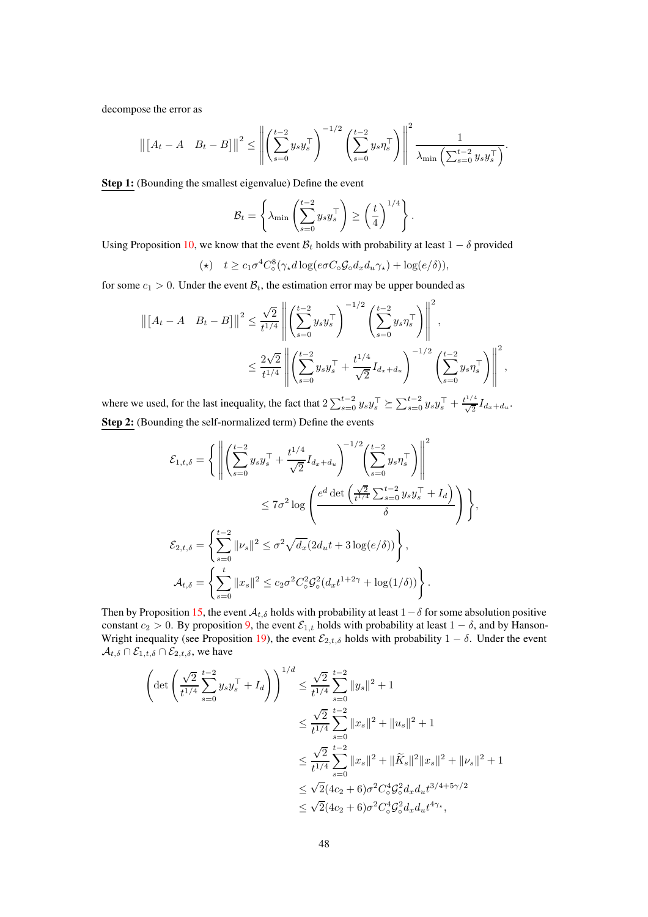decompose the error as

$$\left\| \begin{bmatrix} A_t - A & B_t - B \end{bmatrix} \right\|^2 \leq \left\| \left( \sum_{s=0}^{t-2} y_s y_s^\top \right)^{-1/2} \left( \sum_{s=0}^{t-2} y_s \eta_s^\top \right) \right\|^2 \frac{1}{\lambda_{\min}\left( \sum_{s=0}^{t-2} y_s y_s^\top \right)}.$$

**Step 1:** (Bounding the smallest eigenvalue) Define the event

$$\mathcal{B}_t = \left\{ \lambda_{\min}\left( \sum_{s=0}^{t-2} y_s y_s^\top \right) \geq \left( \frac{t}{4} \right)^{1/4} \right\}.$$

Using Proposition 10, we know that the event $\mathcal{B}_t$ holds with probability at least $1-\delta$ provided

$$(\star) \quad t \geq c_1 \sigma^4 C_\circ^8 (\gamma_\star d \log(e\sigma C_\circ \mathcal{G}_\circ d_x d_u \gamma_\star) + \log(e/\delta)),$$

for some $c_1 > 0$. Under the event $\mathcal{B}_t$, the estimation error may be upper bounded as

$$\begin{aligned}
\left\| \begin{bmatrix} A_t - A & B_t - B \end{bmatrix} \right\|^2 &\leq \frac{\sqrt{2}}{t^{1/4}} \left\| \left( \sum_{s=0}^{t-2} y_s y_s^\top \right)^{-1/2} \left( \sum_{s=0}^{t-2} y_s \eta_s^\top \right) \right\|^2, \\
&\leq \frac{2\sqrt{2}}{t^{1/4}} \left\| \left( \sum_{s=0}^{t-2} y_s y_s^\top + \frac{t^{1/4}}{\sqrt{2}} I_{d_x+d_u} \right)^{-1/2} \left( \sum_{s=0}^{t-2} y_s \eta_s^\top \right) \right\|^2,
\end{aligned}$$

where we used, for the last inequality, the fact that $2\sum_{s=0}^{t-2} y_s y_s^\top \succeq \sum_{s=0}^{t-2} y_s y_s^\top + \frac{t^{1/4}}{\sqrt{2}} I_{d_x+d_u}$.

**Step 2:** (Bounding the self-normalized term) Define the events

$$\begin{aligned}
\mathcal{E}_{1,t,\delta} = \Bigg\{ \left\| \left( \sum_{s=0}^{t-2} y_s y_s^\top + \frac{t^{1/4}}{\sqrt{2}} I_{d_x+d_u} \right)^{-1/2} \left( \sum_{s=0}^{t-2} y_s \eta_s^\top \right) \right\|^2 \\
\leq 7\sigma^2 \log\left( \frac{e^d \det\left( \frac{\sqrt{2}}{t^{1/4}} \sum_{s=0}^{t-2} y_s y_s^\top + I_d \right)}{\delta} \right) \Bigg\},
\end{aligned}$$

$$\mathcal{E}_{2,t,\delta} = \left\{ \sum_{s=0}^{t-2} \|\nu_s\|^2 \leq \sigma^2 \sqrt{d_x}(2d_u t + 3\log(e/\delta)) \right\},$$

$$\mathcal{A}_{t,\delta} = \left\{ \sum_{s=0}^{t} \|x_s\|^2 \leq c_2 \sigma^2 C_\circ^2 \mathcal{G}_\circ^2 (d_x t^{1+2\gamma} + \log(1/\delta)) \right\}.$$

Then by Proposition 15, the event $\mathcal{A}_{t,\delta}$ holds with probability at least $1-\delta$ for some absolution positive constant $c_2 > 0$. By proposition 9, the event $\mathcal{E}_{1,t}$ holds with probability at least $1-\delta$, and by Hanson-Wright inequality (see Proposition 19), the event $\mathcal{E}_{2,t,\delta}$ holds with probability $1-\delta$. Under the event $\mathcal{A}_{t,\delta} \cap \mathcal{E}_{1,t,\delta} \cap \mathcal{E}_{2,t,\delta}$, we have

$$\begin{aligned}
\left( \det\left( \frac{\sqrt{2}}{t^{1/4}} \sum_{s=0}^{t-2} y_s y_s^\top + I_d \right) \right)^{1/d} &\leq \frac{\sqrt{2}}{t^{1/4}} \sum_{s=0}^{t-2} \|y_s\|^2 + 1 \\
&\leq \frac{\sqrt{2}}{t^{1/4}} \sum_{s=0}^{t-2} \|x_s\|^2 + \|u_s\|^2 + 1 \\
&\leq \frac{\sqrt{2}}{t^{1/4}} \sum_{s=0}^{t-2} \|x_s\|^2 + \|\widetilde{K}_s\|^2 \|x_s\|^2 + \|\nu_s\|^2 + 1 \\
&\leq \sqrt{2}(4c_2 + 6)\sigma^2 C_\circ^4 \mathcal{G}_\circ^2 d_x d_u t^{3/4 + 5\gamma/2} \\
&\leq \sqrt{2}(4c_2 + 6)\sigma^2 C_\circ^4 \mathcal{G}_\circ^2 d_x d_u t^{4\gamma_\star},
\end{aligned}$$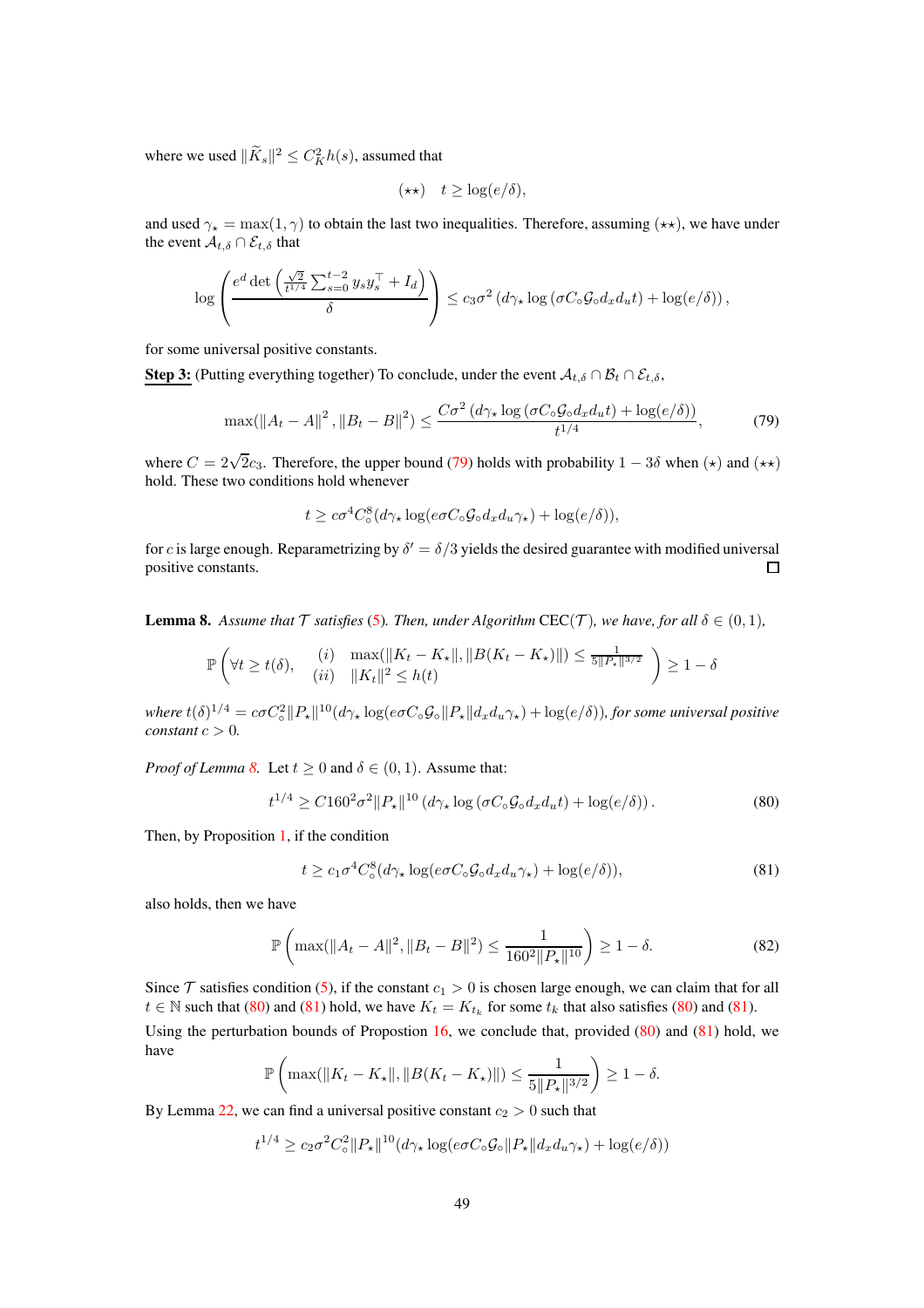where we used $\|\widetilde{K}_s\|^2 \le C_K^2 h(s)$, assumed that

$$(\star\star) \quad t \ge \log(e/\delta),$$

and used $\gamma_\star = \max(1, \gamma)$ to obtain the last two inequalities. Therefore, assuming $(\star\star)$, we have under the event $\mathcal{A}_{t,\delta} \cap \mathcal{E}_{t,\delta}$ that

$$\log\left(\frac{e^d \det\left(\frac{\sqrt{2}}{t^{1/4}}\sum_{s=0}^{t-2} y_s y_s^\top + I_d\right)}{\delta}\right) \le c_3\sigma^2\left(d\gamma_\star \log\left(\sigma C_\circ \mathcal{G}_\circ d_x d_u t\right) + \log(e/\delta)\right),$$

for some universal positive constants.

**Step 3:** (Putting everything together) To conclude, under the event $\mathcal{A}_{t,\delta} \cap \mathcal{B}_t \cap \mathcal{E}_{t,\delta}$,

$$\max(\|A_t - A\|^2, \|B_t - B\|^2) \le \frac{C\sigma^2\left(d\gamma_\star \log\left(\sigma C_\circ \mathcal{G}_\circ d_x d_u t\right) + \log(e/\delta)\right)}{t^{1/4}}, \tag{79}$$

where $C = 2\sqrt{2}c_3$. Therefore, the upper bound (79) holds with probability $1 - 3\delta$ when $(\star)$ and $(\star\star)$ hold. These two conditions hold whenever

$$t \ge c\sigma^4 C_\circ^8 (d\gamma_\star \log(e\sigma C_\circ \mathcal{G}_\circ d_x d_u \gamma_\star) + \log(e/\delta)),$$

for $c$ is large enough. Reparametrizing by $\delta' = \delta/3$ yields the desired guarantee with modified universal positive constants. $\square$

**Lemma 8.** *Assume that $\mathcal{T}$ satisfies (5). Then, under Algorithm* CEC($\mathcal{T}$)*, we have, for all $\delta \in (0,1)$,*

$$\mathbb{P}\left(\forall t \ge t(\delta), \quad \begin{array}{ll} (i) & \max(\|K_t - K_\star\|, \|B(K_t - K_\star)\|) \le \frac{1}{5\|P_\star\|^{3/2}} \\ (ii) & \|K_t\|^2 \le h(t) \end{array}\right) \ge 1 - \delta$$

*where $t(\delta)^{1/4} = c\sigma C_\circ^2 \|P_\star\|^{10}(d\gamma_\star \log(e\sigma C_\circ \mathcal{G}_\circ \|P_\star\| d_x d_u \gamma_\star) + \log(e/\delta))$, for some universal positive constant $c > 0$.*

*Proof of Lemma 8.* Let $t \ge 0$ and $\delta \in (0,1)$. Assume that:

$$t^{1/4} \ge C160^2\sigma^2\|P_\star\|^{10}\left(d\gamma_\star \log\left(\sigma C_\circ \mathcal{G}_\circ d_x d_u t\right) + \log(e/\delta)\right). \tag{80}$$

Then, by Proposition 1, if the condition

$$t \ge c_1\sigma^4 C_\circ^8 (d\gamma_\star \log(e\sigma C_\circ \mathcal{G}_\circ d_x d_u \gamma_\star) + \log(e/\delta)), \tag{81}$$

also holds, then we have

$$\mathbb{P}\left(\max(\|A_t - A\|^2, \|B_t - B\|^2) \le \frac{1}{160^2\|P_\star\|^{10}}\right) \ge 1 - \delta. \tag{82}$$

Since $\mathcal{T}$ satisfies condition (5), if the constant $c_1 > 0$ is chosen large enough, we can claim that for all $t \in \mathbb{N}$ such that (80) and (81) hold, we have $K_t = K_{t_k}$ for some $t_k$ that also satisfies (80) and (81).

Using the perturbation bounds of Propostion 16, we conclude that, provided (80) and (81) hold, we have

$$\mathbb{P}\left(\max(\|K_t - K_\star\|, \|B(K_t - K_\star)\|) \le \frac{1}{5\|P_\star\|^{3/2}}\right) \ge 1 - \delta.$$

By Lemma 22, we can find a universal positive constant $c_2 > 0$ such that

$$t^{1/4} \ge c_2\sigma^2 C_\circ^2 \|P_\star\|^{10}(d\gamma_\star \log(e\sigma C_\circ \mathcal{G}_\circ \|P_\star\| d_x d_u \gamma_\star) + \log(e/\delta))$$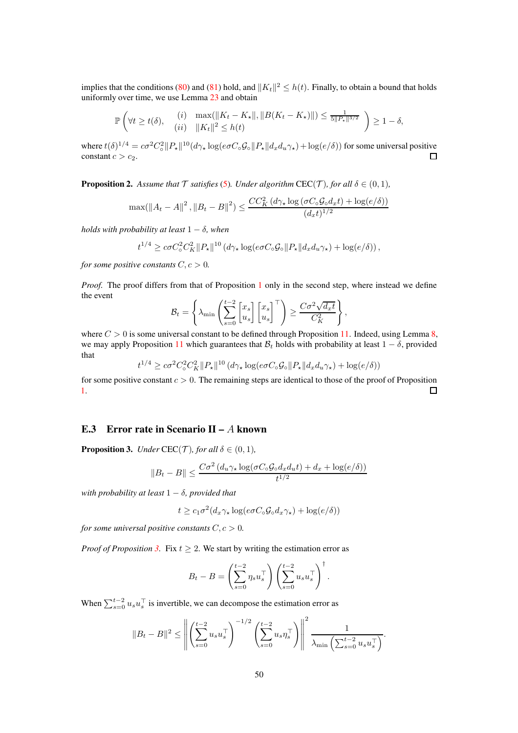implies that the conditions (80) and (81) hold, and $\|K_t\|^2 \le h(t)$. Finally, to obtain a bound that holds uniformly over time, we use Lemma 23 and obtain

$$\mathbb{P}\left( \forall t \ge t(\delta), \quad \begin{matrix} (i) & \max(\|K_t - K_\star\|, \|B(K_t - K_\star)\|) \le \frac{1}{5\|P_\star\|^{3/2}} \\ (ii) & \|K_t\|^2 \le h(t) \end{matrix} \right) \ge 1 - \delta,$$

where $t(\delta)^{1/4} = c\sigma^2 C_\circ^2 \|P_\star\|^{10}(d\gamma_\star \log(e\sigma C_\circ \mathcal{G}_\circ \|P_\star\| d_x d_u \gamma_\star) + \log(e/\delta))$ for some universal positive constant $c > c_2$. □

**Proposition 2.** *Assume that $\mathcal{T}$ satisfies (5). Under algorithm* CEC($\mathcal{T}$)*, for all $\delta \in (0,1)$,*

$$\max(\|A_t - A\|^2, \|B_t - B\|^2) \le \frac{CC_K^2 \left(d\gamma_\star \log\left(\sigma C_\circ \mathcal{G}_\circ d_x t\right) + \log(e/\delta)\right)}{(d_x t)^{1/2}}$$

*holds with probability at least $1 - \delta$, when*

$$t^{1/4} \ge c\sigma C_\circ^2 C_K^2 \|P_\star\|^{10} \left(d\gamma_\star \log(e\sigma C_\circ \mathcal{G}_\circ \|P_\star\| d_x d_u \gamma_\star) + \log(e/\delta)\right),$$

*for some positive constants $C, c > 0$.*

*Proof.* The proof differs from that of Proposition 1 only in the second step, where instead we define the event

$$\mathcal{B}_t = \left\{ \lambda_{\min}\left( \sum_{s=0}^{t-2} \begin{bmatrix} x_s \\ u_s \end{bmatrix} \begin{bmatrix} x_s \\ u_s \end{bmatrix}^\top \right) \ge \frac{C\sigma^2 \sqrt{d_x t}}{C_K^2} \right\},$$

where $C > 0$ is some universal constant to be defined through Proposition 11. Indeed, using Lemma 8, we may apply Proposition 11 which guarantees that $\mathcal{B}_t$ holds with probability at least $1 - \delta$, provided that

$$t^{1/4} \ge c\sigma^2 C_\circ^2 C_K^2 \|P_\star\|^{10} \left(d\gamma_\star \log(e\sigma C_\circ \mathcal{G}_\circ \|P_\star\| d_x d_u \gamma_\star) + \log(e/\delta)\right)$$

for some positive constant $c > 0$. The remaining steps are identical to those of the proof of Proposition 1. □

### E.3 Error rate in Scenario II – $A$ known

**Proposition 3.** *Under* CEC($\mathcal{T}$)*, for all $\delta \in (0,1)$,*

$$\|B_t - B\| \le \frac{C\sigma^2 \left(d_u \gamma_\star \log(\sigma C_\circ \mathcal{G}_\circ d_x d_u t) + d_x + \log(e/\delta)\right)}{t^{1/2}}$$

*with probability at least $1 - \delta$, provided that*

$$t \ge c_1 \sigma^2 (d_x \gamma_\star \log(e\sigma C_\circ \mathcal{G}_\circ d_x \gamma_\star) + \log(e/\delta))$$

*for some universal positive constants $C, c > 0$.*

*Proof of Proposition 3.* Fix $t \ge 2$. We start by writing the estimation error as

$$B_t - B = \left( \sum_{s=0}^{t-2} \eta_s u_s^\top \right) \left( \sum_{s=0}^{t-2} u_s u_s^\top \right)^\dagger.$$

When $\sum_{s=0}^{t-2} u_s u_s^\top$ is invertible, we can decompose the estimation error as

$$\|B_t - B\|^2 \le \left\| \left( \sum_{s=0}^{t-2} u_s u_s^\top \right)^{-1/2} \left( \sum_{s=0}^{t-2} u_s \eta_s^\top \right) \right\|^2 \frac{1}{\lambda_{\min}\left( \sum_{s=0}^{t-2} u_s u_s^\top \right)}.$$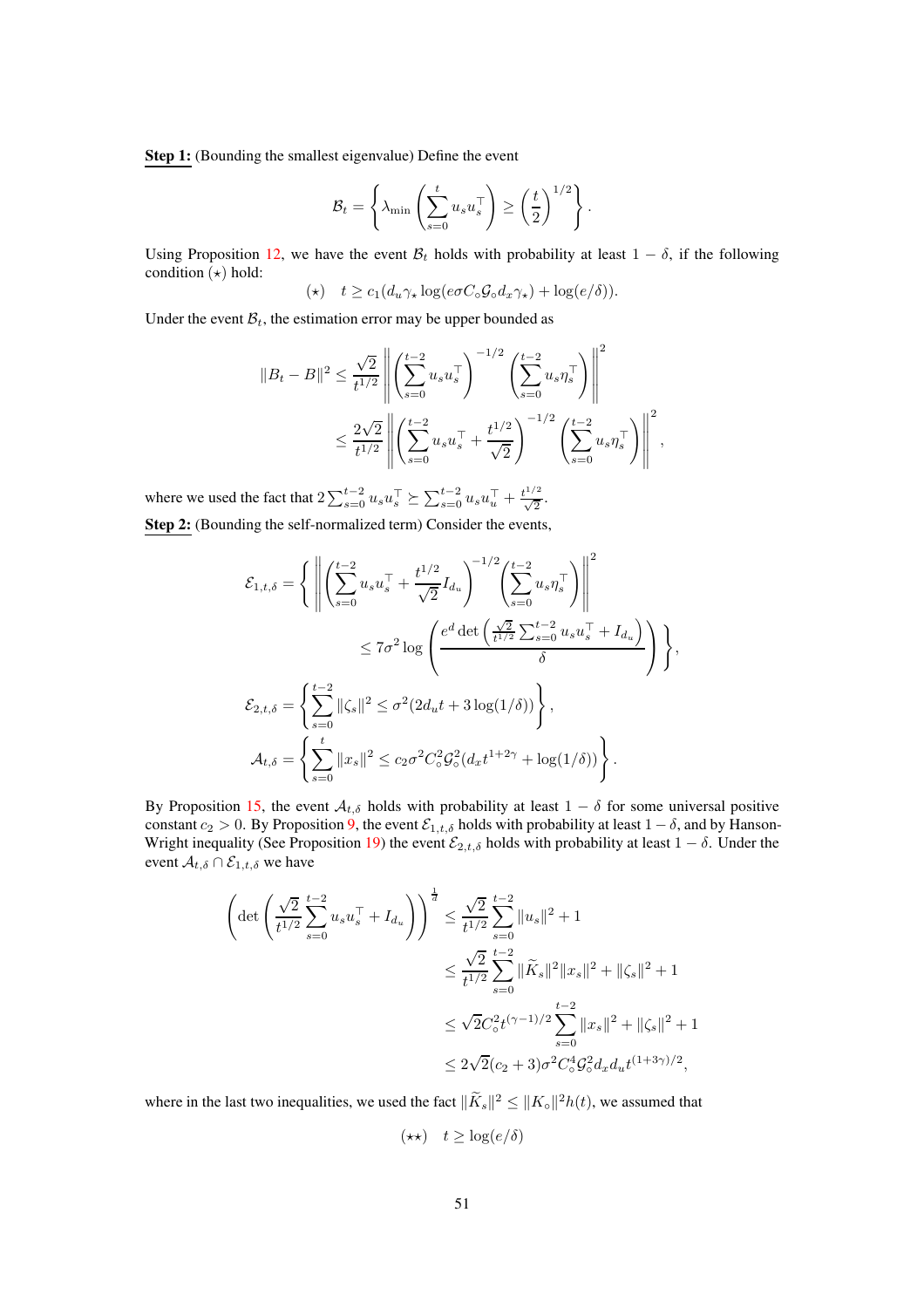**Step 1:** (Bounding the smallest eigenvalue) Define the event

$$\mathcal{B}_t = \left\{ \lambda_{\min}\left(\sum_{s=0}^{t} u_s u_s^\top\right) \geq \left(\frac{t}{2}\right)^{1/2} \right\}.$$

Using Proposition 12, we have the event $\mathcal{B}_t$ holds with probability at least $1-\delta$, if the following condition $(\star)$ hold:

$$(\star) \quad t \geq c_1(d_u \gamma_\star \log(e\sigma C_\circ \mathcal{G}_\circ d_x \gamma_\star) + \log(e/\delta)).$$

Under the event $\mathcal{B}_t$, the estimation error may be upper bounded as

$$\begin{aligned}
\|B_t - B\|^2 &\leq \frac{\sqrt{2}}{t^{1/2}} \left\| \left(\sum_{s=0}^{t-2} u_s u_s^\top\right)^{-1/2} \left(\sum_{s=0}^{t-2} u_s \eta_s^\top\right) \right\|^2 \\
&\leq \frac{2\sqrt{2}}{t^{1/2}} \left\| \left(\sum_{s=0}^{t-2} u_s u_s^\top + \frac{t^{1/2}}{\sqrt{2}}\right)^{-1/2} \left(\sum_{s=0}^{t-2} u_s \eta_s^\top\right) \right\|^2,
\end{aligned}$$

where we used the fact that $2\sum_{s=0}^{t-2} u_s u_s^\top \succeq \sum_{s=0}^{t-2} u_s u_u^\top + \frac{t^{1/2}}{\sqrt{2}}$.

**Step 2:** (Bounding the self-normalized term) Consider the events,

$$\begin{aligned}
\mathcal{E}_{1,t,\delta} &= \left\{ \left\| \left(\sum_{s=0}^{t-2} u_s u_s^\top + \frac{t^{1/2}}{\sqrt{2}} I_{d_u}\right)^{-1/2} \left(\sum_{s=0}^{t-2} u_s \eta_s^\top\right) \right\|^2 \right. \\
&\qquad\qquad \left. \leq 7\sigma^2 \log\left( \frac{e^d \det\left(\frac{\sqrt{2}}{t^{1/2}} \sum_{s=0}^{t-2} u_s u_s^\top + I_{d_u}\right)}{\delta} \right) \right\}, \\
\mathcal{E}_{2,t,\delta} &= \left\{ \sum_{s=0}^{t-2} \|\zeta_s\|^2 \leq \sigma^2(2d_u t + 3\log(1/\delta)) \right\}, \\
\mathcal{A}_{t,\delta} &= \left\{ \sum_{s=0}^{t} \|x_s\|^2 \leq c_2 \sigma^2 C_\circ^2 \mathcal{G}_\circ^2 (d_x t^{1+2\gamma} + \log(1/\delta)) \right\}.
\end{aligned}$$

By Proposition 15, the event $\mathcal{A}_{t,\delta}$ holds with probability at least $1-\delta$ for some universal positive constant $c_2 > 0$. By Proposition 9, the event $\mathcal{E}_{1,t,\delta}$ holds with probability at least $1-\delta$, and by Hanson-Wright inequality (See Proposition 19) the event $\mathcal{E}_{2,t,\delta}$ holds with probability at least $1-\delta$. Under the event $\mathcal{A}_{t,\delta} \cap \mathcal{E}_{1,t,\delta}$ we have

$$\begin{aligned}
\left(\det\left(\frac{\sqrt{2}}{t^{1/2}} \sum_{s=0}^{t-2} u_s u_s^\top + I_{d_u}\right)\right)^{\frac{1}{d}} &\leq \frac{\sqrt{2}}{t^{1/2}} \sum_{s=0}^{t-2} \|u_s\|^2 + 1 \\
&\leq \frac{\sqrt{2}}{t^{1/2}} \sum_{s=0}^{t-2} \|\widetilde{K}_s\|^2 \|x_s\|^2 + \|\zeta_s\|^2 + 1 \\
&\leq \sqrt{2} C_\circ^2 t^{(\gamma-1)/2} \sum_{s=0}^{t-2} \|x_s\|^2 + \|\zeta_s\|^2 + 1 \\
&\leq 2\sqrt{2}(c_2+3)\sigma^2 C_\circ^4 \mathcal{G}_\circ^2 d_x d_u t^{(1+3\gamma)/2},
\end{aligned}$$

where in the last two inequalities, we used the fact $\|\widetilde{K}_s\|^2 \leq \|K_\circ\|^2 h(t)$, we assumed that

$$(\star\star) \quad t \geq \log(e/\delta)$$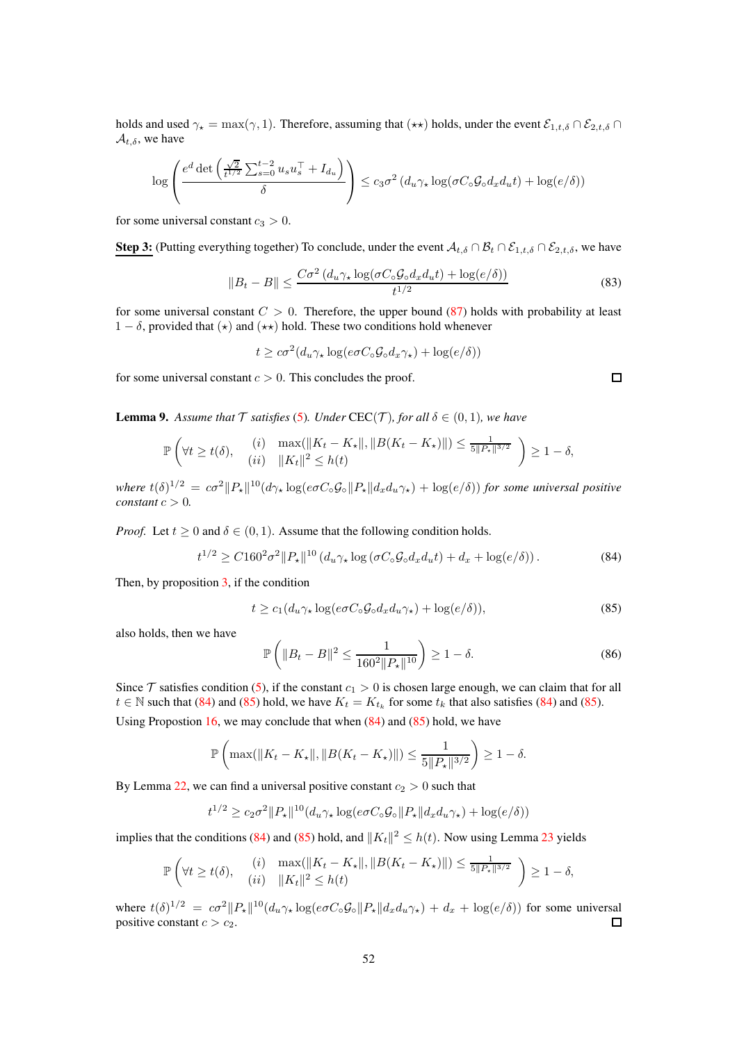holds and used $\gamma_\star = \max(\gamma, 1)$. Therefore, assuming that $(\star\star)$ holds, under the event $\mathcal{E}_{1,t,\delta} \cap \mathcal{E}_{2,t,\delta} \cap \mathcal{A}_{t,\delta}$, we have

$$\log\left(\frac{e^d \det\left(\frac{\sqrt{2}}{t^{1/2}}\sum_{s=0}^{t-2} u_s u_s^\top + I_{d_u}\right)}{\delta}\right) \leq c_3\sigma^2\left(d_u\gamma_\star \log(\sigma C_\circ \mathcal{G}_\circ d_x d_u t) + \log(e/\delta)\right)$$

for some universal constant $c_3 > 0$.

**Step 3:** (Putting everything together) To conclude, under the event $\mathcal{A}_{t,\delta} \cap \mathcal{B}_t \cap \mathcal{E}_{1,t,\delta} \cap \mathcal{E}_{2,t,\delta}$, we have

$$\|B_t - B\| \leq \frac{C\sigma^2\left(d_u\gamma_\star \log(\sigma C_\circ \mathcal{G}_\circ d_x d_u t) + \log(e/\delta)\right)}{t^{1/2}} \tag{83}$$

for some universal constant $C > 0$. Therefore, the upper bound (87) holds with probability at least $1-\delta$, provided that $(\star)$ and $(\star\star)$ hold. These two conditions hold whenever

$$t \geq c\sigma^2(d_u\gamma_\star \log(e\sigma C_\circ \mathcal{G}_\circ d_x \gamma_\star) + \log(e/\delta))$$

for some universal constant $c > 0$. This concludes the proof. □

**Lemma 9.** *Assume that $\mathcal{T}$ satisfies (5). Under* CEC($\mathcal{T}$)*, for all $\delta \in (0,1)$, we have*

$$\mathbb{P}\left(\forall t \geq t(\delta), \quad \begin{array}{ll} (i) & \max(\|K_t - K_\star\|, \|B(K_t - K_\star)\|) \leq \frac{1}{5\|P_\star\|^{3/2}} \\ (ii) & \|K_t\|^2 \leq h(t) \end{array}\right) \geq 1-\delta,$$

*where $t(\delta)^{1/2} = c\sigma^2\|P_\star\|^{10}(d\gamma_\star \log(e\sigma C_\circ \mathcal{G}_\circ \|P_\star\| d_x d_u \gamma_\star) + \log(e/\delta))$ for some universal positive constant $c > 0$.*

*Proof.* Let $t \geq 0$ and $\delta \in (0,1)$. Assume that the following condition holds.

$$t^{1/2} \geq C160^2\sigma^2\|P_\star\|^{10}\left(d_u\gamma_\star \log\left(\sigma C_\circ \mathcal{G}_\circ d_x d_u t\right) + d_x + \log(e/\delta)\right). \tag{84}$$

Then, by proposition 3, if the condition

$$t \geq c_1(d_u\gamma_\star \log(e\sigma C_\circ \mathcal{G}_\circ d_x d_u \gamma_\star) + \log(e/\delta)), \tag{85}$$

also holds, then we have

$$\mathbb{P}\left(\|B_t - B\|^2 \leq \frac{1}{160^2\|P_\star\|^{10}}\right) \geq 1-\delta. \tag{86}$$

Since $\mathcal{T}$ satisfies condition (5), if the constant $c_1 > 0$ is chosen large enough, we can claim that for all $t \in \mathbb{N}$ such that (84) and (85) hold, we have $K_t = K_{t_k}$ for some $t_k$ that also satisfies (84) and (85).
Using Propostion 16, we may conclude that when (84) and (85) hold, we have

$$\mathbb{P}\left(\max(\|K_t - K_\star\|, \|B(K_t - K_\star)\|) \leq \frac{1}{5\|P_\star\|^{3/2}}\right) \geq 1-\delta.$$

By Lemma 22, we can find a universal positive constant $c_2 > 0$ such that

$$t^{1/2} \geq c_2\sigma^2\|P_\star\|^{10}(d_u\gamma_\star \log(e\sigma C_\circ \mathcal{G}_\circ \|P_\star\| d_x d_u \gamma_\star) + \log(e/\delta))$$

implies that the conditions (84) and (85) hold, and $\|K_t\|^2 \leq h(t)$. Now using Lemma 23 yields

$$\mathbb{P}\left(\forall t \geq t(\delta), \quad \begin{array}{ll} (i) & \max(\|K_t - K_\star\|, \|B(K_t - K_\star)\|) \leq \frac{1}{5\|P_\star\|^{3/2}} \\ (ii) & \|K_t\|^2 \leq h(t) \end{array}\right) \geq 1-\delta,$$

where $t(\delta)^{1/2} = c\sigma^2\|P_\star\|^{10}(d_u\gamma_\star \log(e\sigma C_\circ \mathcal{G}_\circ \|P_\star\| d_x d_u \gamma_\star) + d_x + \log(e/\delta))$ for some universal positive constant $c > c_2$. □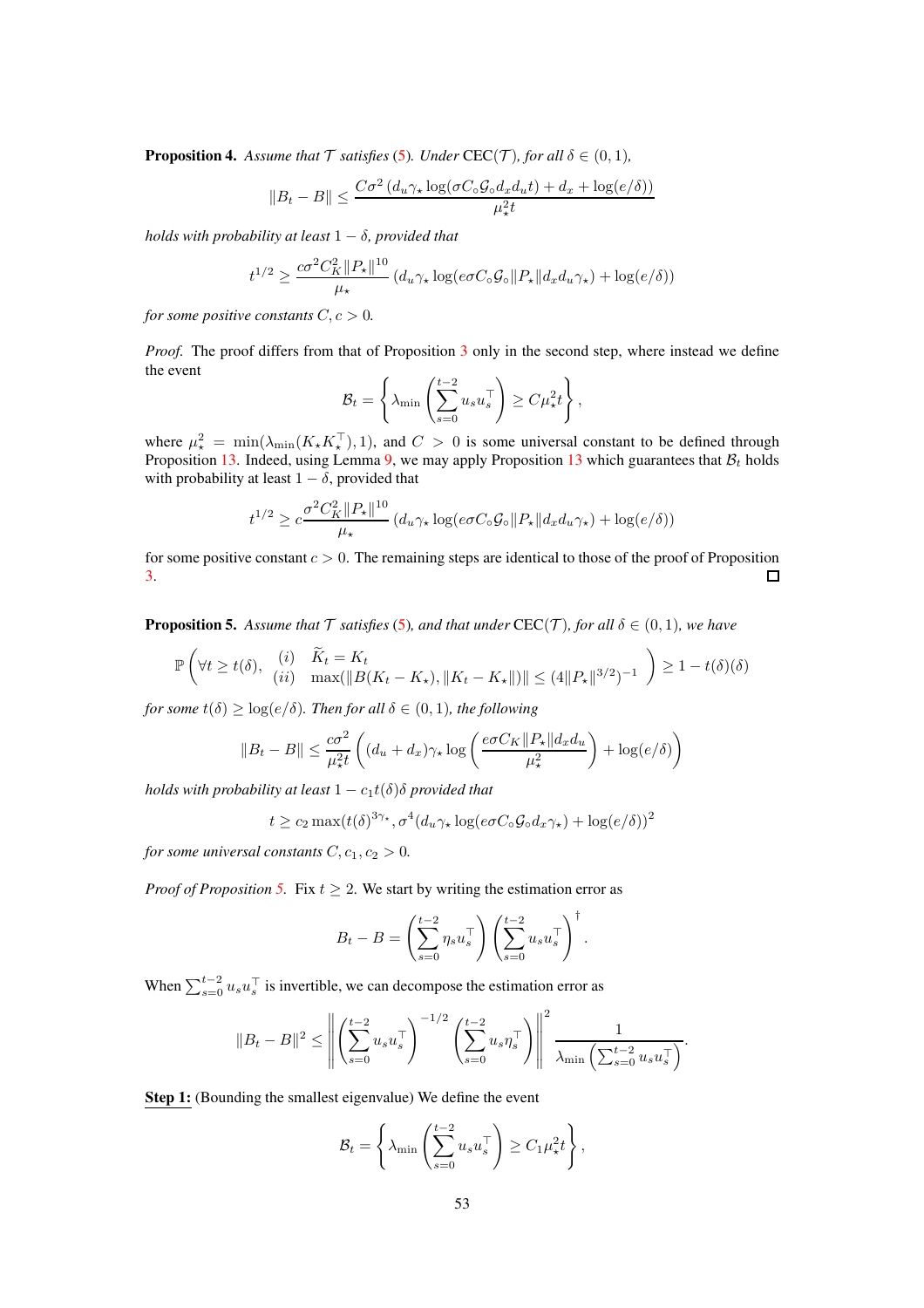**Proposition 4.** *Assume that $\mathcal{T}$ satisfies (5). Under* CEC($\mathcal{T}$)*, for all $\delta \in (0,1)$,*

$$
\|B_t - B\| \leq \frac{C\sigma^2 \left(d_u \gamma_\star \log(\sigma C_\circ \mathcal{G}_\circ d_x d_u t) + d_x + \log(e/\delta)\right)}{\mu_\star^2 t}
$$

*holds with probability at least $1-\delta$, provided that*

$$
t^{1/2} \geq \frac{c\sigma^2 C_K^2 \|P_\star\|^{10}}{\mu_\star} \left(d_u \gamma_\star \log(e\sigma C_\circ \mathcal{G}_\circ \|P_\star\| d_x d_u \gamma_\star) + \log(e/\delta)\right)
$$

*for some positive constants $C, c > 0$.*

*Proof.* The proof differs from that of Proposition 3 only in the second step, where instead we define the event

$$
\mathcal{B}_t = \left\{ \lambda_{\min}\left( \sum_{s=0}^{t-2} u_s u_s^\top \right) \geq C\mu_\star^2 t \right\},
$$

where $\mu_\star^2 = \min(\lambda_{\min}(K_\star K_\star^\top), 1)$, and $C > 0$ is some universal constant to be defined through Proposition 13. Indeed, using Lemma 9, we may apply Proposition 13 which guarantees that $\mathcal{B}_t$ holds with probability at least $1-\delta$, provided that

$$
t^{1/2} \geq c\frac{\sigma^2 C_K^2 \|P_\star\|^{10}}{\mu_\star} \left(d_u \gamma_\star \log(e\sigma C_\circ \mathcal{G}_\circ \|P_\star\| d_x d_u \gamma_\star) + \log(e/\delta)\right)
$$

for some positive constant $c > 0$. The remaining steps are identical to those of the proof of Proposition 3. ∎

**Proposition 5.** *Assume that $\mathcal{T}$ satisfies (5), and that under* CEC($\mathcal{T}$)*, for all $\delta \in (0,1)$, we have*

$$
\mathbb{P}\left( \forall t \geq t(\delta), \begin{array}{ll} (i) & \widetilde{K}_t = K_t \\ (ii) & \max(\|B(K_t - K_\star), \|K_t - K_\star\|) \leq (4\|P_\star\|^{3/2})^{-1} \end{array} \right) \geq 1 - t(\delta)(\delta)
$$

*for some $t(\delta) \geq \log(e/\delta)$. Then for all $\delta \in (0,1)$, the following*

$$
\|B_t - B\| \leq \frac{c\sigma^2}{\mu_\star^2 t}\left( (d_u + d_x)\gamma_\star \log\left( \frac{e\sigma C_K \|P_\star\| d_x d_u}{\mu_\star^2} \right) + \log(e/\delta) \right)
$$

*holds with probability at least $1 - c_1 t(\delta)\delta$ provided that*

$$
t \geq c_2 \max(t(\delta)^{3\gamma_\star}, \sigma^4 (d_u \gamma_\star \log(e\sigma C_\circ \mathcal{G}_\circ d_x \gamma_\star) + \log(e/\delta))^2
$$

*for some universal constants $C, c_1, c_2 > 0$.*

*Proof of Proposition 5.* Fix $t \geq 2$. We start by writing the estimation error as

$$
B_t - B = \left( \sum_{s=0}^{t-2} \eta_s u_s^\top \right) \left( \sum_{s=0}^{t-2} u_s u_s^\top \right)^\dagger.
$$

When $\sum_{s=0}^{t-2} u_s u_s^\top$ is invertible, we can decompose the estimation error as

$$
\|B_t - B\|^2 \leq \left\| \left( \sum_{s=0}^{t-2} u_s u_s^\top \right)^{-1/2} \left( \sum_{s=0}^{t-2} u_s \eta_s^\top \right) \right\|^2 \frac{1}{\lambda_{\min}\left( \sum_{s=0}^{t-2} u_s u_s^\top \right)}.
$$

**Step 1:** (Bounding the smallest eigenvalue) We define the event

$$
\mathcal{B}_t = \left\{ \lambda_{\min}\left( \sum_{s=0}^{t-2} u_s u_s^\top \right) \geq C_1 \mu_\star^2 t \right\},
$$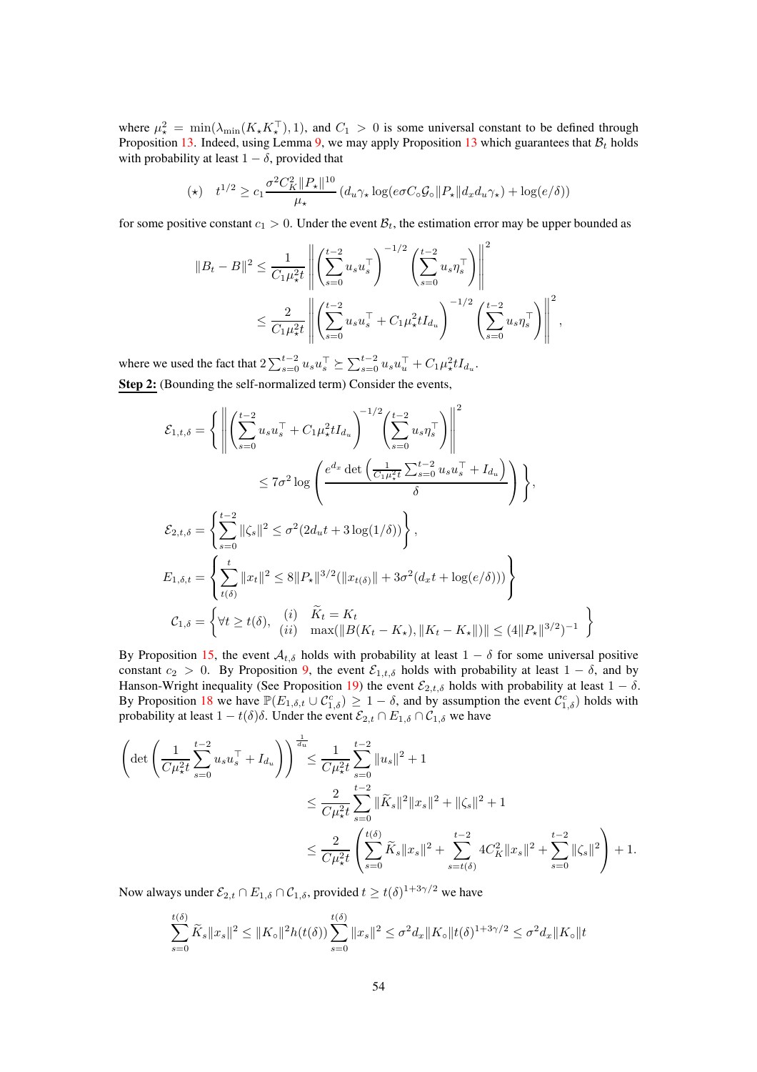where $\mu_\star^2 = \min(\lambda_{\min}(K_\star K_\star^\top), 1)$, and $C_1 > 0$ is some universal constant to be defined through Proposition 13. Indeed, using Lemma 9, we may apply Proposition 13 which guarantees that $\mathcal{B}_t$ holds with probability at least $1-\delta$, provided that

$$(\star) \quad t^{1/2} \geq c_1 \frac{\sigma^2 C_K^2 \|P_\star\|^{10}}{\mu_\star} \left(d_u \gamma_\star \log(e\sigma C_\circ \mathcal{G}_\circ \|P_\star\| d_x d_u \gamma_\star) + \log(e/\delta)\right)$$

for some positive constant $c_1 > 0$. Under the event $\mathcal{B}_t$, the estimation error may be upper bounded as

$$\begin{aligned}
\|B_t - B\|^2 &\leq \frac{1}{C_1 \mu_\star^2 t} \left\| \left(\sum_{s=0}^{t-2} u_s u_s^\top\right)^{-1/2} \left(\sum_{s=0}^{t-2} u_s \eta_s^\top\right)\right\|^2 \\
&\leq \frac{2}{C_1 \mu_\star^2 t} \left\| \left(\sum_{s=0}^{t-2} u_s u_s^\top + C_1 \mu_\star^2 t I_{d_u}\right)^{-1/2} \left(\sum_{s=0}^{t-2} u_s \eta_s^\top\right)\right\|^2,
\end{aligned}$$

where we used the fact that $2\sum_{s=0}^{t-2} u_s u_s^\top \succeq \sum_{s=0}^{t-2} u_s u_u^\top + C_1 \mu_\star^2 t I_{d_u}$.

**Step 2:** (Bounding the self-normalized term) Consider the events,

$$\begin{aligned}
\mathcal{E}_{1,t,\delta} &= \left\{ \left\| \left(\sum_{s=0}^{t-2} u_s u_s^\top + C_1 \mu_\star^2 t I_{d_u}\right)^{-1/2} \left(\sum_{s=0}^{t-2} u_s \eta_s^\top\right)\right\|^2 \right. \\
&\qquad \left. \leq 7\sigma^2 \log\left( \frac{e^{d_x} \det\left(\frac{1}{C_1 \mu_\star^2 t}\sum_{s=0}^{t-2} u_s u_s^\top + I_{d_u}\right)}{\delta}\right) \right\}, \\
\mathcal{E}_{2,t,\delta} &= \left\{ \sum_{s=0}^{t-2} \|\zeta_s\|^2 \leq \sigma^2(2 d_u t + 3\log(1/\delta)) \right\}, \\
E_{1,\delta,t} &= \left\{ \sum_{t(\delta)}^{t} \|x_t\|^2 \leq 8\|P_\star\|^{3/2}(\|x_{t(\delta)}\| + 3\sigma^2(d_x t + \log(e/\delta))) \right\} \\
\mathcal{C}_{1,\delta} &= \left\{ \forall t \geq t(\delta), \begin{array}{ll} (i) & \widetilde{K}_t = K_t \\ (ii) & \max(\|B(K_t - K_\star), \|K_t - K_\star\|)\| \leq (4\|P_\star\|^{3/2})^{-1} \end{array} \right\}
\end{aligned}$$

By Proposition 15, the event $\mathcal{A}_{t,\delta}$ holds with probability at least $1-\delta$ for some universal positive constant $c_2 > 0$. By Proposition 9, the event $\mathcal{E}_{1,t,\delta}$ holds with probability at least $1-\delta$, and by Hanson-Wright inequality (See Proposition 19) the event $\mathcal{E}_{2,t,\delta}$ holds with probability at least $1-\delta$. By Proposition 18 we have $\mathbb{P}(E_{1,\delta,t} \cup \mathcal{C}_{1,\delta}^c) \geq 1-\delta$, and by assumption the event $\mathcal{C}_{1,\delta}^c)$ holds with probability at least $1 - t(\delta)\delta$. Under the event $\mathcal{E}_{2,t} \cap E_{1,\delta} \cap \mathcal{C}_{1,\delta}$ we have

$$\begin{aligned}
\left(\det\left(\frac{1}{C\mu_\star^2 t}\sum_{s=0}^{t-2} u_s u_s^\top + I_{d_u}\right)\right)^{\frac{1}{d_u}} &\leq \frac{1}{C\mu_\star^2 t}\sum_{s=0}^{t-2} \|u_s\|^2 + 1 \\
&\leq \frac{2}{C\mu_\star^2 t}\sum_{s=0}^{t-2} \|\widetilde{K}_s\|^2 \|x_s\|^2 + \|\zeta_s\|^2 + 1 \\
&\leq \frac{2}{C\mu_\star^2 t}\left(\sum_{s=0}^{t(\delta)} \widetilde{K}_s \|x_s\|^2 + \sum_{s=t(\delta)}^{t-2} 4C_K^2 \|x_s\|^2 + \sum_{s=0}^{t-2} \|\zeta_s\|^2\right) + 1.
\end{aligned}$$

Now always under $\mathcal{E}_{2,t} \cap E_{1,\delta} \cap \mathcal{C}_{1,\delta}$, provided $t \geq t(\delta)^{1+3\gamma/2}$ we have

$$\sum_{s=0}^{t(\delta)} \widetilde{K}_s \|x_s\|^2 \leq \|K_\circ\|^2 h(t(\delta)) \sum_{s=0}^{t(\delta)} \|x_s\|^2 \leq \sigma^2 d_x \|K_\circ\| t(\delta)^{1+3\gamma/2} \leq \sigma^2 d_x \|K_\circ\| t$$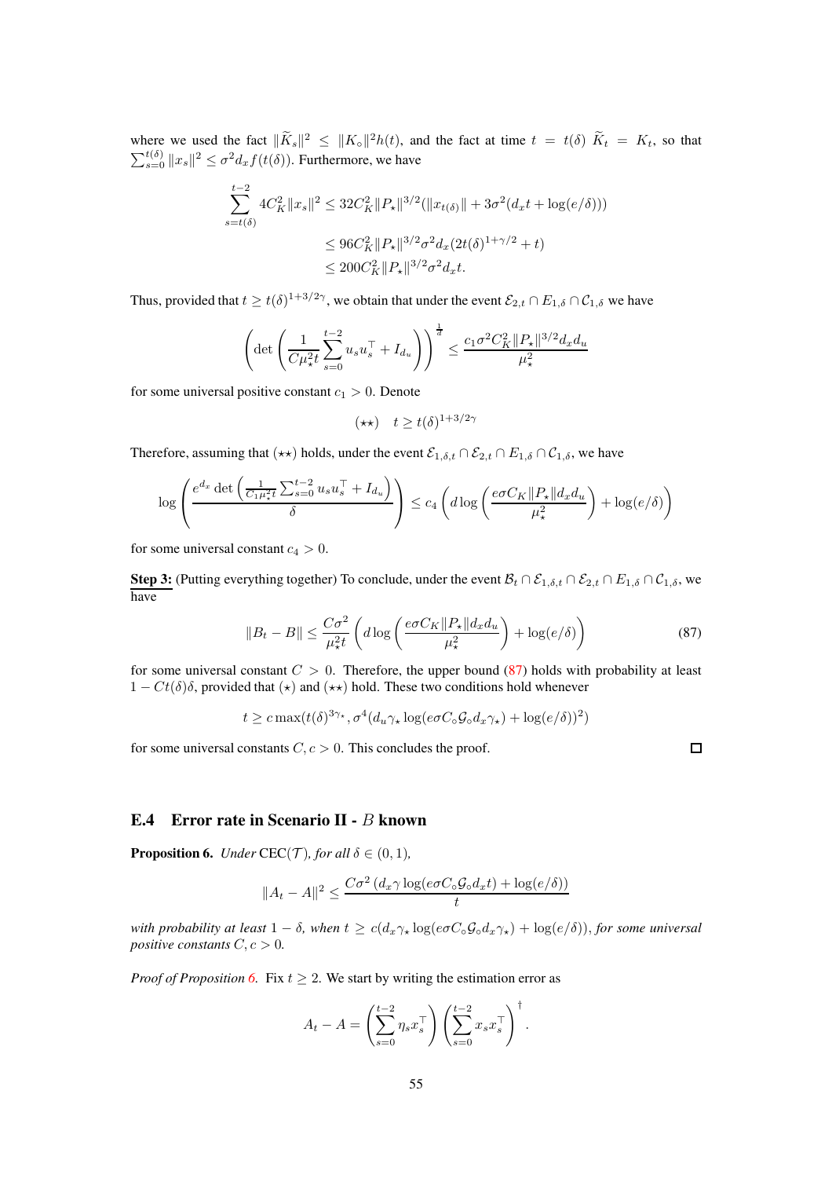where we used the fact $\|\widetilde{K}_s\|^2 \leq \|K_\circ\|^2 h(t)$, and the fact at time $t = t(\delta)$ $\widetilde{K}_t = K_t$, so that $\sum_{s=0}^{t(\delta)} \|x_s\|^2 \leq \sigma^2 d_x f(t(\delta))$. Furthermore, we have

$$
\begin{aligned}
\sum_{s=t(\delta)}^{t-2} 4C_K^2 \|x_s\|^2 &\leq 32 C_K^2 \|P_\star\|^{3/2} (\|x_{t(\delta)}\| + 3\sigma^2(d_x t + \log(e/\delta))) \\
&\leq 96 C_K^2 \|P_\star\|^{3/2} \sigma^2 d_x (2t(\delta)^{1+\gamma/2} + t) \\
&\leq 200 C_K^2 \|P_\star\|^{3/2} \sigma^2 d_x t.
\end{aligned}
$$

Thus, provided that $t \geq t(\delta)^{1+3/2\gamma}$, we obtain that under the event $\mathcal{E}_{2,t} \cap E_{1,\delta} \cap \mathcal{C}_{1,\delta}$ we have

$$
\left( \det \left( \frac{1}{C\mu_\star^2 t} \sum_{s=0}^{t-2} u_s u_s^\top + I_{d_u} \right) \right)^{\frac{1}{d}} \leq \frac{c_1 \sigma^2 C_K^2 \|P_\star\|^{3/2} d_x d_u}{\mu_\star^2}
$$

for some universal positive constant $c_1 > 0$. Denote

$$
(\star\star) \quad t \geq t(\delta)^{1+3/2\gamma}
$$

Therefore, assuming that $(\star\star)$ holds, under the event $\mathcal{E}_{1,\delta,t} \cap \mathcal{E}_{2,t} \cap E_{1,\delta} \cap \mathcal{C}_{1,\delta}$, we have

$$
\log \left( \frac{e^{d_x} \det \left( \frac{1}{C_1 \mu_\star^2 t} \sum_{s=0}^{t-2} u_s u_s^\top + I_{d_u} \right)}{\delta} \right) \leq c_4 \left( d \log \left( \frac{e\sigma C_K \|P_\star\| d_x d_u}{\mu_\star^2} \right) + \log(e/\delta) \right)
$$

for some universal constant $c_4 > 0$.

<u>**Step 3:**</u> (Putting everything together) To conclude, under the event $\mathcal{B}_t \cap \mathcal{E}_{1,\delta,t} \cap \mathcal{E}_{2,t} \cap E_{1,\delta} \cap \mathcal{C}_{1,\delta}$, we have

$$
\|B_t - B\| \leq \frac{C\sigma^2}{\mu_\star^2 t} \left( d \log \left( \frac{e\sigma C_K \|P_\star\| d_x d_u}{\mu_\star^2} \right) + \log(e/\delta) \right) \tag{87}
$$

for some universal constant $C > 0$. Therefore, the upper bound (87) holds with probability at least $1 - Ct(\delta)\delta$, provided that $(\star)$ and $(\star\star)$ hold. These two conditions hold whenever

$$
t \geq c \max(t(\delta)^{3\gamma_\star}, \sigma^4 (d_u \gamma_\star \log(e\sigma C_\circ \mathcal{G}_\circ d_x \gamma_\star) + \log(e/\delta))^2)
$$

for some universal constants $C, c > 0$. This concludes the proof. $\square$

### E.4 Error rate in Scenario II - $B$ known

**Proposition 6.** *Under* $\mathrm{CEC}(\mathcal{T})$*, for all* $\delta \in (0,1)$*,*

$$
\|A_t - A\|^2 \leq \frac{C\sigma^2 \left( d_x \gamma \log(e\sigma C_\circ \mathcal{G}_\circ d_x t) + \log(e/\delta) \right)}{t}
$$

*with probability at least* $1 - \delta$*, when* $t \geq c(d_x \gamma_\star \log(e\sigma C_\circ \mathcal{G}_\circ d_x \gamma_\star) + \log(e/\delta))$*, for some universal positive constants* $C, c > 0$*.*

*Proof of Proposition 6.* Fix $t \geq 2$. We start by writing the estimation error as

$$
A_t - A = \left( \sum_{s=0}^{t-2} \eta_s x_s^\top \right) \left( \sum_{s=0}^{t-2} x_s x_s^\top \right)^\dagger.
$$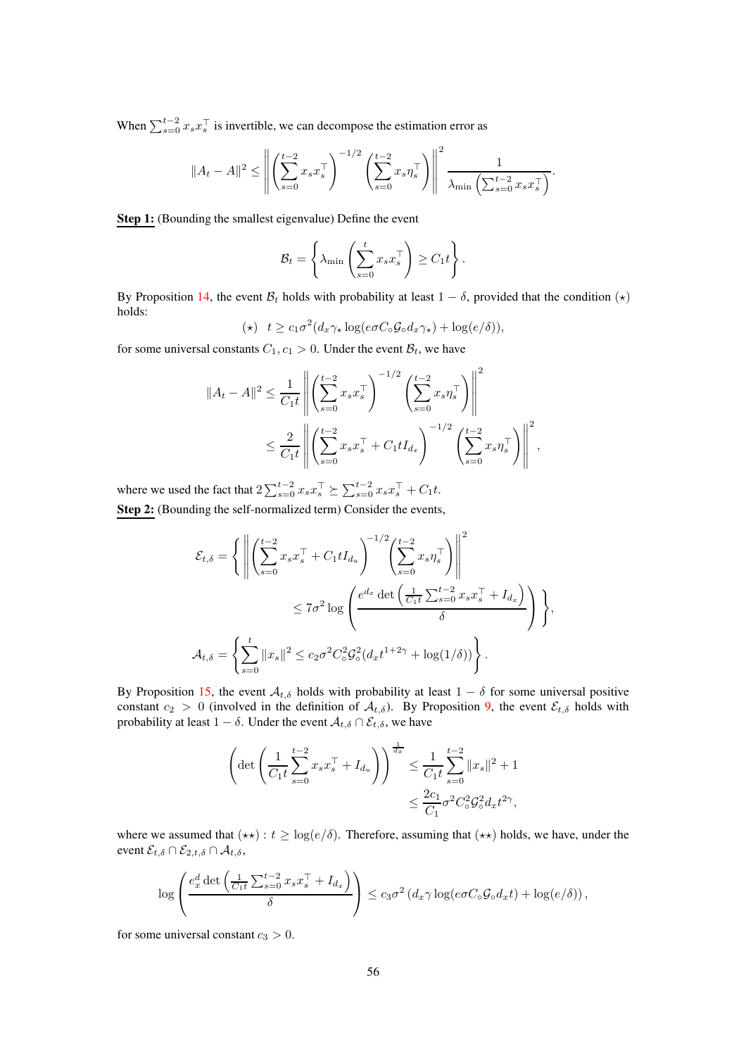When $\sum_{s=0}^{t-2} x_s x_s^\top$ is invertible, we can decompose the estimation error as

$$
\|A_t - A\|^2 \le \left\| \left( \sum_{s=0}^{t-2} x_s x_s^\top \right)^{-1/2} \left( \sum_{s=0}^{t-2} x_s \eta_s^\top \right) \right\|^2 \frac{1}{\lambda_{\min}\left( \sum_{s=0}^{t-2} x_s x_s^\top \right)}.
$$

**Step 1:** (Bounding the smallest eigenvalue) Define the event

$$
\mathcal{B}_t = \left\{ \lambda_{\min}\left( \sum_{s=0}^{t} x_s x_s^\top \right) \ge C_1 t \right\}.
$$

By Proposition 14, the event $\mathcal{B}_t$ holds with probability at least $1-\delta$, provided that the condition $(\star)$ holds:

$$
(\star) \quad t \ge c_1 \sigma^2 (d_x \gamma_\star \log(e\sigma C_\circ \mathcal{G}_\circ d_x \gamma_\star) + \log(e/\delta)),
$$

for some universal constants $C_1, c_1 > 0$. Under the event $\mathcal{B}_t$, we have

$$
\begin{aligned}
\|A_t - A\|^2 &\le \frac{1}{C_1 t} \left\| \left( \sum_{s=0}^{t-2} x_s x_s^\top \right)^{-1/2} \left( \sum_{s=0}^{t-2} x_s \eta_s^\top \right) \right\|^2 \\
&\le \frac{2}{C_1 t} \left\| \left( \sum_{s=0}^{t-2} x_s x_s^\top + C_1 t I_{d_x} \right)^{-1/2} \left( \sum_{s=0}^{t-2} x_s \eta_s^\top \right) \right\|^2,
\end{aligned}
$$

where we used the fact that $2\sum_{s=0}^{t-2} x_s x_s^\top \succeq \sum_{s=0}^{t-2} x_s x_s^\top + C_1 t$.

**Step 2:** (Bounding the self-normalized term) Consider the events,

$$
\begin{aligned}
\mathcal{E}_{t,\delta} &= \Bigg\{ \left\| \left( \sum_{s=0}^{t-2} x_s x_s^\top + C_1 t I_{d_u} \right)^{-1/2} \left( \sum_{s=0}^{t-2} x_s \eta_s^\top \right) \right\|^2 \\
&\qquad\qquad \le 7\sigma^2 \log\left( \frac{e^{d_x} \det\left( \frac{1}{C_1 t} \sum_{s=0}^{t-2} x_s x_s^\top + I_{d_x} \right)}{\delta} \right) \Bigg\}, \\
\mathcal{A}_{t,\delta} &= \left\{ \sum_{s=0}^{t} \|x_s\|^2 \le c_2 \sigma^2 C_\circ^2 \mathcal{G}_\circ^2 (d_x t^{1+2\gamma} + \log(1/\delta)) \right\}.
\end{aligned}
$$

By Proposition 15, the event $\mathcal{A}_{t,\delta}$ holds with probability at least $1-\delta$ for some universal positive constant $c_2 > 0$ (involved in the definition of $\mathcal{A}_{t,\delta}$). By Proposition 9, the event $\mathcal{E}_{t,\delta}$ holds with probability at least $1-\delta$. Under the event $\mathcal{A}_{t,\delta} \cap \mathcal{E}_{t,\delta}$, we have

$$
\begin{aligned}
\left( \det\left( \frac{1}{C_1 t} \sum_{s=0}^{t-2} x_s x_s^\top + I_{d_u} \right) \right)^{\frac{1}{d_x}} &\le \frac{1}{C_1 t} \sum_{s=0}^{t-2} \|x_s\|^2 + 1 \\
&\le \frac{2c_1}{C_1} \sigma^2 C_\circ^2 \mathcal{G}_\circ^2 d_x t^{2\gamma},
\end{aligned}
$$

where we assumed that $(\star\star) : t \ge \log(e/\delta)$. Therefore, assuming that $(\star\star)$ holds, we have, under the event $\mathcal{E}_{t,\delta} \cap \mathcal{E}_{2,t,\delta} \cap \mathcal{A}_{t,\delta}$,

$$
\log\left( \frac{e_x^d \det\left( \frac{1}{C_1 t} \sum_{s=0}^{t-2} x_s x_s^\top + I_{d_x} \right)}{\delta} \right) \le c_3 \sigma^2 \left( d_x \gamma \log(e\sigma C_\circ \mathcal{G}_\circ d_x t) + \log(e/\delta) \right),
$$

for some universal constant $c_3 > 0$.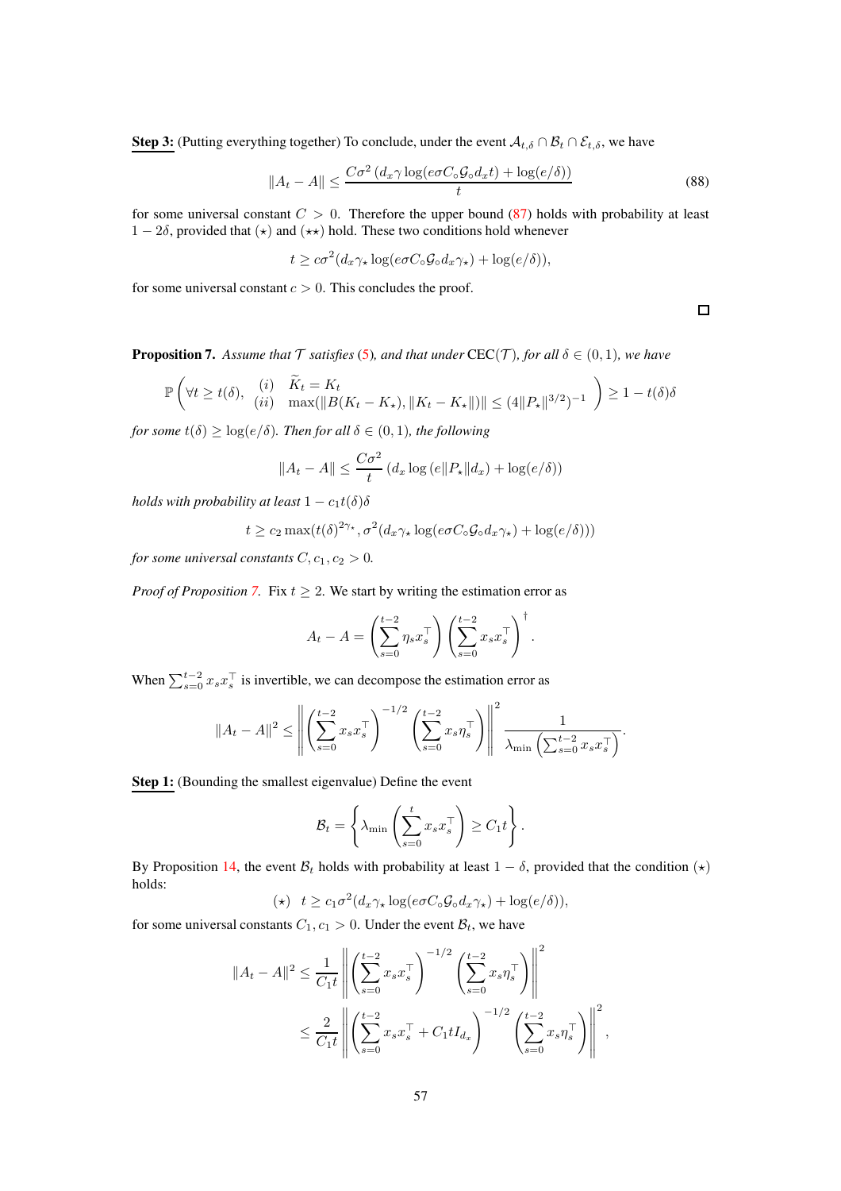**Step 3:** (Putting everything together) To conclude, under the event $\mathcal{A}_{t,\delta} \cap \mathcal{B}_t \cap \mathcal{E}_{t,\delta}$, we have

$$\|A_t - A\| \leq \frac{C\sigma^2 \left(d_x \gamma \log(e\sigma C_\circ \mathcal{G}_\circ d_x t) + \log(e/\delta)\right)}{t} \tag{88}$$

for some universal constant $C > 0$. Therefore the upper bound (87) holds with probability at least $1 - 2\delta$, provided that $(\star)$ and $(\star\star)$ hold. These two conditions hold whenever

$$t \geq c\sigma^2 (d_x \gamma_\star \log(e\sigma C_\circ \mathcal{G}_\circ d_x \gamma_\star) + \log(e/\delta)),$$

for some universal constant $c > 0$. This concludes the proof.

□

**Proposition 7.** *Assume that $\mathcal{T}$ satisfies (5), and that under* $\mathrm{CEC}(\mathcal{T})$*, for all $\delta \in (0,1)$, we have*

$$\mathbb{P}\left(\forall t \geq t(\delta), \begin{array}{ll} (i) & \widetilde{K}_t = K_t \\ (ii) & \max(\|B(K_t - K_\star), \|K_t - K_\star\|)\| \leq (4\|P_\star\|^{3/2})^{-1} \end{array}\right) \geq 1 - t(\delta)\delta$$

*for some $t(\delta) \geq \log(e/\delta)$. Then for all $\delta \in (0,1)$, the following*

$$\|A_t - A\| \leq \frac{C\sigma^2}{t}\left(d_x \log\left(e\|P_\star\| d_x\right) + \log(e/\delta)\right)$$

*holds with probability at least $1 - c_1 t(\delta)\delta$*

$$t \geq c_2 \max(t(\delta)^{2\gamma_\star}, \sigma^2(d_x \gamma_\star \log(e\sigma C_\circ \mathcal{G}_\circ d_x \gamma_\star) + \log(e/\delta)))$$

*for some universal constants $C, c_1, c_2 > 0$.*

*Proof of Proposition 7.* Fix $t \geq 2$. We start by writing the estimation error as

$$A_t - A = \left(\sum_{s=0}^{t-2} \eta_s x_s^\top\right)\left(\sum_{s=0}^{t-2} x_s x_s^\top\right)^\dagger.$$

When $\sum_{s=0}^{t-2} x_s x_s^\top$ is invertible, we can decompose the estimation error as

$$\|A_t - A\|^2 \leq \left\|\left(\sum_{s=0}^{t-2} x_s x_s^\top\right)^{-1/2}\left(\sum_{s=0}^{t-2} x_s \eta_s^\top\right)\right\|^2 \frac{1}{\lambda_{\min}\left(\sum_{s=0}^{t-2} x_s x_s^\top\right)}.$$

**Step 1:** (Bounding the smallest eigenvalue) Define the event

$$\mathcal{B}_t = \left\{\lambda_{\min}\left(\sum_{s=0}^{t} x_s x_s^\top\right) \geq C_1 t\right\}.$$

By Proposition 14, the event $\mathcal{B}_t$ holds with probability at least $1 - \delta$, provided that the condition $(\star)$ holds:

$$(\star) \quad t \geq c_1 \sigma^2 (d_x \gamma_\star \log(e\sigma C_\circ \mathcal{G}_\circ d_x \gamma_\star) + \log(e/\delta)),$$

for some universal constants $C_1, c_1 > 0$. Under the event $\mathcal{B}_t$, we have

$$\begin{aligned}
\|A_t - A\|^2 &\leq \frac{1}{C_1 t}\left\|\left(\sum_{s=0}^{t-2} x_s x_s^\top\right)^{-1/2}\left(\sum_{s=0}^{t-2} x_s \eta_s^\top\right)\right\|^2 \\
&\leq \frac{2}{C_1 t}\left\|\left(\sum_{s=0}^{t-2} x_s x_s^\top + C_1 t I_{d_x}\right)^{-1/2}\left(\sum_{s=0}^{t-2} x_s \eta_s^\top\right)\right\|^2,
\end{aligned}$$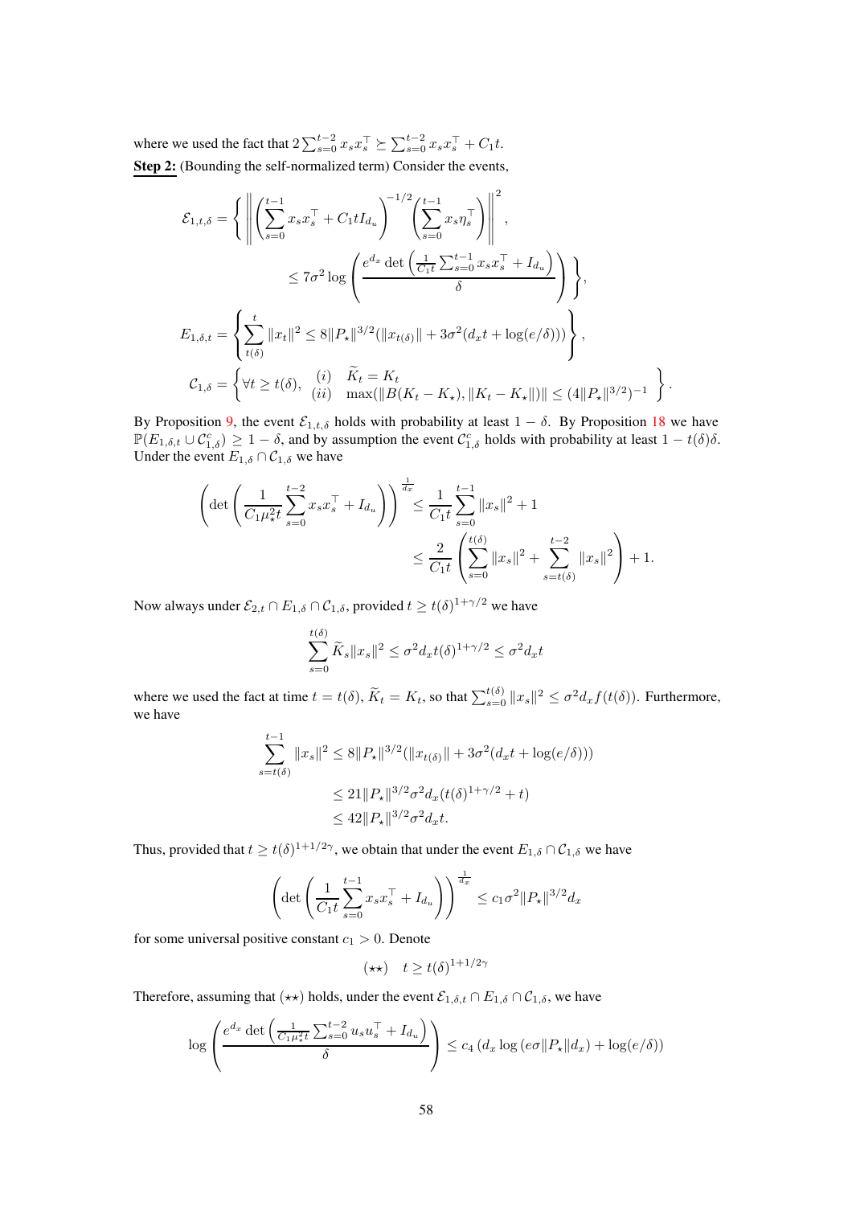where we used the fact that $2\sum_{s=0}^{t-2} x_s x_s^\top \succeq \sum_{s=0}^{t-2} x_s x_s^\top + C_1 t$.

**Step 2:** (Bounding the self-normalized term) Consider the events,

$$
\begin{aligned}
\mathcal{E}_{1,t,\delta} &= \Bigg\{ \left\| \left( \sum_{s=0}^{t-1} x_s x_s^\top + C_1 t I_{d_u} \right)^{-1/2} \left( \sum_{s=0}^{t-1} x_s \eta_s^\top \right) \right\|^2, \\
&\qquad \leq 7\sigma^2 \log \left( \frac{e^{d_x} \det\left( \frac{1}{C_1 t} \sum_{s=0}^{t-1} x_s x_s^\top + I_{d_u} \right)}{\delta} \right) \Bigg\}, \\
E_{1,\delta,t} &= \left\{ \sum_{t(\delta)}^{t} \|x_t\|^2 \leq 8\|P_\star\|^{3/2} (\|x_{t(\delta)}\| + 3\sigma^2 (d_x t + \log(e/\delta))) \right\}, \\
\mathcal{C}_{1,\delta} &= \left\{ \forall t \geq t(\delta), \begin{array}{ll} (i) & \widetilde{K}_t = K_t \\ (ii) & \max(\|B(K_t - K_\star), \|K_t - K_\star\|)\| \leq (4\|P_\star\|^{3/2})^{-1} \end{array} \right\}.
\end{aligned}
$$

By Proposition 9, the event $\mathcal{E}_{1,t,\delta}$ holds with probability at least $1-\delta$. By Proposition 18 we have $\mathbb{P}(E_{1,\delta,t} \cup \mathcal{C}_{1,\delta}^c) \geq 1-\delta$, and by assumption the event $\mathcal{C}_{1,\delta}^c$ holds with probability at least $1 - t(\delta)\delta$. Under the event $E_{1,\delta} \cap \mathcal{C}_{1,\delta}$ we have

$$
\begin{aligned}
\left( \det\left( \frac{1}{C_1 \mu_\star^2 t} \sum_{s=0}^{t-2} x_s x_s^\top + I_{d_u} \right) \right)^{\frac{1}{d_x}} &\leq \frac{1}{C_1 t} \sum_{s=0}^{t-1} \|x_s\|^2 + 1 \\
&\leq \frac{2}{C_1 t} \left( \sum_{s=0}^{t(\delta)} \|x_s\|^2 + \sum_{s=t(\delta)}^{t-2} \|x_s\|^2 \right) + 1.
\end{aligned}
$$

Now always under $\mathcal{E}_{2,t} \cap E_{1,\delta} \cap \mathcal{C}_{1,\delta}$, provided $t \geq t(\delta)^{1+\gamma/2}$ we have

$$
\sum_{s=0}^{t(\delta)} \widetilde{K}_s \|x_s\|^2 \leq \sigma^2 d_x t(\delta)^{1+\gamma/2} \leq \sigma^2 d_x t
$$

where we used the fact at time $t = t(\delta)$, $\widetilde{K}_t = K_t$, so that $\sum_{s=0}^{t(\delta)} \|x_s\|^2 \leq \sigma^2 d_x f(t(\delta))$. Furthermore, we have

$$
\begin{aligned}
\sum_{s=t(\delta)}^{t-1} \|x_s\|^2 &\leq 8\|P_\star\|^{3/2} (\|x_{t(\delta)}\| + 3\sigma^2 (d_x t + \log(e/\delta))) \\
&\leq 21 \|P_\star\|^{3/2} \sigma^2 d_x (t(\delta)^{1+\gamma/2} + t) \\
&\leq 42 \|P_\star\|^{3/2} \sigma^2 d_x t.
\end{aligned}
$$

Thus, provided that $t \geq t(\delta)^{1+1/2\gamma}$, we obtain that under the event $E_{1,\delta} \cap \mathcal{C}_{1,\delta}$ we have

$$
\left( \det\left( \frac{1}{C_1 t} \sum_{s=0}^{t-1} x_s x_s^\top + I_{d_u} \right) \right)^{\frac{1}{d_x}} \leq c_1 \sigma^2 \|P_\star\|^{3/2} d_x
$$

for some universal positive constant $c_1 > 0$. Denote

$$
(\star\star) \quad t \geq t(\delta)^{1+1/2\gamma}
$$

Therefore, assuming that $(\star\star)$ holds, under the event $\mathcal{E}_{1,\delta,t} \cap E_{1,\delta} \cap \mathcal{C}_{1,\delta}$, we have

$$
\log \left( \frac{e^{d_x} \det\left( \frac{1}{C_1 \mu_\star^2 t} \sum_{s=0}^{t-2} u_s u_s^\top + I_{d_u} \right)}{\delta} \right) \leq c_4 \left( d_x \log\left( e\sigma \|P_\star\| d_x \right) + \log(e/\delta) \right)
$$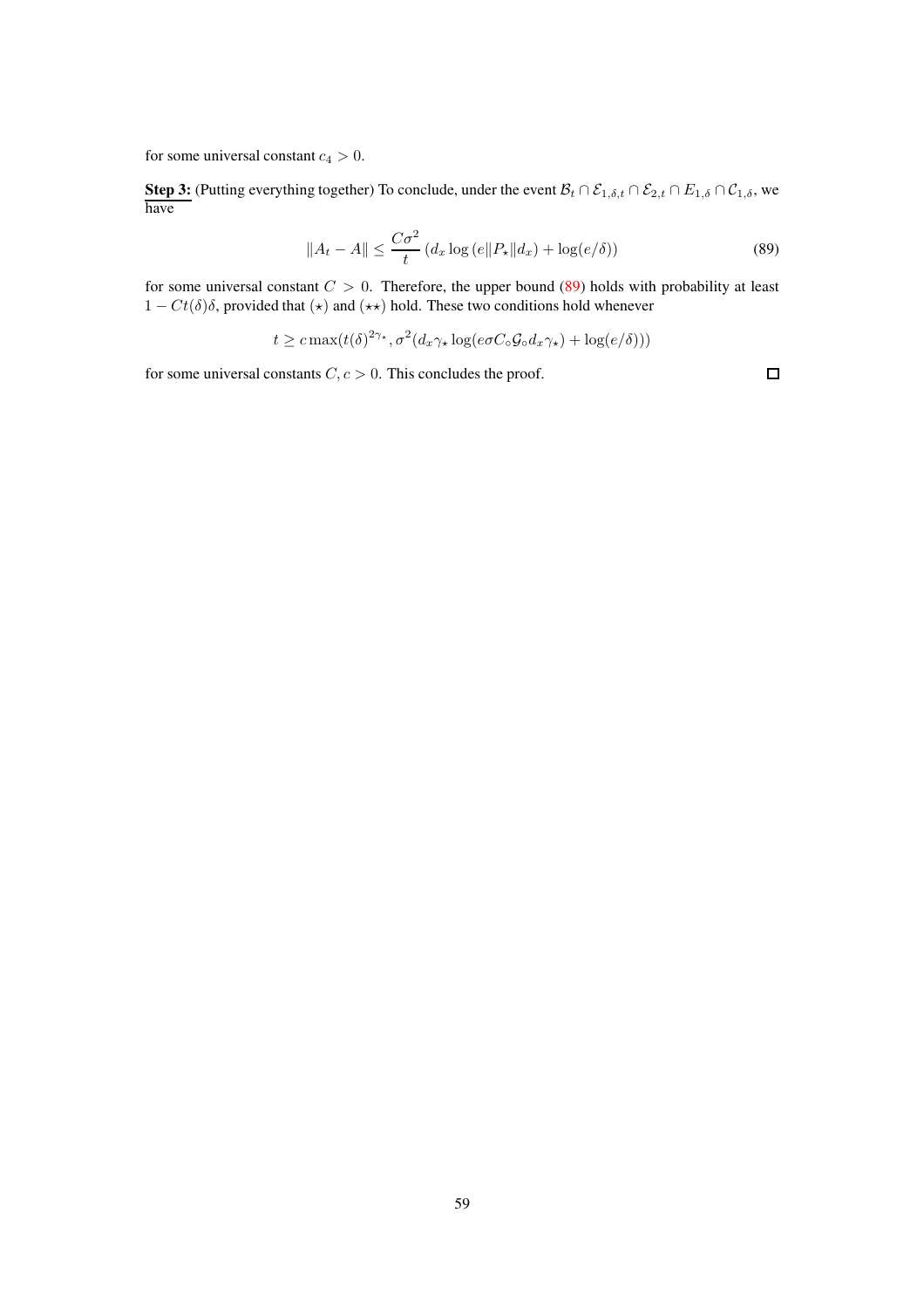for some universal constant $c_4 > 0$.

**Step 3:** (Putting everything together) To conclude, under the event $\mathcal{B}_t \cap \mathcal{E}_{1,\delta,t} \cap \mathcal{E}_{2,t} \cap E_{1,\delta} \cap \mathcal{C}_{1,\delta}$, we have

$$\|A_t - A\| \leq \frac{C\sigma^2}{t} \left(d_x \log\left(e\|P_\star\|d_x\right) + \log(e/\delta)\right) \tag{89}$$

for some universal constant $C > 0$. Therefore, the upper bound (89) holds with probability at least $1 - Ct(\delta)\delta$, provided that $(\star)$ and $(\star\star)$ hold. These two conditions hold whenever

$$t \geq c \max(t(\delta)^{2\gamma_\star}, \sigma^2(d_x \gamma_\star \log(e\sigma C_\circ \mathcal{G}_\circ d_x \gamma_\star) + \log(e/\delta)))$$

for some universal constants $C, c > 0$. This concludes the proof. $\square$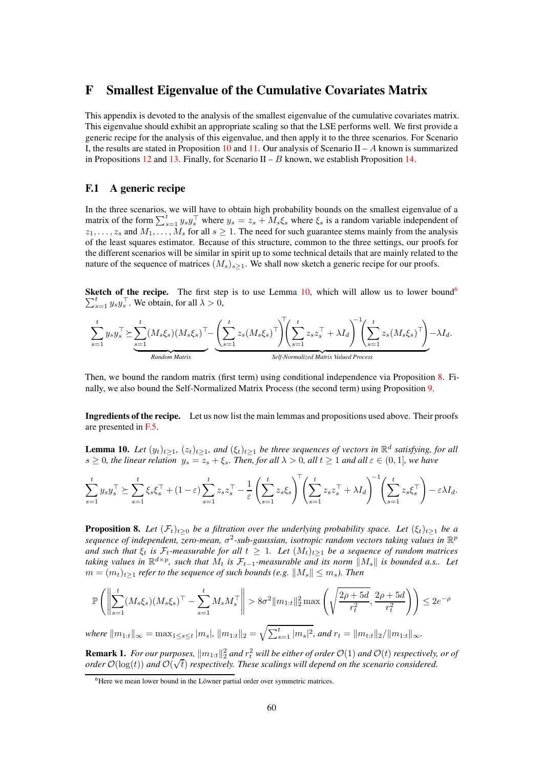# F Smallest Eigenvalue of the Cumulative Covariates Matrix

This appendix is devoted to the analysis of the smallest eigenvalue of the cumulative covariates matrix. This eigenvalue should exhibit an appropriate scaling so that the LSE performs well. We first provide a generic recipe for the analysis of this eigenvalue, and then apply it to the three scenarios. For Scenario I, the results are stated in Proposition 10 and 11. Our analysis of Scenario II – $A$ known is summarized in Propositions 12 and 13. Finally, for Scenario II – $B$ known, we establish Proposition 14.

## F.1 A generic recipe

In the three scenarios, we will have to obtain high probability bounds on the smallest eigenvalue of a matrix of the form $\sum_{s=1}^t y_s y_s^\top$ where $y_s = z_s + M_s \xi_s$ where $\xi_s$ is a random variable independent of $z_1, \dots, z_s$ and $M_1, \dots, M_s$ for all $s \geq 1$. The need for such guarantee stems mainly from the analysis of the least squares estimator. Because of this structure, common to the three settings, our proofs for the different scenarios will be similar in spirit up to some technical details that are mainly related to the nature of the sequence of matrices $(M_s)_{s \geq 1}$. We shall now sketch a generic recipe for our proofs.

**Sketch of the recipe.** The first step is to use Lemma 10, which will allow us to lower bound[6] $\sum_{s=1}^t y_s y_s^\top$. We obtain, for all $\lambda > 0$,

$$
\sum_{s=1}^t y_s y_s^\top \succeq \underbrace{\sum_{s=1}^t (M_s\xi_s)(M_s\xi_s)^\top}_{\textit{Random Matrix}} - \underbrace{\left(\sum_{s=1}^t z_s (M_s\xi_s)^\top\right)^\top \left(\sum_{s=1}^t z_s z_s^\top + \lambda I_d\right)^{-1} \left(\sum_{s=1}^t z_s (M_s\xi_s)^\top\right)}_{\textit{Self-Normalized Matrix Valued Process}} - \lambda I_d.
$$

Then, we bound the random matrix (first term) using conditional independence via Proposition 8. Finally, we also bound the Self-Normalized Matrix Process (the second term) using Proposition 9.

**Ingredients of the recipe.** Let us now list the main lemmas and propositions used above. Their proofs are presented in F.5.

**Lemma 10.** *Let $(y_t)_{t\geq 1}$, $(z_t)_{t \geq 1}$, and $(\xi_t)_{t \geq 1}$ be three sequences of vectors in $\mathbb{R}^d$ satisfying, for all $s \geq 0$, the linear relation $y_s = z_s + \xi_s$. Then, for all $\lambda > 0$, all $t \geq 1$ and all $\varepsilon \in (0, 1]$, we have*

$$
\sum_{s=1}^t y_s y_s^\top \succeq \sum_{s=1}^t \xi_s \xi_s^\top + (1-\varepsilon)\sum_{s=1}^t z_s z_s^\top - \frac{1}{\varepsilon}\left(\sum_{s=1}^t z_s \xi_s\right)^\top \left(\sum_{s=1}^t z_s z_s^\top + \lambda I_d\right)^{-1}\left(\sum_{s=1}^t z_s \xi_s^\top\right) - \varepsilon \lambda I_d.
$$

**Proposition 8.** *Let $(\mathcal{F}_t)_{t \geq 0}$ be a filtration over the underlying probability space. Let $(\xi_t)_{t\geq 1}$ be a sequence of independent, zero-mean, $\sigma^2$-sub-gaussian, isotropic random vectors taking values in $\mathbb{R}^p$ and such that $\xi_t$ is $\mathcal{F}_t$-measurable for all $t \geq 1$. Let $(M_t)_{t \geq 1}$ be a sequence of random matrices taking values in $\mathbb{R}^{d\times p}$, such that $M_t$ is $\mathcal{F}_{t-1}$-measurable and its norm $\|M_s\|$ is bounded a.s.. Let $m = (m_t)_{t\geq 1}$ refer to the sequence of such bounds (e.g. $\|M_s\| \leq m_s$). Then*

$$
\mathbb{P}\left( \left\| \sum_{s=1}^t (M_s\xi_s)(M_s\xi_s)^\top - \sum_{s=1}^t M_s M_s^\top \right\| > 8\sigma^2 \|m_{1:t}\|_2^2 \max\left( \sqrt{\frac{2\rho + 5d}{r_t^2}}, \frac{2\rho+5d}{r_t^2} \right) \right) \leq 2e^{-\rho}
$$

*where $\|m_{1:t}\|_\infty = \max_{1 \leq s \leq t} |m_s|$, $\|m_{1:t}\|_2 = \sqrt{\sum_{s=1}^t |m_s|^2}$, and $r_t = \|m_{t:t}\|_2 / \|m_{1:t}\|_\infty$.*

**Remark 1.** *For our purposes, $\|m_{1:t}\|_2^2$ and $r_t^2$ will be either of order $\mathcal{O}(1)$ and $\mathcal{O}(t)$ respectively, or of order $\mathcal{O}(\log(t))$ and $\mathcal{O}(\sqrt{t})$ respectively. These scalings will depend on the scenario considered.*

[6] Here we mean lower bound in the Löwner partial order over symmetric matrices.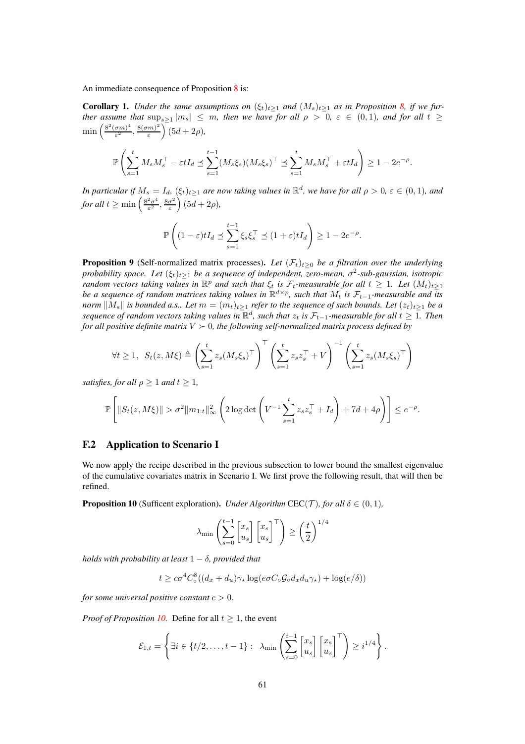An immediate consequence of Proposition 8 is:

**Corollary 1.** *Under the same assumptions on $(\xi_t)_{t\geq 1}$ and $(M_s)_{t\geq 1}$ as in Proposition 8, if we further assume that $\sup_{s\geq 1}|m_s| \leq m$, then we have for all $\rho > 0$, $\varepsilon \in (0,1)$, and for all $t \geq \min\left(\frac{8^2(\sigma m)^4}{\varepsilon^2}, \frac{8(\sigma m)^2}{\varepsilon}\right)(5d + 2\rho)$,*

$$\mathbb{P}\left(\sum_{s=1}^{t} M_s M_s^\top - \varepsilon t I_d \preceq \sum_{s=1}^{t-1} (M_s \xi_s)(M_s \xi_s)^\top \preceq \sum_{s=1}^{t} M_s M_s^\top + \varepsilon t I_d\right) \geq 1 - 2e^{-\rho}.$$

*In particular if $M_s = I_d$, $(\xi_t)_{t\geq 1}$ are now taking values in $\mathbb{R}^d$, we have for all $\rho > 0$, $\varepsilon \in (0,1)$, and for all $t \geq \min\left(\frac{8^2\sigma^4}{\varepsilon^2}, \frac{8\sigma^2}{\varepsilon}\right)(5d + 2\rho)$,*

$$\mathbb{P}\left((1-\varepsilon) t I_d \preceq \sum_{s=1}^{t-1} \xi_s \xi_s^\top \preceq (1+\varepsilon) t I_d\right) \geq 1 - 2e^{-\rho}.$$

**Proposition 9** (Self-normalized matrix processes)**.** *Let $(\mathcal{F}_t)_{t\geq 0}$ be a filtration over the underlying probability space. Let $(\xi_t)_{t\geq 1}$ be a sequence of independent, zero-mean, $\sigma^2$-sub-gaussian, isotropic random vectors taking values in $\mathbb{R}^p$ and such that $\xi_t$ is $\mathcal{F}_t$-measurable for all $t \geq 1$. Let $(M_t)_{t\geq 1}$ be a sequence of random matrices taking values in $\mathbb{R}^{d\times p}$, such that $M_t$ is $\mathcal{F}_{t-1}$-measurable and its norm $\|M_s\|$ is bounded a.s.. Let $m = (m_t)_{t\geq 1}$ refer to the sequence of such bounds. Let $(z_t)_{t\geq 1}$ be a sequence of random vectors taking values in $\mathbb{R}^d$, such that $z_t$ is $\mathcal{F}_{t-1}$-measurable for all $t \geq 1$. Then for all positive definite matrix $V \succ 0$, the following self-normalized matrix process defined by*

$$\forall t \geq 1, \;\; S_t(z, M\xi) \triangleq \left(\sum_{s=1}^{t} z_s (M_s \xi_s)^\top\right)^\top \left(\sum_{s=1}^{t} z_s z_s^\top + V\right)^{-1} \left(\sum_{s=1}^{t} z_s (M_s \xi_s)^\top\right)$$

*satisfies, for all $\rho \geq 1$ and $t \geq 1$,*

$$\mathbb{P}\left[\|S_t(z, M\xi)\| > \sigma^2 \|m_{1:t}\|_\infty^2 \left(2 \log\det\left(V^{-1}\sum_{s=1}^{t} z_s z_s^\top + I_d\right) + 7d + 4\rho\right)\right] \leq e^{-\rho}.$$

## F.2 Application to Scenario I

We now apply the recipe described in the previous subsection to lower bound the smallest eigenvalue of the cumulative covariates matrix in Scenario I. We first prove the following result, that will then be refined.

**Proposition 10** (Sufficent exploration)**.** *Under Algorithm* CEC($\mathcal{T}$)*, for all $\delta \in (0,1)$,*

$$\lambda_{\min}\left(\sum_{s=0}^{t-1} \begin{bmatrix} x_s \\ u_s \end{bmatrix} \begin{bmatrix} x_s \\ u_s \end{bmatrix}^\top\right) \geq \left(\frac{t}{2}\right)^{1/4}$$

*holds with probability at least $1-\delta$, provided that*

$$t \geq c\sigma^4 C_\circ^8 ((d_x + d_u)\gamma_\star \log(e\sigma C_\circ \mathcal{G}_\circ d_x d_u \gamma_\star) + \log(e/\delta))$$

*for some universal positive constant $c > 0$.*

*Proof of Proposition 10.* Define for all $t \geq 1$, the event

$$\mathcal{E}_{1,t} = \left\{\exists i \in \{t/2, \ldots, t-1\} : \;\; \lambda_{\min}\left(\sum_{s=0}^{i-1} \begin{bmatrix} x_s \\ u_s \end{bmatrix} \begin{bmatrix} x_s \\ u_s \end{bmatrix}^\top\right) \geq i^{1/4}\right\}.$$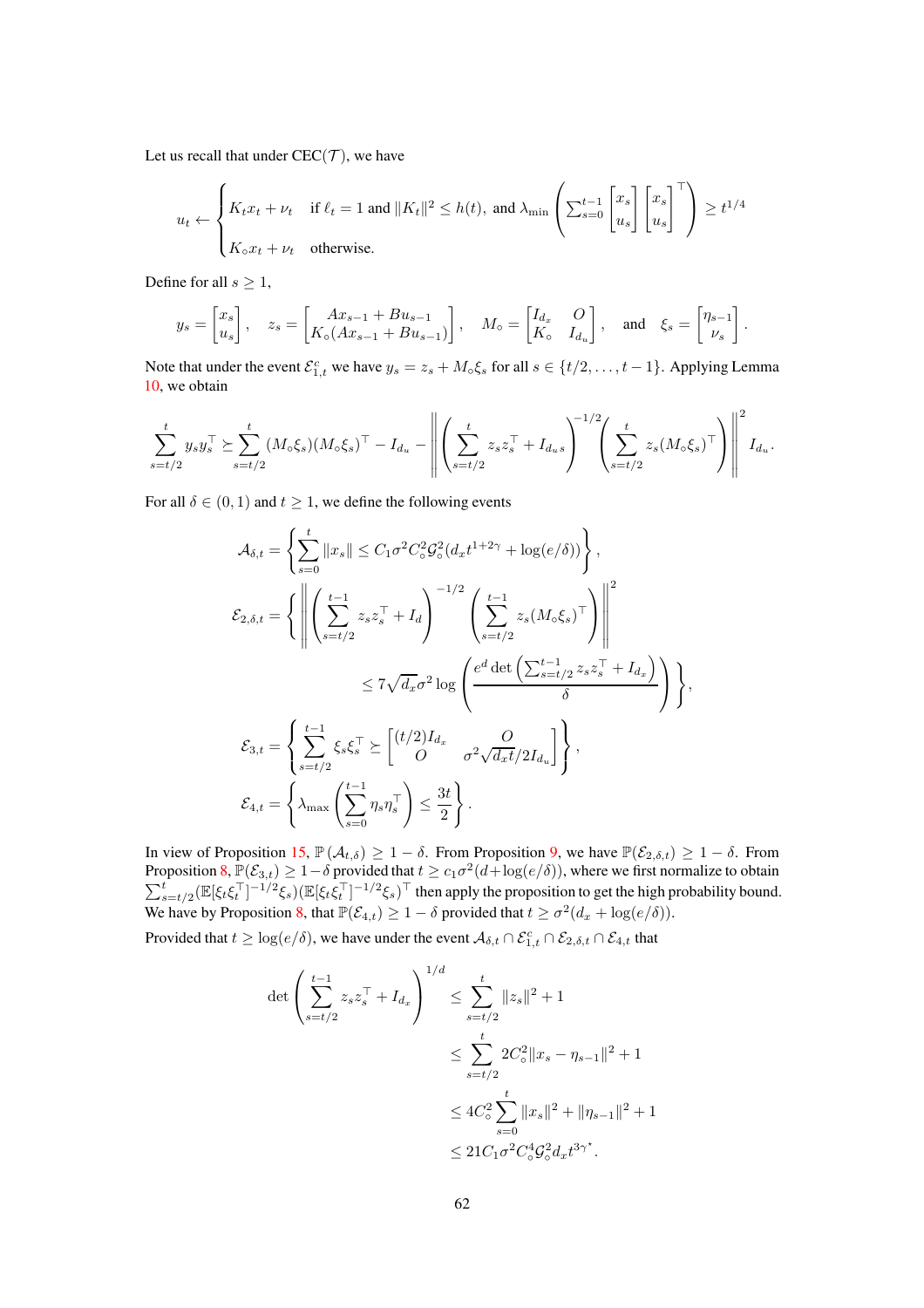Let us recall that under CEC($\mathcal{T}$), we have

$$u_t \leftarrow \begin{cases} K_t x_t + \nu_t & \text{if } \ell_t = 1 \text{ and } \|K_t\|^2 \le h(t), \text{ and } \lambda_{\min}\left(\sum_{s=0}^{t-1} \begin{bmatrix} x_s \\ u_s \end{bmatrix}\begin{bmatrix} x_s \\ u_s \end{bmatrix}^\top\right) \ge t^{1/4} \\ K_\circ x_t + \nu_t & \text{otherwise.} \end{cases}$$

Define for all $s \ge 1$,

$$y_s = \begin{bmatrix} x_s \\ u_s \end{bmatrix}, \quad z_s = \begin{bmatrix} Ax_{s-1} + Bu_{s-1} \\ K_\circ(Ax_{s-1} + Bu_{s-1}) \end{bmatrix}, \quad M_\circ = \begin{bmatrix} I_{d_x} & O \\ K_\circ & I_{d_u} \end{bmatrix}, \quad \text{and} \quad \xi_s = \begin{bmatrix} \eta_{s-1} \\ \nu_s \end{bmatrix}.$$

Note that under the event $\mathcal{E}_{1,t}^c$ we have $y_s = z_s + M_\circ \xi_s$ for all $s \in \{t/2, \dots, t-1\}$. Applying Lemma 10, we obtain

$$\sum_{s=t/2}^{t} y_s y_s^\top \succeq \sum_{s=t/2}^{t} (M_\circ \xi_s)(M_\circ \xi_s)^\top - I_{d_u} - \left\| \left(\sum_{s=t/2}^{t} z_s z_s^\top + I_{d_u s}\right)^{-1/2} \left(\sum_{s=t/2}^{t} z_s (M_\circ \xi_s)^\top\right) \right\|^2 I_{d_u}.$$

For all $\delta \in (0,1)$ and $t \ge 1$, we define the following events

$$\mathcal{A}_{\delta,t} = \left\{ \sum_{s=0}^{t} \|x_s\| \le C_1 \sigma^2 C_\circ^2 \mathcal{G}_\circ^2 (d_x t^{1+2\gamma} + \log(e/\delta)) \right\},$$

$$\mathcal{E}_{2,\delta,t} = \left\{ \left\| \left(\sum_{s=t/2}^{t-1} z_s z_s^\top + I_d\right)^{-1/2} \left(\sum_{s=t/2}^{t-1} z_s (M_\circ \xi_s)^\top\right) \right\|^2 \right.$$
$$\left. \le 7\sqrt{d_x}\sigma^2 \log\left( \frac{e^d \det\left(\sum_{s=t/2}^{t-1} z_s z_s^\top + I_{d_x}\right)}{\delta} \right) \right\},$$

$$\mathcal{E}_{3,t} = \left\{ \sum_{s=t/2}^{t-1} \xi_s \xi_s^\top \succeq \begin{bmatrix} (t/2) I_{d_x} & O \\ O & \sigma^2\sqrt{d_x t}/2 I_{d_u} \end{bmatrix} \right\},$$

$$\mathcal{E}_{4,t} = \left\{ \lambda_{\max}\left(\sum_{s=0}^{t-1} \eta_s \eta_s^\top\right) \le \frac{3t}{2} \right\}.$$

In view of Proposition 15, $\mathbb{P}(\mathcal{A}_{t,\delta}) \ge 1 - \delta$. From Proposition 9, we have $\mathbb{P}(\mathcal{E}_{2,\delta,t}) \ge 1 - \delta$. From Proposition 8, $\mathbb{P}(\mathcal{E}_{3,t}) \ge 1 - \delta$ provided that $t \ge c_1 \sigma^2 (d + \log(e/\delta))$, where we first normalize to obtain $\sum_{s=t/2}^{t} (\mathbb{E}[\xi_t \xi_t^\top]^{-1/2} \xi_s)(\mathbb{E}[\xi_t \xi_t^\top]^{-1/2} \xi_s)^\top$ then apply the proposition to get the high probability bound. We have by Proposition 8, that $\mathbb{P}(\mathcal{E}_{4,t}) \ge 1 - \delta$ provided that $t \ge \sigma^2(d_x + \log(e/\delta))$.

Provided that $t \ge \log(e/\delta)$, we have under the event $\mathcal{A}_{\delta,t} \cap \mathcal{E}_{1,t}^c \cap \mathcal{E}_{2,\delta,t} \cap \mathcal{E}_{4,t}$ that

$$\begin{aligned}
\det\left(\sum_{s=t/2}^{t-1} z_s z_s^\top + I_{d_x}\right)^{1/d} &\le \sum_{s=t/2}^{t} \|z_s\|^2 + 1 \\
&\le \sum_{s=t/2}^{t} 2C_\circ^2 \|x_s - \eta_{s-1}\|^2 + 1 \\
&\le 4C_\circ^2 \sum_{s=0}^{t} \|x_s\|^2 + \|\eta_{s-1}\|^2 + 1 \\
&\le 21 C_1 \sigma^2 C_\circ^4 \mathcal{G}_\circ^2 d_x t^{3\gamma^\star}.
\end{aligned}$$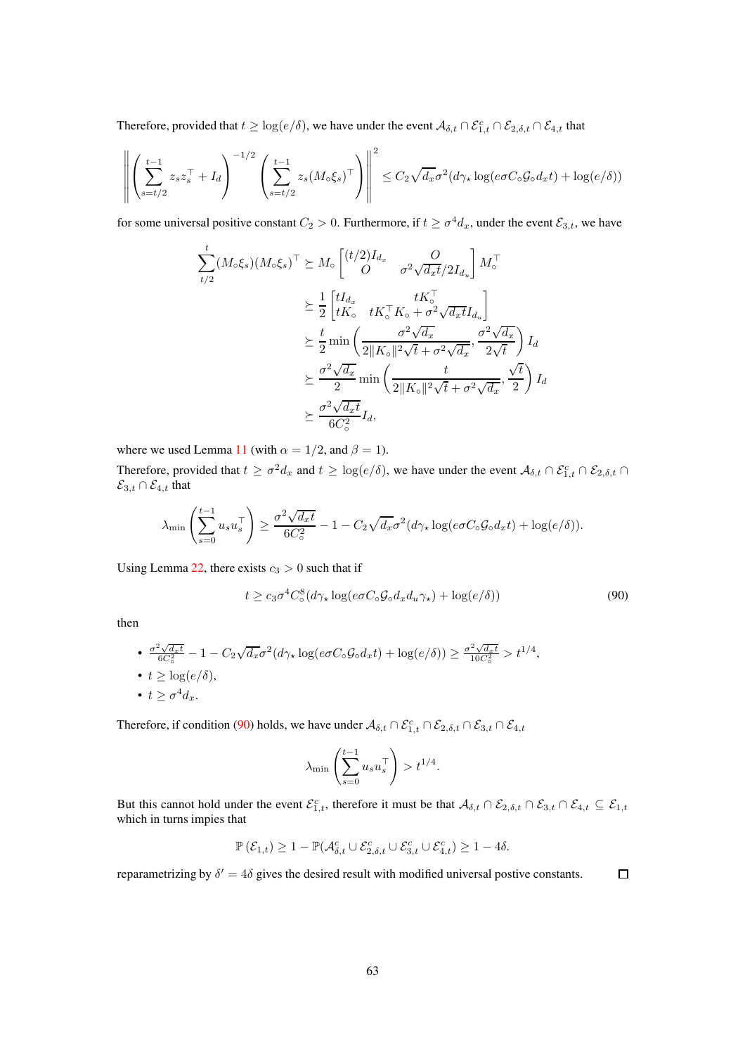Therefore, provided that $t \geq \log(e/\delta)$, we have under the event $\mathcal{A}_{\delta,t} \cap \mathcal{E}_{1,t}^c \cap \mathcal{E}_{2,\delta,t} \cap \mathcal{E}_{4,t}$ that

$$\left\| \left( \sum_{s=t/2}^{t-1} z_s z_s^\top + I_d \right)^{-1/2} \left( \sum_{s=t/2}^{t-1} z_s (M_\circ \xi_s)^\top \right) \right\|^2 \leq C_2 \sqrt{d_x} \sigma^2 (d\gamma_\star \log(e\sigma C_\circ \mathcal{G}_\circ d_x t) + \log(e/\delta))$$

for some universal positive constant $C_2 > 0$. Furthermore, if $t \geq \sigma^4 d_x$, under the event $\mathcal{E}_{3,t}$, we have

$$\begin{aligned}
\sum_{t/2}^{t} (M_\circ \xi_s)(M_\circ \xi_s)^\top &\succeq M_\circ \begin{bmatrix} (t/2) I_{d_x} & O \\ O & \sigma^2 \sqrt{d_x t}/2 I_{d_u} \end{bmatrix} M_\circ^\top \\
&\succeq \frac{1}{2} \begin{bmatrix} t I_{d_x} & t K_\circ^\top \\ t K_\circ & t K_\circ^\top K_\circ + \sigma^2 \sqrt{d_x t} I_{d_u} \end{bmatrix} \\
&\succeq \frac{t}{2} \min\left( \frac{\sigma^2 \sqrt{d_x}}{2\|K_\circ\|^2 \sqrt{t} + \sigma^2 \sqrt{d_x}}, \frac{\sigma^2 \sqrt{d_x}}{2\sqrt{t}} \right) I_d \\
&\succeq \frac{\sigma^2 \sqrt{d_x}}{2} \min\left( \frac{t}{2\|K_\circ\|^2 \sqrt{t} + \sigma^2 \sqrt{d_x}}, \frac{\sqrt{t}}{2} \right) I_d \\
&\succeq \frac{\sigma^2 \sqrt{d_x t}}{6 C_\circ^2} I_d,
\end{aligned}$$

where we used Lemma 11 (with $\alpha = 1/2$, and $\beta = 1$).

Therefore, provided that $t \geq \sigma^2 d_x$ and $t \geq \log(e/\delta)$, we have under the event $\mathcal{A}_{\delta,t} \cap \mathcal{E}_{1,t}^c \cap \mathcal{E}_{2,\delta,t} \cap \mathcal{E}_{3,t} \cap \mathcal{E}_{4,t}$ that

$$\lambda_{\min} \left( \sum_{s=0}^{t-1} u_s u_s^\top \right) \geq \frac{\sigma^2 \sqrt{d_x t}}{6 C_\circ^2} - 1 - C_2 \sqrt{d_x} \sigma^2 (d\gamma_\star \log(e\sigma C_\circ \mathcal{G}_\circ d_x t) + \log(e/\delta)).$$

Using Lemma 22, there exists $c_3 > 0$ such that if

$$t \geq c_3 \sigma^4 C_\circ^8 (d\gamma_\star \log(e\sigma C_\circ \mathcal{G}_\circ d_x d_u \gamma_\star) + \log(e/\delta)) \tag{90}$$

then

- $\frac{\sigma^2 \sqrt{d_x t}}{6 C_\circ^2} - 1 - C_2 \sqrt{d_x} \sigma^2 (d\gamma_\star \log(e\sigma C_\circ \mathcal{G}_\circ d_x t) + \log(e/\delta)) \geq \frac{\sigma^2 \sqrt{d_x t}}{10 C_\circ^2} > t^{1/4}$,
- $t \geq \log(e/\delta)$,
- $t \geq \sigma^4 d_x$.

Therefore, if condition (90) holds, we have under $\mathcal{A}_{\delta,t} \cap \mathcal{E}_{1,t}^c \cap \mathcal{E}_{2,\delta,t} \cap \mathcal{E}_{3,t} \cap \mathcal{E}_{4,t}$

$$\lambda_{\min} \left( \sum_{s=0}^{t-1} u_s u_s^\top \right) > t^{1/4}.$$

But this cannot hold under the event $\mathcal{E}_{1,t}^c$, therefore it must be that $\mathcal{A}_{\delta,t} \cap \mathcal{E}_{2,\delta,t} \cap \mathcal{E}_{3,t} \cap \mathcal{E}_{4,t} \subseteq \mathcal{E}_{1,t}$ which in turns impies that

$$\mathbb{P}(\mathcal{E}_{1,t}) \geq 1 - \mathbb{P}(\mathcal{A}_{\delta,t}^c \cup \mathcal{E}_{2,\delta,t}^c \cup \mathcal{E}_{3,t}^c \cup \mathcal{E}_{4,t}^c) \geq 1 - 4\delta.$$

reparametrizing by $\delta' = 4\delta$ gives the desired result with modified universal postive constants. $\square$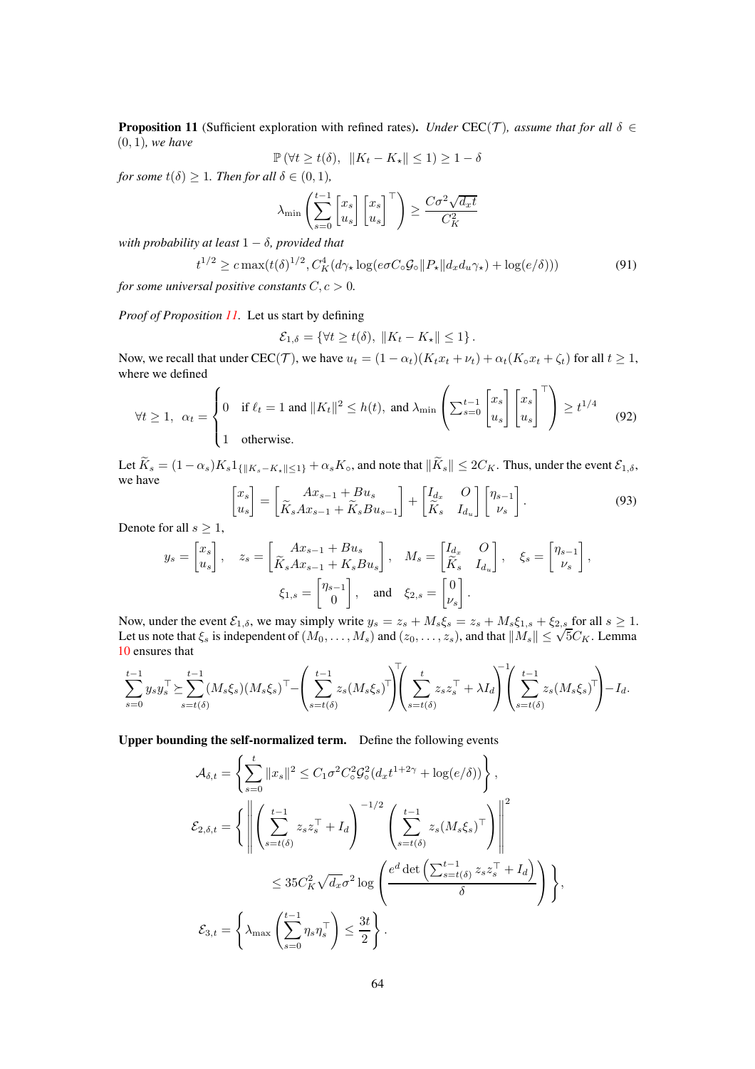**Proposition 11** (Sufficient exploration with refined rates)**.** *Under* CEC($\mathcal{T}$)*, assume that for all* $\delta \in (0,1)$*, we have*

$$\mathbb{P}\left(\forall t \geq t(\delta),\;\; \|K_t - K_\star\| \leq 1\right) \geq 1 - \delta$$

*for some* $t(\delta) \geq 1$*. Then for all* $\delta \in (0,1)$*,*

$$\lambda_{\min}\left(\sum_{s=0}^{t-1} \begin{bmatrix} x_s \\ u_s \end{bmatrix} \begin{bmatrix} x_s \\ u_s \end{bmatrix}^\top \right) \geq \frac{C\sigma^2 \sqrt{d_x t}}{C_K^2}$$

*with probability at least* $1-\delta$*, provided that*

$$t^{1/2} \geq c \max(t(\delta)^{1/2}, C_K^4(d\gamma_\star \log(e\sigma C_\circ \mathcal{G}_\circ \|P_\star\| d_x d_u \gamma_\star) + \log(e/\delta))) \tag{91}$$

*for some universal positive constants* $C, c > 0$*.*

*Proof of Proposition 11.* Let us start by defining

$$\mathcal{E}_{1,\delta} = \left\{\forall t \geq t(\delta),\; \|K_t - K_\star\| \leq 1\right\}.$$

Now, we recall that under CEC($\mathcal{T}$), we have $u_t = (1-\alpha_t)(K_t x_t + \nu_t) + \alpha_t(K_\circ x_t + \zeta_t)$ for all $t \geq 1$, where we defined

$$\forall t \geq 1,\;\; \alpha_t = \begin{cases} 0 & \text{if } \ell_t = 1 \text{ and } \|K_t\|^2 \leq h(t), \text{ and } \lambda_{\min}\left(\sum_{s=0}^{t-1} \begin{bmatrix} x_s \\ u_s \end{bmatrix} \begin{bmatrix} x_s \\ u_s \end{bmatrix}^\top\right) \geq t^{1/4} \\ 1 & \text{otherwise.} \end{cases} \tag{92}$$

Let $\widetilde{K}_s = (1-\alpha_s)K_s 1_{\{\|K_s - K_\star\| \leq 1\}} + \alpha_s K_\circ$, and note that $\|\widetilde{K}_s\| \leq 2C_K$. Thus, under the event $\mathcal{E}_{1,\delta}$, we have

$$\begin{bmatrix} x_s \\ u_s \end{bmatrix} = \begin{bmatrix} Ax_{s-1} + Bu_s \\ \widetilde{K}_s A x_{s-1} + \widetilde{K}_s B u_{s-1} \end{bmatrix} + \begin{bmatrix} I_{d_x} & O \\ \widetilde{K}_s & I_{d_u} \end{bmatrix} \begin{bmatrix} \eta_{s-1} \\ \nu_s \end{bmatrix}. \tag{93}$$

Denote for all $s \geq 1$,

$$y_s = \begin{bmatrix} x_s \\ u_s \end{bmatrix}, \quad z_s = \begin{bmatrix} Ax_{s-1} + Bu_s \\ \widetilde{K}_s A x_{s-1} + K_s B u_s \end{bmatrix}, \quad M_s = \begin{bmatrix} I_{d_x} & O \\ \widetilde{K}_s & I_{d_u} \end{bmatrix}, \quad \xi_s = \begin{bmatrix} \eta_{s-1} \\ \nu_s \end{bmatrix},$$

$$\xi_{1,s} = \begin{bmatrix} \eta_{s-1} \\ 0 \end{bmatrix}, \quad \text{and} \quad \xi_{2,s} = \begin{bmatrix} 0 \\ \nu_s \end{bmatrix}.$$

Now, under the event $\mathcal{E}_{1,\delta}$, we may simply write $y_s = z_s + M_s \xi_s = z_s + M_s \xi_{1,s} + \xi_{2,s}$ for all $s \geq 1$. Let us note that $\xi_s$ is independent of $(M_0, \dots, M_s)$ and $(z_0, \dots, z_s)$, and that $\|M_s\| \leq \sqrt{5} C_K$. Lemma 10 ensures that

$$\sum_{s=0}^{t-1} y_s y_s^\top \succeq \sum_{s=t(\delta)}^{t-1} (M_s\xi_s)(M_s\xi_s)^\top - \left(\sum_{s=t(\delta)}^{t-1} z_s (M_s \xi_s)^\top\right)^\top \left(\sum_{s=t(\delta)}^{t} z_s z_s^\top + \lambda I_d\right)^{-1} \left(\sum_{s=t(\delta)}^{t-1} z_s (M_s\xi_s)^\top\right) - I_d.$$

**Upper bounding the self-normalized term.** Define the following events

$$\mathcal{A}_{\delta,t} = \left\{ \sum_{s=0}^{t} \|x_s\|^2 \leq C_1 \sigma^2 C_\circ^2 \mathcal{G}_\circ^2 (d_x t^{1+2\gamma} + \log(e/\delta)) \right\},$$

$$\mathcal{E}_{2,\delta,t} = \left\{ \left\| \left(\sum_{s=t(\delta)}^{t-1} z_s z_s^\top + I_d\right)^{-1/2} \left(\sum_{s=t(\delta)}^{t-1} z_s (M_s\xi_s)^\top\right) \right\|^2 \right.$$

$$\left. \leq 35 C_K^2 \sqrt{d_x} \sigma^2 \log\left(\frac{e^d \det\left(\sum_{s=t(\delta)}^{t-1} z_s z_s^\top + I_d\right)}{\delta}\right) \right\},$$

$$\mathcal{E}_{3,t} = \left\{ \lambda_{\max}\left(\sum_{s=0}^{t-1} \eta_s \eta_s^\top\right) \leq \frac{3t}{2} \right\}.$$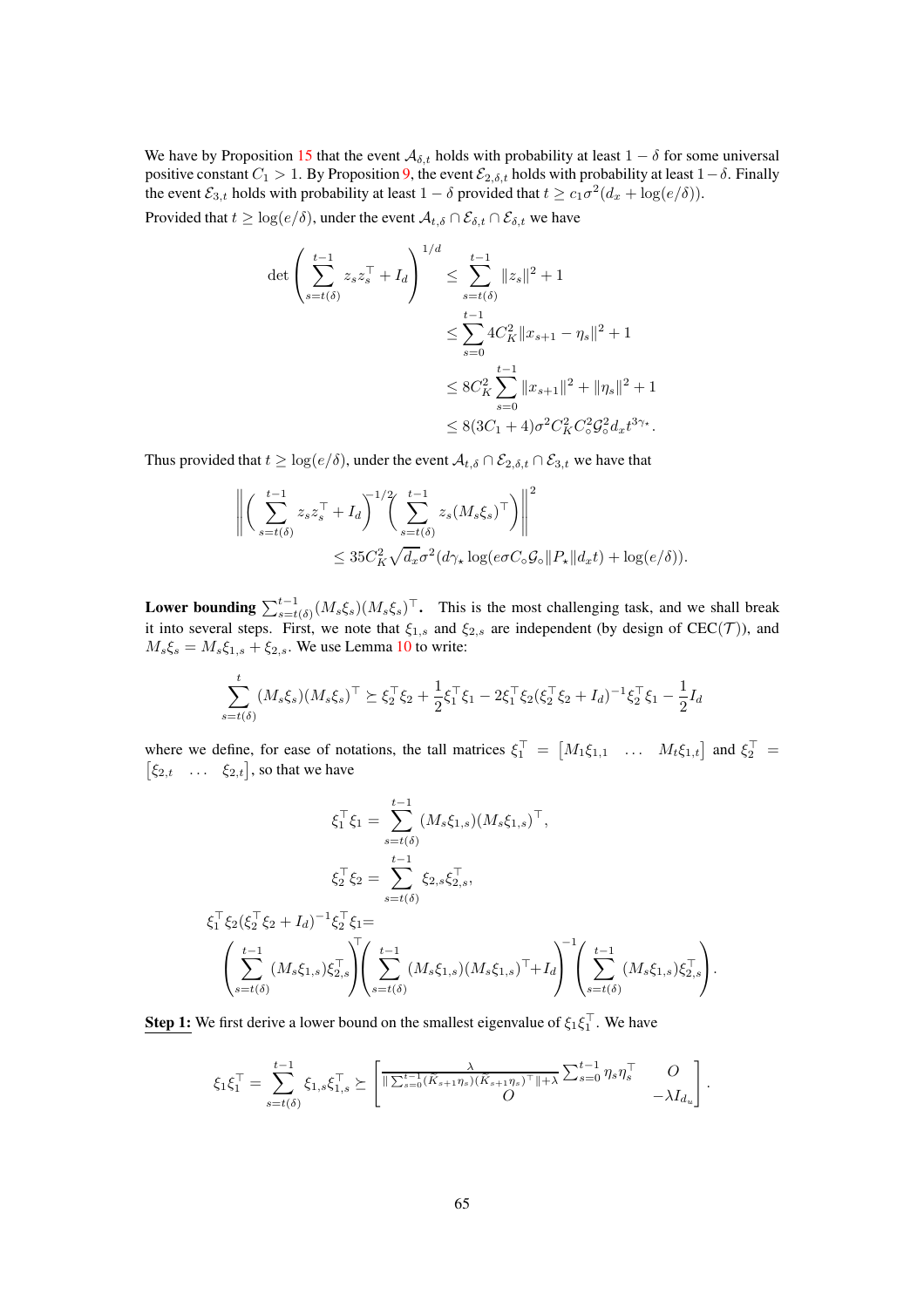We have by Proposition 15 that the event $\mathcal{A}_{\delta,t}$ holds with probability at least $1-\delta$ for some universal positive constant $C_1 > 1$. By Proposition 9, the event $\mathcal{E}_{2,\delta,t}$ holds with probability at least $1-\delta$. Finally the event $\mathcal{E}_{3,t}$ holds with probability at least $1-\delta$ provided that $t \geq c_1\sigma^2(d_x + \log(e/\delta))$.

Provided that $t \geq \log(e/\delta)$, under the event $\mathcal{A}_{t,\delta} \cap \mathcal{E}_{\delta,t} \cap \mathcal{E}_{\delta,t}$ we have

$$
\begin{aligned}
\det\left(\sum_{s=t(\delta)}^{t-1} z_s z_s^\top + I_d\right)^{1/d} &\leq \sum_{s=t(\delta)}^{t-1} \|z_s\|^2 + 1 \\
&\leq \sum_{s=0}^{t-1} 4C_K^2 \|x_{s+1} - \eta_s\|^2 + 1 \\
&\leq 8C_K^2 \sum_{s=0}^{t-1} \|x_{s+1}\|^2 + \|\eta_s\|^2 + 1 \\
&\leq 8(3C_1 + 4)\sigma^2 C_K^2 C_\circ^2 \mathcal{G}_\circ^2 d_x t^{3\gamma_\star}.
\end{aligned}
$$

Thus provided that $t \geq \log(e/\delta)$, under the event $\mathcal{A}_{t,\delta} \cap \mathcal{E}_{2,\delta,t} \cap \mathcal{E}_{3,t}$ we have that

$$
\begin{aligned}
&\left\| \left(\sum_{s=t(\delta)}^{t-1} z_s z_s^\top + I_d\right)^{-1/2} \left(\sum_{s=t(\delta)}^{t-1} z_s (M_s\xi_s)^\top\right) \right\|^2 \\
&\qquad \leq 35 C_K^2 \sqrt{d_x}\sigma^2 (d\gamma_\star \log(e\sigma C_\circ \mathcal{G}_\circ \|P_\star\| d_x t) + \log(e/\delta)).
\end{aligned}
$$

**Lower bounding $\sum_{s=t(\delta)}^{t-1} (M_s\xi_s)(M_s\xi_s)^\top$.** This is the most challenging task, and we shall break it into several steps. First, we note that $\xi_{1,s}$ and $\xi_{2,s}$ are independent (by design of CEC($\mathcal{T}$)), and $M_s\xi_s = M_s\xi_{1,s} + \xi_{2,s}$. We use Lemma 10 to write:

$$
\sum_{s=t(\delta)}^{t} (M_s\xi_s)(M_s\xi_s)^\top \succeq \xi_2^\top \xi_2 + \frac{1}{2}\xi_1^\top \xi_1 - 2\xi_1^\top \xi_2 (\xi_2^\top \xi_2 + I_d)^{-1} \xi_2^\top \xi_1 - \frac{1}{2} I_d
$$

where we define, for ease of notations, the tall matrices $\xi_1^\top = \begin{bmatrix} M_1\xi_{1,1} & \dots & M_t\xi_{1,t} \end{bmatrix}$ and $\xi_2^\top = \begin{bmatrix} \xi_{2,t} & \dots & \xi_{2,t} \end{bmatrix}$, so that we have

$$
\begin{aligned}
\xi_1^\top \xi_1 &= \sum_{s=t(\delta)}^{t-1} (M_s\xi_{1,s})(M_s\xi_{1,s})^\top, \\
\xi_2^\top \xi_2 &= \sum_{s=t(\delta)}^{t-1} \xi_{2,s}\xi_{2,s}^\top,
\end{aligned}
$$

$$
\xi_1^\top \xi_2 (\xi_2^\top \xi_2 + I_d)^{-1} \xi_2^\top \xi_1 = \left(\sum_{s=t(\delta)}^{t-1} (M_s\xi_{1,s})\xi_{2,s}^\top\right)^\top \left(\sum_{s=t(\delta)}^{t-1} (M_s\xi_{1,s})(M_s\xi_{1,s})^\top + I_d\right)^{-1} \left(\sum_{s=t(\delta)}^{t-1} (M_s\xi_{1,s})\xi_{2,s}^\top\right).
$$

**Step 1:** We first derive a lower bound on the smallest eigenvalue of $\xi_1\xi_1^\top$. We have

$$
\xi_1\xi_1^\top = \sum_{s=t(\delta)}^{t-1} \xi_{1,s}\xi_{1,s}^\top \succeq \begin{bmatrix} \frac{\lambda}{\|\sum_{s=0}^{t-1} (\tilde{K}_{s+1}\eta_s)(\tilde{K}_{s+1}\eta_s)^\top\| + \lambda} \sum_{s=0}^{t-1} \eta_s\eta_s^\top & O \\ O & -\lambda I_{d_u} \end{bmatrix}.
$$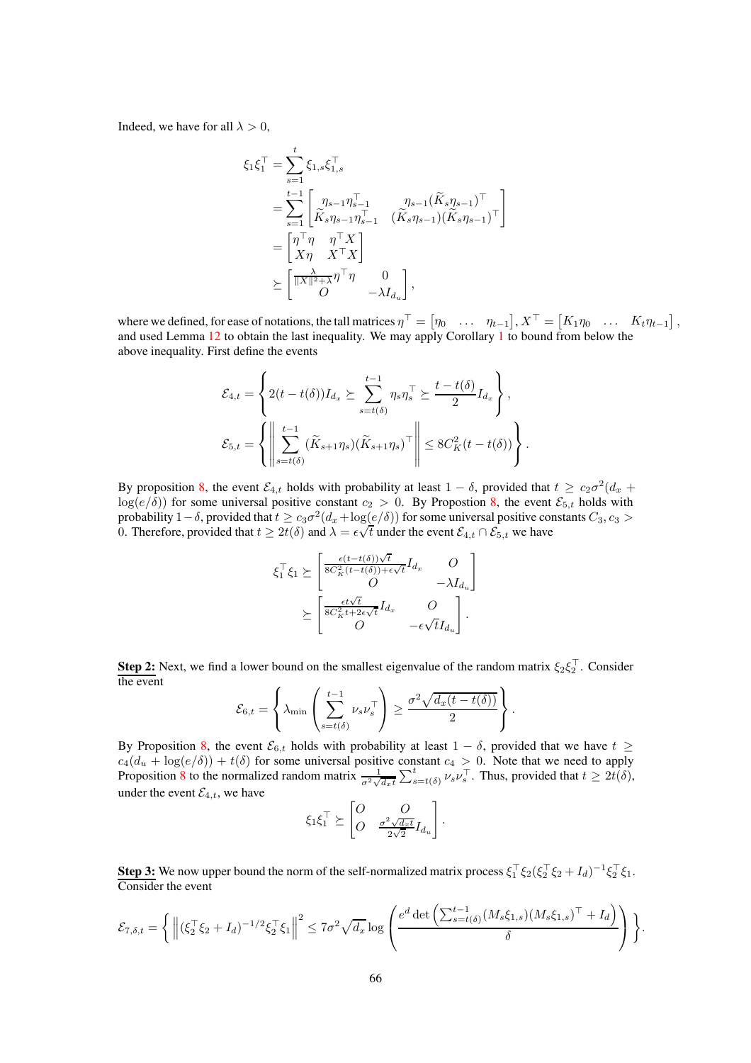Indeed, we have for all $\lambda > 0$,

$$
\begin{aligned}
\xi_1 \xi_1^\top &= \sum_{s=1}^{t} \xi_{1,s}\xi_{1,s}^\top \\
&= \sum_{s=1}^{t-1} \begin{bmatrix} \eta_{s-1}\eta_{s-1}^\top & \eta_{s-1}(\widetilde{K}_s \eta_{s-1})^\top \\ \widetilde{K}_s \eta_{s-1}\eta_{s-1}^\top & (\widetilde{K}_s\eta_{s-1})(\widetilde{K}_s\eta_{s-1})^\top \end{bmatrix} \\
&= \begin{bmatrix} \eta^\top \eta & \eta^\top X \\ X\eta & X^\top X \end{bmatrix} \\
&\succeq \begin{bmatrix} \frac{\lambda}{\|X\|^2+\lambda}\eta^\top \eta & 0 \\ O & -\lambda I_{d_u} \end{bmatrix},
\end{aligned}
$$

where we defined, for ease of notations, the tall matrices $\eta^\top = \begin{bmatrix} \eta_0 & \dots & \eta_{t-1} \end{bmatrix}, X^\top = \begin{bmatrix} K_1\eta_0 & \dots & K_t \eta_{t-1} \end{bmatrix}$, and used Lemma 12 to obtain the last inequality. We may apply Corollary 1 to bound from below the above inequality. First define the events

$$
\mathcal{E}_{4,t} = \left\{ 2(t-t(\delta)) I_{d_x} \succeq \sum_{s=t(\delta)}^{t-1} \eta_s \eta_s^\top \succeq \frac{t-t(\delta)}{2} I_{d_x} \right\},
$$

$$
\mathcal{E}_{5,t} = \left\{ \left\| \sum_{s=t(\delta)}^{t-1} (\widetilde{K}_{s+1}\eta_s)(\widetilde{K}_{s+1}\eta_s)^\top \right\| \le 8C_K^2 (t-t(\delta)) \right\}.
$$

By proposition 8, the event $\mathcal{E}_{4,t}$ holds with probability at least $1-\delta$, provided that $t \ge c_2\sigma^2(d_x + \log(e/\delta))$ for some universal positive constant $c_2 > 0$. By Propostion 8, the event $\mathcal{E}_{5,t}$ holds with probability $1-\delta$, provided that $t \ge c_3\sigma^2(d_x + \log(e/\delta))$ for some universal positive constants $C_3, c_3 > 0$. Therefore, provided that $t \ge 2t(\delta)$ and $\lambda = \epsilon\sqrt{t}$ under the event $\mathcal{E}_{4,t} \cap \mathcal{E}_{5,t}$ we have

$$
\begin{aligned}
\xi_1^\top \xi_1 &\succeq \begin{bmatrix} \frac{\epsilon(t-t(\delta))\sqrt{t}}{8C_K^2(t-t(\delta))+\epsilon\sqrt{t}} I_{d_x} & O \\ O & -\lambda I_{d_u} \end{bmatrix} \\
&\succeq \begin{bmatrix} \frac{\epsilon t\sqrt{t}}{8C_K^2 t + 2\epsilon\sqrt{t}} I_{d_x} & O \\ O & -\epsilon\sqrt{t} I_{d_u} \end{bmatrix}.
\end{aligned}
$$

**Step 2:** Next, we find a lower bound on the smallest eigenvalue of the random matrix $\xi_2\xi_2^\top$. Consider the event

$$
\mathcal{E}_{6,t} = \left\{ \lambda_{\min}\left( \sum_{s=t(\delta)}^{t-1} \nu_s \nu_s^\top \right) \ge \frac{\sigma^2\sqrt{d_x(t-t(\delta))}}{2} \right\}.
$$

By Proposition 8, the event $\mathcal{E}_{6,t}$ holds with probability at least $1-\delta$, provided that we have $t \ge c_4(d_u + \log(e/\delta)) + t(\delta)$ for some universal positive constant $c_4 > 0$. Note that we need to apply Proposition 8 to the normalized random matrix $\frac{1}{\sigma^2\sqrt{d_x t}}\sum_{s=t(\delta)}^{t} \nu_s\nu_s^\top$. Thus, provided that $t \ge 2t(\delta)$, under the event $\mathcal{E}_{4,t}$, we have

$$
\xi_1 \xi_1^\top \succeq \begin{bmatrix} O & O \\ O & \frac{\sigma^2\sqrt{d_x t}}{2\sqrt{2}} I_{d_u} \end{bmatrix}.
$$

**Step 3:** We now upper bound the norm of the self-normalized matrix process $\xi_1^\top \xi_2(\xi_2^\top\xi_2 + I_d)^{-1}\xi_2^\top\xi_1$. Consider the event

$$
\mathcal{E}_{7,\delta,t} = \left\{ \left\| (\xi_2^\top \xi_2 + I_d)^{-1/2} \xi_2^\top \xi_1 \right\|^2 \le 7\sigma^2\sqrt{d_x} \log\left( \frac{e^d \det\left( \sum_{s=t(\delta)}^{t-1} (M_s\xi_{1,s})(M_s\xi_{1,s})^\top + I_d \right)}{\delta} \right) \right\}.
$$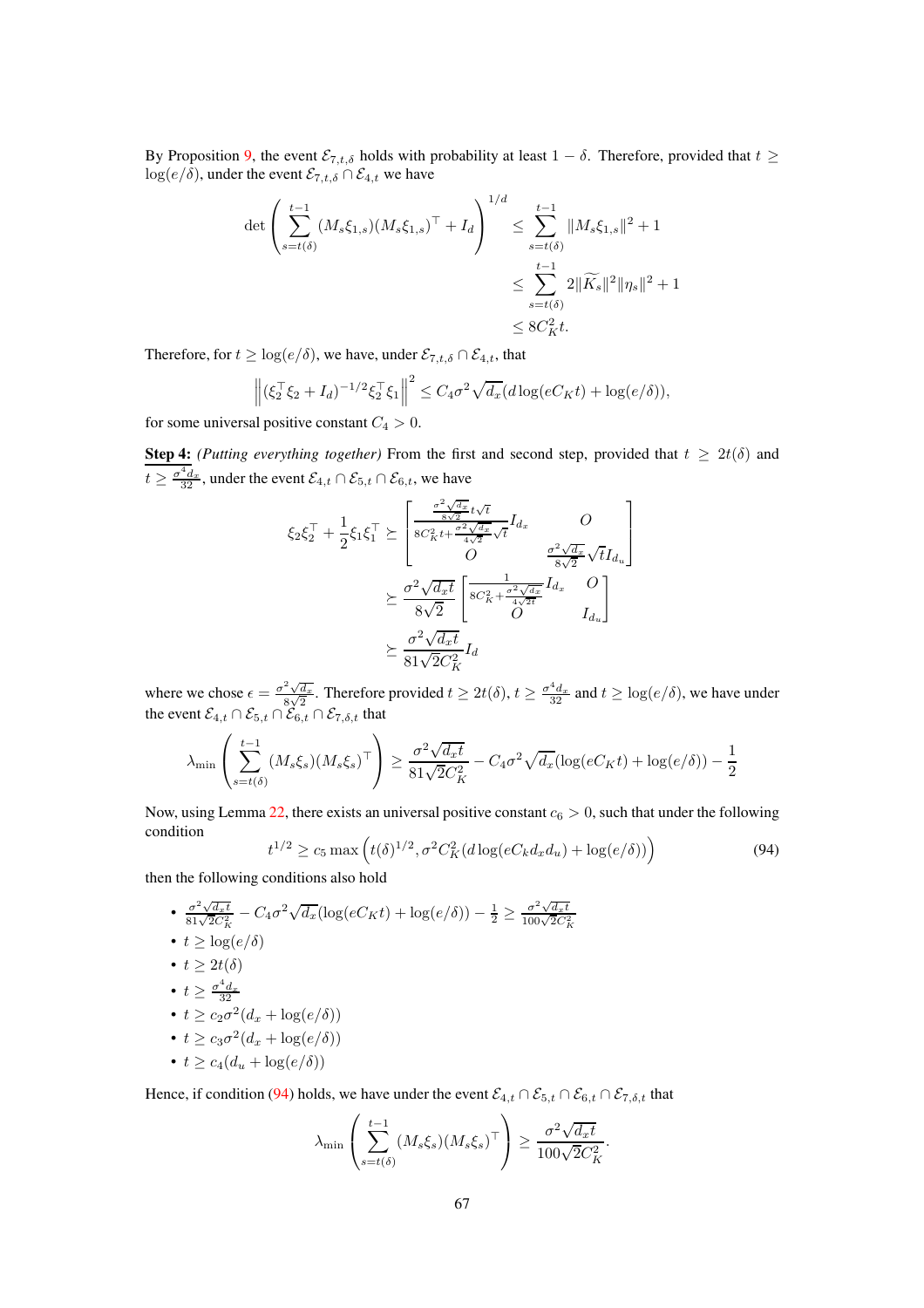By Proposition 9, the event $\mathcal{E}_{7,t,\delta}$ holds with probability at least $1-\delta$. Therefore, provided that $t \geq \log(e/\delta)$, under the event $\mathcal{E}_{7,t,\delta} \cap \mathcal{E}_{4,t}$ we have

$$
\begin{aligned}
\det\left(\sum_{s=t(\delta)}^{t-1} (M_s\xi_{1,s})(M_s\xi_{1,s})^\top + I_d\right)^{1/d} &\leq \sum_{s=t(\delta)}^{t-1} \|M_s\xi_{1,s}\|^2 + 1 \\
&\leq \sum_{s=t(\delta)}^{t-1} 2\|\widetilde{K}_s\|^2\|\eta_s\|^2 + 1 \\
&\leq 8C_K^2 t.
\end{aligned}
$$

Therefore, for $t \geq \log(e/\delta)$, we have, under $\mathcal{E}_{7,t,\delta} \cap \mathcal{E}_{4,t}$, that

$$
\left\| (\xi_2^\top \xi_2 + I_d)^{-1/2}\xi_2^\top \xi_1 \right\|^2 \leq C_4\sigma^2\sqrt{d_x}(d\log(eC_K t) + \log(e/\delta)),
$$

for some universal positive constant $C_4 > 0$.

**Step 4:** *(Putting everything together)* From the first and second step, provided that $t \geq 2t(\delta)$ and $t \geq \frac{\sigma^4 d_x}{32}$, under the event $\mathcal{E}_{4,t} \cap \mathcal{E}_{5,t} \cap \mathcal{E}_{6,t}$, we have

$$
\begin{aligned}
\xi_2\xi_2^\top + \frac{1}{2}\xi_1\xi_1^\top &\succeq \begin{bmatrix} \frac{\frac{\sigma^2\sqrt{d_x}}{8\sqrt{2}}t\sqrt{t}}{8C_K^2 t + \frac{\sigma^2\sqrt{d_x}}{4\sqrt{2}}\sqrt{t}} I_{d_x} & O \\ O & \frac{\sigma^2\sqrt{d_x}}{8\sqrt{2}}\sqrt{t} I_{d_u} \end{bmatrix} \\
&\succeq \frac{\sigma^2\sqrt{d_x t}}{8\sqrt{2}} \begin{bmatrix} \frac{1}{8C_K^2 + \frac{\sigma^2\sqrt{d_x}}{4\sqrt{2t}}} I_{d_x} & O \\ O & I_{d_u} \end{bmatrix} \\
&\succeq \frac{\sigma^2\sqrt{d_x t}}{81\sqrt{2}C_K^2} I_d
\end{aligned}
$$

where we chose $\epsilon = \frac{\sigma^2\sqrt{d_x}}{8\sqrt{2}}$. Therefore provided $t \geq 2t(\delta)$, $t \geq \frac{\sigma^4 d_x}{32}$ and $t \geq \log(e/\delta)$, we have under the event $\mathcal{E}_{4,t} \cap \mathcal{E}_{5,t} \cap \mathcal{E}_{6,t} \cap \mathcal{E}_{7,\delta,t}$ that

$$
\lambda_{\min}\left(\sum_{s=t(\delta)}^{t-1} (M_s\xi_s)(M_s\xi_s)^\top\right) \geq \frac{\sigma^2\sqrt{d_x t}}{81\sqrt{2}C_K^2} - C_4\sigma^2\sqrt{d_x}(\log(eC_K t) + \log(e/\delta)) - \frac{1}{2}
$$

Now, using Lemma 22, there exists an universal positive constant $c_6 > 0$, such that under the following condition

$$
t^{1/2} \geq c_5 \max\left(t(\delta)^{1/2}, \sigma^2 C_K^2(d\log(eC_k d_x d_u) + \log(e/\delta))\right) \tag{94}
$$

then the following conditions also hold

- $\frac{\sigma^2\sqrt{d_x t}}{81\sqrt{2}C_K^2} - C_4\sigma^2\sqrt{d_x}(\log(eC_K t) + \log(e/\delta)) - \frac{1}{2} \geq \frac{\sigma^2\sqrt{d_x t}}{100\sqrt{2}C_K^2}$
- $t \geq \log(e/\delta)$
- $t \geq 2t(\delta)$
- $t \geq \frac{\sigma^4 d_x}{32}$
- $t \geq c_2\sigma^2(d_x + \log(e/\delta))$
- $t \geq c_3\sigma^2(d_x + \log(e/\delta))$
- $t \geq c_4(d_u + \log(e/\delta))$

Hence, if condition (94) holds, we have under the event $\mathcal{E}_{4,t} \cap \mathcal{E}_{5,t} \cap \mathcal{E}_{6,t} \cap \mathcal{E}_{7,\delta,t}$ that

$$
\lambda_{\min}\left(\sum_{s=t(\delta)}^{t-1} (M_s\xi_s)(M_s\xi_s)^\top\right) \geq \frac{\sigma^2\sqrt{d_x t}}{100\sqrt{2}C_K^2}.
$$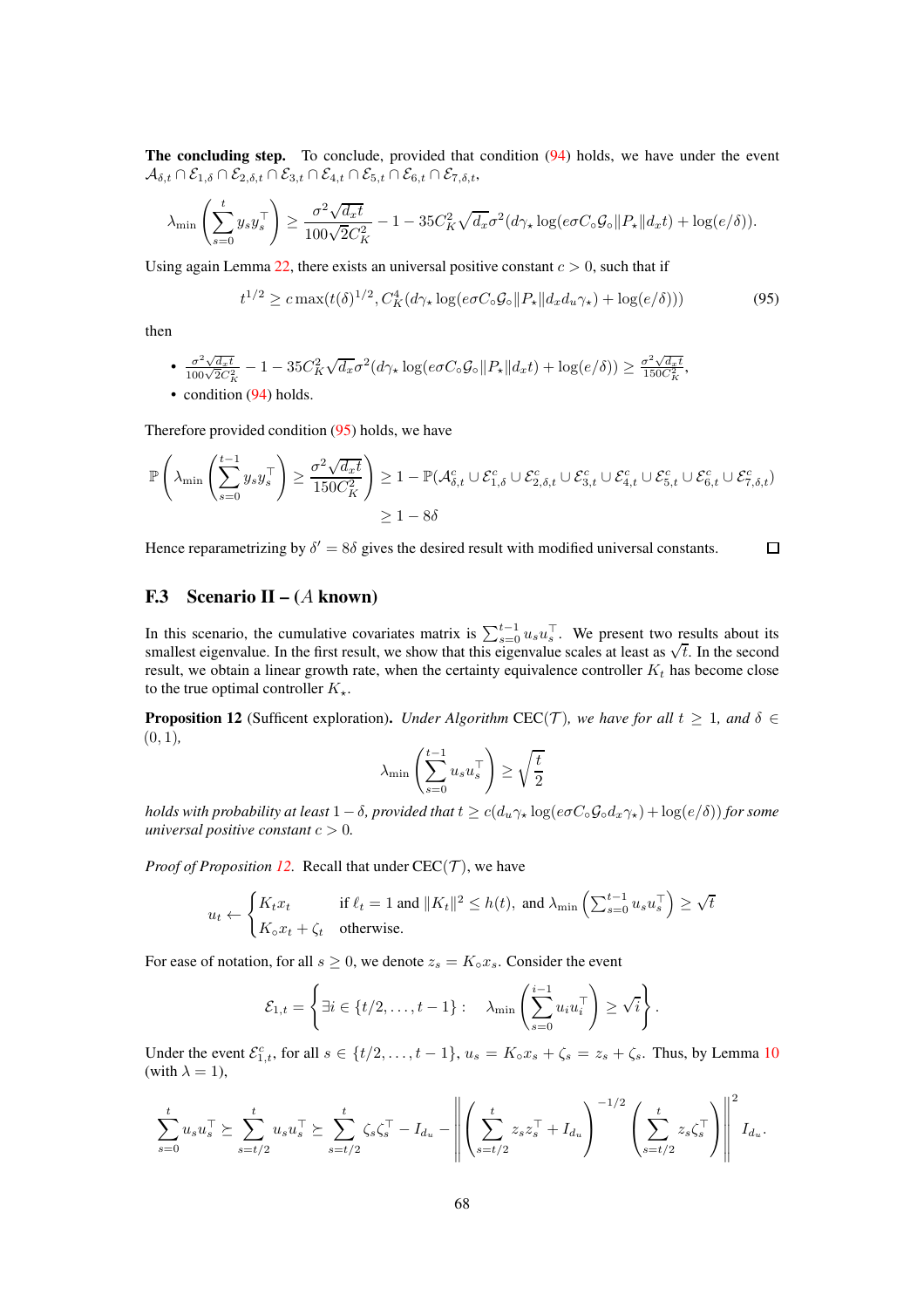**The concluding step.** To conclude, provided that condition (94) holds, we have under the event $\mathcal{A}_{\delta,t} \cap \mathcal{E}_{1,\delta} \cap \mathcal{E}_{2,\delta,t} \cap \mathcal{E}_{3,t} \cap \mathcal{E}_{4,t} \cap \mathcal{E}_{5,t} \cap \mathcal{E}_{6,t} \cap \mathcal{E}_{7,\delta,t}$,

$$\lambda_{\min}\left(\sum_{s=0}^{t} y_s y_s^\top\right) \geq \frac{\sigma^2\sqrt{d_x t}}{100\sqrt{2}C_K^2} - 1 - 35C_K^2\sqrt{d_x}\sigma^2(d\gamma_\star \log(e\sigma C_\circ \mathcal{G}_\circ \|P_\star\| d_x t) + \log(e/\delta)).$$

Using again Lemma 22, there exists an universal positive constant $c > 0$, such that if

$$t^{1/2} \geq c\max(t(\delta)^{1/2}, C_K^4(d\gamma_\star \log(e\sigma C_\circ \mathcal{G}_\circ \|P_\star\| d_x d_u \gamma_\star) + \log(e/\delta))) \tag{95}$$

then

- $\frac{\sigma^2\sqrt{d_x t}}{100\sqrt{2}C_K^2} - 1 - 35C_K^2\sqrt{d_x}\sigma^2(d\gamma_\star \log(e\sigma C_\circ \mathcal{G}_\circ \|P_\star\| d_x t) + \log(e/\delta)) \geq \frac{\sigma^2\sqrt{d_x t}}{150C_K^2}$,
- condition (94) holds.

Therefore provided condition (95) holds, we have

$$\begin{aligned}
\mathbb{P}\left(\lambda_{\min}\left(\sum_{s=0}^{t-1} y_s y_s^\top\right) \geq \frac{\sigma^2\sqrt{d_x t}}{150C_K^2}\right) &\geq 1 - \mathbb{P}(\mathcal{A}_{\delta,t}^c \cup \mathcal{E}_{1,\delta}^c \cup \mathcal{E}_{2,\delta,t}^c \cup \mathcal{E}_{3,t}^c \cup \mathcal{E}_{4,t}^c \cup \mathcal{E}_{5,t}^c \cup \mathcal{E}_{6,t}^c \cup \mathcal{E}_{7,\delta,t}^c) \\
&\geq 1 - 8\delta
\end{aligned}$$

Hence reparametrizing by $\delta' = 8\delta$ gives the desired result with modified universal constants. $\square$

## F.3 Scenario II – ($A$ known)

In this scenario, the cumulative covariates matrix is $\sum_{s=0}^{t-1} u_s u_s^\top$. We present two results about its smallest eigenvalue. In the first result, we show that this eigenvalue scales at least as $\sqrt{t}$. In the second result, we obtain a linear growth rate, when the certainty equivalence controller $K_t$ has become close to the true optimal controller $K_\star$.

**Proposition 12** (Sufficent exploration). *Under Algorithm* CEC($\mathcal{T}$)*, we have for all $t \geq 1$, and $\delta \in (0, 1)$,*

$$\lambda_{\min}\left(\sum_{s=0}^{t-1} u_s u_s^\top\right) \geq \sqrt{\frac{t}{2}}$$

*holds with probability at least $1 - \delta$, provided that $t \geq c(d_u\gamma_\star \log(e\sigma C_\circ \mathcal{G}_\circ d_x \gamma_\star) + \log(e/\delta))$ for some universal positive constant $c > 0$.*

*Proof of Proposition 12.* Recall that under CEC($\mathcal{T}$), we have

$$u_t \leftarrow \begin{cases} K_t x_t & \text{if } \ell_t = 1 \text{ and } \|K_t\|^2 \leq h(t), \text{ and } \lambda_{\min}\left(\sum_{s=0}^{t-1} u_s u_s^\top\right) \geq \sqrt{t} \\ K_\circ x_t + \zeta_t & \text{otherwise.} \end{cases}$$

For ease of notation, for all $s \geq 0$, we denote $z_s = K_\circ x_s$. Consider the event

$$\mathcal{E}_{1,t} = \left\{\exists i \in \{t/2, \ldots, t-1\} : \quad \lambda_{\min}\left(\sum_{s=0}^{i-1} u_i u_i^\top\right) \geq \sqrt{i}\right\}.$$

Under the event $\mathcal{E}_{1,t}^c$, for all $s \in \{t/2, \ldots, t-1\}$, $u_s = K_\circ x_s + \zeta_s = z_s + \zeta_s$. Thus, by Lemma 10 (with $\lambda = 1$),

$$\sum_{s=0}^{t} u_s u_s^\top \succeq \sum_{s=t/2}^{t} u_s u_s^\top \succeq \sum_{s=t/2}^{t} \zeta_s \zeta_s^\top - I_{d_u} - \left\|\left(\sum_{s=t/2}^{t} z_s z_s^\top + I_{d_u}\right)^{-1/2}\left(\sum_{s=t/2}^{t} z_s \zeta_s^\top\right)\right\|^2 I_{d_u}.$$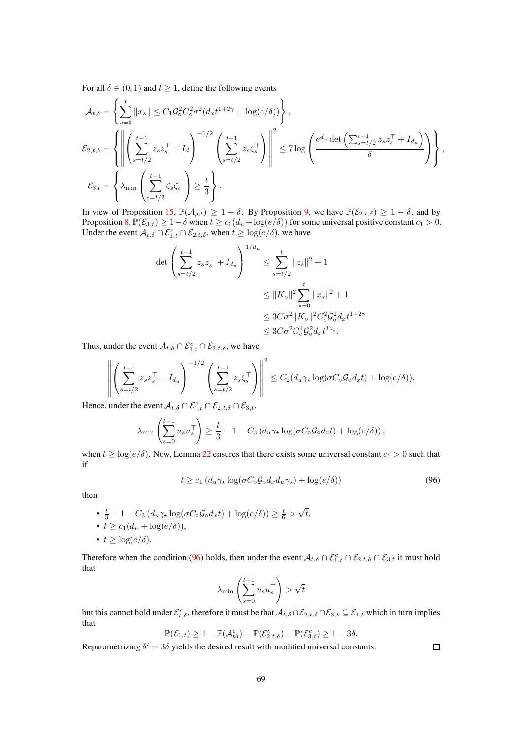For all $\delta \in (0,1)$ and $t \geq 1$, define the following events

$$
\begin{aligned}
\mathcal{A}_{t,\delta} &= \left\{ \sum_{s=0}^{t} \|x_s\| \leq C_1 \mathcal{G}_\circ^2 C_\circ^2 \sigma^2 (d_x t^{1+2\gamma} + \log(e/\delta)) \right\}, \\
\mathcal{E}_{2,t,\delta} &= \left\{ \left\| \left( \sum_{s=t/2}^{t-1} z_s z_s^\top + I_d \right)^{-1/2} \left( \sum_{s=t/2}^{t-1} z_s \zeta_s^\top \right) \right\|^2 \leq 7 \log \left( \frac{e^{d_u} \det \left( \sum_{s=t/2}^{t-1} z_s z_s^\top + I_{d_u} \right)}{\delta} \right) \right\}, \\
\mathcal{E}_{3,t} &= \left\{ \lambda_{\min} \left( \sum_{s=t/2}^{t-1} \zeta_s \zeta_s^\top \right) \geq \frac{t}{3} \right\}.
\end{aligned}
$$

In view of Proposition 15, $\mathbb{P}(\mathcal{A}_{\rho,t}) \geq 1 - \delta$. By Proposition 9, we have $\mathbb{P}(\mathcal{E}_{2,t,\delta}) \geq 1 - \delta$, and by Proposition 8, $\mathbb{P}(\mathcal{E}_{3,t}) \geq 1 - \delta$ when $t \geq c_1(d_u + \log(e/\delta))$ for some universal positive constant $c_1 > 0$. Under the event $\mathcal{A}_{t,\delta} \cap \mathcal{E}_{1,t}^c \cap \mathcal{E}_{2,t,\delta}$, when $t \geq \log(e/\delta)$, we have

$$
\begin{aligned}
\det \left( \sum_{s=t/2}^{t-1} z_s z_s^\top + I_{d_u} \right)^{1/d_u} &\leq \sum_{s=t/2}^{t} \|z_s\|^2 + 1 \\
&\leq \|K_\circ\|^2 \sum_{s=0}^{t} \|x_s\|^2 + 1 \\
&\leq 3C\sigma^2 \|K_\circ\|^2 C_\circ^2 \mathcal{G}_\circ^2 d_x t^{1+2\gamma} \\
&\leq 3C\sigma^2 C_\circ^4 \mathcal{G}_\circ^2 d_x t^{3\gamma_\star}.
\end{aligned}
$$

Thus, under the event $\mathcal{A}_{t,\delta} \cap \mathcal{E}_{1,t}^c \cap \mathcal{E}_{2,t,\delta}$, we have

$$
\left\| \left( \sum_{s=t/2}^{t-1} z_s z_s^\top + I_{d_u} \right)^{-1/2} \left( \sum_{s=t/2}^{t-1} z_s \zeta_s^\top \right) \right\|^2 \leq C_2 (d_u \gamma_\star \log(\sigma C_\circ \mathcal{G}_\circ d_x t) + \log(e/\delta)).
$$

Hence, under the event $\mathcal{A}_{t,\delta} \cap \mathcal{E}_{1,t}^c \cap \mathcal{E}_{2,t,\delta} \cap \mathcal{E}_{3,t}$,

$$
\lambda_{\min} \left( \sum_{s=0}^{t-1} u_s u_s^\top \right) \geq \frac{t}{3} - 1 - C_3 \left( d_u \gamma_\star \log(\sigma C_\circ \mathcal{G}_\circ d_x t) + \log(e/\delta) \right),
$$

when $t \geq \log(e/\delta)$. Now, Lemma 22 ensures that there exists some universal constant $c_1 > 0$ such that if

$$
t \geq c_1 \left( d_u \gamma_\star \log(\sigma C_\circ \mathcal{G}_\circ d_x d_u \gamma_\star) + \log(e/\delta) \right) \tag{96}
$$

then

- $\frac{t}{3} - 1 - C_3 \left( d_u \gamma_\star \log(\sigma C_\circ \mathcal{G}_\circ d_x t) + \log(e/\delta) \right) \geq \frac{t}{6} > \sqrt{t}$,
- $t \geq c_1(d_u + \log(e/\delta))$,
- $t \geq \log(e/\delta)$.

Therefore when the condition (96) holds, then under the event $\mathcal{A}_{t,\delta} \cap \mathcal{E}_{1,t}^c \cap \mathcal{E}_{2,t,\delta} \cap \mathcal{E}_{3,t}$ it must hold that

$$
\lambda_{\min} \left( \sum_{s=0}^{t-1} u_s u_s^\top \right) > \sqrt{t}
$$

but this cannot hold under $\mathcal{E}_{t,\delta}^c$, therefore it must be that $\mathcal{A}_{t,\delta} \cap \mathcal{E}_{2,t,\delta} \cap \mathcal{E}_{3,t} \subseteq \mathcal{E}_{1,t}$ which in turn implies that

$$
\mathbb{P}(\mathcal{E}_{1,t}) \geq 1 - \mathbb{P}(\mathcal{A}_{t\delta}^c) - \mathbb{P}(\mathcal{E}_{2,t,\delta}^c) - \mathbb{P}(\mathcal{E}_{3,t}^c) \geq 1 - 3\delta.
$$

Reparametrizing $\delta' = 3\delta$ yields the desired result with modified universal constants. $\square$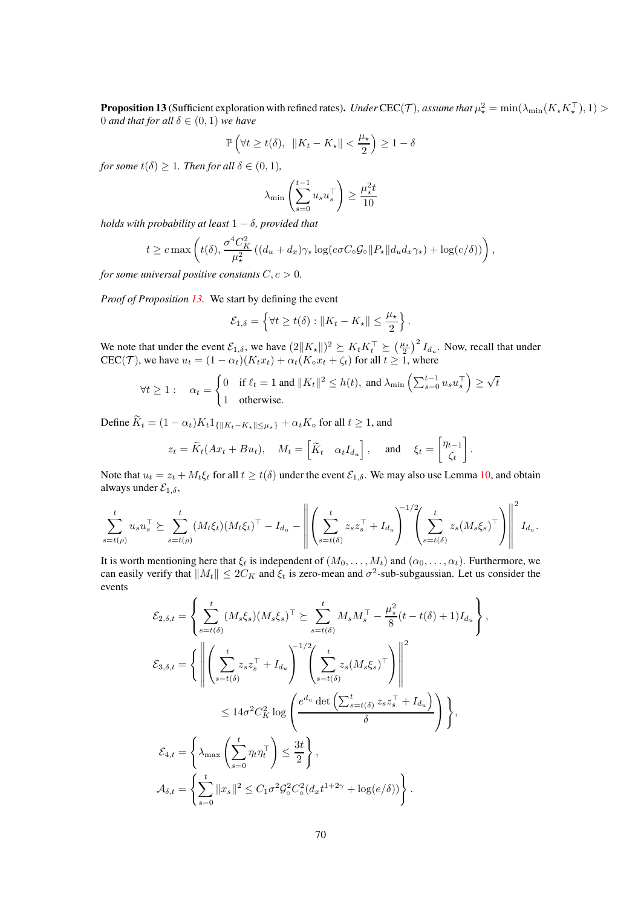**Proposition 13** (Sufficient exploration with refined rates)**.** *Under* CEC($\mathcal{T}$)*, assume that* $\mu_\star^2 = \min(\lambda_{\min}(K_\star K_\star^\top), 1) > 0$ *and that for all* $\delta \in (0,1)$ *we have*

$$\mathbb{P}\left(\forall t \geq t(\delta),\ \ \|K_t - K_\star\| < \frac{\mu_\star}{2}\right) \geq 1 - \delta$$

*for some* $t(\delta) \geq 1$*. Then for all* $\delta \in (0,1)$*,*

$$\lambda_{\min}\left(\sum_{s=0}^{t-1} u_s u_s^\top\right) \geq \frac{\mu_\star^2 t}{10}$$

*holds with probability at least* $1-\delta$*, provided that*

$$t \geq c \max\left(t(\delta), \frac{\sigma^4 C_K^2}{\mu_\star^2}\left((d_u + d_x)\gamma_\star \log(e\sigma C_\circ \mathcal{G}_\circ \|P_\star\| d_u d_x \gamma_\star) + \log(e/\delta)\right)\right),$$

*for some universal positive constants* $C, c > 0$*.*

*Proof of Proposition 13.* We start by defining the event

$$\mathcal{E}_{1,\delta} = \left\{\forall t \geq t(\delta) : \|K_t - K_\star\| \leq \frac{\mu_\star}{2}\right\}.$$

We note that under the event $\mathcal{E}_{1,\delta}$, we have $(2\|K_\star\|)^2 \succeq K_t K_t^\top \succeq \left(\frac{\mu_\star}{2}\right)^2 I_{d_u}$. Now, recall that under CEC($\mathcal{T}$), we have $u_t = (1-\alpha_t)(K_t x_t) + \alpha_t(K_\circ x_t + \zeta_t)$ for all $t \geq 1$, where

$$\forall t \geq 1: \quad \alpha_t = \begin{cases} 0 & \text{if } \ell_t = 1 \text{ and } \|K_t\|^2 \leq h(t), \text{ and } \lambda_{\min}\left(\sum_{s=0}^{t-1} u_s u_s^\top\right) \geq \sqrt{t} \\ 1 & \text{otherwise.} \end{cases}$$

Define $\widetilde{K}_t = (1-\alpha_t) K_t 1_{\{\|K_t - K_\star\| \leq \mu_\star\}} + \alpha_t K_\circ$ for all $t \geq 1$, and

$$z_t = \widetilde{K}_t(Ax_t + Bu_t), \quad M_t = \begin{bmatrix} \widetilde{K}_t & \alpha_t I_{d_u} \end{bmatrix}, \quad \text{and} \quad \xi_t = \begin{bmatrix} \eta_{t-1} \\ \zeta_t \end{bmatrix}.$$

Note that $u_t = z_t + M_t \xi_t$ for all $t \geq t(\delta)$ under the event $\mathcal{E}_{1,\delta}$. We may also use Lemma 10, and obtain always under $\mathcal{E}_{1,\delta}$,

$$\sum_{s=t(\rho)}^{t} u_s u_s^\top \succeq \sum_{s=t(\rho)}^{t} (M_t \xi_t)(M_t \xi_t)^\top - I_{d_u} - \left\| \left(\sum_{s=t(\delta)}^{t} z_s z_s^\top + I_{d_u}\right)^{-1/2} \left(\sum_{s=t(\delta)}^{t} z_s (M_s \xi_s)^\top\right) \right\|^2 I_{d_u}.$$

It is worth mentioning here that $\xi_t$ is independent of $(M_0, \dots, M_t)$ and $(\alpha_0, \dots, \alpha_t)$. Furthermore, we can easily verify that $\|M_t\| \leq 2C_K$ and $\xi_t$ is zero-mean and $\sigma^2$-sub-subgaussian. Let us consider the events

$$\mathcal{E}_{2,\delta,t} = \left\{ \sum_{s=t(\delta)}^{t} (M_s \xi_s)(M_s \xi_s)^\top \succeq \sum_{s=t(\delta)}^{t} M_s M_s^\top - \frac{\mu_\star^2}{8}(t - t(\delta) + 1) I_{d_u} \right\},$$

$$\mathcal{E}_{3,\delta,t} = \left\{ \left\| \left(\sum_{s=t(\delta)}^{t} z_s z_s^\top + I_{d_u}\right)^{-1/2} \left(\sum_{s=t(\delta)}^{t} z_s (M_s \xi_s)^\top\right) \right\|^2 \leq 14\sigma^2 C_K^2 \log\left(\frac{e^{d_u} \det\left(\sum_{s=t(\delta)}^{t} z_s z_s^\top + I_{d_u}\right)}{\delta}\right) \right\},$$

$$\mathcal{E}_{4,t} = \left\{ \lambda_{\max}\left(\sum_{s=0}^{t} \eta_t \eta_t^\top\right) \leq \frac{3t}{2} \right\},$$

$$\mathcal{A}_{\delta,t} = \left\{ \sum_{s=0}^{t} \|x_s\|^2 \leq C_1 \sigma^2 \mathcal{G}_\circ^2 C_\circ^2 (d_x t^{1+2\gamma} + \log(e/\delta)) \right\}.$$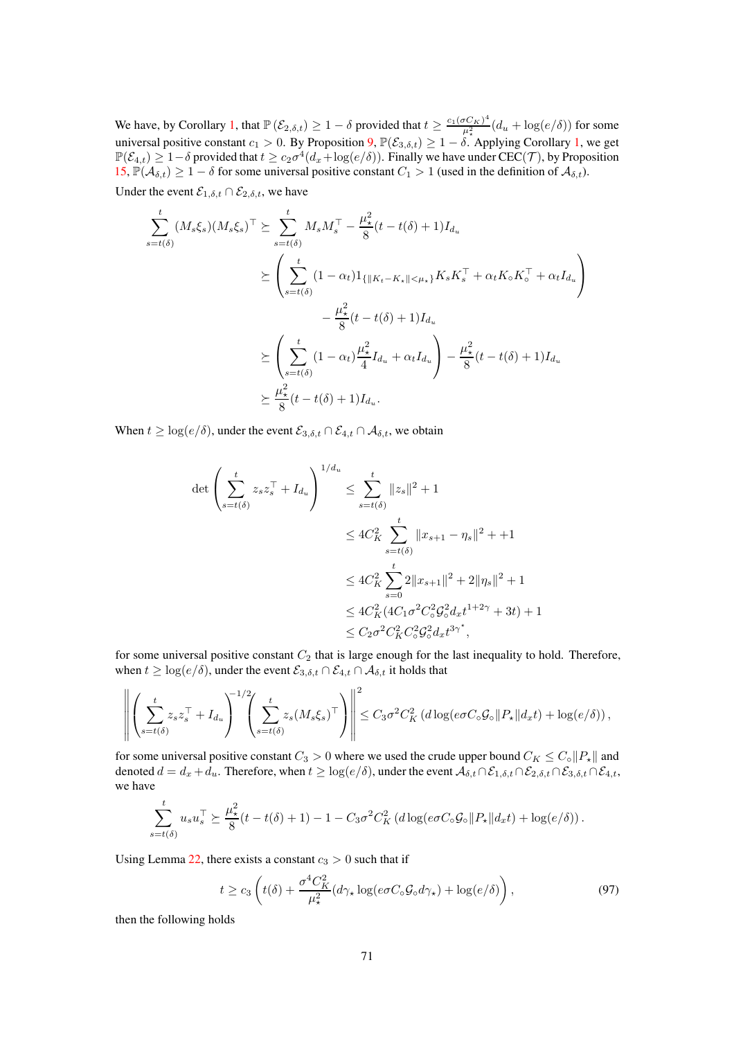We have, by Corollary 1, that $\mathbb{P}(\mathcal{E}_{2,\delta,t}) \geq 1-\delta$ provided that $t \geq \frac{c_1(\sigma C_K)^4}{\mu_\star^2}(d_u + \log(e/\delta))$ for some universal positive constant $c_1 > 0$. By Proposition 9, $\mathbb{P}(\mathcal{E}_{3,\delta,t}) \geq 1-\delta$. Applying Corollary 1, we get $\mathbb{P}(\mathcal{E}_{4,t}) \geq 1-\delta$ provided that $t \geq c_2\sigma^4(d_x + \log(e/\delta))$. Finally we have under CEC($\mathcal{T}$), by Proposition 15, $\mathbb{P}(\mathcal{A}_{\delta,t}) \geq 1-\delta$ for some universal positive constant $C_1 > 1$ (used in the definition of $\mathcal{A}_{\delta,t}$).

Under the event $\mathcal{E}_{1,\delta,t} \cap \mathcal{E}_{2,\delta,t}$, we have

$$
\begin{aligned}
\sum_{s=t(\delta)}^{t} (M_s\xi_s)(M_s\xi_s)^\top &\succeq \sum_{s=t(\delta)}^{t} M_s M_s^\top - \frac{\mu_\star^2}{8}(t - t(\delta) + 1) I_{d_u} \\
&\succeq \left( \sum_{s=t(\delta)}^{t} (1-\alpha_t) 1_{\{\|K_t - K_\star\| < \mu_\star\}} K_s K_s^\top + \alpha_t K_\circ K_\circ^\top + \alpha_t I_{d_u} \right) \\
&\qquad - \frac{\mu_\star^2}{8}(t - t(\delta) + 1) I_{d_u} \\
&\succeq \left( \sum_{s=t(\delta)}^{t} (1-\alpha_t)\frac{\mu_\star^2}{4} I_{d_u} + \alpha_t I_{d_u} \right) - \frac{\mu_\star^2}{8}(t - t(\delta) + 1) I_{d_u} \\
&\succeq \frac{\mu_\star^2}{8}(t - t(\delta) + 1) I_{d_u}.
\end{aligned}
$$

When $t \geq \log(e/\delta)$, under the event $\mathcal{E}_{3,\delta,t} \cap \mathcal{E}_{4,t} \cap \mathcal{A}_{\delta,t}$, we obtain

$$
\begin{aligned}
\det\left( \sum_{s=t(\delta)}^{t} z_s z_s^\top + I_{d_u} \right)^{1/d_u} &\leq \sum_{s=t(\delta)}^{t} \|z_s\|^2 + 1 \\
&\leq 4C_K^2 \sum_{s=t(\delta)}^{t} \|x_{s+1} - \eta_s\|^2 + +1 \\
&\leq 4C_K^2 \sum_{s=0}^{t} 2\|x_{s+1}\|^2 + 2\|\eta_s\|^2 + 1 \\
&\leq 4C_K^2 (4C_1\sigma^2 C_\circ^2 \mathcal{G}_\circ^2 d_x t^{1+2\gamma} + 3t) + 1 \\
&\leq C_2 \sigma^2 C_K^2 C_\circ^2 \mathcal{G}_\circ^2 d_x t^{3\gamma^\star},
\end{aligned}
$$

for some universal positive constant $C_2$ that is large enough for the last inequality to hold. Therefore, when $t \geq \log(e/\delta)$, under the event $\mathcal{E}_{3,\delta,t} \cap \mathcal{E}_{4,t} \cap \mathcal{A}_{\delta,t}$ it holds that

$$
\left\| \left( \sum_{s=t(\delta)}^{t} z_s z_s^\top + I_{d_u} \right)^{-1/2} \left( \sum_{s=t(\delta)}^{t} z_s (M_s\xi_s)^\top \right) \right\|^2 \leq C_3 \sigma^2 C_K^2 \left( d \log(e\sigma C_\circ \mathcal{G}_\circ \|P_\star\| d_x t) + \log(e/\delta) \right),
$$

for some universal positive constant $C_3 > 0$ where we used the crude upper bound $C_K \leq C_\circ \|P_\star\|$ and denoted $d = d_x + d_u$. Therefore, when $t \geq \log(e/\delta)$, under the event $\mathcal{A}_{\delta,t} \cap \mathcal{E}_{1,\delta,t} \cap \mathcal{E}_{2,\delta,t} \cap \mathcal{E}_{3,\delta,t} \cap \mathcal{E}_{4,t}$, we have

$$
\sum_{s=t(\delta)}^{t} u_s u_s^\top \succeq \frac{\mu_\star^2}{8}(t - t(\delta) + 1) - 1 - C_3 \sigma^2 C_K^2 \left( d \log(e\sigma C_\circ \mathcal{G}_\circ \|P_\star\| d_x t) + \log(e/\delta) \right).
$$

Using Lemma 22, there exists a constant $c_3 > 0$ such that if

$$
t \geq c_3 \left( t(\delta) + \frac{\sigma^4 C_K^2}{\mu_\star^2} (d\gamma_\star \log(e\sigma C_\circ \mathcal{G}_\circ d\gamma_\star) + \log(e/\delta) \right), \tag{97}
$$

then the following holds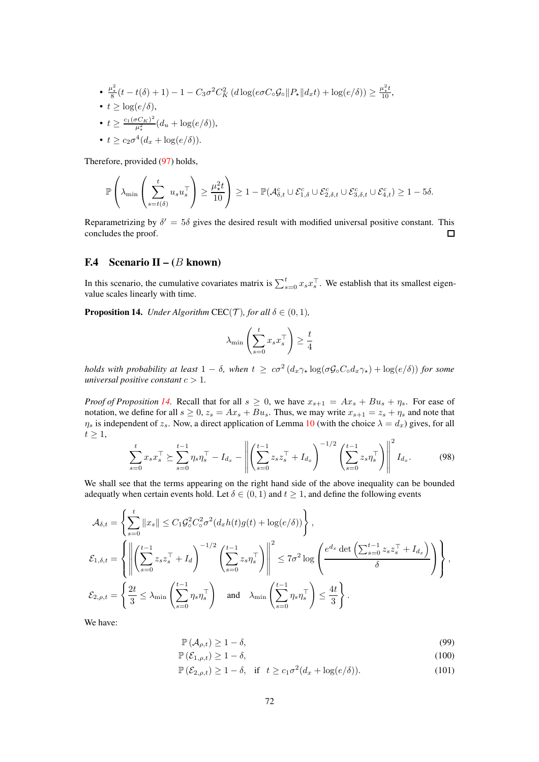- $\frac{\mu_\star^2}{8}(t - t(\delta) + 1) - 1 - C_3\sigma^2 C_K^2 \left(d \log(e\sigma C_\circ \mathcal{G}_\circ \|P_\star\| d_x t) + \log(e/\delta)\right) \geq \frac{\mu_\star^2 t}{10}$,
- $t \geq \log(e/\delta)$,
- $t \geq \frac{c_1(\sigma C_K)^2}{\mu_\star^2}(d_u + \log(e/\delta))$,
- $t \geq c_2\sigma^4(d_x + \log(e/\delta))$.

Therefore, provided (97) holds,

$$\mathbb{P}\left(\lambda_{\min}\left(\sum_{s=t(\delta)}^{t} u_s u_s^\top\right) \geq \frac{\mu_\star^2 t}{10}\right) \geq 1 - \mathbb{P}(\mathcal{A}_{\delta,t}^c \cup \mathcal{E}_{1,\delta}^c \cup \mathcal{E}_{2,\delta,t}^c \cup \mathcal{E}_{3,\delta,t}^c \cup \mathcal{E}_{4,t}^c) \geq 1 - 5\delta.$$

Reparametrizing by $\delta' = 5\delta$ gives the desired result with modified universal positive constant. This concludes the proof. $\square$

### F.4 Scenario II – ($B$ known)

In this scenario, the cumulative covariates matrix is $\sum_{s=0}^{t} x_s x_s^\top$. We establish that its smallest eigenvalue scales linearly with time.

**Proposition 14.** *Under Algorithm* CEC($\mathcal{T}$)*, for all* $\delta \in (0,1)$*,*

$$\lambda_{\min}\left(\sum_{s=0}^{t} x_s x_s^\top\right) \geq \frac{t}{4}$$

*holds with probability at least* $1 - \delta$*, when* $t \geq c\sigma^2\left(d_x\gamma_\star \log(\sigma \mathcal{G}_\circ C_\circ d_x \gamma_\star) + \log(e/\delta)\right)$ *for some universal positive constant* $c > 1$*.*

*Proof of Proposition 14.* Recall that for all $s \geq 0$, we have $x_{s+1} = Ax_s + Bu_s + \eta_s$. For ease of notation, we define for all $s \geq 0$, $z_s = Ax_s + Bu_s$. Thus, we may write $x_{s+1} = z_s + \eta_s$ and note that $\eta_s$ is independent of $z_s$. Now, a direct application of Lemma 10 (with the choice $\lambda = d_x$) gives, for all $t \geq 1$,

$$\sum_{s=0}^{t} x_s x_s^\top \succeq \sum_{s=0}^{t-1} \eta_s \eta_s^\top - I_{d_x} - \left\|\left(\sum_{s=0}^{t-1} z_s z_s^\top + I_{d_x}\right)^{-1/2}\left(\sum_{s=0}^{t-1} z_s \eta_s^\top\right)\right\|^2 I_{d_x}. \tag{98}$$

We shall see that the terms appearing on the right hand side of the above inequality can be bounded adequatly when certain events hold. Let $\delta \in (0,1)$ and $t \geq 1$, and define the following events

$$\mathcal{A}_{\delta,t} = \left\{\sum_{s=0}^{t} \|x_s\| \leq C_1 \mathcal{G}_\circ^2 C_\circ^2 \sigma^2 (d_x h(t) g(t) + \log(e/\delta))\right\},$$

$$\mathcal{E}_{1,\delta,t} = \left\{\left\|\left(\sum_{s=0}^{t-1} z_s z_s^\top + I_d\right)^{-1/2}\left(\sum_{s=0}^{t-1} z_s \eta_s^\top\right)\right\|^2 \leq 7\sigma^2 \log\left(\frac{e^{d_x}\det\left(\sum_{s=0}^{t-1} z_s z_s^\top + I_{d_x}\right)}{\delta}\right)\right\},$$

$$\mathcal{E}_{2,\rho,t} = \left\{\frac{2t}{3} \leq \lambda_{\min}\left(\sum_{s=0}^{t-1} \eta_s \eta_s^\top\right) \quad \text{and} \quad \lambda_{\min}\left(\sum_{s=0}^{t-1} \eta_s \eta_s^\top\right) \leq \frac{4t}{3}\right\}.$$

We have:

$$\mathbb{P}(\mathcal{A}_{\rho,t}) \geq 1 - \delta, \tag{99}$$
$$\mathbb{P}(\mathcal{E}_{1,\rho,t}) \geq 1 - \delta, \tag{100}$$
$$\mathbb{P}(\mathcal{E}_{2,\rho,t}) \geq 1 - \delta, \quad \text{if} \quad t \geq c_1\sigma^2(d_x + \log(e/\delta)). \tag{101}$$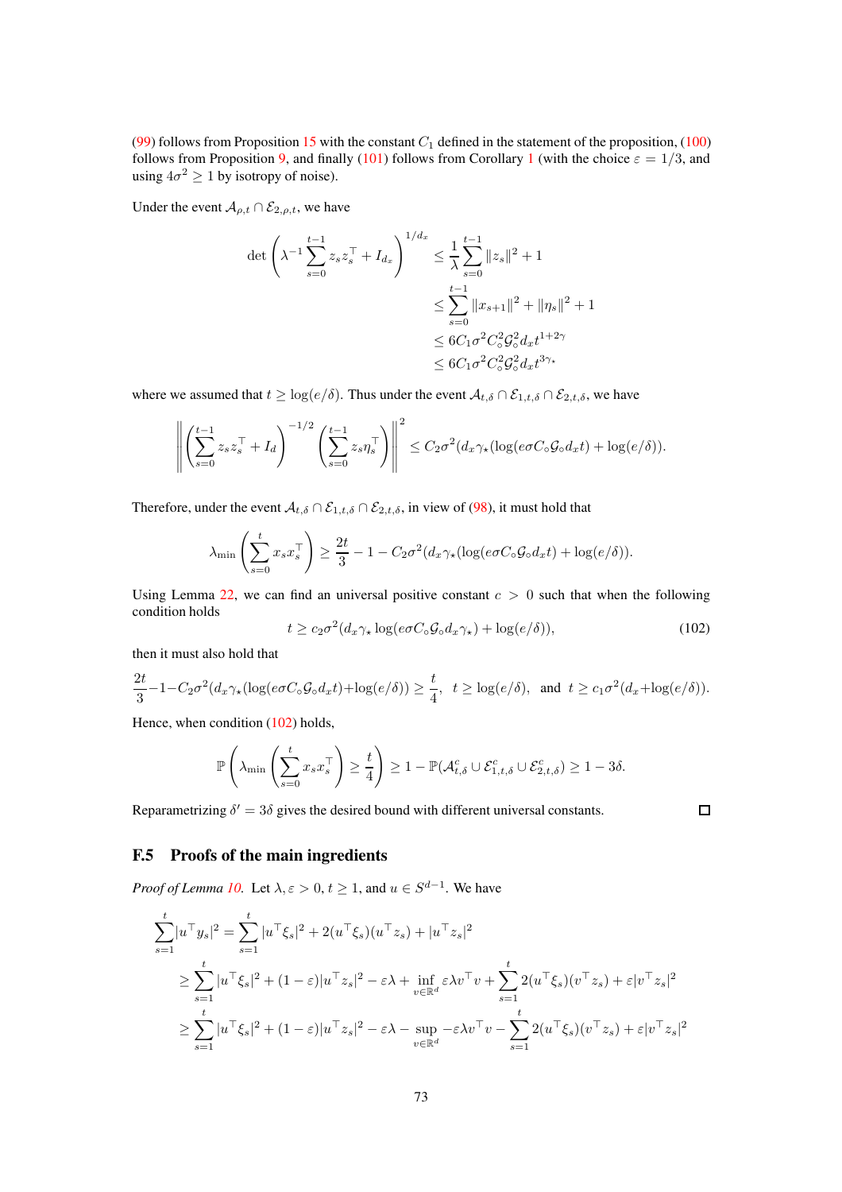(99) follows from Proposition 15 with the constant $C_1$ defined in the statement of the proposition, (100) follows from Proposition 9, and finally (101) follows from Corollary 1 (with the choice $\varepsilon = 1/3$, and using $4\sigma^2 \geq 1$ by isotropy of noise).

Under the event $\mathcal{A}_{\rho,t} \cap \mathcal{E}_{2,\rho,t}$, we have

$$
\begin{aligned}
\det\left(\lambda^{-1}\sum_{s=0}^{t-1} z_s z_s^\top + I_{d_x}\right)^{1/d_x} &\leq \frac{1}{\lambda}\sum_{s=0}^{t-1}\|z_s\|^2 + 1 \\
&\leq \sum_{s=0}^{t-1}\|x_{s+1}\|^2 + \|\eta_s\|^2 + 1 \\
&\leq 6C_1\sigma^2 C_\circ^2 \mathcal{G}_\circ^2 d_x t^{1+2\gamma} \\
&\leq 6C_1\sigma^2 C_\circ^2 \mathcal{G}_\circ^2 d_x t^{3\gamma_\star}
\end{aligned}
$$

where we assumed that $t \geq \log(e/\delta)$. Thus under the event $\mathcal{A}_{t,\delta} \cap \mathcal{E}_{1,t,\delta} \cap \mathcal{E}_{2,t,\delta}$, we have

$$
\left\| \left(\sum_{s=0}^{t-1} z_s z_s^\top + I_d\right)^{-1/2} \left(\sum_{s=0}^{t-1} z_s \eta_s^\top\right) \right\|^2 \leq C_2\sigma^2(d_x\gamma_\star(\log(e\sigma C_\circ \mathcal{G}_\circ d_x t) + \log(e/\delta)).
$$

Therefore, under the event $\mathcal{A}_{t,\delta} \cap \mathcal{E}_{1,t,\delta} \cap \mathcal{E}_{2,t,\delta}$, in view of (98), it must hold that

$$
\lambda_{\min}\left(\sum_{s=0}^{t} x_s x_s^\top\right) \geq \frac{2t}{3} - 1 - C_2\sigma^2(d_x\gamma_\star(\log(e\sigma C_\circ \mathcal{G}_\circ d_x t) + \log(e/\delta)).
$$

Using Lemma 22, we can find an universal positive constant $c > 0$ such that when the following condition holds

$$
t \geq c_2\sigma^2(d_x\gamma_\star \log(e\sigma C_\circ \mathcal{G}_\circ d_x \gamma_\star) + \log(e/\delta)), \tag{102}
$$

then it must also hold that

$$
\frac{2t}{3} - 1 - C_2\sigma^2(d_x\gamma_\star(\log(e\sigma C_\circ \mathcal{G}_\circ d_x t) + \log(e/\delta)) \geq \frac{t}{4}, \quad t \geq \log(e/\delta), \quad \text{and} \quad t \geq c_1\sigma^2(d_x + \log(e/\delta)).
$$

Hence, when condition (102) holds,

$$
\mathbb{P}\left(\lambda_{\min}\left(\sum_{s=0}^{t} x_s x_s^\top\right) \geq \frac{t}{4}\right) \geq 1 - \mathbb{P}(\mathcal{A}_{t,\delta}^c \cup \mathcal{E}_{1,t,\delta}^c \cup \mathcal{E}_{2,t,\delta}^c) \geq 1 - 3\delta.
$$

Reparametrizing $\delta' = 3\delta$ gives the desired bound with different universal constants. □

### F.5 Proofs of the main ingredients

*Proof of Lemma 10.* Let $\lambda, \varepsilon > 0$, $t \geq 1$, and $u \in S^{d-1}$. We have

$$
\begin{aligned}
\sum_{s=1}^{t}|u^\top y_s|^2 &= \sum_{s=1}^{t}|u^\top \xi_s|^2 + 2(u^\top \xi_s)(u^\top z_s) + |u^\top z_s|^2 \\
&\geq \sum_{s=1}^{t}|u^\top \xi_s|^2 + (1-\varepsilon)|u^\top z_s|^2 - \varepsilon\lambda + \inf_{v \in \mathbb{R}^d} \varepsilon\lambda v^\top v + \sum_{s=1}^{t} 2(u^\top \xi_s)(v^\top z_s) + \varepsilon|v^\top z_s|^2 \\
&\geq \sum_{s=1}^{t}|u^\top \xi_s|^2 + (1-\varepsilon)|u^\top z_s|^2 - \varepsilon\lambda - \sup_{v \in \mathbb{R}^d} -\varepsilon\lambda v^\top v - \sum_{s=1}^{t} 2(u^\top \xi_s)(v^\top z_s) + \varepsilon|v^\top z_s|^2
\end{aligned}
$$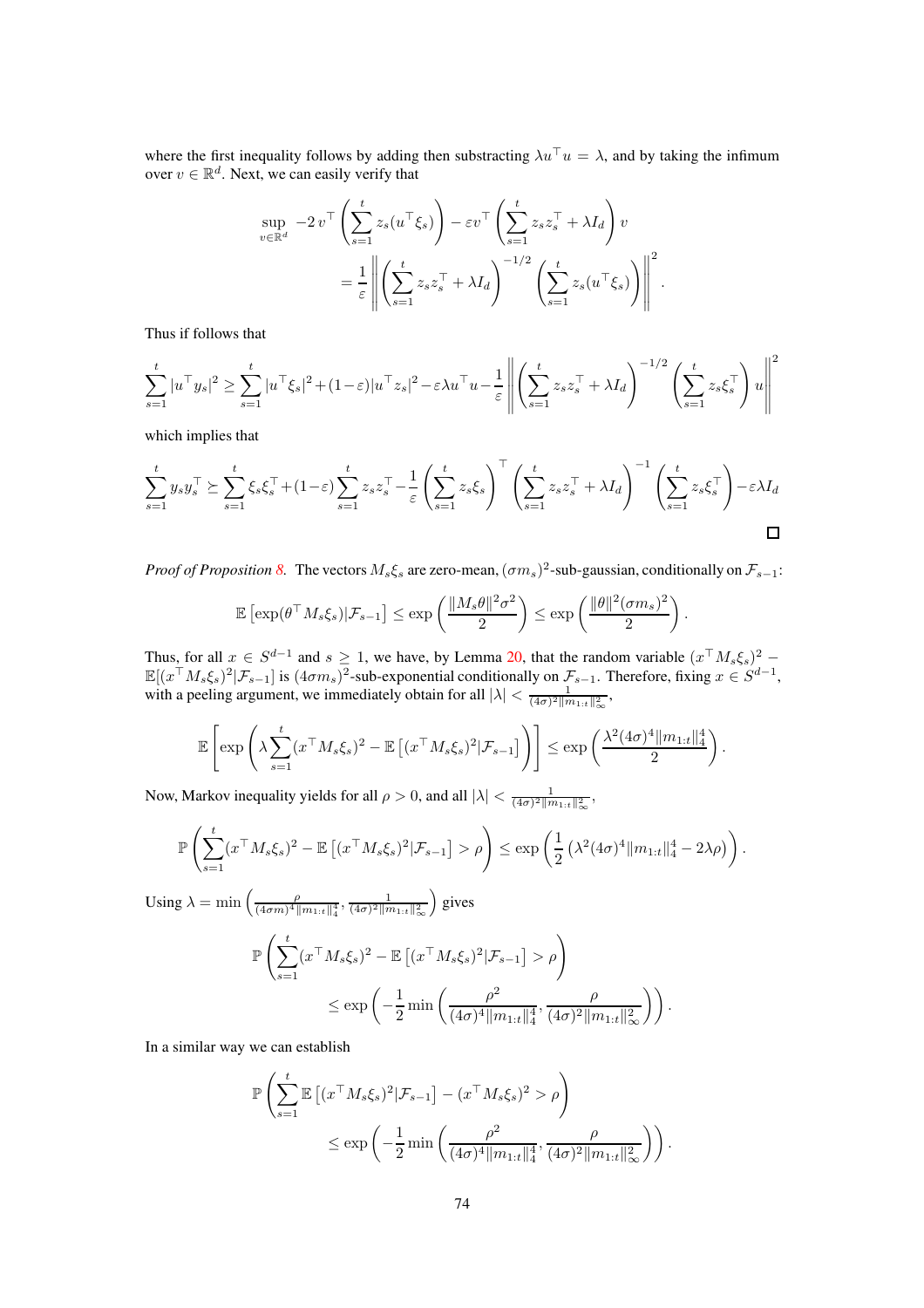where the first inequality follows by adding then substracting $\lambda u^\top u = \lambda$, and by taking the infimum over $v \in \mathbb{R}^d$. Next, we can easily verify that

$$\sup_{v \in \mathbb{R}^d} -2\, v^\top \left( \sum_{s=1}^t z_s (u^\top \xi_s) \right) - \varepsilon v^\top \left( \sum_{s=1}^t z_s z_s^\top + \lambda I_d \right) v$$
$$= \frac{1}{\varepsilon} \left\| \left( \sum_{s=1}^t z_s z_s^\top + \lambda I_d \right)^{-1/2} \left( \sum_{s=1}^t z_s (u^\top \xi_s) \right) \right\|^2.$$

Thus if follows that

$$\sum_{s=1}^t |u^\top y_s|^2 \geq \sum_{s=1}^t |u^\top \xi_s|^2 + (1-\varepsilon)|u^\top z_s|^2 - \varepsilon \lambda u^\top u - \frac{1}{\varepsilon} \left\| \left( \sum_{s=1}^t z_s z_s^\top + \lambda I_d \right)^{-1/2} \left( \sum_{s=1}^t z_s \xi_s^\top \right) u \right\|^2$$

which implies that

$$\sum_{s=1}^t y_s y_s^\top \succeq \sum_{s=1}^t \xi_s \xi_s^\top + (1-\varepsilon) \sum_{s=1}^t z_s z_s^\top - \frac{1}{\varepsilon} \left( \sum_{s=1}^t z_s \xi_s \right)^\top \left( \sum_{s=1}^t z_s z_s^\top + \lambda I_d \right)^{-1} \left( \sum_{s=1}^t z_s \xi_s^\top \right) - \varepsilon \lambda I_d$$

□

*Proof of Proposition 8.* The vectors $M_s \xi_s$ are zero-mean, $(\sigma m_s)^2$-sub-gaussian, conditionally on $\mathcal{F}_{s-1}$:

$$\mathbb{E}\left[\exp(\theta^\top M_s \xi_s) | \mathcal{F}_{s-1}\right] \leq \exp\left( \frac{\|M_s \theta\|^2 \sigma^2}{2} \right) \leq \exp\left( \frac{\|\theta\|^2 (\sigma m_s)^2}{2} \right).$$

Thus, for all $x \in S^{d-1}$ and $s \geq 1$, we have, by Lemma 20, that the random variable $(x^\top M_s \xi_s)^2 - \mathbb{E}[(x^\top M_s \xi_s)^2 | \mathcal{F}_{s-1}]$ is $(4\sigma m_s)^2$-sub-exponential conditionally on $\mathcal{F}_{s-1}$. Therefore, fixing $x \in S^{d-1}$, with a peeling argument, we immediately obtain for all $|\lambda| < \frac{1}{(4\sigma)^2 \|m_{1:t}\|_\infty^2}$,

$$\mathbb{E}\left[ \exp\left( \lambda \sum_{s=1}^t (x^\top M_s \xi_s)^2 - \mathbb{E}\left[(x^\top M_s \xi_s)^2 | \mathcal{F}_{s-1}\right] \right) \right] \leq \exp\left( \frac{\lambda^2 (4\sigma)^4 \|m_{1:t}\|_4^4}{2} \right).$$

Now, Markov inequality yields for all $\rho > 0$, and all $|\lambda| < \frac{1}{(4\sigma)^2 \|m_{1:t}\|_\infty^2}$,

$$\mathbb{P}\left( \sum_{s=1}^t (x^\top M_s \xi_s)^2 - \mathbb{E}\left[(x^\top M_s \xi_s)^2 | \mathcal{F}_{s-1}\right] > \rho \right) \leq \exp\left( \frac{1}{2} \left( \lambda^2 (4\sigma)^4 \|m_{1:t}\|_4^4 - 2\lambda \rho \right) \right).$$

Using $\lambda = \min\left( \frac{\rho}{(4\sigma m)^4 \|m_{1:t}\|_4^4}, \frac{1}{(4\sigma)^2 \|m_{1:t}\|_\infty^2} \right)$ gives

$$\mathbb{P}\left( \sum_{s=1}^t (x^\top M_s \xi_s)^2 - \mathbb{E}\left[(x^\top M_s \xi_s)^2 | \mathcal{F}_{s-1}\right] > \rho \right)$$
$$\leq \exp\left( -\frac{1}{2} \min\left( \frac{\rho^2}{(4\sigma)^4 \|m_{1:t}\|_4^4}, \frac{\rho}{(4\sigma)^2 \|m_{1:t}\|_\infty^2} \right) \right).$$

In a similar way we can establish

$$\mathbb{P}\left( \sum_{s=1}^t \mathbb{E}\left[(x^\top M_s \xi_s)^2 | \mathcal{F}_{s-1}\right] - (x^\top M_s \xi_s)^2 > \rho \right)$$
$$\leq \exp\left( -\frac{1}{2} \min\left( \frac{\rho^2}{(4\sigma)^4 \|m_{1:t}\|_4^4}, \frac{\rho}{(4\sigma)^2 \|m_{1:t}\|_\infty^2} \right) \right).$$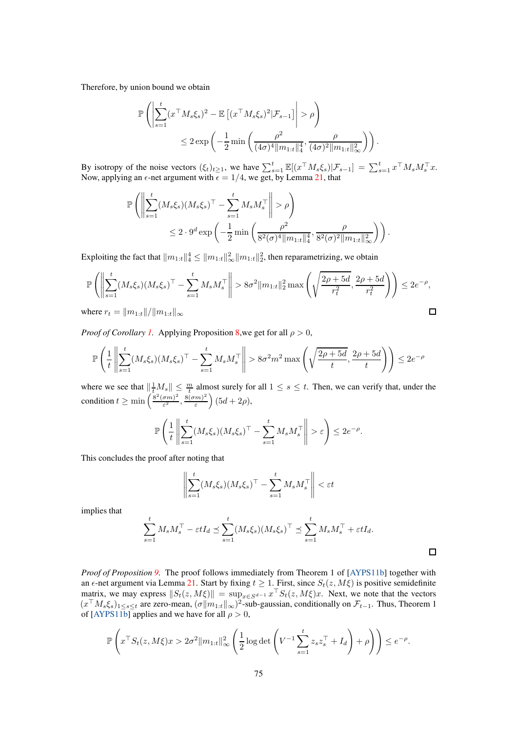Therefore, by union bound we obtain

$$\mathbb{P}\left(\left|\sum_{s=1}^{t}(x^\top M_s\xi_s)^2 - \mathbb{E}\left[(x^\top M_s\xi_s)^2|\mathcal{F}_{s-1}\right]\right| > \rho\right)$$
$$\leq 2\exp\left(-\frac{1}{2}\min\left(\frac{\rho^2}{(4\sigma)^4\|m_{1:t}\|_4^4}, \frac{\rho}{(4\sigma)^2\|m_{1:t}\|_\infty^2}\right)\right).$$

By isotropy of the noise vectors $(\xi_t)_{t\geq 1}$, we have $\sum_{s=1}^t \mathbb{E}[(x^\top M_s\xi_s)|\mathcal{F}_{s-1}] = \sum_{s=1}^t x^\top M_s M_s^\top x$. Now, applying an $\epsilon$-net argument with $\epsilon = 1/4$, we get, by Lemma 21, that

$$\mathbb{P}\left(\left\|\sum_{s=1}^{t}(M_s\xi_s)(M_s\xi_s)^\top - \sum_{s=1}^{t}M_sM_s^\top\right\| > \rho\right)$$
$$\leq 2\cdot 9^d\exp\left(-\frac{1}{2}\min\left(\frac{\rho^2}{8^2(\sigma)^4\|m_{1:t}\|_4^4}, \frac{\rho}{8^2(\sigma)^2\|m_{1:t}\|_\infty^2}\right)\right).$$

Exploiting the fact that $\|m_{1:t}\|_4^4 \leq \|m_{1:t}\|_\infty^2\|m_{1:t}\|_2^2$, then reparametrizing, we obtain

$$\mathbb{P}\left(\left\|\sum_{s=1}^{t}(M_s\xi_s)(M_s\xi_s)^\top - \sum_{s=1}^{t}M_sM_s^\top\right\| > 8\sigma^2\|m_{1:t}\|_2^2\max\left(\sqrt{\frac{2\rho+5d}{r_t^2}}, \frac{2\rho+5d}{r_t^2}\right)\right) \leq 2e^{-\rho},$$

where $r_t = \|m_{1:t}\|/\|m_{1:t}\|_\infty$ □

*Proof of Corollary 1.* Applying Proposition 8,we get for all $\rho > 0$,

$$\mathbb{P}\left(\frac{1}{t}\left\|\sum_{s=1}^{t}(M_s\xi_s)(M_s\xi_s)^\top - \sum_{s=1}^{t}M_sM_s^\top\right\| > 8\sigma^2m^2\max\left(\sqrt{\frac{2\rho+5d}{t}}, \frac{2\rho+5d}{t}\right)\right) \leq 2e^{-\rho}$$

where we see that $\|\frac{1}{t}M_s\| \leq \frac{m}{t}$ almost surely for all $1 \leq s \leq t$. Then, we can verify that, under the condition $t \geq \min\left(\frac{8^2(\sigma m)^2}{\varepsilon^2}, \frac{8(\sigma m)^2}{\varepsilon}\right)(5d+2\rho)$,

$$\mathbb{P}\left(\frac{1}{t}\left\|\sum_{s=1}^{t}(M_s\xi_s)(M_s\xi_s)^\top - \sum_{s=1}^{t}M_sM_s^\top\right\| > \varepsilon\right) \leq 2e^{-\rho}.$$

This concludes the proof after noting that

$$\left\|\sum_{s=1}^{t}(M_s\xi_s)(M_s\xi_s)^\top - \sum_{s=1}^{t}M_sM_s^\top\right\| < \varepsilon t$$

implies that

$$\sum_{s=1}^{t}M_sM_s^\top - \varepsilon tI_d \preceq \sum_{s=1}^{t}(M_s\xi_s)(M_s\xi_s)^\top \preceq \sum_{s=1}^{t}M_sM_s^\top + \varepsilon tI_d.$$

□

*Proof of Proposition 9.* The proof follows immediately from Theorem 1 of [AYPS11b] together with an $\epsilon$-net argument via Lemma 21. Start by fixing $t \geq 1$. First, since $S_t(z, M\xi)$ is positive semidefinite matrix, we may express $\|S_t(z, M\xi)\| = \sup_{x\in S^{d-1}} x^\top S_t(z, M\xi)x$. Next, we note that the vectors $(x^\top M_s\xi_s)_{1\leq s\leq t}$ are zero-mean, $(\sigma\|m_{1:t}\|_\infty)^2$-sub-gaussian, conditionally on $\mathcal{F}_{t-1}$. Thus, Theorem 1 of [AYPS11b] applies and we have for all $\rho > 0$,

$$\mathbb{P}\left(x^\top S_t(z, M\xi)x > 2\sigma^2\|m_{1:t}\|_\infty^2\left(\frac{1}{2}\log\det\left(V^{-1}\sum_{s=1}^{t}z_sz_s^\top + I_d\right) + \rho\right)\right) \leq e^{-\rho}.$$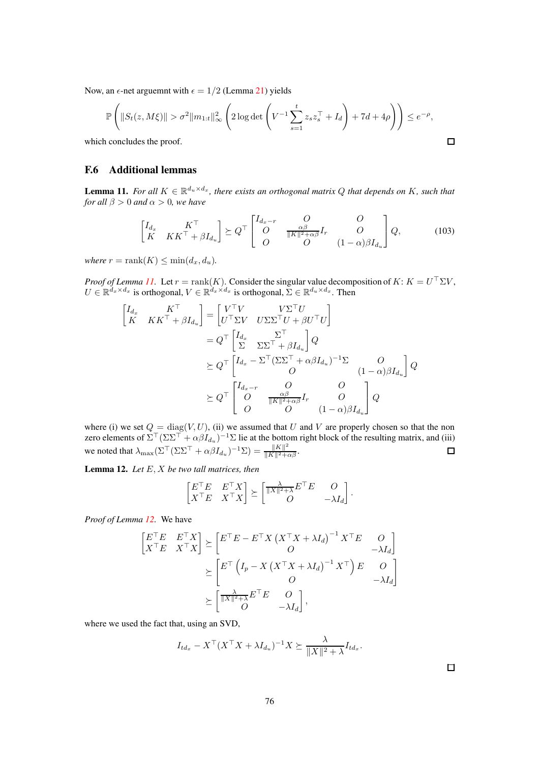Now, an $\epsilon$-net arguemnt with $\epsilon = 1/2$ (Lemma 21) yields

$$\mathbb{P}\left(\|S_t(z, M\xi)\| > \sigma^2 \|m_{1:t}\|_\infty^2 \left(2 \log\det\left(V^{-1}\sum_{s=1}^t z_s z_s^\top + I_d\right) + 7d + 4\rho\right)\right) \le e^{-\rho},$$

which concludes the proof. □

## F.6 Additional lemmas

**Lemma 11.** *For all $K \in \mathbb{R}^{d_u \times d_x}$, there exists an orthogonal matrix $Q$ that depends on $K$, such that for all $\beta > 0$ and $\alpha > 0$, we have*

$$\begin{bmatrix} I_{d_x} & K^\top \\ K & KK^\top + \beta I_{d_u} \end{bmatrix} \succeq Q^\top \begin{bmatrix} I_{d_x - r} & O & O \\ O & \frac{\alpha\beta}{\|K\|^2 + \alpha\beta} I_r & O \\ O & O & (1-\alpha)\beta I_{d_u} \end{bmatrix} Q, \tag{103}$$

*where $r = \mathrm{rank}(K) \le \min(d_x, d_u)$.*

*Proof of Lemma 11.* Let $r = \mathrm{rank}(K)$. Consider the singular value decomposition of $K$: $K = U^\top \Sigma V$, $U \in \mathbb{R}^{d_x \times d_x}$ is orthogonal, $V \in \mathbb{R}^{d_x \times d_x}$ is orthogonal, $\Sigma \in \mathbb{R}^{d_u \times d_x}$. Then

$$\begin{aligned}
\begin{bmatrix} I_{d_x} & K^\top \\ K & KK^\top + \beta I_{d_u} \end{bmatrix} &= \begin{bmatrix} V^\top V & V\Sigma^\top U \\ U^\top \Sigma V & U\Sigma\Sigma^\top U + \beta U^\top U \end{bmatrix} \\
&= Q^\top \begin{bmatrix} I_{d_x} & \Sigma^\top \\ \Sigma & \Sigma\Sigma^\top + \beta I_{d_u} \end{bmatrix} Q \\
&\succeq Q^\top \begin{bmatrix} I_{d_x} - \Sigma^\top(\Sigma\Sigma^\top + \alpha\beta I_{d_u})^{-1}\Sigma & O \\ O & (1-\alpha)\beta I_{d_u} \end{bmatrix} Q \\
&\succeq Q^\top \begin{bmatrix} I_{d_x - r} & O & O \\ O & \frac{\alpha\beta}{\|K\|^2 + \alpha\beta} I_r & O \\ O & O & (1-\alpha)\beta I_{d_u} \end{bmatrix} Q
\end{aligned}$$

where (i) we set $Q = \mathrm{diag}(V, U)$, (ii) we assumed that $U$ and $V$ are properly chosen so that the non zero elements of $\Sigma^\top(\Sigma\Sigma^\top + \alpha\beta I_{d_u})^{-1}\Sigma$ lie at the bottom right block of the resulting matrix, and (iii) we noted that $\lambda_{\max}(\Sigma^\top(\Sigma\Sigma^\top + \alpha\beta I_{d_u})^{-1}\Sigma) = \frac{\|K\|^2}{\|K\|^2 + \alpha\beta}$. □

**Lemma 12.** *Let $E, X$ be two tall matrices, then*

$$\begin{bmatrix} E^\top E & E^\top X \\ X^\top E & X^\top X \end{bmatrix} \succeq \begin{bmatrix} \frac{\lambda}{\|X\|^2 + \lambda} E^\top E & O \\ O & -\lambda I_d \end{bmatrix}.$$

*Proof of Lemma 12.* We have

$$\begin{aligned}
\begin{bmatrix} E^\top E & E^\top X \\ X^\top E & X^\top X \end{bmatrix} &\succeq \begin{bmatrix} E^\top E - E^\top X \left(X^\top X + \lambda I_d\right)^{-1} X^\top E & O \\ O & -\lambda I_d \end{bmatrix} \\
&\succeq \begin{bmatrix} E^\top \left(I_p - X\left(X^\top X + \lambda I_d\right)^{-1} X^\top\right) E & O \\ O & -\lambda I_d \end{bmatrix} \\
&\succeq \begin{bmatrix} \frac{\lambda}{\|X\|^2 + \lambda} E^\top E & O \\ O & -\lambda I_d \end{bmatrix},
\end{aligned}$$

where we used the fact that, using an SVD,

$$I_{td_x} - X^\top (X^\top X + \lambda I_{d_u})^{-1} X \succeq \frac{\lambda}{\|X\|^2 + \lambda} I_{td_x}.$$

□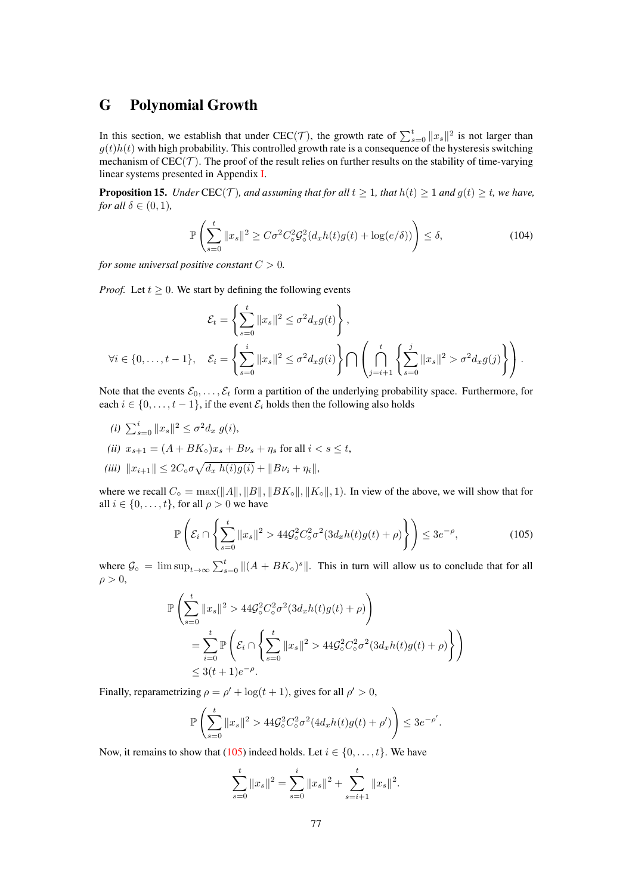# G Polynomial Growth

In this section, we establish that under CEC($\mathcal{T}$), the growth rate of $\sum_{s=0}^{t} \|x_s\|^2$ is not larger than $g(t)h(t)$ with high probability. This controlled growth rate is a consequence of the hysteresis switching mechanism of CEC($\mathcal{T}$). The proof of the result relies on further results on the stability of time-varying linear systems presented in Appendix I.

**Proposition 15.** *Under* CEC($\mathcal{T}$)*, and assuming that for all $t \geq 1$, that $h(t) \geq 1$ and $g(t) \geq t$, we have, for all $\delta \in (0, 1)$,*

$$\mathbb{P}\left(\sum_{s=0}^{t} \|x_s\|^2 \geq C\sigma^2 C_\circ^2 \mathcal{G}_\circ^2 (d_x h(t) g(t) + \log(e/\delta))\right) \leq \delta, \tag{104}$$

*for some universal positive constant $C > 0$.*

*Proof.* Let $t \geq 0$. We start by defining the following events

$$\mathcal{E}_t = \left\{ \sum_{s=0}^{t} \|x_s\|^2 \leq \sigma^2 d_x g(t) \right\},$$

$$\forall i \in \{0, \dots, t-1\}, \quad \mathcal{E}_i = \left\{ \sum_{s=0}^{i} \|x_s\|^2 \leq \sigma^2 d_x g(i) \right\} \bigcap \left( \bigcap_{j=i+1}^{t} \left\{ \sum_{s=0}^{j} \|x_s\|^2 > \sigma^2 d_x g(j) \right\} \right).$$

Note that the events $\mathcal{E}_0, \dots, \mathcal{E}_t$ form a partition of the underlying probability space. Furthermore, for each $i \in \{0, \dots, t-1\}$, if the event $\mathcal{E}_i$ holds then the following also holds

*(i)* $\sum_{s=0}^{i} \|x_s\|^2 \leq \sigma^2 d_x \; g(i)$,

*(ii)* $x_{s+1} = (A + BK_\circ)x_s + B\nu_s + \eta_s$ for all $i < s \leq t$,

*(iii)* $\|x_{i+1}\| \leq 2C_\circ \sigma \sqrt{d_x \; h(i) g(i)} + \|B\nu_i + \eta_i\|$,

where we recall $C_\circ = \max(\|A\|, \|B\|, \|BK_\circ\|, \|K_\circ\|, 1)$. In view of the above, we will show that for all $i \in \{0, \dots, t\}$, for all $\rho > 0$ we have

$$\mathbb{P}\left(\mathcal{E}_i \cap \left\{ \sum_{s=0}^{t} \|x_s\|^2 > 44 \mathcal{G}_\circ^2 C_\circ^2 \sigma^2 (3 d_x h(t) g(t) + \rho) \right\} \right) \leq 3e^{-\rho}, \tag{105}$$

where $\mathcal{G}_\circ = \limsup_{t \to \infty} \sum_{s=0}^{t} \|(A + BK_\circ)^s\|$. This in turn will allow us to conclude that for all $\rho > 0$,

$$\begin{aligned}
&\mathbb{P}\left( \sum_{s=0}^{t} \|x_s\|^2 > 44 \mathcal{G}_\circ^2 C_\circ^2 \sigma^2 (3 d_x h(t) g(t) + \rho) \right) \\
&\quad = \sum_{i=0}^{t} \mathbb{P}\left( \mathcal{E}_i \cap \left\{ \sum_{s=0}^{t} \|x_s\|^2 > 44 \mathcal{G}_\circ^2 C_\circ^2 \sigma^2 (3 d_x h(t) g(t) + \rho) \right\} \right) \\
&\quad \leq 3(t+1)e^{-\rho}.
\end{aligned}$$

Finally, reparametrizing $\rho = \rho' + \log(t+1)$, gives for all $\rho' > 0$,

$$\mathbb{P}\left( \sum_{s=0}^{t} \|x_s\|^2 > 44 \mathcal{G}_\circ^2 C_\circ^2 \sigma^2 (4 d_x h(t) g(t) + \rho') \right) \leq 3e^{-\rho'}.$$

Now, it remains to show that (105) indeed holds. Let $i \in \{0, \dots, t\}$. We have

$$\sum_{s=0}^{t} \|x_s\|^2 = \sum_{s=0}^{i} \|x_s\|^2 + \sum_{s=i+1}^{t} \|x_s\|^2.$$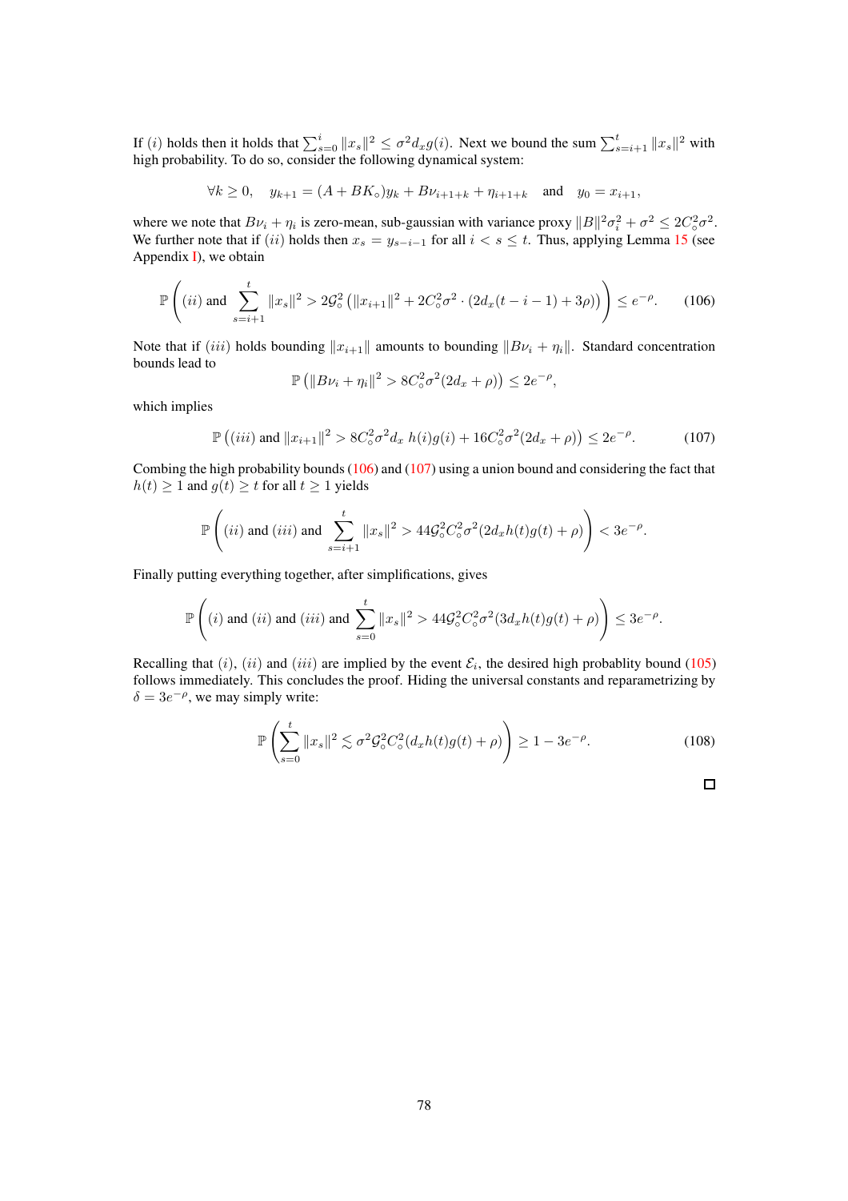If $(i)$ holds then it holds that $\sum_{s=0}^{i} \|x_s\|^2 \leq \sigma^2 d_x g(i)$. Next we bound the sum $\sum_{s=i+1}^{t} \|x_s\|^2$ with high probability. To do so, consider the following dynamical system:

$$\forall k \geq 0, \quad y_{k+1} = (A + BK_\circ)y_k + B\nu_{i+1+k} + \eta_{i+1+k} \quad \text{and} \quad y_0 = x_{i+1},$$

where we note that $B\nu_i + \eta_i$ is zero-mean, sub-gaussian with variance proxy $\|B\|^2\sigma_i^2 + \sigma^2 \leq 2C_\circ^2\sigma^2$. We further note that if $(ii)$ holds then $x_s = y_{s-i-1}$ for all $i < s \leq t$. Thus, applying Lemma 15 (see Appendix I), we obtain

$$\mathbb{P}\left( (ii) \text{ and } \sum_{s=i+1}^{t} \|x_s\|^2 > 2\mathcal{G}_\circ^2 \left( \|x_{i+1}\|^2 + 2C_\circ^2\sigma^2 \cdot (2d_x(t-i-1) + 3\rho) \right) \right) \leq e^{-\rho}. \tag{106}$$

Note that if $(iii)$ holds bounding $\|x_{i+1}\|$ amounts to bounding $\|B\nu_i + \eta_i\|$. Standard concentration bounds lead to

$$\mathbb{P}\left( \|B\nu_i + \eta_i\|^2 > 8C_\circ^2\sigma^2(2d_x + \rho) \right) \leq 2e^{-\rho},$$

which implies

$$\mathbb{P}\left( (iii) \text{ and } \|x_{i+1}\|^2 > 8C_\circ^2\sigma^2 d_x \, h(i)g(i) + 16C_\circ^2\sigma^2(2d_x + \rho) \right) \leq 2e^{-\rho}. \tag{107}$$

Combing the high probability bounds (106) and (107) using a union bound and considering the fact that $h(t) \geq 1$ and $g(t) \geq t$ for all $t \geq 1$ yields

$$\mathbb{P}\left( (ii) \text{ and } (iii) \text{ and } \sum_{s=i+1}^{t} \|x_s\|^2 > 44\mathcal{G}_\circ^2 C_\circ^2 \sigma^2 (2d_x h(t)g(t) + \rho) \right) < 3e^{-\rho}.$$

Finally putting everything together, after simplifications, gives

$$\mathbb{P}\left( (i) \text{ and } (ii) \text{ and } (iii) \text{ and } \sum_{s=0}^{t} \|x_s\|^2 > 44\mathcal{G}_\circ^2 C_\circ^2 \sigma^2 (3d_x h(t)g(t) + \rho) \right) \leq 3e^{-\rho}.$$

Recalling that $(i)$, $(ii)$ and $(iii)$ are implied by the event $\mathcal{E}_i$, the desired high probablity bound (105) follows immediately. This concludes the proof. Hiding the universal constants and reparametrizing by $\delta = 3e^{-\rho}$, we may simply write:

$$\mathbb{P}\left( \sum_{s=0}^{t} \|x_s\|^2 \lesssim \sigma^2 \mathcal{G}_\circ^2 C_\circ^2 (d_x h(t)g(t) + \rho) \right) \geq 1 - 3e^{-\rho}. \tag{108}$$

□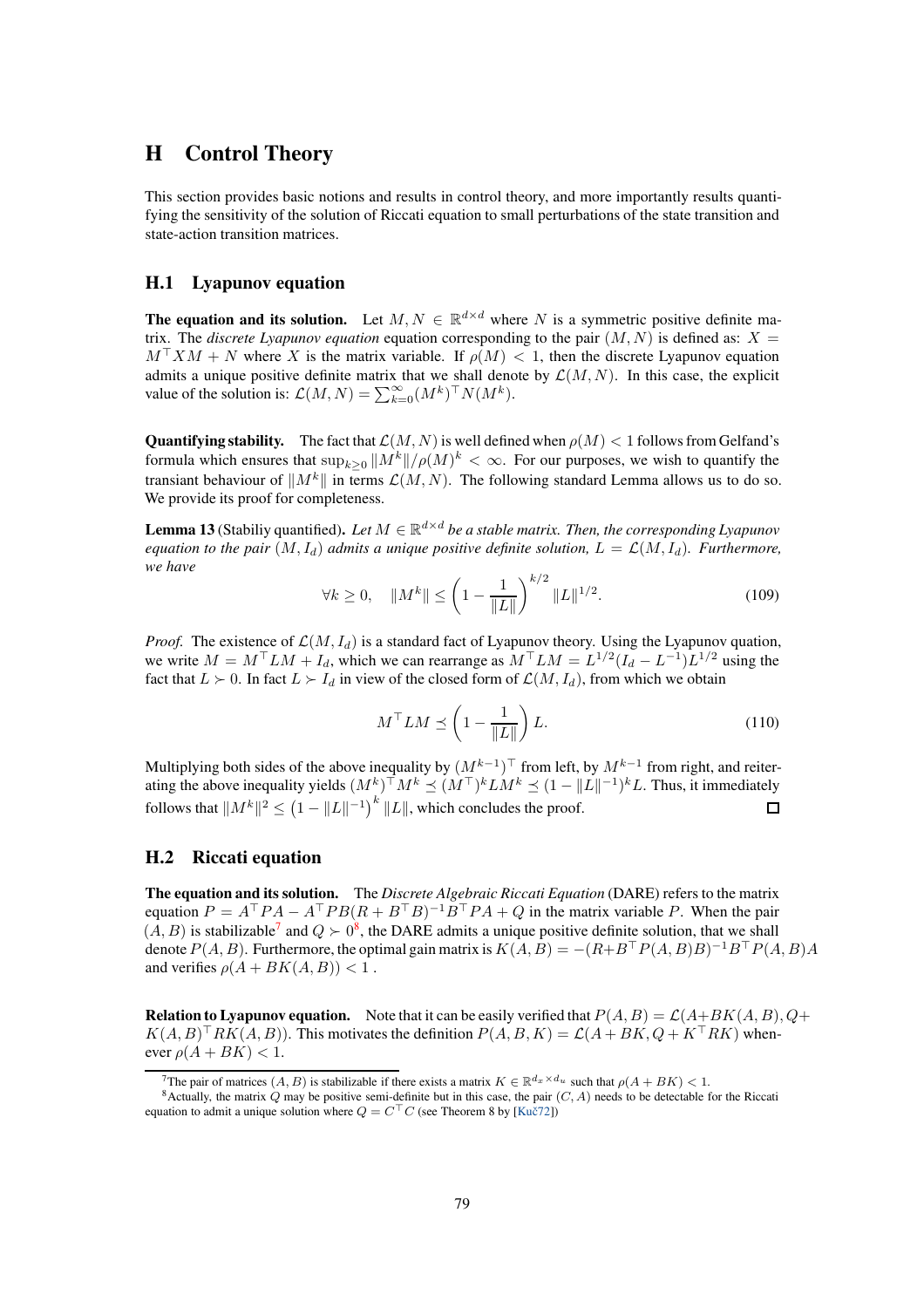# H Control Theory

This section provides basic notions and results in control theory, and more importantly results quantifying the sensitivity of the solution of Riccati equation to small perturbations of the state transition and state-action transition matrices.

## H.1 Lyapunov equation

**The equation and its solution.** Let $M, N \in \mathbb{R}^{d \times d}$ where $N$ is a symmetric positive definite matrix. The *discrete Lyapunov equation* equation corresponding to the pair $(M, N)$ is defined as: $X = M^\top X M + N$ where $X$ is the matrix variable. If $\rho(M) < 1$, then the discrete Lyapunov equation admits a unique positive definite matrix that we shall denote by $\mathcal{L}(M, N)$. In this case, the explicit value of the solution is: $\mathcal{L}(M, N) = \sum_{k=0}^{\infty} (M^k)^\top N (M^k)$.

**Quantifying stability.** The fact that $\mathcal{L}(M, N)$ is well defined when $\rho(M) < 1$ follows from Gelfand's formula which ensures that $\sup_{k \geq 0} \|M^k\|/\rho(M)^k < \infty$. For our purposes, we wish to quantify the transiant behaviour of $\|M^k\|$ in terms $\mathcal{L}(M, N)$. The following standard Lemma allows us to do so. We provide its proof for completeness.

**Lemma 13** (Stabiliy quantified). *Let $M \in \mathbb{R}^{d \times d}$ be a stable matrix. Then, the corresponding Lyapunov equation to the pair $(M, I_d)$ admits a unique positive definite solution, $L = \mathcal{L}(M, I_d)$. Furthermore, we have*

$$\forall k \geq 0, \quad \|M^k\| \leq \left(1 - \frac{1}{\|L\|}\right)^{k/2} \|L\|^{1/2}. \tag{109}$$

*Proof.* The existence of $\mathcal{L}(M, I_d)$ is a standard fact of Lyapunov theory. Using the Lyapunov quation, we write $M = M^\top L M + I_d$, which we can rearrange as $M^\top L M = L^{1/2}(I_d - L^{-1})L^{1/2}$ using the fact that $L \succ 0$. In fact $L \succ I_d$ in view of the closed form of $\mathcal{L}(M, I_d)$, from which we obtain

$$M^\top L M \preceq \left(1 - \frac{1}{\|L\|}\right) L. \tag{110}$$

Multiplying both sides of the above inequality by $(M^{k-1})^\top$ from left, by $M^{k-1}$ from right, and reiterating the above inequality yields $(M^k)^\top M^k \preceq (M^\top)^k L M^k \preceq (1 - \|L\|^{-1})^k L$. Thus, it immediately follows that $\|M^k\|^2 \leq \left(1 - \|L\|^{-1}\right)^k \|L\|$, which concludes the proof. $\square$

## H.2 Riccati equation

**The equation and its solution.** The *Discrete Algebraic Riccati Equation* (DARE) refers to the matrix equation $P = A^\top P A - A^\top P B (R + B^\top B)^{-1} B^\top P A + Q$ in the matrix variable $P$. When the pair $(A, B)$ is stabilizable[7] and $Q \succ 0$[8], the DARE admits a unique positive definite solution, that we shall denote $P(A, B)$. Furthermore, the optimal gain matrix is $K(A, B) = -(R + B^\top P(A, B) B)^{-1} B^\top P(A, B) A$ and verifies $\rho(A + BK(A, B)) < 1$ .

**Relation to Lyapunov equation.** Note that it can be easily verified that $P(A, B) = \mathcal{L}(A + BK(A, B), Q + K(A, B)^\top R K(A, B))$. This motivates the definition $P(A, B, K) = \mathcal{L}(A + BK, Q + K^\top R K)$ whenever $\rho(A + BK) < 1$.

[7] The pair of matrices $(A, B)$ is stabilizable if there exists a matrix $K \in \mathbb{R}^{d_x \times d_u}$ such that $\rho(A + BK) < 1$.

[8] Actually, the matrix $Q$ may be positive semi-definite but in this case, the pair $(C, A)$ needs to be detectable for the Riccati equation to admit a unique solution where $Q = C^\top C$ (see Theorem 8 by [Kuč72])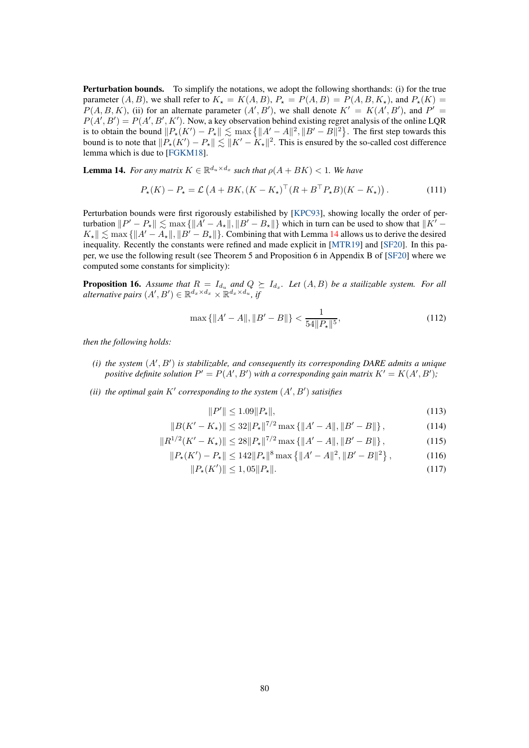**Perturbation bounds.** To simplify the notations, we adopt the following shorthands: (i) for the true parameter $(A, B)$, we shall refer to $K_\star = K(A, B)$, $P_\star = P(A, B) = P(A, B, K_\star)$, and $P_\star(K) = P(A, B, K)$, (ii) for an alternate parameter $(A', B')$, we shall denote $K' = K(A', B')$, and $P' = P(A', B') = P(A', B', K')$. Now, a key observation behind existing regret analysis of the online LQR is to obtain the bound $\|P_\star(K') - P_\star\| \lesssim \max\left\{\|A' - A\|^2, \|B' - B\|^2\right\}$. The first step towards this bound is to note that $\|P_\star(K') - P_\star\| \lesssim \|K' - K_\star\|^2$. This is ensured by the so-called cost difference lemma which is due to [FGKM18].

**Lemma 14.** *For any matrix $K \in \mathbb{R}^{d_u \times d_x}$ such that $\rho(A + BK) < 1$. We have*

$$P_\star(K) - P_\star = \mathcal{L}\left(A + BK, (K - K_\star)^\top (R + B^\top P_\star B)(K - K_\star)\right). \tag{111}$$

Perturbation bounds were first rigorously estabilished by [KPC93], showing locally the order of perturbation $\|P' - P_\star\| \lesssim \max\{\|A' - A_\star\|, \|B' - B_\star\|\}$ which in turn can be used to show that $\|K' - K_\star\| \lesssim \max\{\|A' - A_\star\|, \|B' - B_\star\|\}$. Combining that with Lemma 14 allows us to derive the desired inequality. Recently the constants were refined and made explicit in [MTR19] and [SF20]. In this paper, we use the following result (see Theorem 5 and Proposition 6 in Appendix B of [SF20] where we computed some constants for simplicity):

**Proposition 16.** *Assume that $R = I_{d_u}$ and $Q \succeq I_{d_x}$. Let $(A, B)$ be a stailizable system. For all alternative pairs $(A', B') \in \mathbb{R}^{d_x \times d_x} \times \mathbb{R}^{d_x \times d_u}$, if*

$$\max\{\|A' - A\|, \|B' - B\|\} < \frac{1}{54\|P_\star\|^5}, \tag{112}$$

*then the following holds:*

*(i) the system $(A', B')$ is stabilizable, and consequently its corresponding DARE admits a unique positive definite solution $P' = P(A', B')$ with a corresponding gain matrix $K' = K(A', B')$;*

*(ii) the optimal gain $K'$ corresponding to the system $(A', B')$ satisifies*

$$\|P'\| \le 1.09\|P_\star\|, \tag{113}$$

$$\|B(K' - K_\star)\| \le 32\|P_\star\|^{7/2} \max\{\|A' - A\|, \|B' - B\|\}, \tag{114}$$

$$\|R^{1/2}(K' - K_\star)\| \le 28\|P_\star\|^{7/2} \max\{\|A' - A\|, \|B' - B\|\}, \tag{115}$$

$$\|P_\star(K') - P_\star\| \le 142\|P_\star\|^8 \max\left\{\|A' - A\|^2, \|B' - B\|^2\right\}, \tag{116}$$

$$\|P_\star(K')\| \le 1,05\|P_\star\|. \tag{117}$$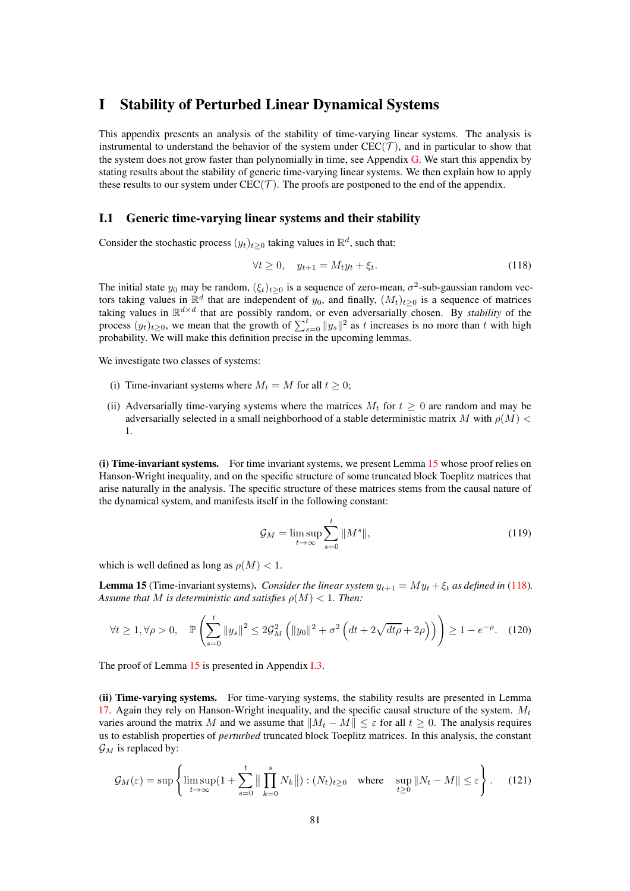# I Stability of Perturbed Linear Dynamical Systems

This appendix presents an analysis of the stability of time-varying linear systems. The analysis is instrumental to understand the behavior of the system under CEC($\mathcal{T}$), and in particular to show that the system does not grow faster than polynomially in time, see Appendix G. We start this appendix by stating results about the stability of generic time-varying linear systems. We then explain how to apply these results to our system under CEC($\mathcal{T}$). The proofs are postponed to the end of the appendix.

## I.1 Generic time-varying linear systems and their stability

Consider the stochastic process $(y_t)_{t\geq 0}$ taking values in $\mathbb{R}^d$, such that:

$$\forall t \geq 0, \quad y_{t+1} = M_t y_t + \xi_t. \tag{118}$$

The initial state $y_0$ may be random, $(\xi_t)_{t\geq 0}$ is a sequence of zero-mean, $\sigma^2$-sub-gaussian random vectors taking values in $\mathbb{R}^d$ that are independent of $y_0$, and finally, $(M_t)_{t\geq 0}$ is a sequence of matrices taking values in $\mathbb{R}^{d\times d}$ that are possibly random, or even adversarially chosen. By *stability* of the process $(y_t)_{t\geq 0}$, we mean that the growth of $\sum_{s=0}^{t} \|y_s\|^2$ as $t$ increases is no more than $t$ with high probability. We will make this definition precise in the upcoming lemmas.

We investigate two classes of systems:

(i) Time-invariant systems where $M_t = M$ for all $t \geq 0$;

(ii) Adversarially time-varying systems where the matrices $M_t$ for $t \geq 0$ are random and may be adversarially selected in a small neighborhood of a stable deterministic matrix $M$ with $\rho(M) < 1$.

**(i) Time-invariant systems.** For time invariant systems, we present Lemma 15 whose proof relies on Hanson-Wright inequality, and on the specific structure of some truncated block Toeplitz matrices that arise naturally in the analysis. The specific structure of these matrices stems from the causal nature of the dynamical system, and manifests itself in the following constant:

$$\mathcal{G}_M = \limsup_{t\to\infty} \sum_{s=0}^{t} \|M^s\|, \tag{119}$$

which is well defined as long as $\rho(M) < 1$.

**Lemma 15** (Time-invariant systems)**.** *Consider the linear system $y_{t+1} = My_t + \xi_t$ as defined in (118). Assume that $M$ is deterministic and satisfies $\rho(M) < 1$. Then:*

$$\forall t \geq 1, \forall \rho > 0, \quad \mathbb{P}\left(\sum_{s=0}^{t} \|y_s\|^2 \leq 2\mathcal{G}_M^2 \left(\|y_0\|^2 + \sigma^2\left(dt + 2\sqrt{dt\rho} + 2\rho\right)\right)\right) \geq 1 - e^{-\rho}. \tag{120}$$

The proof of Lemma 15 is presented in Appendix I.3.

**(ii) Time-varying systems.** For time-varying systems, the stability results are presented in Lemma 17. Again they rely on Hanson-Wright inequality, and the specific causal structure of the system. $M_t$ varies around the matrix $M$ and we assume that $\|M_t - M\| \leq \varepsilon$ for all $t \geq 0$. The analysis requires us to establish properties of *perturbed* truncated block Toeplitz matrices. In this analysis, the constant $\mathcal{G}_M$ is replaced by:

$$\mathcal{G}_M(\varepsilon) = \sup\left\{\limsup_{t\to\infty}(1 + \sum_{s=0}^{t} \|\prod_{k=0}^{s} N_k\|) : (N_t)_{t\geq 0} \quad \text{where} \quad \sup_{t\geq 0}\|N_t - M\| \leq \varepsilon\right\}. \tag{121}$$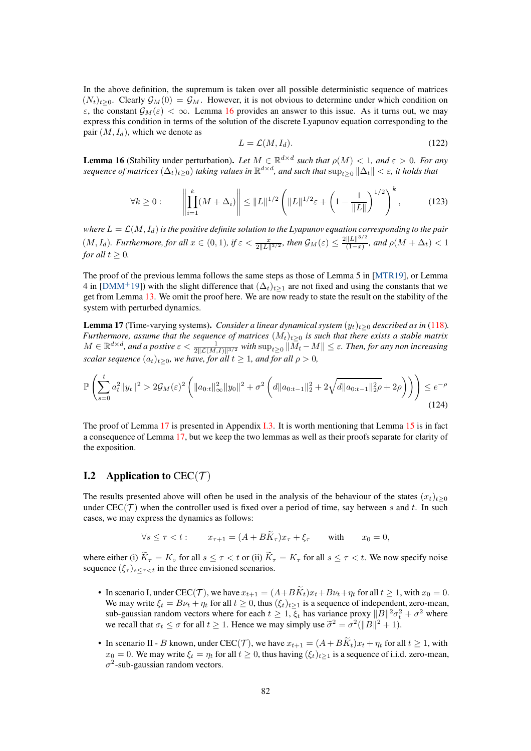In the above definition, the supremum is taken over all possible deterministic sequence of matrices $(N_t)_{t\geq 0}$. Clearly $\mathcal{G}_M(0) = \mathcal{G}_M$. However, it is not obvious to determine under which condition on $\varepsilon$, the constant $\mathcal{G}_M(\varepsilon) < \infty$. Lemma 16 provides an answer to this issue. As it turns out, we may express this condition in terms of the solution of the discrete Lyapunov equation corresponding to the pair $(M, I_d)$, which we denote as

$$L = \mathcal{L}(M, I_d). \tag{122}$$

**Lemma 16** (Stability under perturbation)**.** *Let $M \in \mathbb{R}^{d\times d}$ such that $\rho(M) < 1$, and $\varepsilon > 0$. For any sequence of matrices $(\Delta_t)_{t\geq 0})$ taking values in $\mathbb{R}^{d\times d}$, and such that $\sup_{t\geq 0} \|\Delta_t\| < \varepsilon$, it holds that*

$$\forall k \geq 0 : \qquad \left\| \prod_{i=1}^{k} (M + \Delta_i) \right\| \leq \|L\|^{1/2} \left( \|L\|^{1/2}\varepsilon + \left(1 - \frac{1}{\|L\|}\right)^{1/2} \right)^k, \tag{123}$$

*where $L = \mathcal{L}(M, I_d)$ is the positive definite solution to the Lyapunov equation corresponding to the pair $(M, I_d)$. Furthermore, for all $x \in (0,1)$, if $\varepsilon < \frac{x}{2\|L\|^{3/2}}$, then $\mathcal{G}_M(\varepsilon) \leq \frac{2\|L\|^{3/2}}{(1-x)}$, and $\rho(M + \Delta_t) < 1$ for all $t \geq 0$.*

The proof of the previous lemma follows the same steps as those of Lemma 5 in [MTR19], or Lemma 4 in [DMM+19]) with the slight difference that $(\Delta_t)_{t\geq 1}$ are not fixed and using the constants that we get from Lemma 13. We omit the proof here. We are now ready to state the result on the stability of the system with perturbed dynamics.

**Lemma 17** (Time-varying systems)**.** *Consider a linear dynamical system $(y_t)_{t\geq 0}$ described as in (118). Furthermore, assume that the sequence of matrices $(M_t)_{t\geq 0}$ is such that there exists a stable matrix $M \in \mathbb{R}^{d\times d}$, and a postive $\varepsilon < \frac{1}{2\|\mathcal{L}(M,I)\|^{3/2}}$ with $\sup_{t\geq 0} \|M_t - M\| \leq \varepsilon$. Then, for any non increasing scalar sequence $(a_t)_{t\geq 0}$, we have, for all $t \geq 1$, and for all $\rho > 0$,*

$$\mathbb{P}\left( \sum_{s=0}^{t} a_t^2 \|y_t\|^2 > 2\mathcal{G}_M(\varepsilon)^2 \left( \|a_{0:t}\|_\infty^2 \|y_0\|^2 + \sigma^2 \left( d\|a_{0:t-1}\|_2^2 + 2\sqrt{d\|a_{0:t-1}\|_2^2 \rho} + 2\rho \right) \right) \right) \leq e^{-\rho} \tag{124}$$

The proof of Lemma 17 is presented in Appendix I.3. It is worth mentioning that Lemma 15 is in fact a consequence of Lemma 17, but we keep the two lemmas as well as their proofs separate for clarity of the exposition.

## I.2 Application to CEC($\mathcal{T}$)

The results presented above will often be used in the analysis of the behaviour of the states $(x_t)_{t\geq 0}$ under CEC($\mathcal{T}$) when the controller used is fixed over a period of time, say between $s$ and $t$. In such cases, we may express the dynamics as follows:

$$\forall s \leq \tau < t : \qquad x_{\tau+1} = (A + B\widetilde{K}_\tau)x_\tau + \xi_\tau \qquad \text{with} \qquad x_0 = 0,$$

where either (i) $\widetilde{K}_\tau = K_\circ$ for all $s \leq \tau < t$ or (ii) $\widetilde{K}_\tau = K_\tau$ for all $s \leq \tau < t$. We now specify noise sequence $(\xi_\tau)_{s\leq\tau<t}$ in the three envisioned scenarios.

- In scenario I, under CEC($\mathcal{T}$), we have $x_{t+1} = (A+B\widetilde{K}_t)x_t + B\nu_t + \eta_t$ for all $t \geq 1$, with $x_0 = 0$. We may write $\xi_t = B\nu_t + \eta_t$ for all $t \geq 0$, thus $(\xi_t)_{t\geq 1}$ is a sequence of independent, zero-mean, sub-gaussian random vectors where for each $t \geq 1$, $\xi_t$ has variance proxy $\|B\|^2\sigma_t^2 + \sigma^2$ where we recall that $\sigma_t \leq \sigma$ for all $t \geq 1$. Hence we may simply use $\widetilde{\sigma}^2 = \sigma^2(\|B\|^2 + 1)$.
- In scenario II - $B$ known, under CEC($\mathcal{T}$), we have $x_{t+1} = (A + B\widetilde{K}_t)x_t + \eta_t$ for all $t \geq 1$, with $x_0 = 0$. We may write $\xi_t = \eta_t$ for all $t \geq 0$, thus having $(\xi_t)_{t\geq 1}$ is a sequence of i.i.d. zero-mean, $\sigma^2$-sub-gaussian random vectors.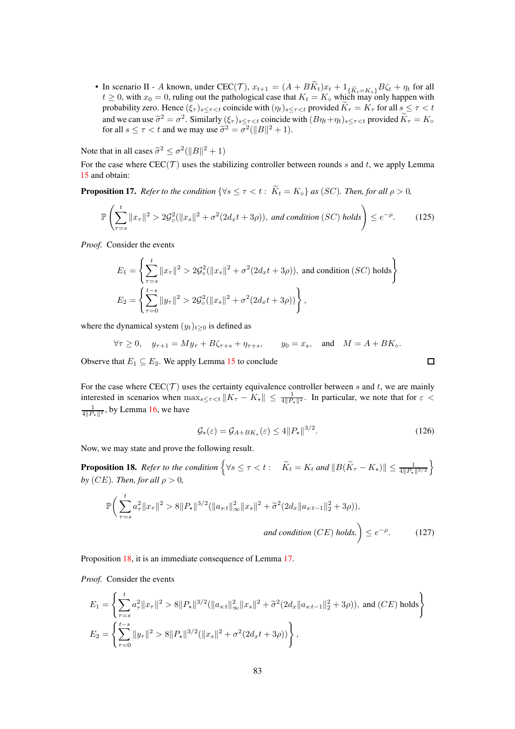- In scenario II - $A$ known, under CEC($\mathcal{T}$), $x_{t+1} = (A + B\widetilde{K}_t)x_t + 1_{\{\widetilde{K}_t = K_\circ\}} B\zeta_t + \eta_t$ for all $t \geq 0$, with $x_0 = 0$, ruling out the pathological case that $K_t = K_\circ$ which may only happen with probability zero. Hence $(\xi_\tau)_{s\leq\tau<t}$ coincide with $(\eta_t)_{s\leq\tau<t}$ provided $\widetilde{K}_\tau = K_\tau$ for all $s \leq \tau < t$ and we can use $\widetilde{\sigma}^2 = \sigma^2$. Similarly $(\xi_\tau)_{s\leq\tau<t}$ coincide with $(B\eta_t + \eta_t)_{s\leq\tau<t}$ provided $\widetilde{K}_\tau = K_\circ$ for all $s \leq \tau < t$ and we may use $\widetilde{\sigma}^2 = \sigma^2(\|B\|^2 + 1)$.

Note that in all cases $\widetilde{\sigma}^2 \leq \sigma^2(\|B\|^2 + 1)$

For the case where CEC($\mathcal{T}$) uses the stabilizing controller between rounds $s$ and $t$, we apply Lemma 15 and obtain:

**Proposition 17.** *Refer to the condition $\{\forall s \leq \tau < t : \ \widetilde{K}_t = K_\circ\}$ as $(SC)$. Then, for all $\rho > 0$,*

$$\mathbb{P}\left(\sum_{\tau=s}^{t} \|x_\tau\|^2 > 2\mathcal{G}_\circ^2(\|x_s\|^2 + \sigma^2(2d_x t + 3\rho)), \text{ and condition } (SC) \text{ holds}\right) \leq e^{-\rho}. \tag{125}$$

*Proof.* Consider the events

$$E_1 = \left\{\sum_{\tau=s}^{t} \|x_\tau\|^2 > 2\mathcal{G}_\circ^2(\|x_s\|^2 + \sigma^2(2d_x t + 3\rho)), \text{ and condition } (SC) \text{ holds}\right\}$$

$$E_2 = \left\{\sum_{\tau=0}^{t-s} \|y_\tau\|^2 > 2\mathcal{G}_\circ^2(\|x_s\|^2 + \sigma^2(2d_x t + 3\rho))\right\},$$

where the dynamical system $(y_t)_{t\geq 0}$ is defined as

$$\forall \tau \geq 0, \quad y_{\tau+1} = My_\tau + B\zeta_{\tau+s} + \eta_{\tau+s}, \qquad y_0 = x_s, \quad \text{and} \quad M = A + BK_\circ.$$

Observe that $E_1 \subseteq E_2$. We apply Lemma 15 to conclude $\square$

For the case where CEC($\mathcal{T}$) uses the certainty equivalence controller between $s$ and $t$, we are mainly interested in scenarios when $\max_{s\leq\tau<t} \|K_\tau - K_\star\| \leq \frac{1}{4\|P_\star\|^2}$. In particular, we note that for $\varepsilon < \frac{1}{4\|P_\star\|^2}$, by Lemma 16, we have

$$\mathcal{G}_\star(\varepsilon) = \mathcal{G}_{A+BK_\star}(\varepsilon) \leq 4\|P_\star\|^{3/2}. \tag{126}$$

Now, we may state and prove the following result.

**Proposition 18.** *Refer to the condition $\left\{\forall s \leq \tau < t : \quad \widetilde{K}_t = K_t \text{ and } \|B(\widetilde{K}_\tau - K_\star)\| \leq \frac{1}{4\|P_\star\|^{3/2}}\right\}$ by $(CE)$. Then, for all $\rho > 0$,*

$$\mathbb{P}\Bigg(\sum_{\tau=s}^{t} a_\tau^2 \|x_\tau\|^2 > 8\|P_\star\|^{3/2}(\|a_{s:t}\|_\infty^2 \|x_s\|^2 + \widetilde{\sigma}^2(2d_x\|a_{s:t-1}\|_2^2 + 3\rho)),$$
$$\textit{and condition } (CE) \textit{ holds.}\Bigg) \leq e^{-\rho}. \tag{127}$$

Proposition 18, it is an immediate consequence of Lemma 17.

*Proof.* Consider the events

$$E_1 = \left\{\sum_{\tau=s}^{t} a_\tau^2 \|x_\tau\|^2 > 8\|P_\star\|^{3/2}(\|a_{s:t}\|_\infty^2 \|x_s\|^2 + \widetilde{\sigma}^2(2d_x\|a_{s:t-1}\|_2^2 + 3\rho)), \text{ and } (CE) \text{ holds}\right\}$$

$$E_2 = \left\{\sum_{\tau=0}^{t-s} \|y_\tau\|^2 > 8\|P_\star\|^{3/2}(\|x_s\|^2 + \sigma^2(2d_x t + 3\rho))\right\},$$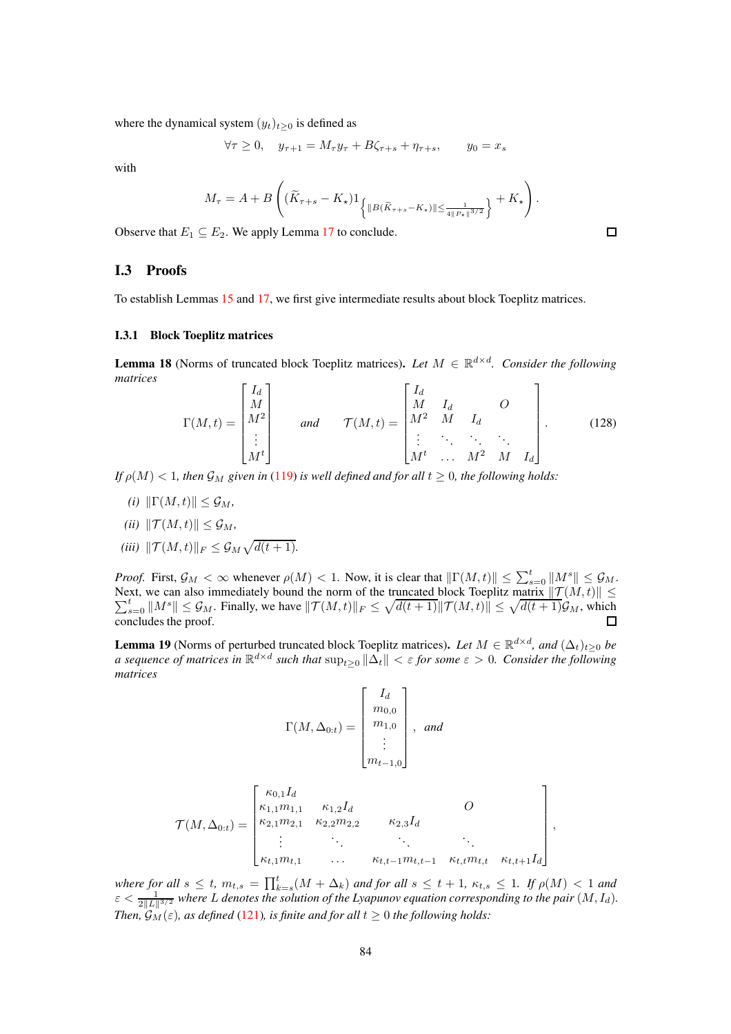where the dynamical system $(y_t)_{t\geq 0}$ is defined as

$$\forall \tau \geq 0, \quad y_{\tau+1} = M_\tau y_\tau + B\zeta_{\tau+s} + \eta_{\tau+s}, \qquad y_0 = x_s$$

with

$$M_\tau = A + B\left( (\widetilde{K}_{\tau+s} - K_\star)1_{\left\{\|B(\widetilde{K}_{\tau+s}-K_\star)\| \leq \frac{1}{4\|P_\star\|^{3/2}}\right\}} + K_\star \right).$$

Observe that $E_1 \subseteq E_2$. We apply Lemma 17 to conclude. ☐

## I.3 Proofs

To establish Lemmas 15 and 17, we first give intermediate results about block Toeplitz matrices.

### I.3.1 Block Toeplitz matrices

**Lemma 18** (Norms of truncated block Toeplitz matrices). *Let $M \in \mathbb{R}^{d\times d}$. Consider the following matrices*

$$\Gamma(M,t) = \begin{bmatrix} I_d \\ M \\ M^2 \\ \vdots \\ M^t \end{bmatrix} \quad \text{and} \quad \mathcal{T}(M,t) = \begin{bmatrix} I_d & & & & O \\ M & I_d & & & \\ M^2 & M & I_d & & \\ \vdots & \ddots & \ddots & \ddots & \\ M^t & \dots & M^2 & M & I_d \end{bmatrix}. \tag{128}$$

*If $\rho(M) < 1$, then $\mathcal{G}_M$ given in (119) is well defined and for all $t \geq 0$, the following holds:*

*(i)* $\|\Gamma(M,t)\| \leq \mathcal{G}_M$,

*(ii)* $\|\mathcal{T}(M,t)\| \leq \mathcal{G}_M$,

*(iii)* $\|\mathcal{T}(M,t)\|_F \leq \mathcal{G}_M\sqrt{d(t+1)}$.

*Proof.* First, $\mathcal{G}_M < \infty$ whenever $\rho(M) < 1$. Now, it is clear that $\|\Gamma(M,t)\| \leq \sum_{s=0}^t \|M^s\| \leq \mathcal{G}_M$. Next, we can also immediately bound the norm of the truncated block Toeplitz matrix $\|\mathcal{T}(M,t)\| \leq \sum_{s=0}^t \|M^s\| \leq \mathcal{G}_M$. Finally, we have $\|\mathcal{T}(M,t)\|_F \leq \sqrt{d(t+1)}\|\mathcal{T}(M,t)\| \leq \sqrt{d(t+1)}\mathcal{G}_M$, which concludes the proof. ☐

**Lemma 19** (Norms of perturbed truncated block Toeplitz matrices). *Let $M \in \mathbb{R}^{d\times d}$, and $(\Delta_t)_{t\geq 0}$ be a sequence of matrices in $\mathbb{R}^{d\times d}$ such that $\sup_{t\geq 0}\|\Delta_t\| < \varepsilon$ for some $\varepsilon > 0$. Consider the following matrices*

$$\Gamma(M,\Delta_{0:t}) = \begin{bmatrix} I_d \\ m_{0,0} \\ m_{1,0} \\ \vdots \\ m_{t-1,0} \end{bmatrix}, \quad \text{and}$$

$$\mathcal{T}(M,\Delta_{0:t}) = \begin{bmatrix} \kappa_{0,1}I_d & & & & O \\ \kappa_{1,1}m_{1,1} & \kappa_{1,2}I_d & & & \\ \kappa_{2,1}m_{2,1} & \kappa_{2,2}m_{2,2} & \kappa_{2,3}I_d & & \\ \vdots & \ddots & \ddots & \ddots & \\ \kappa_{t,1}m_{t,1} & \dots & \kappa_{t,t-1}m_{t,t-1} & \kappa_{t,t}m_{t,t} & \kappa_{t,t+1}I_d \end{bmatrix},$$

*where for all $s \leq t$, $m_{t,s} = \prod_{k=s}^t (M + \Delta_k)$ and for all $s \leq t+1$, $\kappa_{t,s} \leq 1$. If $\rho(M) < 1$ and $\varepsilon < \frac{1}{2\|L\|^{3/2}}$ where $L$ denotes the solution of the Lyapunov equation corresponding to the pair $(M, I_d)$. Then, $\mathcal{G}_M(\varepsilon)$, as defined (121), is finite and for all $t \geq 0$ the following holds:*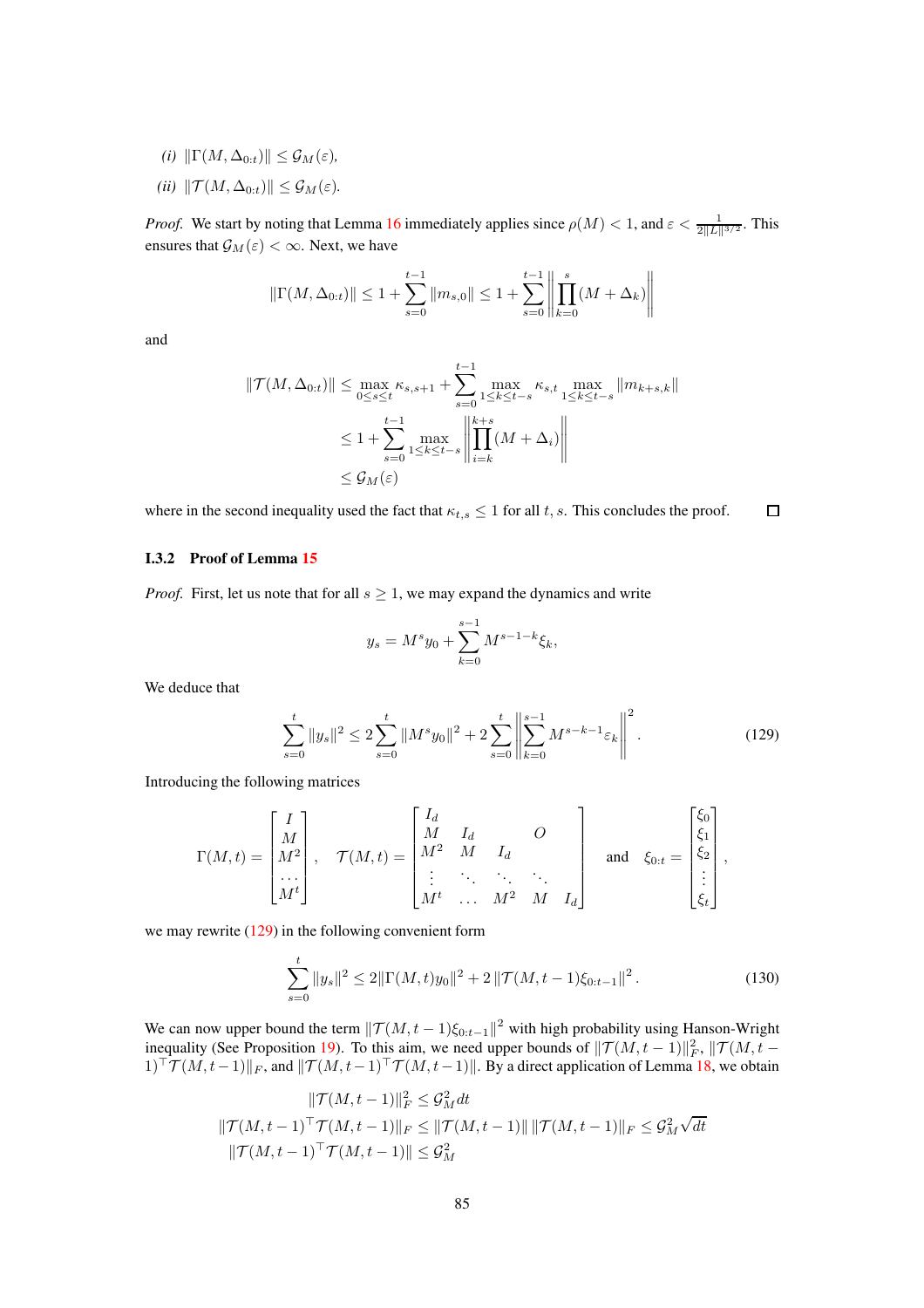*(i)* $\|\Gamma(M, \Delta_{0:t})\| \leq \mathcal{G}_M(\varepsilon)$,

*(ii)* $\|\mathcal{T}(M, \Delta_{0:t})\| \leq \mathcal{G}_M(\varepsilon)$.

*Proof.* We start by noting that Lemma 16 immediately applies since $\rho(M) < 1$, and $\varepsilon < \frac{1}{2\|L\|^{3/2}}$. This ensures that $\mathcal{G}_M(\varepsilon) < \infty$. Next, we have

$$\|\Gamma(M, \Delta_{0:t})\| \leq 1 + \sum_{s=0}^{t-1} \|m_{s,0}\| \leq 1 + \sum_{s=0}^{t-1} \left\| \prod_{k=0}^{s} (M + \Delta_k) \right\|$$

and

$$\begin{aligned}
\|\mathcal{T}(M, \Delta_{0:t})\| &\leq \max_{0 \leq s \leq t} \kappa_{s,s+1} + \sum_{s=0}^{t-1} \max_{1 \leq k \leq t-s} \kappa_{s,t} \max_{1 \leq k \leq t-s} \|m_{k+s,k}\| \\
&\leq 1 + \sum_{s=0}^{t-1} \max_{1 \leq k \leq t-s} \left\| \prod_{i=k}^{k+s} (M + \Delta_i) \right\| \\
&\leq \mathcal{G}_M(\varepsilon)
\end{aligned}$$

where in the second inequality used the fact that $\kappa_{t,s} \leq 1$ for all $t, s$. This concludes the proof. $\square$

### I.3.2 Proof of Lemma 15

*Proof.* First, let us note that for all $s \geq 1$, we may expand the dynamics and write

$$y_s = M^s y_0 + \sum_{k=0}^{s-1} M^{s-1-k} \xi_k,$$

We deduce that

$$\sum_{s=0}^{t} \|y_s\|^2 \leq 2 \sum_{s=0}^{t} \|M^s y_0\|^2 + 2 \sum_{s=0}^{t} \left\| \sum_{k=0}^{s-1} M^{s-k-1} \varepsilon_k \right\|^2. \tag{129}$$

Introducing the following matrices

$$\Gamma(M, t) = \begin{bmatrix} I \\ M \\ M^2 \\ \dots \\ M^t \end{bmatrix}, \quad \mathcal{T}(M, t) = \begin{bmatrix} I_d & & & & \\ M & I_d & & O & \\ M^2 & M & I_d & & \\ \vdots & \ddots & \ddots & \ddots & \\ M^t & \dots & M^2 & M & I_d \end{bmatrix} \quad \text{and} \quad \xi_{0:t} = \begin{bmatrix} \xi_0 \\ \xi_1 \\ \xi_2 \\ \vdots \\ \xi_t \end{bmatrix},$$

we may rewrite (129) in the following convenient form

$$\sum_{s=0}^{t} \|y_s\|^2 \leq 2\|\Gamma(M, t) y_0\|^2 + 2 \|\mathcal{T}(M, t-1) \xi_{0:t-1}\|^2. \tag{130}$$

We can now upper bound the term $\|\mathcal{T}(M, t-1)\xi_{0:t-1}\|^2$ with high probability using Hanson-Wright inequality (See Proposition 19). To this aim, we need upper bounds of $\|\mathcal{T}(M, t-1)\|_F^2$, $\|\mathcal{T}(M, t-1)^\top \mathcal{T}(M, t-1)\|_F$, and $\|\mathcal{T}(M, t-1)^\top \mathcal{T}(M, t-1)\|$. By a direct application of Lemma 18, we obtain

$$\begin{aligned}
\|\mathcal{T}(M, t-1)\|_F^2 &\leq \mathcal{G}_M^2 dt \\
\|\mathcal{T}(M, t-1)^\top \mathcal{T}(M, t-1)\|_F &\leq \|\mathcal{T}(M, t-1)\| \, \|\mathcal{T}(M, t-1)\|_F \leq \mathcal{G}_M^2 \sqrt{dt} \\
\|\mathcal{T}(M, t-1)^\top \mathcal{T}(M, t-1)\| &\leq \mathcal{G}_M^2
\end{aligned}$$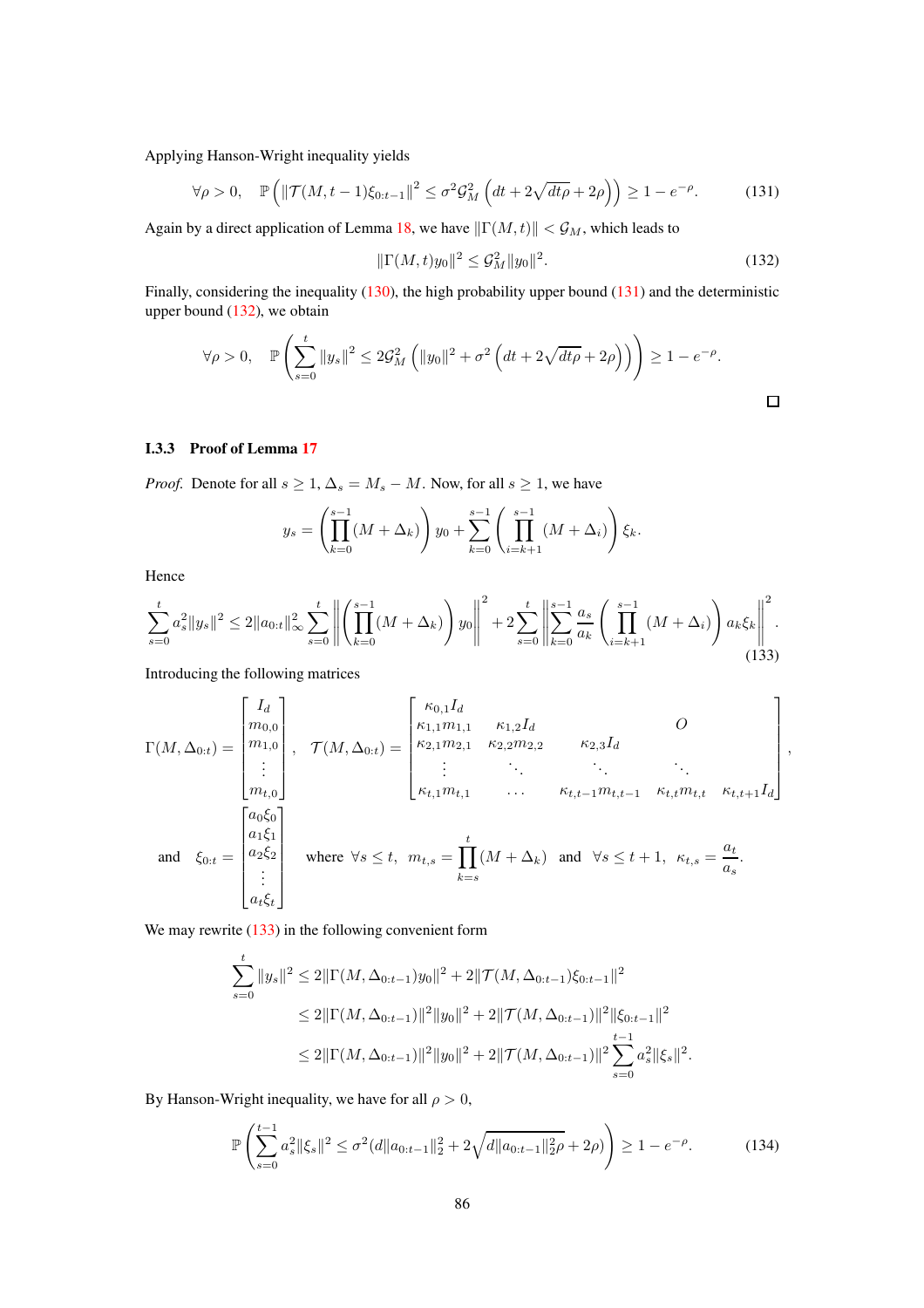Applying Hanson-Wright inequality yields

$$\forall \rho > 0, \quad \mathbb{P}\left( \|\mathcal{T}(M, t-1)\xi_{0:t-1}\|^2 \leq \sigma^2 \mathcal{G}_M^2 \left( dt + 2\sqrt{dt\rho} + 2\rho \right) \right) \geq 1 - e^{-\rho}. \tag{131}$$

Again by a direct application of Lemma 18, we have $\|\Gamma(M, t)\| < \mathcal{G}_M$, which leads to

$$\|\Gamma(M, t)y_0\|^2 \leq \mathcal{G}_M^2 \|y_0\|^2. \tag{132}$$

Finally, considering the inequality (130), the high probability upper bound (131) and the deterministic upper bound (132), we obtain

$$\forall \rho > 0, \quad \mathbb{P}\left( \sum_{s=0}^{t} \|y_s\|^2 \leq 2\mathcal{G}_M^2 \left( \|y_0\|^2 + \sigma^2 \left( dt + 2\sqrt{dt\rho} + 2\rho \right) \right) \right) \geq 1 - e^{-\rho}.$$

□

### I.3.3 Proof of Lemma 17

*Proof.* Denote for all $s \geq 1$, $\Delta_s = M_s - M$. Now, for all $s \geq 1$, we have

$$y_s = \left( \prod_{k=0}^{s-1} (M + \Delta_k) \right) y_0 + \sum_{k=0}^{s-1} \left( \prod_{i=k+1}^{s-1} (M + \Delta_i) \right) \xi_k.$$

Hence

$$\sum_{s=0}^{t} a_s^2 \|y_s\|^2 \leq 2\|a_{0:t}\|_\infty^2 \sum_{s=0}^{t} \left\| \left( \prod_{k=0}^{s-1} (M + \Delta_k) \right) y_0 \right\|^2 + 2\sum_{s=0}^{t} \left\| \sum_{k=0}^{s-1} \frac{a_s}{a_k} \left( \prod_{i=k+1}^{s-1} (M + \Delta_i) \right) a_k \xi_k \right\|^2. \tag{133}$$

Introducing the following matrices

$$\Gamma(M, \Delta_{0:t}) = \begin{bmatrix} I_d \\ m_{0,0} \\ m_{1,0} \\ \vdots \\ m_{t,0} \end{bmatrix}, \quad \mathcal{T}(M, \Delta_{0:t}) = \begin{bmatrix} \kappa_{0,1} I_d & & & & O \\ \kappa_{1,1} m_{1,1} & \kappa_{1,2} I_d & & & \\ \kappa_{2,1} m_{2,1} & \kappa_{2,2} m_{2,2} & \kappa_{2,3} I_d & & \\ \vdots & \ddots & \ddots & \ddots & \\ \kappa_{t,1} m_{t,1} & \dots & \kappa_{t,t-1} m_{t,t-1} & \kappa_{t,t} m_{t,t} & \kappa_{t,t+1} I_d \end{bmatrix},$$

$$\text{and} \quad \xi_{0:t} = \begin{bmatrix} a_0 \xi_0 \\ a_1 \xi_1 \\ a_2 \xi_2 \\ \vdots \\ a_t \xi_t \end{bmatrix} \quad \text{where } \forall s \leq t, \; m_{t,s} = \prod_{k=s}^{t} (M + \Delta_k) \; \text{ and } \; \forall s \leq t+1, \; \kappa_{t,s} = \frac{a_t}{a_s}.$$

We may rewrite (133) in the following convenient form

$$\begin{aligned} \sum_{s=0}^{t} \|y_s\|^2 &\leq 2\|\Gamma(M, \Delta_{0:t-1})y_0\|^2 + 2\|\mathcal{T}(M, \Delta_{0:t-1})\xi_{0:t-1}\|^2 \\ &\leq 2\|\Gamma(M, \Delta_{0:t-1})\|^2 \|y_0\|^2 + 2\|\mathcal{T}(M, \Delta_{0:t-1})\|^2 \|\xi_{0:t-1}\|^2 \\ &\leq 2\|\Gamma(M, \Delta_{0:t-1})\|^2 \|y_0\|^2 + 2\|\mathcal{T}(M, \Delta_{0:t-1})\|^2 \sum_{s=0}^{t-1} a_s^2 \|\xi_s\|^2. \end{aligned}$$

By Hanson-Wright inequality, we have for all $\rho > 0$,

$$\mathbb{P}\left( \sum_{s=0}^{t-1} a_s^2 \|\xi_s\|^2 \leq \sigma^2 (d\|a_{0:t-1}\|_2^2 + 2\sqrt{d\|a_{0:t-1}\|_2^2 \rho} + 2\rho) \right) \geq 1 - e^{-\rho}. \tag{134}$$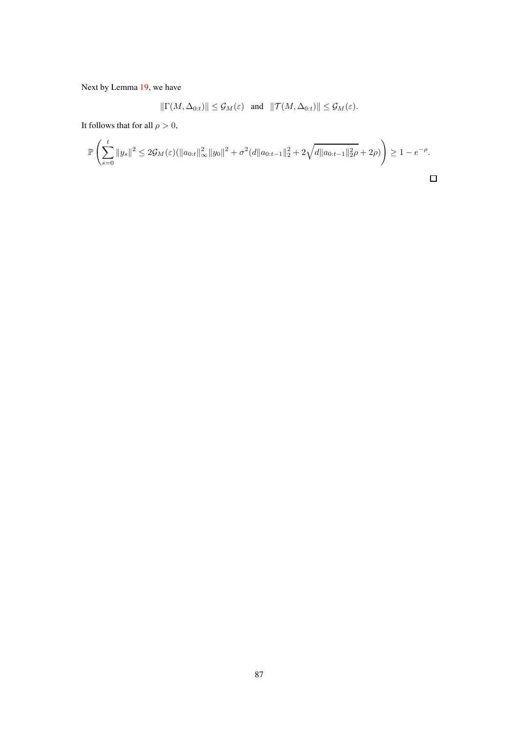Next by Lemma 19, we have

$$\|\Gamma(M, \Delta_{0:t})\| \leq \mathcal{G}_M(\varepsilon) \quad \text{and} \quad \|\mathcal{T}(M, \Delta_{0:t})\| \leq \mathcal{G}_M(\varepsilon).$$

It follows that for all $\rho > 0$,

$$\mathbb{P}\left(\sum_{s=0}^{t} \|y_s\|^2 \leq 2\mathcal{G}_M(\varepsilon)(\|a_{0:t}\|_\infty^2 \|y_0\|^2 + \sigma^2(d\|a_{0:t-1}\|_2^2 + 2\sqrt{d\|a_{0:t-1}\|_2^2 \rho} + 2\rho)\right) \geq 1 - e^{-\rho}.$$

□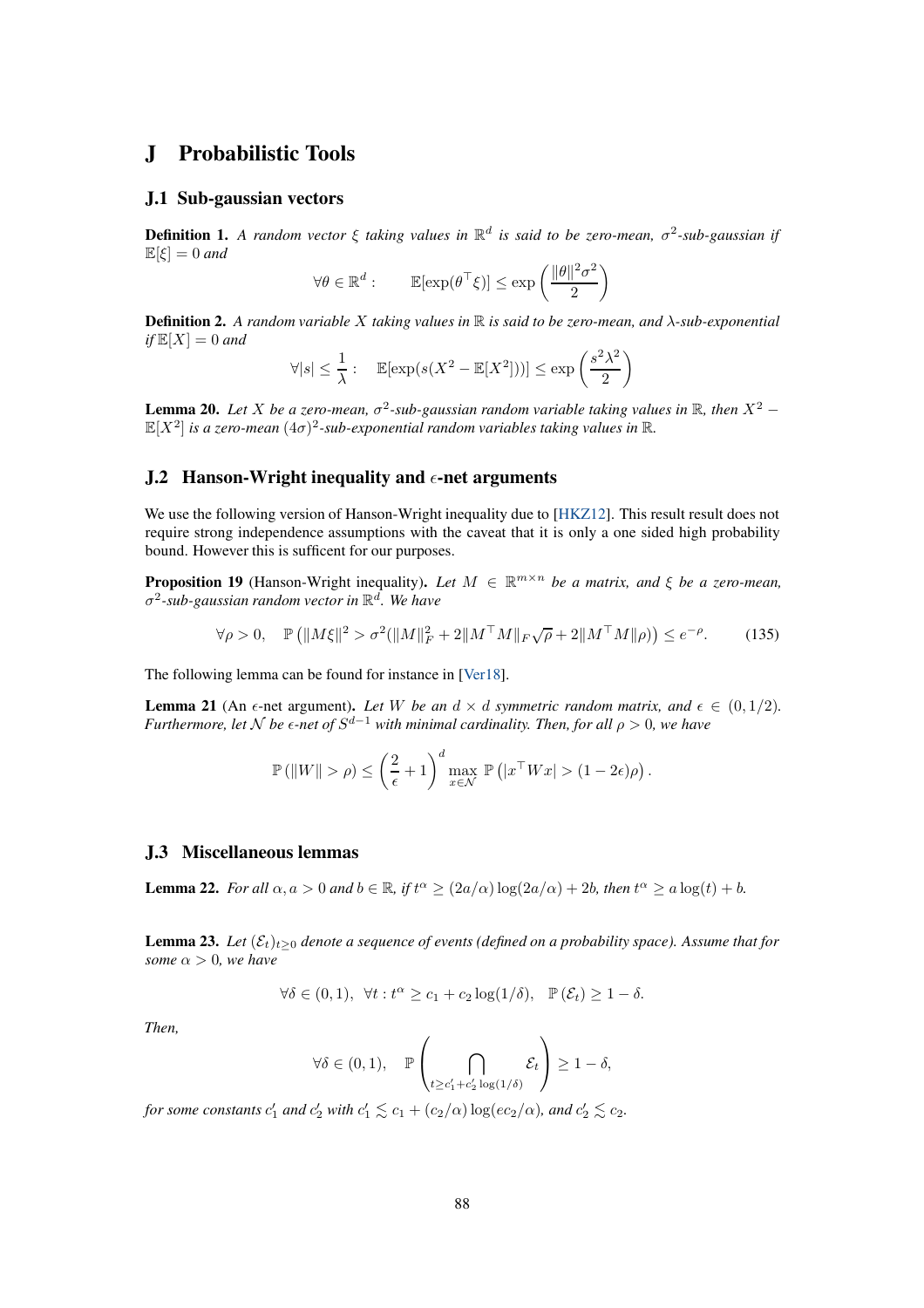# J Probabilistic Tools

## J.1 Sub-gaussian vectors

**Definition 1.** *A random vector $\xi$ taking values in $\mathbb{R}^d$ is said to be zero-mean, $\sigma^2$-sub-gaussian if $\mathbb{E}[\xi] = 0$ and*

$$\forall \theta \in \mathbb{R}^d : \qquad \mathbb{E}[\exp(\theta^\top \xi)] \le \exp\left(\frac{\|\theta\|^2 \sigma^2}{2}\right)$$

**Definition 2.** *A random variable $X$ taking values in $\mathbb{R}$ is said to be zero-mean, and $\lambda$-sub-exponential if $\mathbb{E}[X] = 0$ and*

$$\forall |s| \le \frac{1}{\lambda} : \quad \mathbb{E}[\exp(s(X^2 - \mathbb{E}[X^2]))] \le \exp\left(\frac{s^2 \lambda^2}{2}\right)$$

**Lemma 20.** *Let $X$ be a zero-mean, $\sigma^2$-sub-gaussian random variable taking values in $\mathbb{R}$, then $X^2 - \mathbb{E}[X^2]$ is a zero-mean $(4\sigma)^2$-sub-exponential random variables taking values in $\mathbb{R}$.*

## J.2 Hanson-Wright inequality and $\epsilon$-net arguments

We use the following version of Hanson-Wright inequality due to [HKZ12]. This result result does not require strong independence assumptions with the caveat that it is only a one sided high probability bound. However this is sufficent for our purposes.

**Proposition 19** (Hanson-Wright inequality)**.** *Let $M \in \mathbb{R}^{m \times n}$ be a matrix, and $\xi$ be a zero-mean, $\sigma^2$-sub-gaussian random vector in $\mathbb{R}^d$. We have*

$$\forall \rho > 0, \quad \mathbb{P}\left(\|M\xi\|^2 > \sigma^2(\|M\|_F^2 + 2\|M^\top M\|_F \sqrt{\rho} + 2\|M^\top M\|\rho)\right) \le e^{-\rho}. \tag{135}$$

The following lemma can be found for instance in [Ver18].

**Lemma 21** (An $\epsilon$-net argument)**.** *Let $W$ be an $d \times d$ symmetric random matrix, and $\epsilon \in (0, 1/2)$. Furthermore, let $\mathcal{N}$ be $\epsilon$-net of $S^{d-1}$ with minimal cardinality. Then, for all $\rho > 0$, we have*

$$\mathbb{P}\left(\|W\| > \rho\right) \le \left(\frac{2}{\epsilon} + 1\right)^d \max_{x \in \mathcal{N}} \mathbb{P}\left(|x^\top W x| > (1 - 2\epsilon)\rho\right).$$

## J.3 Miscellaneous lemmas

**Lemma 22.** *For all $\alpha, a > 0$ and $b \in \mathbb{R}$, if $t^\alpha \ge (2a/\alpha)\log(2a/\alpha) + 2b$, then $t^\alpha \ge a \log(t) + b$.*

**Lemma 23.** *Let $(\mathcal{E}_t)_{t \ge 0}$ denote a sequence of events (defined on a probability space). Assume that for some $\alpha > 0$, we have*

$$\forall \delta \in (0, 1), \;\; \forall t : t^\alpha \ge c_1 + c_2 \log(1/\delta), \quad \mathbb{P}\left(\mathcal{E}_t\right) \ge 1 - \delta.$$

*Then,*

$$\forall \delta \in (0, 1), \quad \mathbb{P}\left(\bigcap_{t \ge c_1' + c_2' \log(1/\delta)} \mathcal{E}_t\right) \ge 1 - \delta,$$

*for some constants $c_1'$ and $c_2'$ with $c_1' \lesssim c_1 + (c_2/\alpha)\log(ec_2/\alpha)$, and $c_2' \lesssim c_2$.*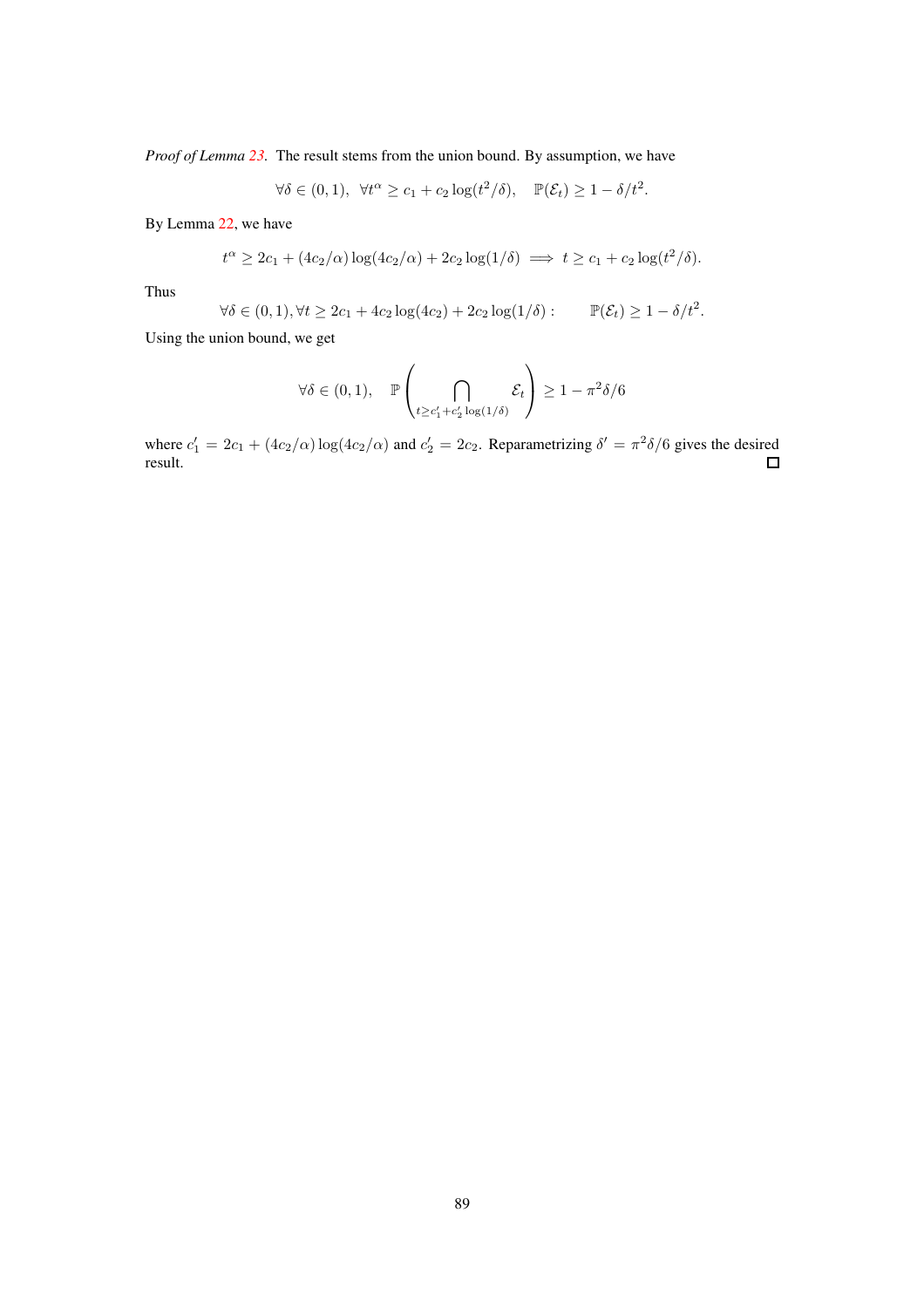*Proof of Lemma 23.* The result stems from the union bound. By assumption, we have

$$\forall \delta \in (0,1), \;\; \forall t^{\alpha} \geq c_1 + c_2 \log(t^2/\delta), \quad \mathbb{P}(\mathcal{E}_t) \geq 1 - \delta/t^2.$$

By Lemma 22, we have

$$t^{\alpha} \geq 2c_1 + (4c_2/\alpha)\log(4c_2/\alpha) + 2c_2 \log(1/\delta) \implies t \geq c_1 + c_2 \log(t^2/\delta).$$

Thus

$$\forall \delta \in (0,1), \forall t \geq 2c_1 + 4c_2 \log(4c_2) + 2c_2 \log(1/\delta) : \qquad \mathbb{P}(\mathcal{E}_t) \geq 1 - \delta/t^2.$$

Using the union bound, we get

$$\forall \delta \in (0,1), \quad \mathbb{P}\left( \bigcap_{t \geq c_1' + c_2' \log(1/\delta)} \mathcal{E}_t \right) \geq 1 - \pi^2 \delta/6$$

where $c_1' = 2c_1 + (4c_2/\alpha)\log(4c_2/\alpha)$ and $c_2' = 2c_2$. Reparametrizing $\delta' = \pi^2\delta/6$ gives the desired result. $\square$